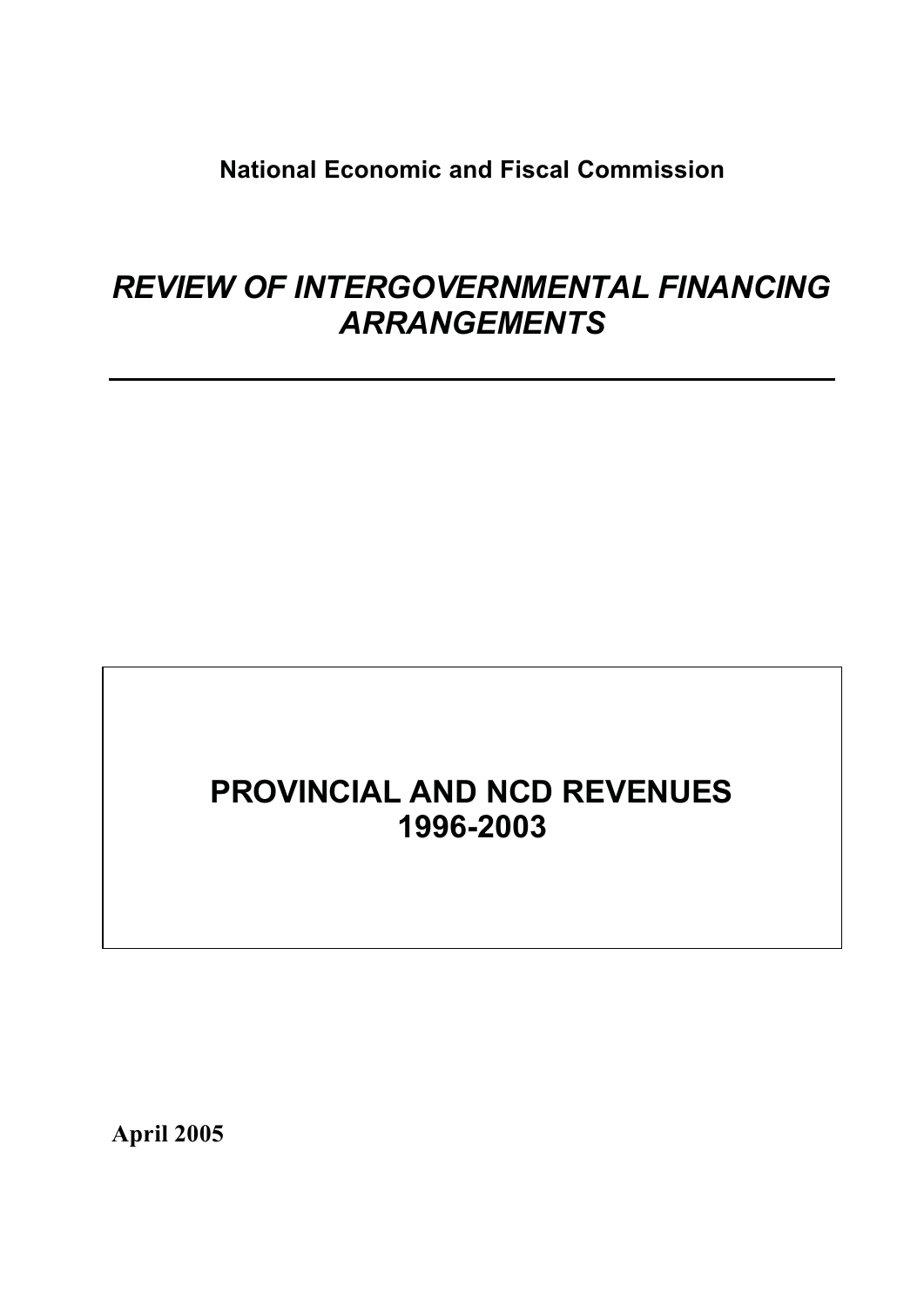**National Economic and Fiscal Commission**

# *REVIEW OF INTERGOVERNMENTAL FINANCING ARRANGEMENTS*

---

## PROVINCIAL AND NCD REVENUES 1996-2003

**April 2005**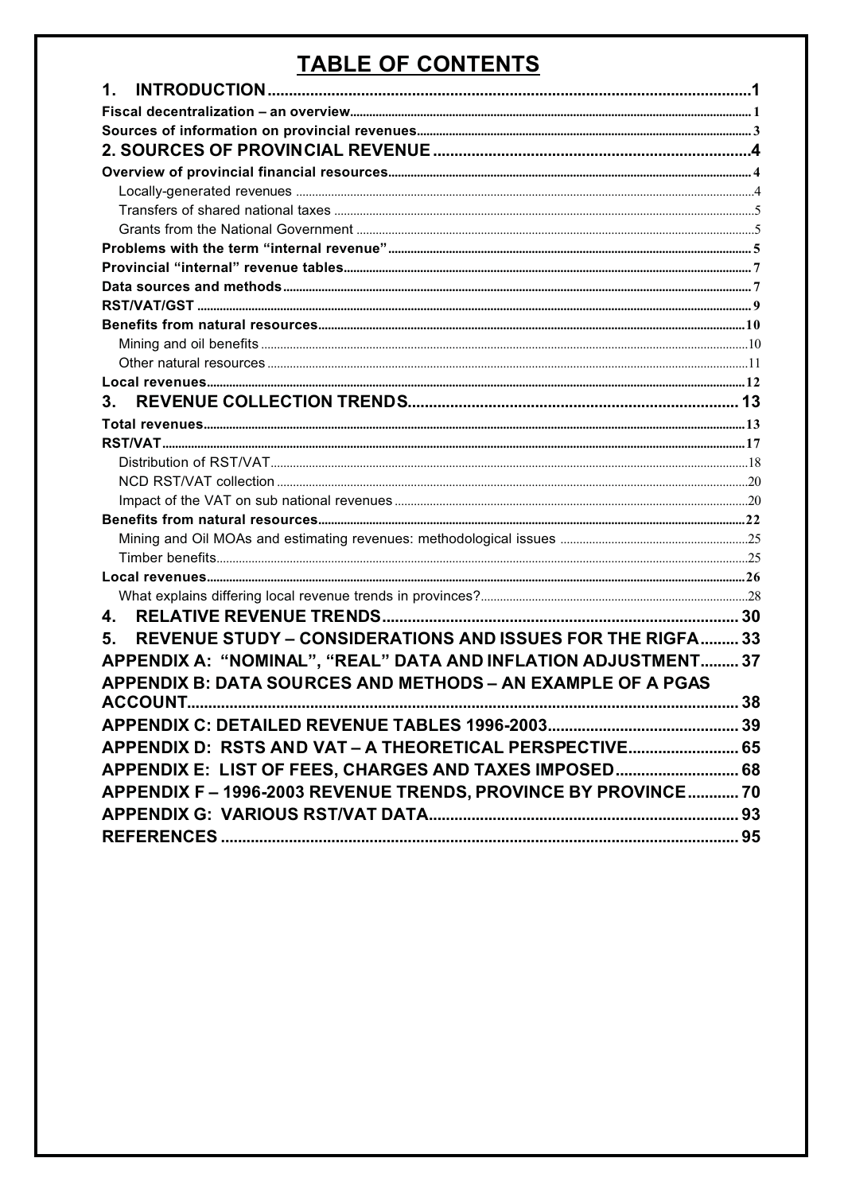# TABLE OF CONTENTS

| | |
|---|---|
| **1. INTRODUCTION** | **1** |
| **Fiscal decentralization – an overview** | **1** |
| **Sources of information on provincial revenues** | **3** |
| **2. SOURCES OF PROVINCIAL REVENUE** | **4** |
| **Overview of provincial financial resources** | **4** |
| Locally-generated revenues | 4 |
| Transfers of shared national taxes | 5 |
| Grants from the National Government | 5 |
| **Problems with the term "internal revenue"** | **5** |
| **Provincial "internal" revenue tables** | **7** |
| **Data sources and methods** | **7** |
| **RST/VAT/GST** | **9** |
| **Benefits from natural resources** | **10** |
| Mining and oil benefits | 10 |
| Other natural resources | 11 |
| **Local revenues** | **12** |
| **3. REVENUE COLLECTION TRENDS** | **13** |
| **Total revenues** | **13** |
| **RST/VAT** | **17** |
| Distribution of RST/VAT | 18 |
| NCD RST/VAT collection | 20 |
| Impact of the VAT on sub national revenues | 20 |
| **Benefits from natural resources** | **22** |
| Mining and Oil MOAs and estimating revenues: methodological issues | 25 |
| Timber benefits | 25 |
| **Local revenues** | **26** |
| What explains differing local revenue trends in provinces? | 28 |
| **4. RELATIVE REVENUE TRENDS** | **30** |
| **5. REVENUE STUDY – CONSIDERATIONS AND ISSUES FOR THE RIGFA** | **33** |
| **APPENDIX A: "NOMINAL", "REAL" DATA AND INFLATION ADJUSTMENT** | **37** |
| **APPENDIX B: DATA SOURCES AND METHODS – AN EXAMPLE OF A PGAS ACCOUNT** | **38** |
| **APPENDIX C: DETAILED REVENUE TABLES 1996-2003** | **39** |
| **APPENDIX D: RSTS AND VAT – A THEORETICAL PERSPECTIVE** | **65** |
| **APPENDIX E: LIST OF FEES, CHARGES AND TAXES IMPOSED** | **68** |
| **APPENDIX F – 1996-2003 REVENUE TRENDS, PROVINCE BY PROVINCE** | **70** |
| **APPENDIX G: VARIOUS RST/VAT DATA** | **93** |
| **REFERENCES** | **95** |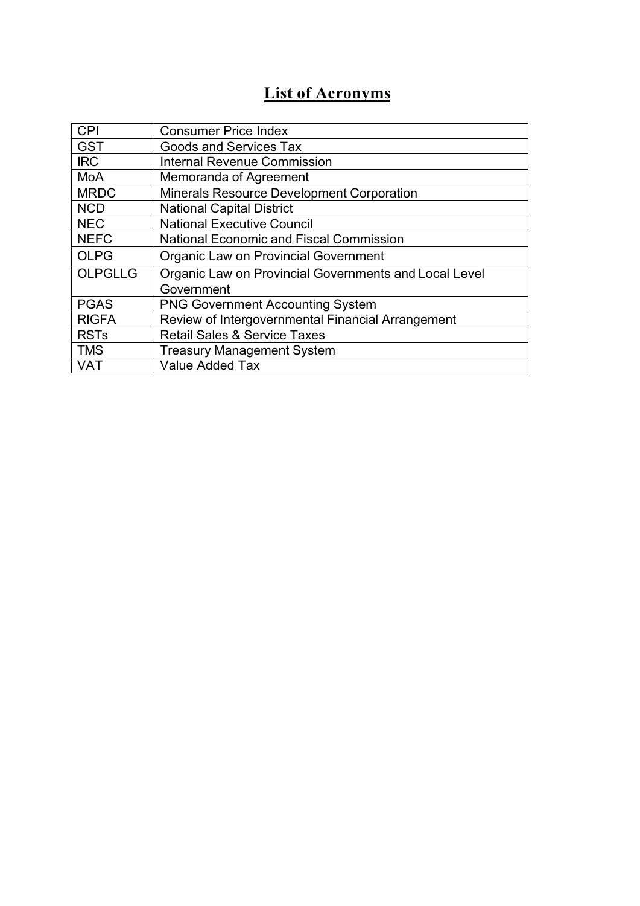# List of Acronyms

| | |
|---|---|
| CPI | Consumer Price Index |
| GST | Goods and Services Tax |
| IRC | Internal Revenue Commission |
| MoA | Memoranda of Agreement |
| MRDC | Minerals Resource Development Corporation |
| NCD | National Capital District |
| NEC | National Executive Council |
| NEFC | National Economic and Fiscal Commission |
| OLPG | Organic Law on Provincial Government |
| OLPGLLG | Organic Law on Provincial Governments and Local Level Government |
| PGAS | PNG Government Accounting System |
| RIGFA | Review of Intergovernmental Financial Arrangement |
| RSTs | Retail Sales & Service Taxes |
| TMS | Treasury Management System |
| VAT | Value Added Tax |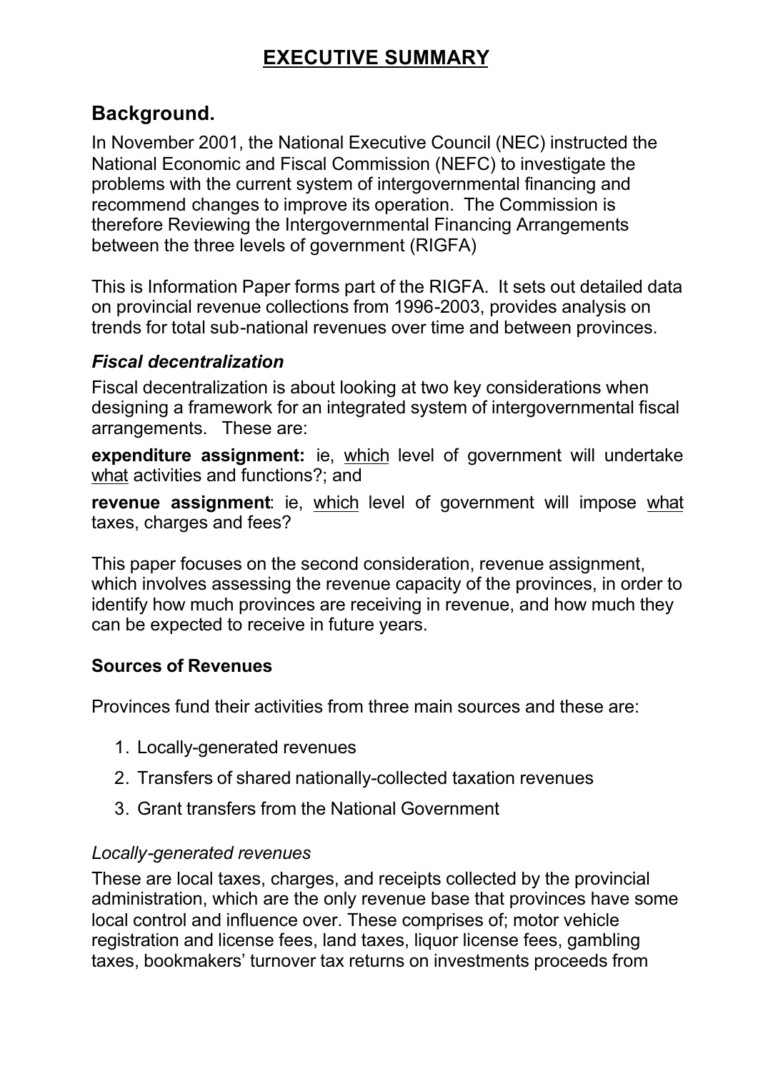# EXECUTIVE SUMMARY

## Background.

In November 2001, the National Executive Council (NEC) instructed the National Economic and Fiscal Commission (NEFC) to investigate the problems with the current system of intergovernmental financing and recommend changes to improve its operation. The Commission is therefore Reviewing the Intergovernmental Financing Arrangements between the three levels of government (RIGFA)

This is Information Paper forms part of the RIGFA. It sets out detailed data on provincial revenue collections from 1996-2003, provides analysis on trends for total sub-national revenues over time and between provinces.

### *Fiscal decentralization*

Fiscal decentralization is about looking at two key considerations when designing a framework for an integrated system of intergovernmental fiscal arrangements. These are:

**expenditure assignment:** ie, <u>which</u> level of government will undertake <u>what</u> activities and functions?; and

**revenue assignment**: ie, <u>which</u> level of government will impose <u>what</u> taxes, charges and fees?

This paper focuses on the second consideration, revenue assignment, which involves assessing the revenue capacity of the provinces, in order to identify how much provinces are receiving in revenue, and how much they can be expected to receive in future years.

### Sources of Revenues

Provinces fund their activities from three main sources and these are:

1. Locally-generated revenues
2. Transfers of shared nationally-collected taxation revenues
3. Grant transfers from the National Government

*Locally-generated revenues*

These are local taxes, charges, and receipts collected by the provincial administration, which are the only revenue base that provinces have some local control and influence over. These comprises of; motor vehicle registration and license fees, land taxes, liquor license fees, gambling taxes, bookmakers' turnover tax returns on investments proceeds from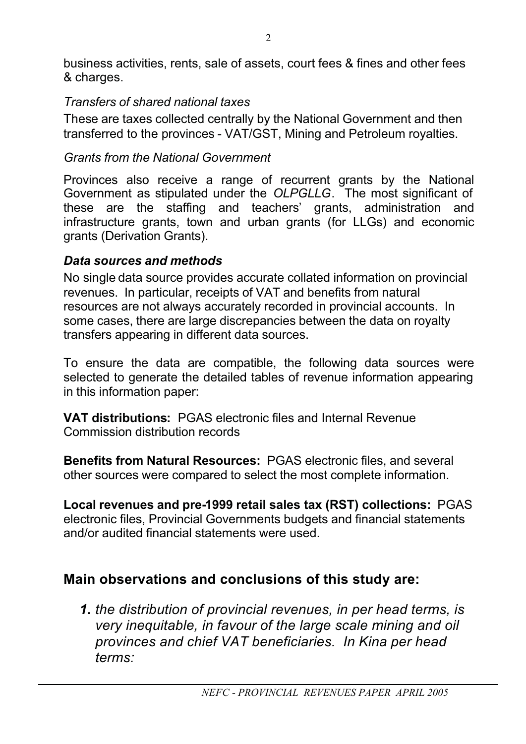business activities, rents, sale of assets, court fees & fines and other fees & charges.

*Transfers of shared national taxes*

These are taxes collected centrally by the National Government and then transferred to the provinces - VAT/GST, Mining and Petroleum royalties.

*Grants from the National Government*

Provinces also receive a range of recurrent grants by the National Government as stipulated under the *OLPGLLG*. The most significant of these are the staffing and teachers' grants, administration and infrastructure grants, town and urban grants (for LLGs) and economic grants (Derivation Grants).

***Data sources and methods***

No single data source provides accurate collated information on provincial revenues. In particular, receipts of VAT and benefits from natural resources are not always accurately recorded in provincial accounts. In some cases, there are large discrepancies between the data on royalty transfers appearing in different data sources.

To ensure the data are compatible, the following data sources were selected to generate the detailed tables of revenue information appearing in this information paper:

**VAT distributions:** PGAS electronic files and Internal Revenue Commission distribution records

**Benefits from Natural Resources:** PGAS electronic files, and several other sources were compared to select the most complete information.

**Local revenues and pre-1999 retail sales tax (RST) collections:** PGAS electronic files, Provincial Governments budgets and financial statements and/or audited financial statements were used.

## Main observations and conclusions of this study are:

***1.*** *the distribution of provincial revenues, in per head terms, is very inequitable, in favour of the large scale mining and oil provinces and chief VAT beneficiaries. In Kina per head terms:*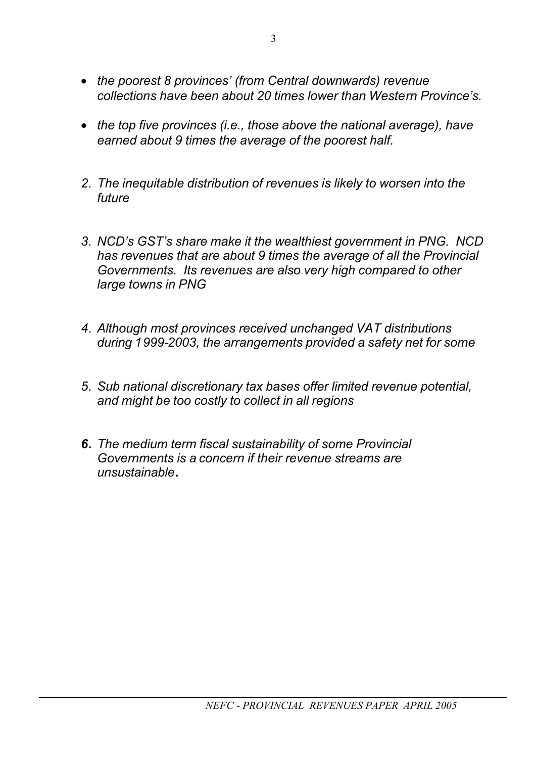- *the poorest 8 provinces' (from Central downwards) revenue collections have been about 20 times lower than Western Province's.*

- *the top five provinces (i.e., those above the national average), have earned about 9 times the average of the poorest half.*

2. *The inequitable distribution of revenues is likely to worsen into the future*

3. *NCD's GST's share make it the wealthiest government in PNG. NCD has revenues that are about 9 times the average of all the Provincial Governments. Its revenues are also very high compared to other large towns in PNG*

4. *Although most provinces received unchanged VAT distributions during 1999-2003, the arrangements provided a safety net for some*

5. *Sub national discretionary tax bases offer limited revenue potential, and might be too costly to collect in all regions*

6. ***The medium term fiscal sustainability of some Provincial Governments is a concern if their revenue streams are unsustainable.***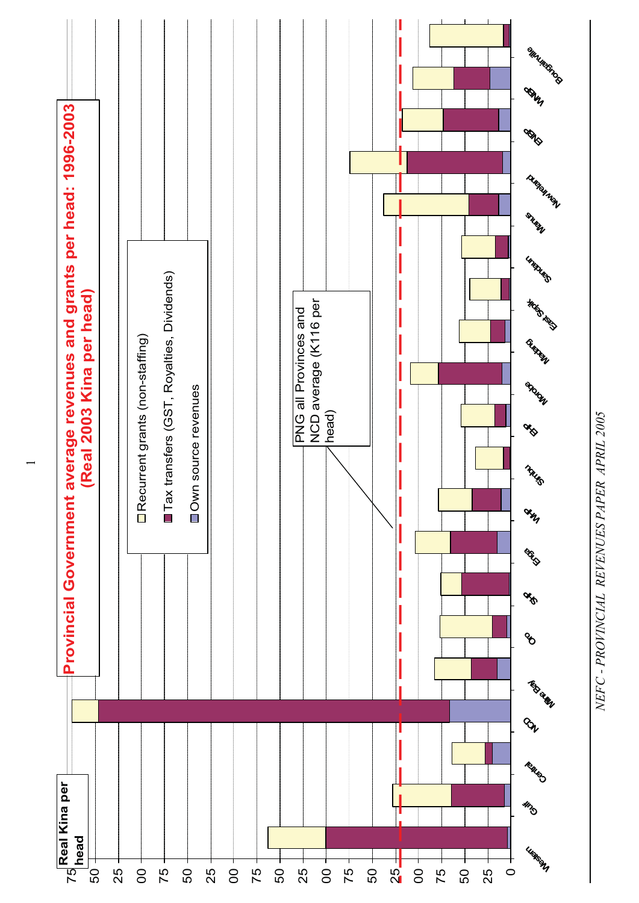# Provincial Government average revenues and grants per head: 1996-2003 (Real 2003 Kina per head)

Real Kina per head

- Recurrent grants (non-staffing)
- Tax transfers (GST, Royalties, Dividends)
- Own source revenues

PNG all Provinces and NCD average (K116 per head)

Western, Gulf, Central, NCD, Milne Bay, Oro, SHP, Enga, WHP, Simbu, EHP, Morobe, Madang, East Sepik, Sandaun, Manus, New Ireland, ENBP, WNBP, Bougainville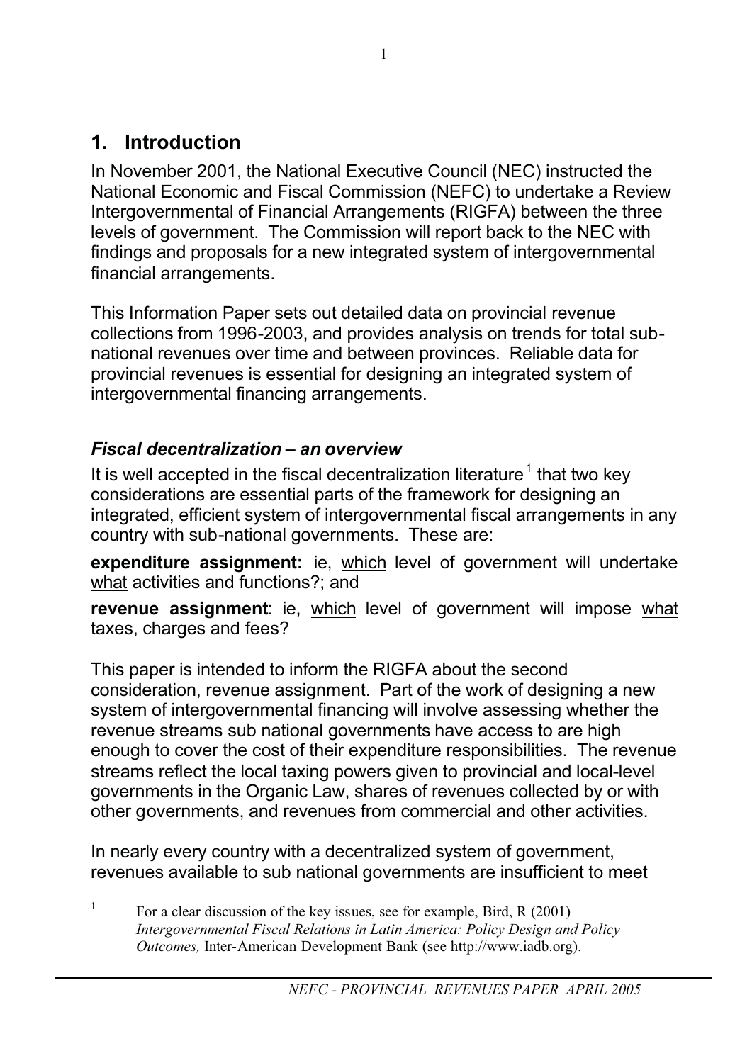# 1. Introduction

In November 2001, the National Executive Council (NEC) instructed the National Economic and Fiscal Commission (NEFC) to undertake a Review Intergovernmental of Financial Arrangements (RIGFA) between the three levels of government. The Commission will report back to the NEC with findings and proposals for a new integrated system of intergovernmental financial arrangements.

This Information Paper sets out detailed data on provincial revenue collections from 1996-2003, and provides analysis on trends for total sub-national revenues over time and between provinces. Reliable data for provincial revenues is essential for designing an integrated system of intergovernmental financing arrangements.

### *Fiscal decentralization – an overview*

It is well accepted in the fiscal decentralization literature[1] that two key considerations are essential parts of the framework for designing an integrated, efficient system of intergovernmental fiscal arrangements in any country with sub-national governments. These are:

**expenditure assignment:** ie, which level of government will undertake what activities and functions?; and

**revenue assignment**: ie, which level of government will impose what taxes, charges and fees?

This paper is intended to inform the RIGFA about the second consideration, revenue assignment. Part of the work of designing a new system of intergovernmental financing will involve assessing whether the revenue streams sub national governments have access to are high enough to cover the cost of their expenditure responsibilities. The revenue streams reflect the local taxing powers given to provincial and local-level governments in the Organic Law, shares of revenues collected by or with other governments, and revenues from commercial and other activities.

In nearly every country with a decentralized system of government, revenues available to sub national governments are insufficient to meet

[1] For a clear discussion of the key issues, see for example, Bird, R (2001) *Intergovernmental Fiscal Relations in Latin America: Policy Design and Policy Outcomes,* Inter-American Development Bank (see http://www.iadb.org).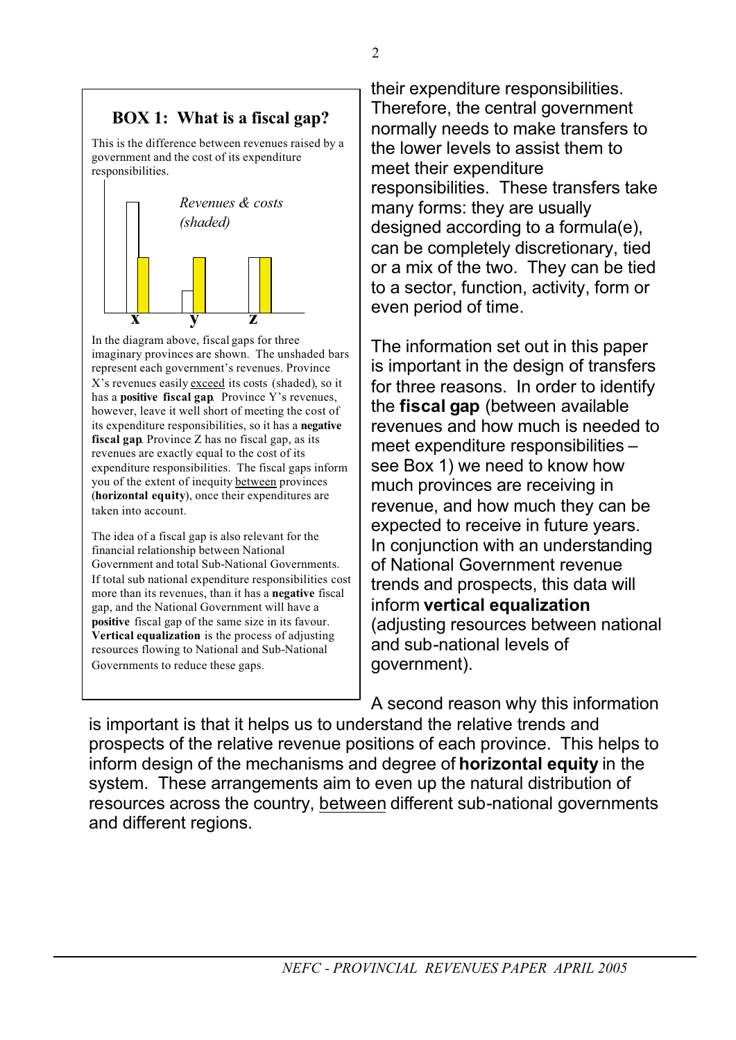### BOX 1: What is a fiscal gap?

This is the difference between revenues raised by a government and the cost of its expenditure responsibilities.

*Revenues & costs (shaded)*

x y z

In the diagram above, fiscal gaps for three imaginary provinces are shown. The unshaded bars represent each government's revenues. Province X's revenues easily exceed its costs (shaded), so it has a **positive fiscal gap**. Province Y's revenues, however, leave it well short of meeting the cost of its expenditure responsibilities, so it has a **negative fiscal gap**. Province Z has no fiscal gap, as its revenues are exactly equal to the cost of its expenditure responsibilities. The fiscal gaps inform you of the extent of inequity between provinces (**horizontal equity**), once their expenditures are taken into account.

The idea of a fiscal gap is also relevant for the financial relationship between National Government and total Sub-National Governments. If total sub national expenditure responsibilities cost more than its revenues, than it has a **negative** fiscal gap, and the National Government will have a **positive** fiscal gap of the same size in its favour. **Vertical equalization** is the process of adjusting resources flowing to National and Sub-National Governments to reduce these gaps.

their expenditure responsibilities. Therefore, the central government normally needs to make transfers to the lower levels to assist them to meet their expenditure responsibilities. These transfers take many forms: they are usually designed according to a formula(e), can be completely discretionary, tied or a mix of the two. They can be tied to a sector, function, activity, form or even period of time.

The information set out in this paper is important in the design of transfers for three reasons. In order to identify the **fiscal gap** (between available revenues and how much is needed to meet expenditure responsibilities – see Box 1) we need to know how much provinces are receiving in revenue, and how much they can be expected to receive in future years. In conjunction with an understanding of National Government revenue trends and prospects, this data will inform **vertical equalization** (adjusting resources between national and sub-national levels of government).

A second reason why this information is important is that it helps us to understand the relative trends and prospects of the relative revenue positions of each province. This helps to inform design of the mechanisms and degree of **horizontal equity** in the system. These arrangements aim to even up the natural distribution of resources across the country, between different sub-national governments and different regions.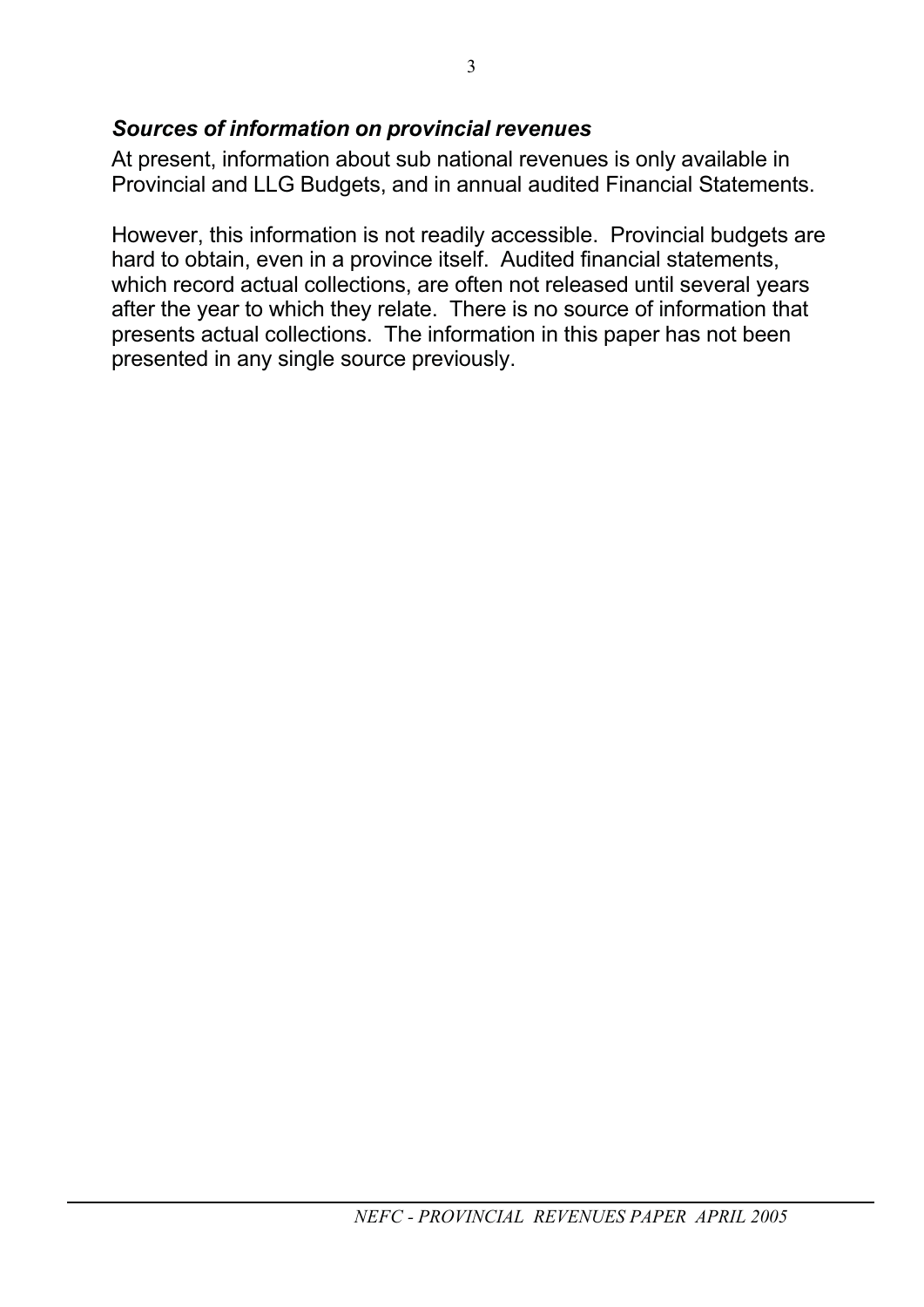### *Sources of information on provincial revenues*

At present, information about sub national revenues is only available in Provincial and LLG Budgets, and in annual audited Financial Statements.

However, this information is not readily accessible. Provincial budgets are hard to obtain, even in a province itself. Audited financial statements, which record actual collections, are often not released until several years after the year to which they relate. There is no source of information that presents actual collections. The information in this paper has not been presented in any single source previously.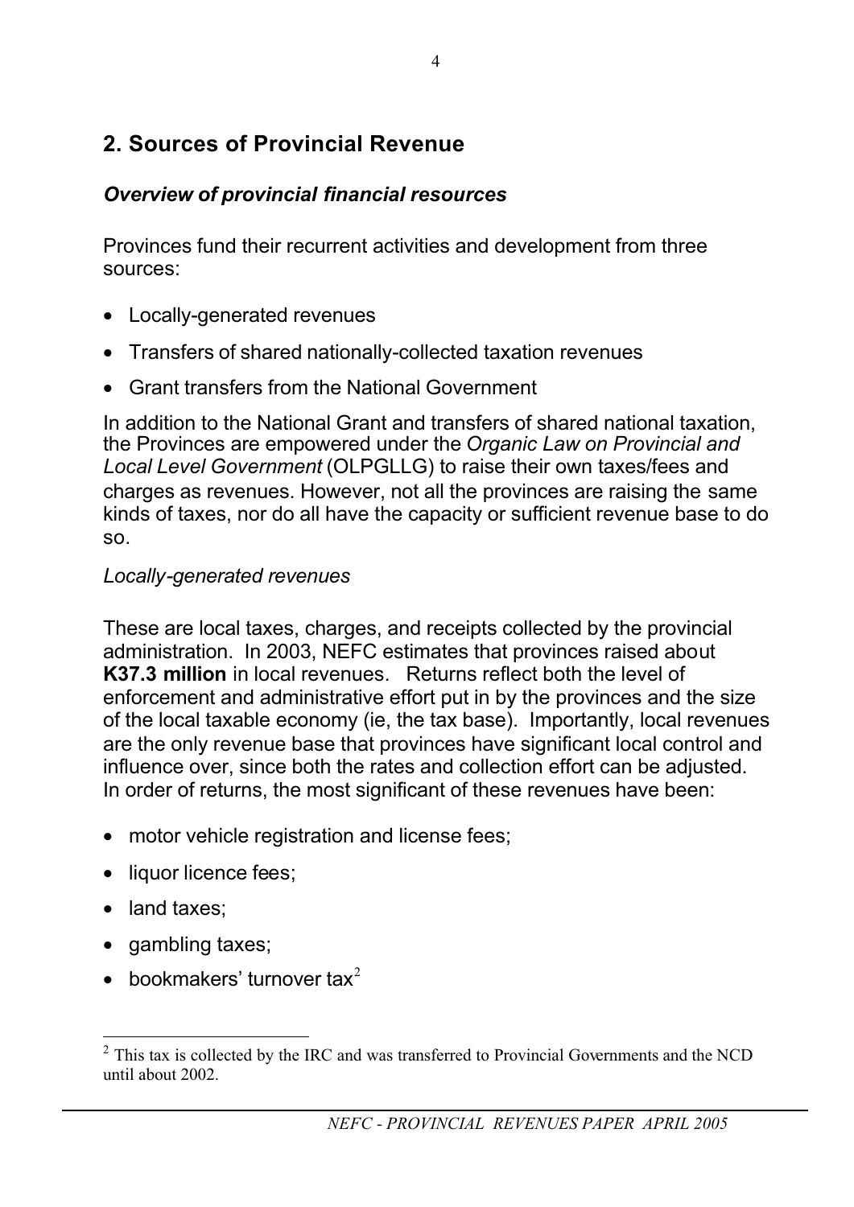## 2. Sources of Provincial Revenue

### *Overview of provincial financial resources*

Provinces fund their recurrent activities and development from three sources:

- Locally-generated revenues
- Transfers of shared nationally-collected taxation revenues
- Grant transfers from the National Government

In addition to the National Grant and transfers of shared national taxation, the Provinces are empowered under the *Organic Law on Provincial and Local Level Government* (OLPGLLG) to raise their own taxes/fees and charges as revenues. However, not all the provinces are raising the same kinds of taxes, nor do all have the capacity or sufficient revenue base to do so.

*Locally-generated revenues*

These are local taxes, charges, and receipts collected by the provincial administration. In 2003, NEFC estimates that provinces raised about **K37.3 million** in local revenues. Returns reflect both the level of enforcement and administrative effort put in by the provinces and the size of the local taxable economy (ie, the tax base). Importantly, local revenues are the only revenue base that provinces have significant local control and influence over, since both the rates and collection effort can be adjusted. In order of returns, the most significant of these revenues have been:

- motor vehicle registration and license fees;
- liquor licence fees;
- land taxes;
- gambling taxes;
- bookmakers' turnover tax[2]

[2] This tax is collected by the IRC and was transferred to Provincial Governments and the NCD until about 2002.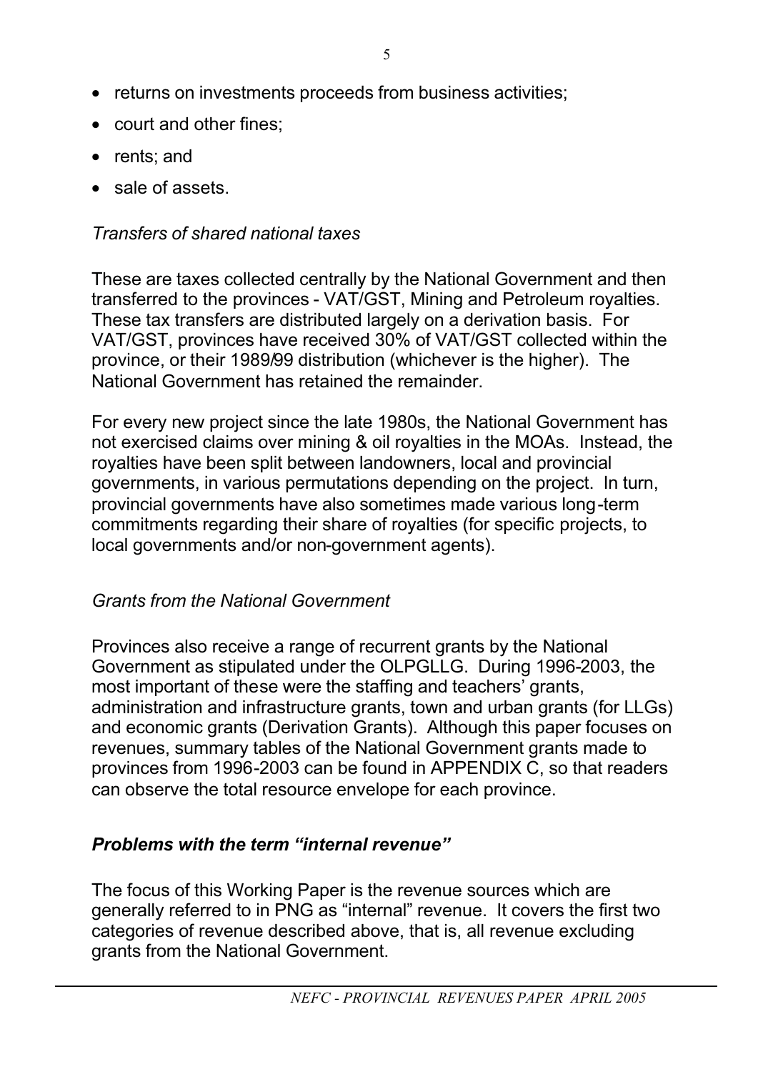- returns on investments proceeds from business activities;
- court and other fines;
- rents; and
- sale of assets.

*Transfers of shared national taxes*

These are taxes collected centrally by the National Government and then transferred to the provinces - VAT/GST, Mining and Petroleum royalties. These tax transfers are distributed largely on a derivation basis. For VAT/GST, provinces have received 30% of VAT/GST collected within the province, or their 1989/99 distribution (whichever is the higher). The National Government has retained the remainder.

For every new project since the late 1980s, the National Government has not exercised claims over mining & oil royalties in the MOAs. Instead, the royalties have been split between landowners, local and provincial governments, in various permutations depending on the project. In turn, provincial governments have also sometimes made various long-term commitments regarding their share of royalties (for specific projects, to local governments and/or non-government agents).

*Grants from the National Government*

Provinces also receive a range of recurrent grants by the National Government as stipulated under the OLPGLLG. During 1996-2003, the most important of these were the staffing and teachers' grants, administration and infrastructure grants, town and urban grants (for LLGs) and economic grants (Derivation Grants). Although this paper focuses on revenues, summary tables of the National Government grants made to provinces from 1996-2003 can be found in APPENDIX C, so that readers can observe the total resource envelope for each province.

### *Problems with the term "internal revenue"*

The focus of this Working Paper is the revenue sources which are generally referred to in PNG as "internal" revenue. It covers the first two categories of revenue described above, that is, all revenue excluding grants from the National Government.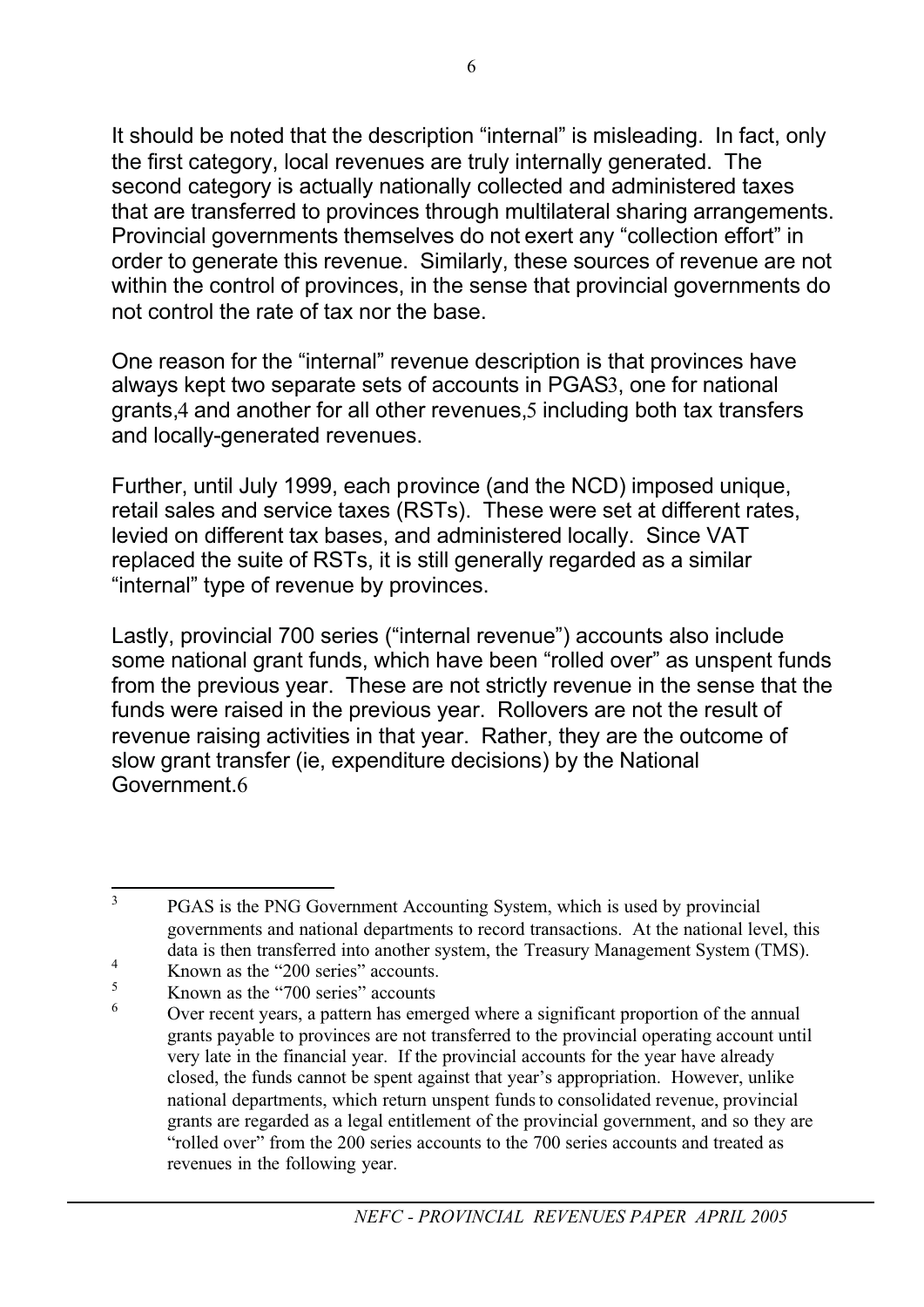It should be noted that the description "internal" is misleading. In fact, only the first category, local revenues are truly internally generated. The second category is actually nationally collected and administered taxes that are transferred to provinces through multilateral sharing arrangements. Provincial governments themselves do not exert any "collection effort" in order to generate this revenue. Similarly, these sources of revenue are not within the control of provinces, in the sense that provincial governments do not control the rate of tax nor the base.

One reason for the "internal" revenue description is that provinces have always kept two separate sets of accounts in PGAS[3], one for national grants,[4] and another for all other revenues,[5] including both tax transfers and locally-generated revenues.

Further, until July 1999, each province (and the NCD) imposed unique, retail sales and service taxes (RSTs). These were set at different rates, levied on different tax bases, and administered locally. Since VAT replaced the suite of RSTs, it is still generally regarded as a similar "internal" type of revenue by provinces.

Lastly, provincial 700 series ("internal revenue") accounts also include some national grant funds, which have been "rolled over" as unspent funds from the previous year. These are not strictly revenue in the sense that the funds were raised in the previous year. Rollovers are not the result of revenue raising activities in that year. Rather, they are the outcome of slow grant transfer (ie, expenditure decisions) by the National Government.[6]

---

[3] PGAS is the PNG Government Accounting System, which is used by provincial governments and national departments to record transactions. At the national level, this data is then transferred into another system, the Treasury Management System (TMS).

[4] Known as the "200 series" accounts.

[5] Known as the "700 series" accounts

[6] Over recent years, a pattern has emerged where a significant proportion of the annual grants payable to provinces are not transferred to the provincial operating account until very late in the financial year. If the provincial accounts for the year have already closed, the funds cannot be spent against that year's appropriation. However, unlike national departments, which return unspent funds to consolidated revenue, provincial grants are regarded as a legal entitlement of the provincial government, and so they are "rolled over" from the 200 series accounts to the 700 series accounts and treated as revenues in the following year.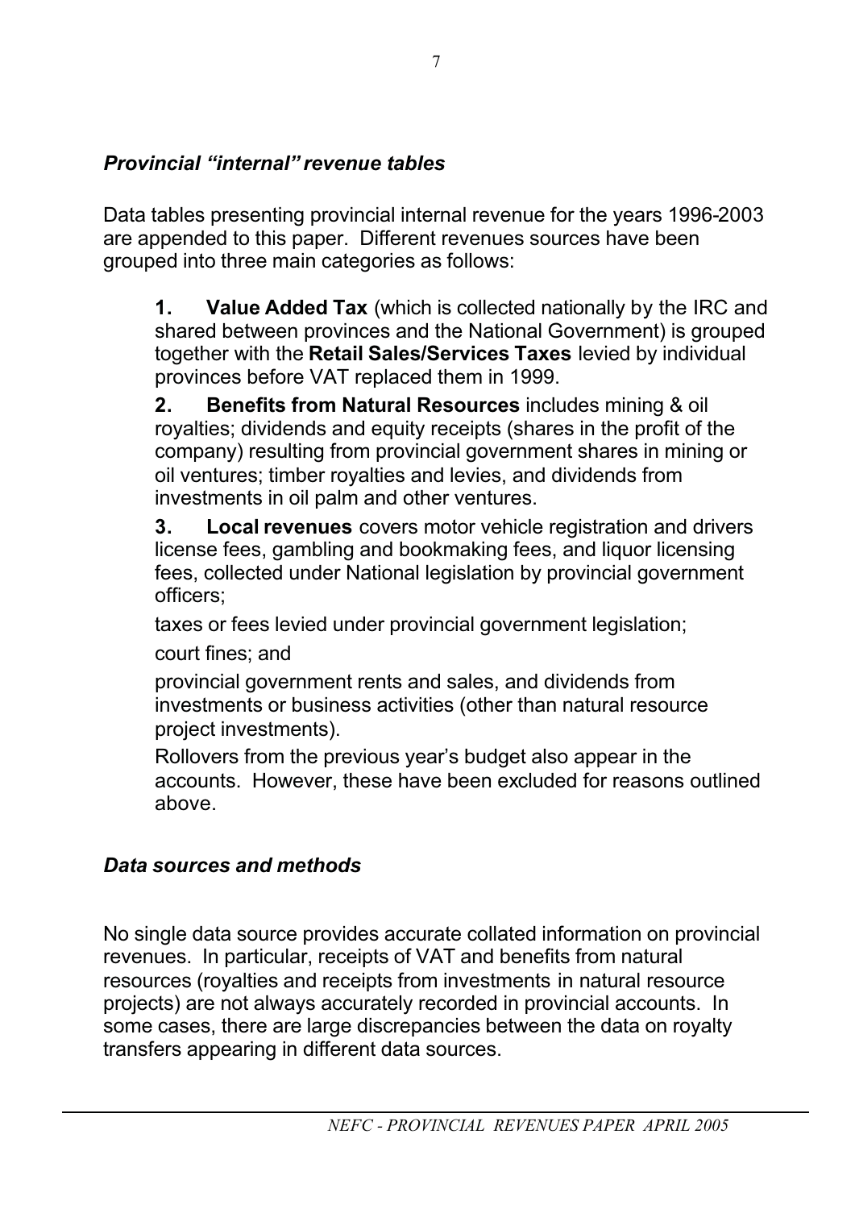### *Provincial "internal" revenue tables*

Data tables presenting provincial internal revenue for the years 1996-2003 are appended to this paper. Different revenues sources have been grouped into three main categories as follows:

1. **Value Added Tax** (which is collected nationally by the IRC and shared between provinces and the National Government) is grouped together with the **Retail Sales/Services Taxes** levied by individual provinces before VAT replaced them in 1999.
2. **Benefits from Natural Resources** includes mining & oil royalties; dividends and equity receipts (shares in the profit of the company) resulting from provincial government shares in mining or oil ventures; timber royalties and levies, and dividends from investments in oil palm and other ventures.
3. **Local revenues** covers motor vehicle registration and drivers license fees, gambling and bookmaking fees, and liquor licensing fees, collected under National legislation by provincial government officers;

   taxes or fees levied under provincial government legislation;

   court fines; and

   provincial government rents and sales, and dividends from investments or business activities (other than natural resource project investments).

   Rollovers from the previous year's budget also appear in the accounts. However, these have been excluded for reasons outlined above.

### *Data sources and methods*

No single data source provides accurate collated information on provincial revenues. In particular, receipts of VAT and benefits from natural resources (royalties and receipts from investments in natural resource projects) are not always accurately recorded in provincial accounts. In some cases, there are large discrepancies between the data on royalty transfers appearing in different data sources.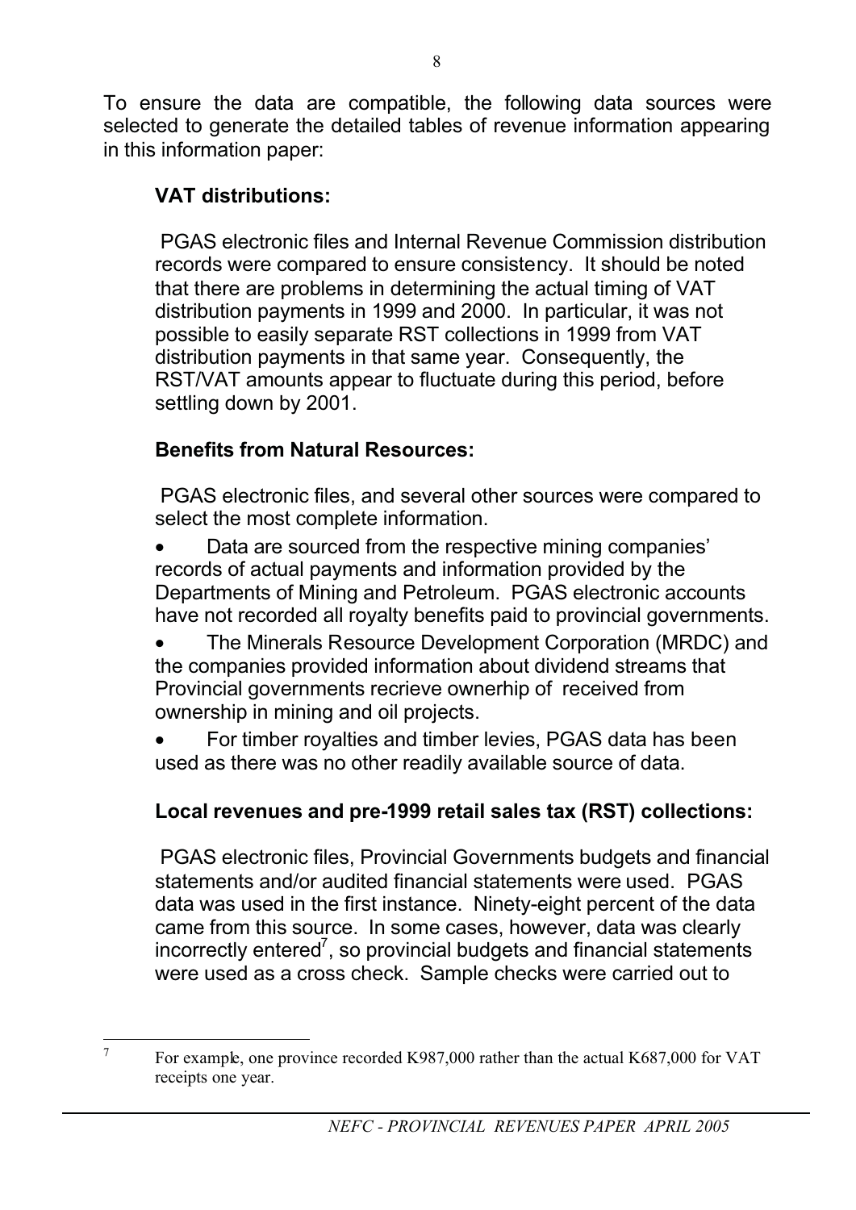To ensure the data are compatible, the following data sources were selected to generate the detailed tables of revenue information appearing in this information paper:

**VAT distributions:**

PGAS electronic files and Internal Revenue Commission distribution records were compared to ensure consistency. It should be noted that there are problems in determining the actual timing of VAT distribution payments in 1999 and 2000. In particular, it was not possible to easily separate RST collections in 1999 from VAT distribution payments in that same year. Consequently, the RST/VAT amounts appear to fluctuate during this period, before settling down by 2001.

**Benefits from Natural Resources:**

PGAS electronic files, and several other sources were compared to select the most complete information.

- Data are sourced from the respective mining companies' records of actual payments and information provided by the Departments of Mining and Petroleum. PGAS electronic accounts have not recorded all royalty benefits paid to provincial governments.
- The Minerals Resource Development Corporation (MRDC) and the companies provided information about dividend streams that Provincial governments recrieve ownerhip of received from ownership in mining and oil projects.
- For timber royalties and timber levies, PGAS data has been used as there was no other readily available source of data.

**Local revenues and pre-1999 retail sales tax (RST) collections:**

PGAS electronic files, Provincial Governments budgets and financial statements and/or audited financial statements were used. PGAS data was used in the first instance. Ninety-eight percent of the data came from this source. In some cases, however, data was clearly incorrectly entered[7], so provincial budgets and financial statements were used as a cross check. Sample checks were carried out to

[7] For example, one province recorded K987,000 rather than the actual K687,000 for VAT receipts one year.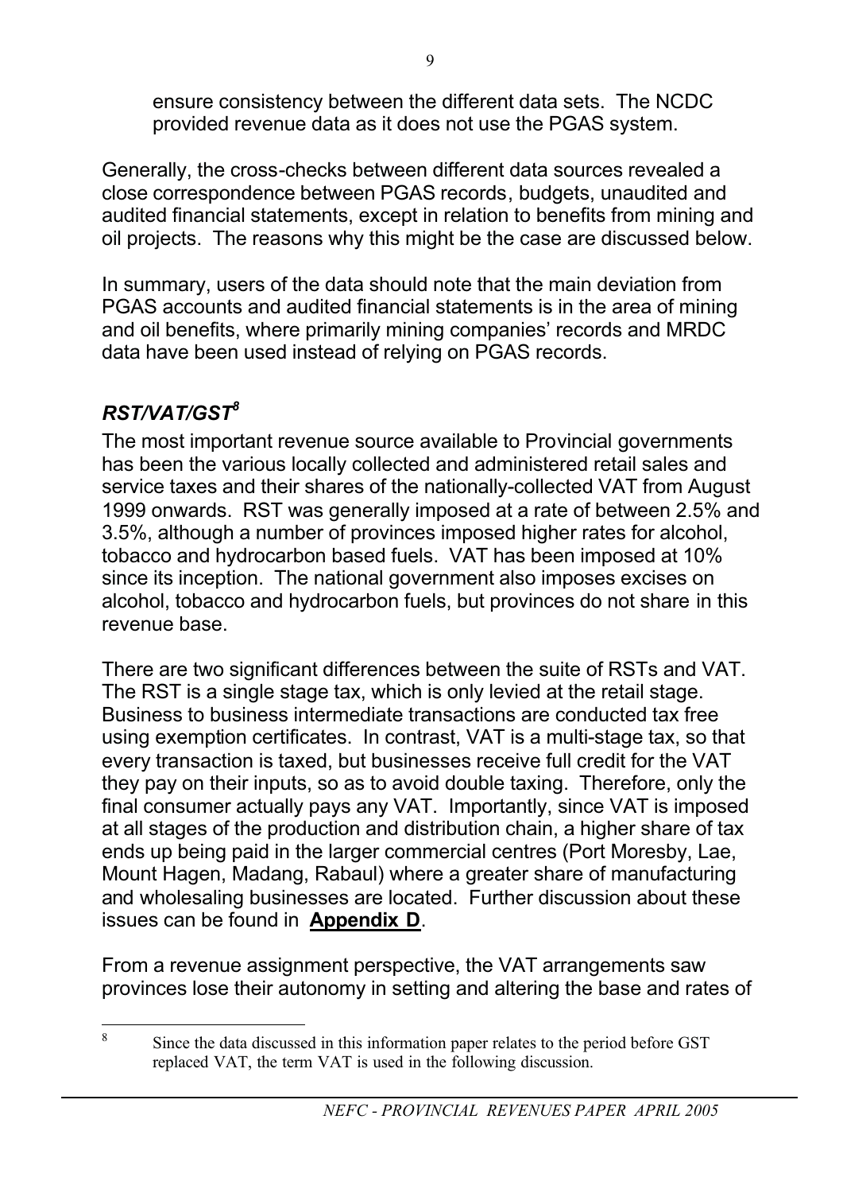ensure consistency between the different data sets. The NCDC provided revenue data as it does not use the PGAS system.

Generally, the cross-checks between different data sources revealed a close correspondence between PGAS records, budgets, unaudited and audited financial statements, except in relation to benefits from mining and oil projects. The reasons why this might be the case are discussed below.

In summary, users of the data should note that the main deviation from PGAS accounts and audited financial statements is in the area of mining and oil benefits, where primarily mining companies' records and MRDC data have been used instead of relying on PGAS records.

### ***RST/VAT/GST***[8]

The most important revenue source available to Provincial governments has been the various locally collected and administered retail sales and service taxes and their shares of the nationally-collected VAT from August 1999 onwards. RST was generally imposed at a rate of between 2.5% and 3.5%, although a number of provinces imposed higher rates for alcohol, tobacco and hydrocarbon based fuels. VAT has been imposed at 10% since its inception. The national government also imposes excises on alcohol, tobacco and hydrocarbon fuels, but provinces do not share in this revenue base.

There are two significant differences between the suite of RSTs and VAT. The RST is a single stage tax, which is only levied at the retail stage. Business to business intermediate transactions are conducted tax free using exemption certificates. In contrast, VAT is a multi-stage tax, so that every transaction is taxed, but businesses receive full credit for the VAT they pay on their inputs, so as to avoid double taxing. Therefore, only the final consumer actually pays any VAT. Importantly, since VAT is imposed at all stages of the production and distribution chain, a higher share of tax ends up being paid in the larger commercial centres (Port Moresby, Lae, Mount Hagen, Madang, Rabaul) where a greater share of manufacturing and wholesaling businesses are located. Further discussion about these issues can be found in **Appendix D**.

From a revenue assignment perspective, the VAT arrangements saw provinces lose their autonomy in setting and altering the base and rates of

---

[8] Since the data discussed in this information paper relates to the period before GST replaced VAT, the term VAT is used in the following discussion.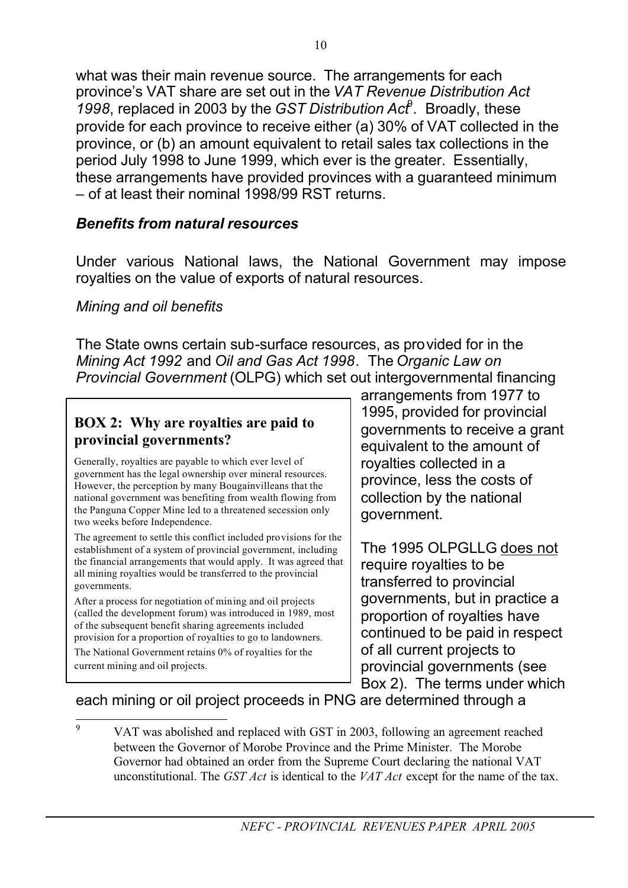what was their main revenue source. The arrangements for each province's VAT share are set out in the *VAT Revenue Distribution Act 1998*, replaced in 2003 by the *GST Distribution Act*[9]. Broadly, these provide for each province to receive either (a) 30% of VAT collected in the province, or (b) an amount equivalent to retail sales tax collections in the period July 1998 to June 1999, which ever is the greater. Essentially, these arrangements have provided provinces with a guaranteed minimum – of at least their nominal 1998/99 RST returns.

### *Benefits from natural resources*

Under various National laws, the National Government may impose royalties on the value of exports of natural resources.

#### *Mining and oil benefits*

The State owns certain sub-surface resources, as provided for in the *Mining Act 1992* and *Oil and Gas Act 1998*. The *Organic Law on Provincial Government* (OLPG) which set out intergovernmental financing arrangements from 1977 to 1995, provided for provincial governments to receive a grant equivalent to the amount of royalties collected in a province, less the costs of collection by the national government.

The 1995 OLPGLLG does not require royalties to be transferred to provincial governments, but in practice a proportion of royalties have continued to be paid in respect of all current projects to provincial governments (see Box 2). The terms under which each mining or oil project proceeds in PNG are determined through a

> **BOX 2: Why are royalties are paid to provincial governments?**
>
> Generally, royalties are payable to which ever level of government has the legal ownership over mineral resources. However, the perception by many Bougainvilleans that the national government was benefiting from wealth flowing from the Panguna Copper Mine led to a threatened secession only two weeks before Independence.
>
> The agreement to settle this conflict included provisions for the establishment of a system of provincial government, including the financial arrangements that would apply. It was agreed that all mining royalties would be transferred to the provincial governments.
>
> After a process for negotiation of mining and oil projects (called the development forum) was introduced in 1989, most of the subsequent benefit sharing agreements included provision for a proportion of royalties to go to landowners.
>
> The National Government retains 0% of royalties for the current mining and oil projects.

[9] VAT was abolished and replaced with GST in 2003, following an agreement reached between the Governor of Morobe Province and the Prime Minister. The Morobe Governor had obtained an order from the Supreme Court declaring the national VAT unconstitutional. The *GST Act* is identical to the *VAT Act* except for the name of the tax.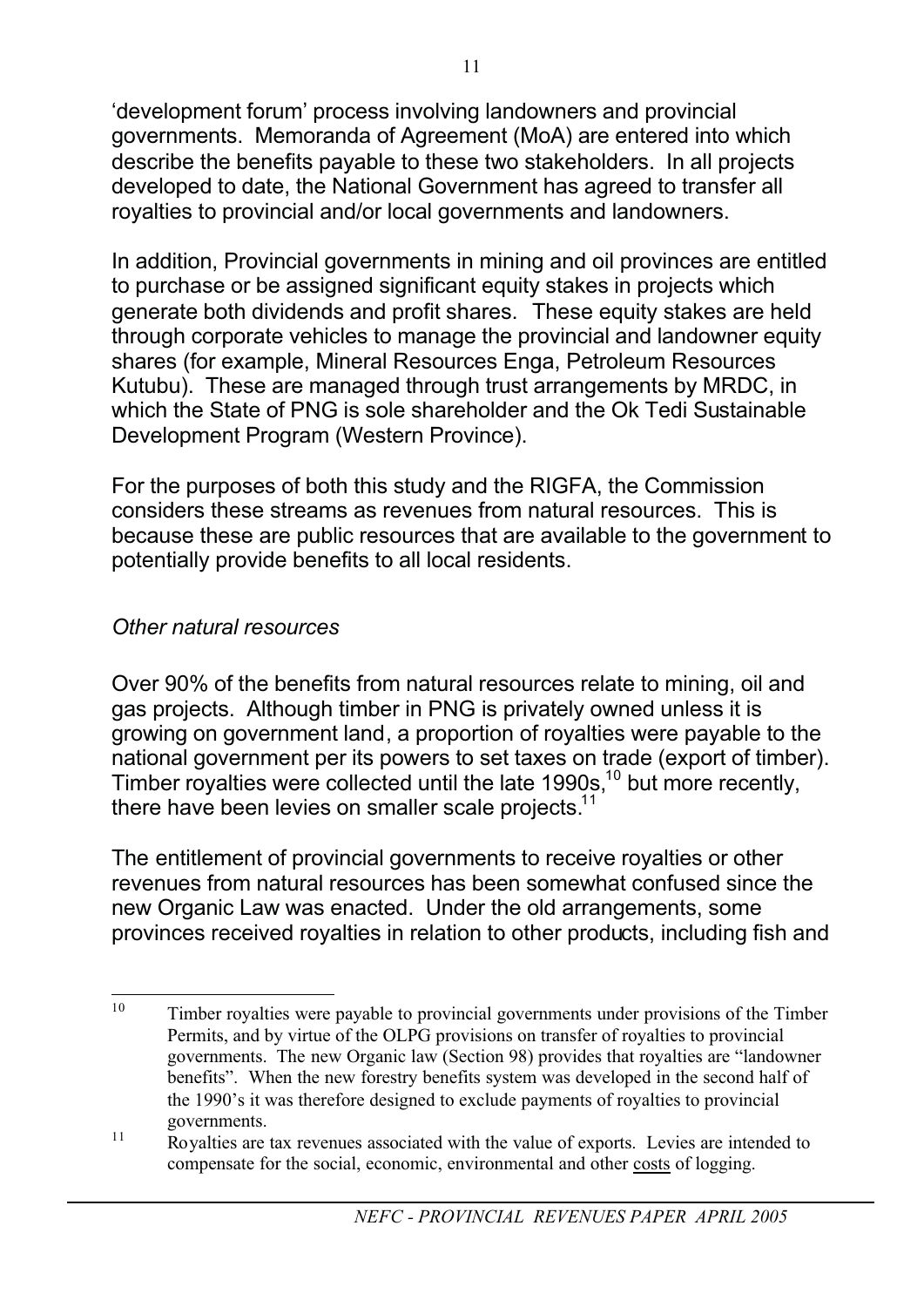'development forum' process involving landowners and provincial governments. Memoranda of Agreement (MoA) are entered into which describe the benefits payable to these two stakeholders. In all projects developed to date, the National Government has agreed to transfer all royalties to provincial and/or local governments and landowners.

In addition, Provincial governments in mining and oil provinces are entitled to purchase or be assigned significant equity stakes in projects which generate both dividends and profit shares. These equity stakes are held through corporate vehicles to manage the provincial and landowner equity shares (for example, Mineral Resources Enga, Petroleum Resources Kutubu). These are managed through trust arrangements by MRDC, in which the State of PNG is sole shareholder and the Ok Tedi Sustainable Development Program (Western Province).

For the purposes of both this study and the RIGFA, the Commission considers these streams as revenues from natural resources. This is because these are public resources that are available to the government to potentially provide benefits to all local residents.

*Other natural resources*

Over 90% of the benefits from natural resources relate to mining, oil and gas projects. Although timber in PNG is privately owned unless it is growing on government land, a proportion of royalties were payable to the national government per its powers to set taxes on trade (export of timber). Timber royalties were collected until the late 1990s,[10] but more recently, there have been levies on smaller scale projects.[11]

The entitlement of provincial governments to receive royalties or other revenues from natural resources has been somewhat confused since the new Organic Law was enacted. Under the old arrangements, some provinces received royalties in relation to other products, including fish and

---

[10] Timber royalties were payable to provincial governments under provisions of the Timber Permits, and by virtue of the OLPG provisions on transfer of royalties to provincial governments. The new Organic law (Section 98) provides that royalties are "landowner benefits". When the new forestry benefits system was developed in the second half of the 1990's it was therefore designed to exclude payments of royalties to provincial governments.

[11] Royalties are tax revenues associated with the value of exports. Levies are intended to compensate for the social, economic, environmental and other <u>costs</u> of logging.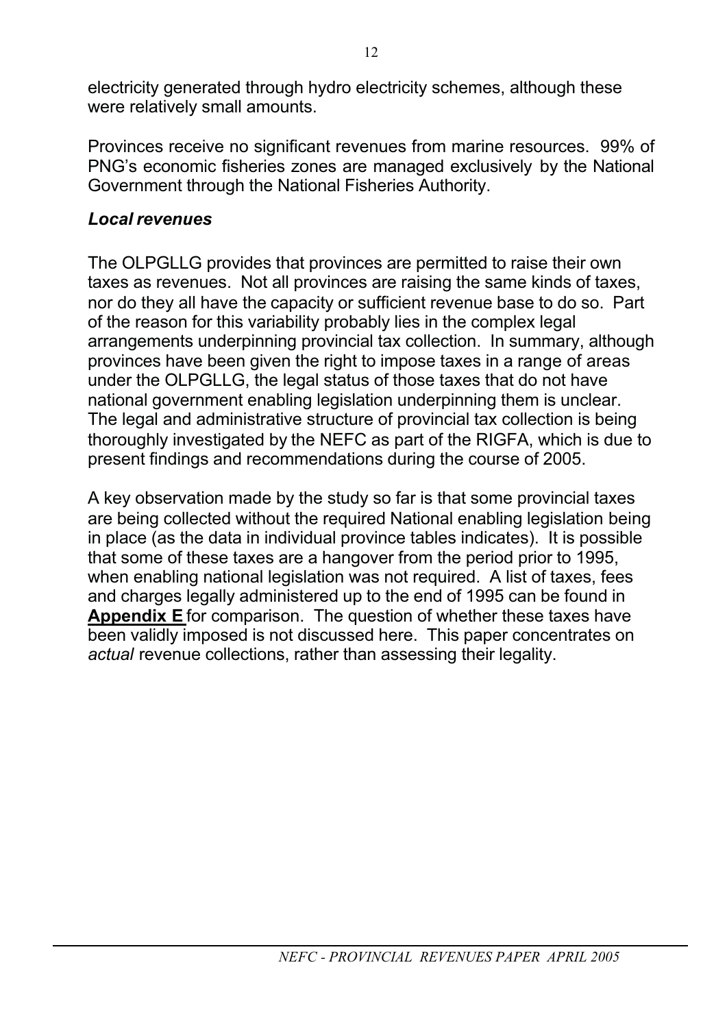electricity generated through hydro electricity schemes, although these were relatively small amounts.

Provinces receive no significant revenues from marine resources. 99% of PNG's economic fisheries zones are managed exclusively by the National Government through the National Fisheries Authority.

### *Local revenues*

The OLPGLLG provides that provinces are permitted to raise their own taxes as revenues. Not all provinces are raising the same kinds of taxes, nor do they all have the capacity or sufficient revenue base to do so. Part of the reason for this variability probably lies in the complex legal arrangements underpinning provincial tax collection. In summary, although provinces have been given the right to impose taxes in a range of areas under the OLPGLLG, the legal status of those taxes that do not have national government enabling legislation underpinning them is unclear. The legal and administrative structure of provincial tax collection is being thoroughly investigated by the NEFC as part of the RIGFA, which is due to present findings and recommendations during the course of 2005.

A key observation made by the study so far is that some provincial taxes are being collected without the required National enabling legislation being in place (as the data in individual province tables indicates). It is possible that some of these taxes are a hangover from the period prior to 1995, when enabling national legislation was not required. A list of taxes, fees and charges legally administered up to the end of 1995 can be found in **Appendix E** for comparison. The question of whether these taxes have been validly imposed is not discussed here. This paper concentrates on *actual* revenue collections, rather than assessing their legality.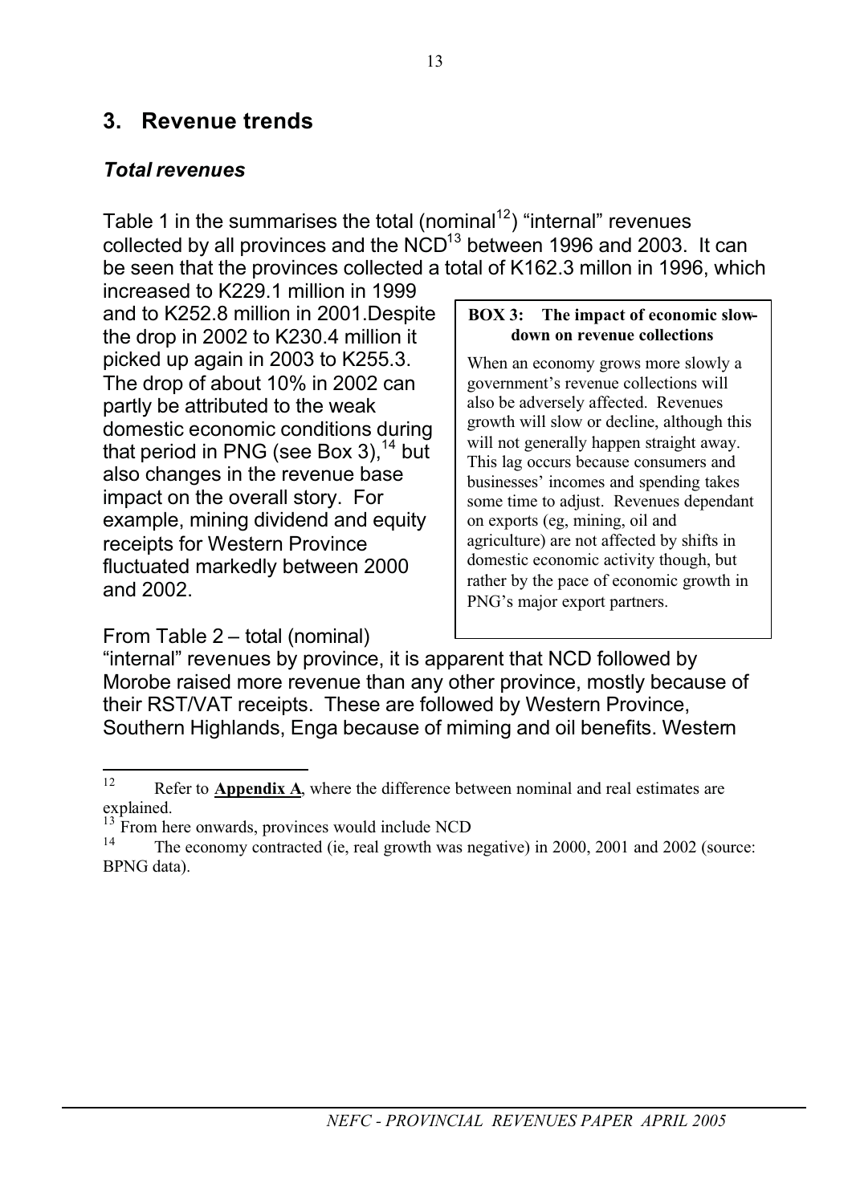## 3. Revenue trends

### *Total revenues*

Table 1 in the summarises the total (nominal[12]) "internal" revenues collected by all provinces and the NCD[13] between 1996 and 2003. It can be seen that the provinces collected a total of K162.3 millon in 1996, which increased to K229.1 million in 1999 and to K252.8 million in 2001.Despite the drop in 2002 to K230.4 million it picked up again in 2003 to K255.3. The drop of about 10% in 2002 can partly be attributed to the weak domestic economic conditions during that period in PNG (see Box 3),[14] but also changes in the revenue base impact on the overall story. For example, mining dividend and equity receipts for Western Province fluctuated markedly between 2000 and 2002.

> **BOX 3: The impact of economic slow-down on revenue collections**
>
> When an economy grows more slowly a government's revenue collections will also be adversely affected. Revenues growth will slow or decline, although this will not generally happen straight away. This lag occurs because consumers and businesses' incomes and spending takes some time to adjust. Revenues dependant on exports (eg, mining, oil and agriculture) are not affected by shifts in domestic economic activity though, but rather by the pace of economic growth in PNG's major export partners.

From Table 2 – total (nominal) "internal" revenues by province, it is apparent that NCD followed by Morobe raised more revenue than any other province, mostly because of their RST/VAT receipts. These are followed by Western Province, Southern Highlands, Enga because of miming and oil benefits. Western

---

[12] Refer to **Appendix A**, where the difference between nominal and real estimates are explained.

[13] From here onwards, provinces would include NCD

[14] The economy contracted (ie, real growth was negative) in 2000, 2001 and 2002 (source: BPNG data).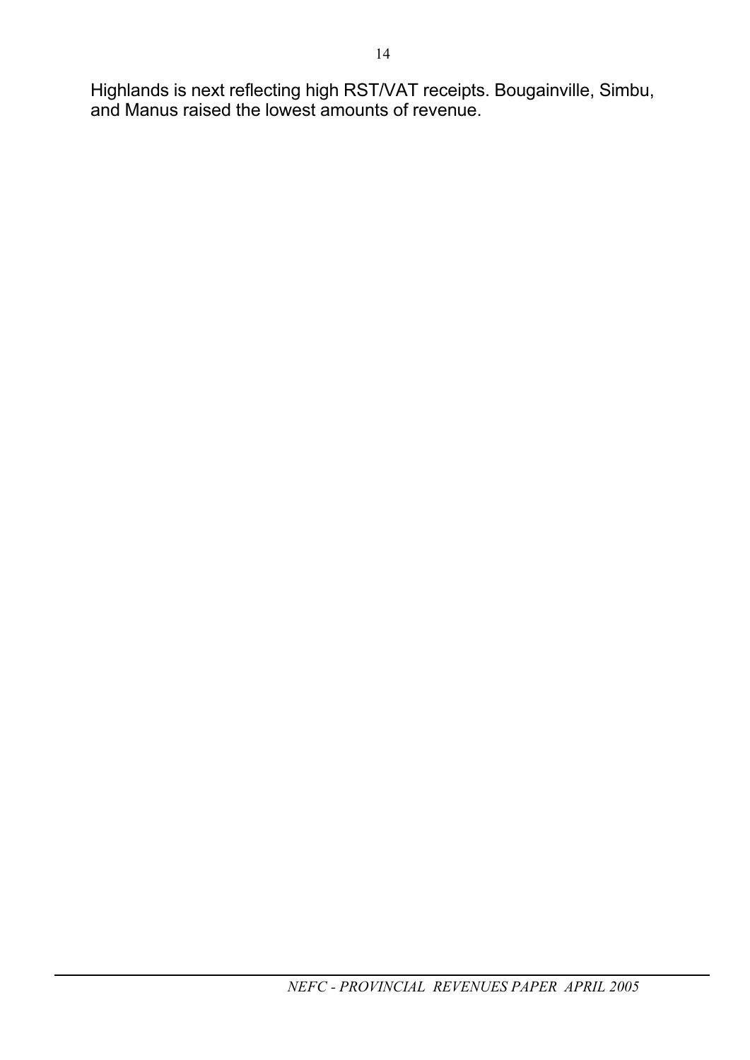Highlands is next reflecting high RST/VAT receipts. Bougainville, Simbu, and Manus raised the lowest amounts of revenue.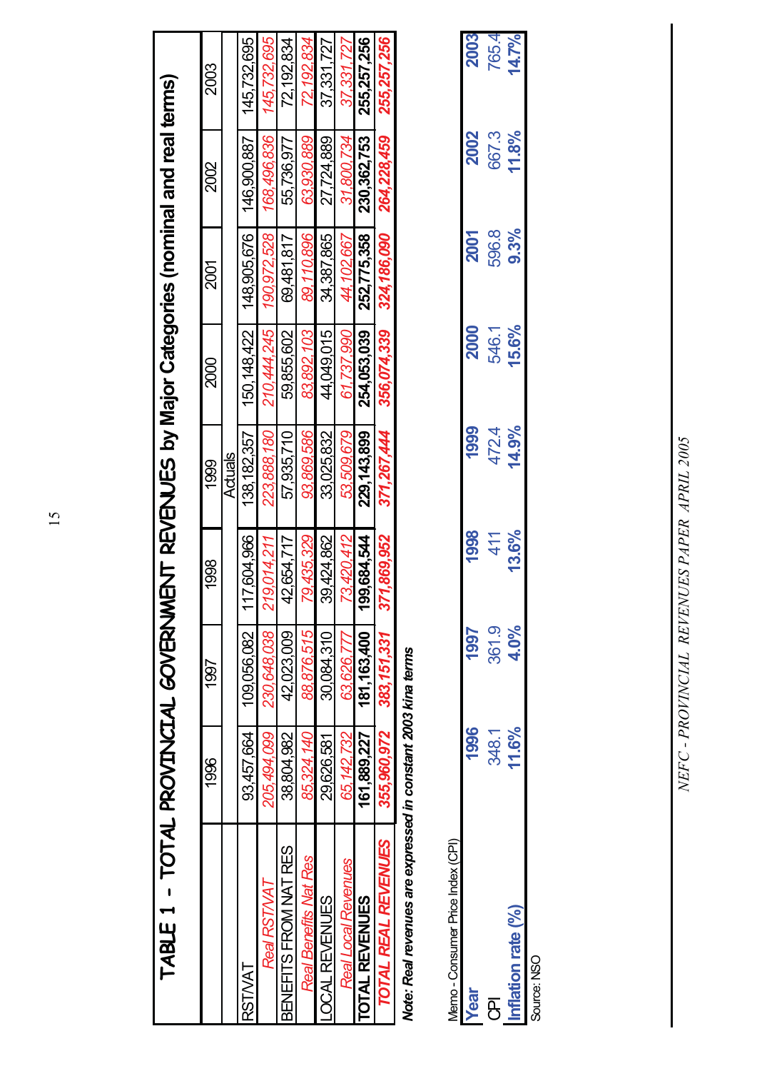## TABLE 1 - TOTAL PROVINCIAL GOVERNMENT REVENUES by Major Categories (nominal and real terms)

| | 1996 | 1997 | 1998 | 1999 | 2000 | 2001 | 2002 | 2003 |
|---|---|---|---|---|---|---|---|---|
| | | | | Actuals | | | | |
| RST/VAT | 93,457,664 | 109,056,082 | 117,604,966 | 138,182,357 | 150,148,422 | 148,905,676 | 146,900,887 | 145,732,695 |
| *Real RST/VAT* | *205,494,099* | *230,648,038* | *219,014,211* | *223,888,180* | *210,444,245* | *190,972,528* | *168,496,836* | *145,732,695* |
| BENEFITS FROM NAT RES | 38,804,982 | 42,023,009 | 42,654,717 | 57,935,710 | 59,855,602 | 69,481,817 | 55,736,977 | 72,192,834 |
| *Real Benefits Nat Res* | *85,324,140* | *88,876,515* | *79,435,329* | *93,869,586* | *83,892,103* | *89,110,896* | *63,930,889* | *72,192,834* |
| LOCAL REVENUES | 29,626,581 | 30,084,310 | 39,424,862 | 33,025,832 | 44,049,015 | 34,387,865 | 27,724,889 | 37,331,727 |
| *Real Local Revenues* | *65,142,732* | *63,626,777* | *73,420,412* | *53,509,679* | *61,737,990* | *44,102,667* | *31,800,734* | *37,331,727* |
| **TOTAL REVENUES** | **161,889,227** | **181,163,400** | **199,684,544** | **229,143,899** | **254,053,039** | **252,775,358** | **230,362,753** | **255,257,256** |
| ***TOTAL REAL REVENUES*** | ***355,960,972*** | ***383,151,331*** | ***371,869,952*** | ***371,267,444*** | ***356,074,339*** | ***324,186,090*** | ***264,228,459*** | ***255,257,256*** |

***Note: Real revenues are expressed in constant 2003 kina terms***

Memo - Consumer Price Index (CPI)

| **Year** | **1996** | **1997** | **1998** | **1999** | **2000** | **2001** | **2002** | **2003** |
|---|---|---|---|---|---|---|---|---|
| CPI | 348.1 | 361.9 | 411 | 472.4 | 546.1 | 596.8 | 667.3 | 765.4 |
| **Inflation rate (%)** | **11.6%** | **4.0%** | **13.6%** | **14.9%** | **15.6%** | **9.3%** | **11.8%** | **14.7%** |

Source: NSO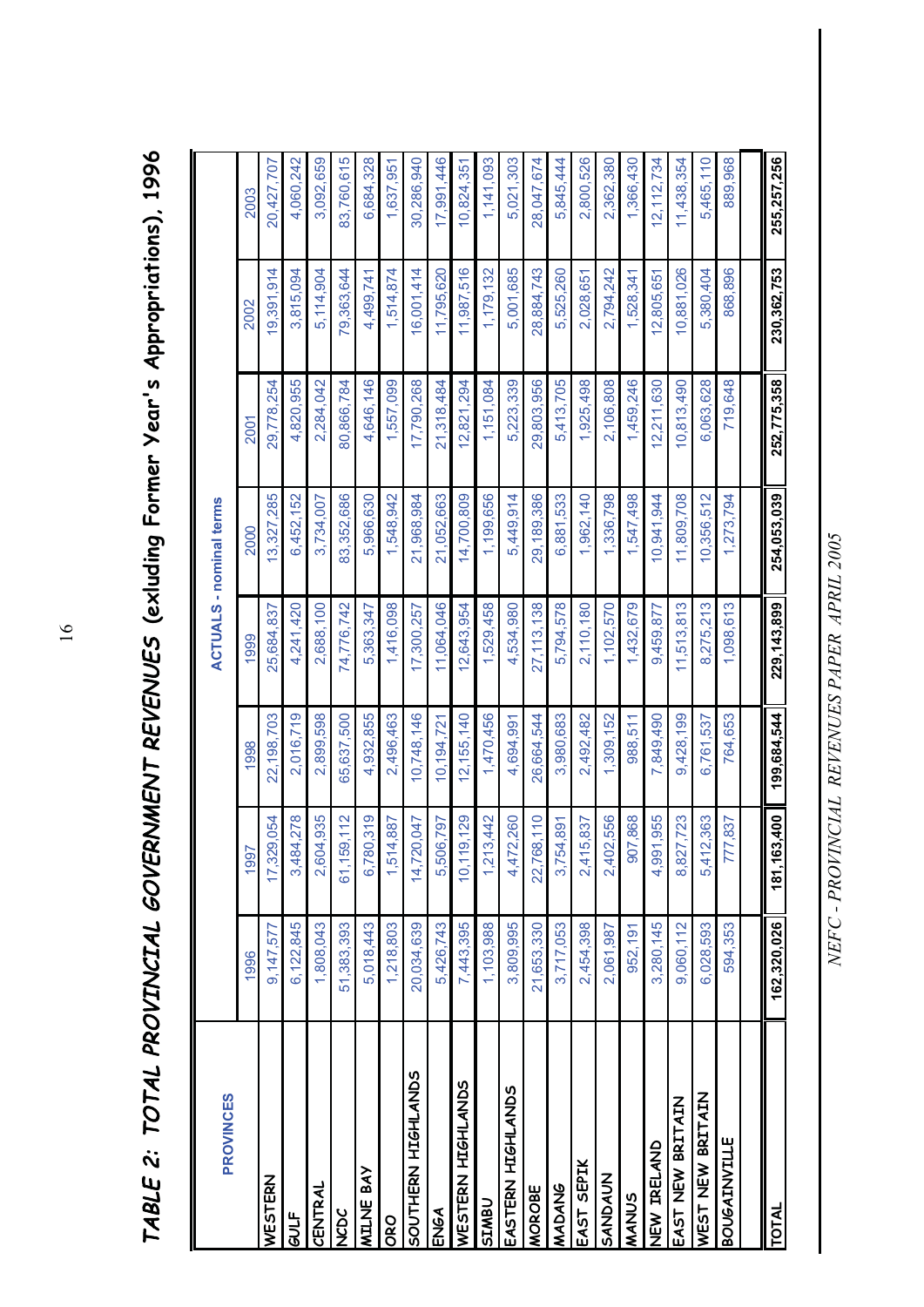# TABLE 2: TOTAL PROVINCIAL GOVERNMENT REVENUES (exluding Former Year's Appropriations), 1996

| PROVINCES | ACTUALS - nominal terms | | | | | | | |
|---|---|---|---|---|---|---|---|---|
| | 1996 | 1997 | 1998 | 1999 | 2000 | 2001 | 2002 | 2003 |
| WESTERN | 9,147,577 | 17,329,054 | 22,198,703 | 25,684,837 | 13,327,285 | 29,778,254 | 19,391,914 | 20,427,707 |
| GULF | 6,122,845 | 3,484,278 | 2,016,719 | 4,241,420 | 6,452,152 | 4,820,955 | 3,815,094 | 4,060,242 |
| CENTRAL | 1,808,043 | 2,604,935 | 2,899,598 | 2,688,100 | 3,734,007 | 2,284,042 | 5,114,904 | 3,092,659 |
| NCDC | 51,383,393 | 61,159,112 | 65,637,500 | 74,776,742 | 83,352,686 | 80,866,784 | 79,363,644 | 83,760,615 |
| MILNE BAY | 5,018,443 | 6,780,319 | 4,932,855 | 5,363,347 | 5,966,630 | 4,646,146 | 4,499,741 | 6,684,328 |
| ORO | 1,218,803 | 1,514,887 | 2,496,463 | 1,416,098 | 1,548,942 | 1,557,099 | 1,514,874 | 1,637,951 |
| SOUTHERN HIGHLANDS | 20,034,639 | 14,720,047 | 10,748,146 | 17,300,257 | 21,968,984 | 17,790,268 | 16,001,414 | 30,286,940 |
| ENGA | 5,426,743 | 5,506,797 | 10,194,721 | 11,064,046 | 21,052,663 | 21,318,484 | 11,795,620 | 17,991,446 |
| WESTERN HIGHLANDS | 7,443,395 | 10,119,129 | 12,155,140 | 12,643,954 | 14,700,809 | 12,821,294 | 11,987,516 | 10,824,351 |
| SIMBU | 1,103,988 | 1,213,442 | 1,470,456 | 1,529,458 | 1,199,656 | 1,151,084 | 1,179,132 | 1,141,093 |
| EASTERN HIGHLANDS | 3,809,995 | 4,472,260 | 4,694,991 | 4,534,980 | 5,449,914 | 5,223,339 | 5,001,685 | 5,021,303 |
| MOROBE | 21,653,330 | 22,768,110 | 26,664,544 | 27,113,138 | 29,189,386 | 29,803,956 | 28,884,743 | 28,047,674 |
| MADANG | 3,717,053 | 3,754,891 | 3,980,683 | 5,794,578 | 6,881,533 | 5,413,705 | 5,525,260 | 5,845,444 |
| EAST SEPIK | 2,454,398 | 2,415,837 | 2,492,482 | 2,110,180 | 1,962,140 | 1,925,498 | 2,028,651 | 2,800,526 |
| SANDAUN | 2,061,987 | 2,402,556 | 1,309,152 | 1,102,570 | 1,336,798 | 2,106,808 | 2,794,242 | 2,362,380 |
| MANUS | 952,191 | 907,868 | 988,511 | 1,432,679 | 1,547,498 | 1,459,246 | 1,528,341 | 1,366,430 |
| NEW IRELAND | 3,280,145 | 4,991,955 | 7,849,490 | 9,459,877 | 10,941,944 | 12,211,630 | 12,805,651 | 12,112,734 |
| EAST NEW BRITAIN | 9,060,112 | 8,827,723 | 9,428,199 | 11,513,813 | 11,809,708 | 10,813,490 | 10,881,026 | 11,438,354 |
| WEST NEW BRITAIN | 6,028,593 | 5,412,363 | 6,761,537 | 8,275,213 | 10,356,512 | 6,063,628 | 5,380,404 | 5,465,110 |
| BOUGAINVILLE | 594,353 | 777,837 | 764,653 | 1,098,613 | 1,273,794 | 719,648 | 868,896 | 889,968 |
| | | | | | | | | |
| TOTAL | 162,320,026 | 181,163,400 | 199,684,544 | 229,143,899 | 254,053,039 | 252,775,358 | 230,362,753 | 255,257,256 |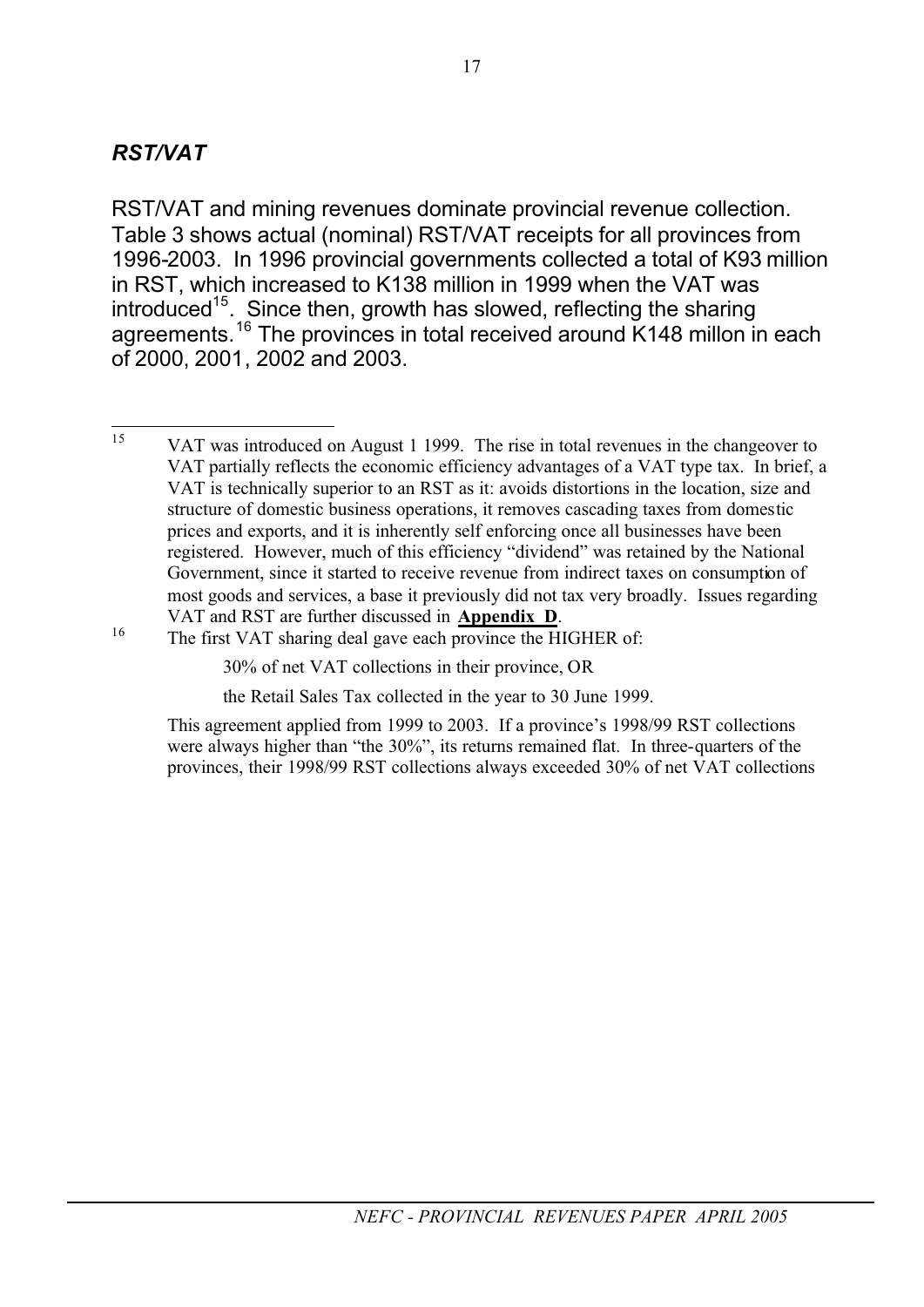## *RST/VAT*

RST/VAT and mining revenues dominate provincial revenue collection. Table 3 shows actual (nominal) RST/VAT receipts for all provinces from 1996-2003. In 1996 provincial governments collected a total of K93 million in RST, which increased to K138 million in 1999 when the VAT was introduced[15]. Since then, growth has slowed, reflecting the sharing agreements.[16] The provinces in total received around K148 millon in each of 2000, 2001, 2002 and 2003.

---

[15] VAT was introduced on August 1 1999. The rise in total revenues in the changeover to VAT partially reflects the economic efficiency advantages of a VAT type tax. In brief, a VAT is technically superior to an RST as it: avoids distortions in the location, size and structure of domestic business operations, it removes cascading taxes from domestic prices and exports, and it is inherently self enforcing once all businesses have been registered. However, much of this efficiency "dividend" was retained by the National Government, since it started to receive revenue from indirect taxes on consumption of most goods and services, a base it previously did not tax very broadly. Issues regarding VAT and RST are further discussed in **Appendix D**.

[16] The first VAT sharing deal gave each province the HIGHER of:

30% of net VAT collections in their province, OR

the Retail Sales Tax collected in the year to 30 June 1999.

This agreement applied from 1999 to 2003. If a province's 1998/99 RST collections were always higher than "the 30%", its returns remained flat. In three-quarters of the provinces, their 1998/99 RST collections always exceeded 30% of net VAT collections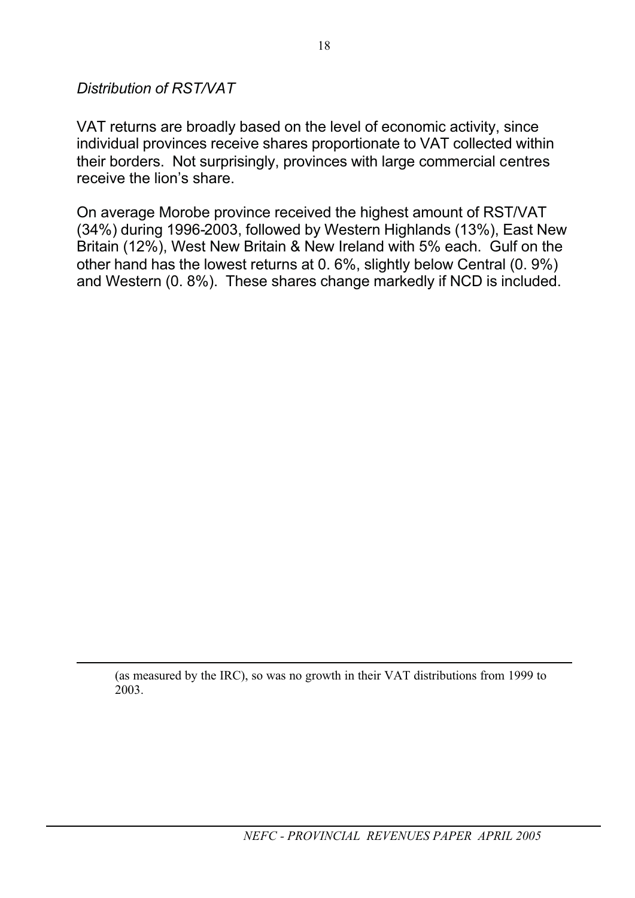*Distribution of RST/VAT*

VAT returns are broadly based on the level of economic activity, since individual provinces receive shares proportionate to VAT collected within their borders. Not surprisingly, provinces with large commercial centres receive the lion's share.

On average Morobe province received the highest amount of RST/VAT (34%) during 1996-2003, followed by Western Highlands (13%), East New Britain (12%), West New Britain & New Ireland with 5% each. Gulf on the other hand has the lowest returns at 0. 6%, slightly below Central (0. 9%) and Western (0. 8%). These shares change markedly if NCD is included.

---

(as measured by the IRC), so was no growth in their VAT distributions from 1999 to 2003.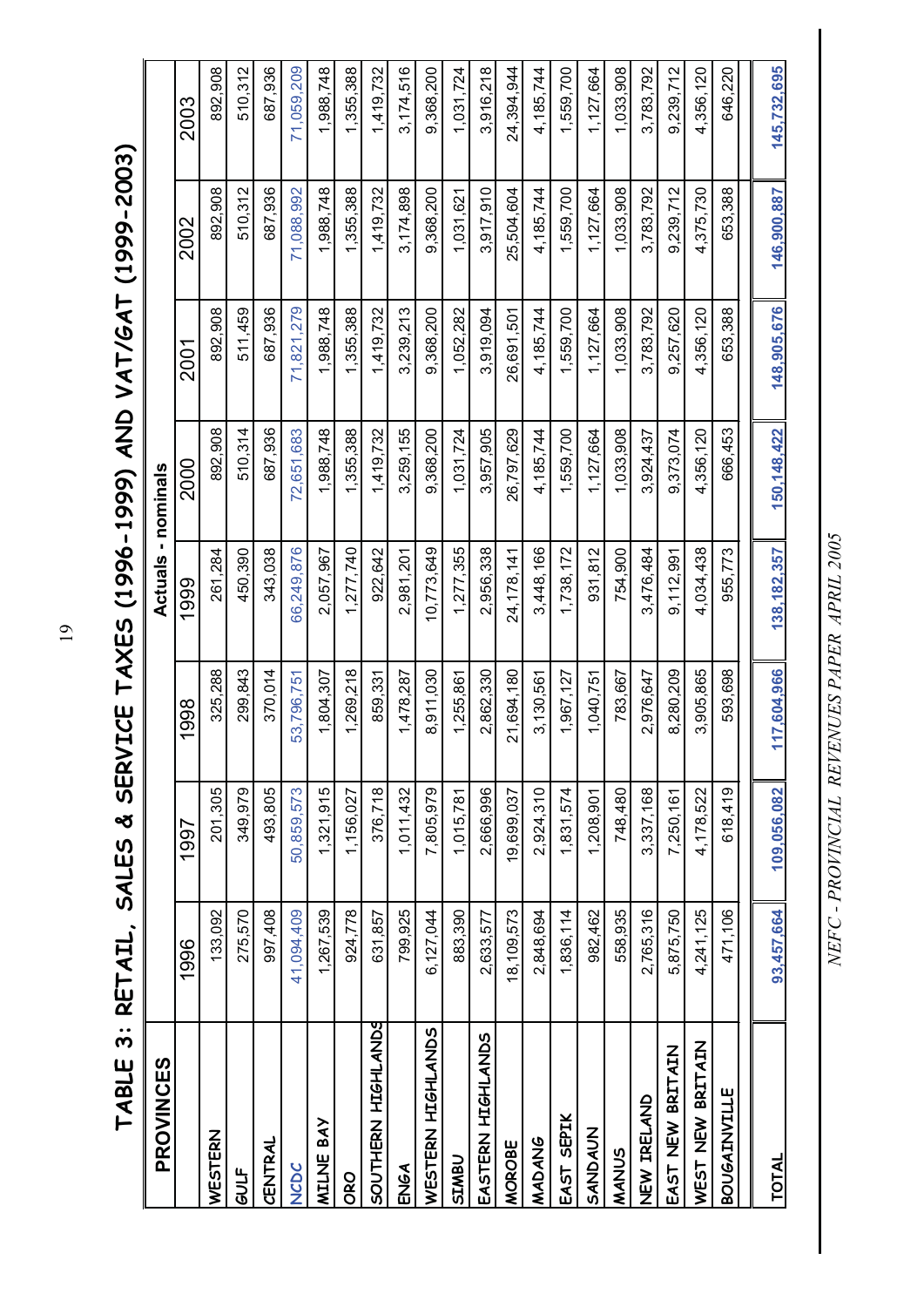# TABLE 3: RETAIL, SALES & SERVICE TAXES (1996-1999) AND VAT/GAT (1999-2003)

| PROVINCES | Actuals - nominals | | | | | | | |
|---|---|---|---|---|---|---|---|---|
| | 1996 | 1997 | 1998 | 1999 | 2000 | 2001 | 2002 | 2003 |
| WESTERN | 133,092 | 201,305 | 325,288 | 261,284 | 892,908 | 892,908 | 892,908 | 892,908 |
| GULF | 275,570 | 349,979 | 299,843 | 450,390 | 510,314 | 511,459 | 510,312 | 510,312 |
| CENTRAL | 997,408 | 493,805 | 370,014 | 343,038 | 687,936 | 687,936 | 687,936 | 687,936 |
| NCDC | 41,094,409 | 50,859,573 | 53,796,751 | 66,249,876 | 72,651,683 | 71,821,279 | 71,088,992 | 71,059,209 |
| MILNE BAY | 1,267,539 | 1,321,915 | 1,804,307 | 2,057,967 | 1,988,748 | 1,988,748 | 1,988,748 | 1,988,748 |
| ORO | 924,778 | 1,156,027 | 1,269,218 | 1,277,740 | 1,355,388 | 1,355,388 | 1,355,388 | 1,355,388 |
| SOUTHERN HIGHLANDS | 631,857 | 376,718 | 859,331 | 922,642 | 1,419,732 | 1,419,732 | 1,419,732 | 1,419,732 |
| ENGA | 799,925 | 1,011,432 | 1,478,287 | 2,981,201 | 3,259,155 | 3,239,213 | 3,174,898 | 3,174,516 |
| WESTERN HIGHLANDS | 6,127,044 | 7,805,979 | 8,911,030 | 10,773,649 | 9,368,200 | 9,368,200 | 9,368,200 | 9,368,200 |
| SIMBU | 883,390 | 1,015,781 | 1,255,861 | 1,277,355 | 1,031,724 | 1,052,282 | 1,031,621 | 1,031,724 |
| EASTERN HIGHLANDS | 2,633,577 | 2,666,996 | 2,862,330 | 2,956,338 | 3,957,905 | 3,919,094 | 3,917,910 | 3,916,218 |
| MOROBE | 18,109,573 | 19,699,037 | 21,694,180 | 24,178,141 | 26,797,629 | 26,691,501 | 25,504,604 | 24,394,944 |
| MADANG | 2,848,694 | 2,924,310 | 3,130,561 | 3,448,166 | 4,185,744 | 4,185,744 | 4,185,744 | 4,185,744 |
| EAST SEPIK | 1,836,114 | 1,831,574 | 1,967,127 | 1,738,172 | 1,559,700 | 1,559,700 | 1,559,700 | 1,559,700 |
| SANDAUN | 982,462 | 1,208,901 | 1,040,751 | 931,812 | 1,127,664 | 1,127,664 | 1,127,664 | 1,127,664 |
| MANUS | 558,935 | 748,480 | 783,667 | 754,900 | 1,033,908 | 1,033,908 | 1,033,908 | 1,033,908 |
| NEW IRELAND | 2,765,316 | 3,337,168 | 2,976,647 | 3,476,484 | 3,924,437 | 3,783,792 | 3,783,792 | 3,783,792 |
| EAST NEW BRITAIN | 5,875,750 | 7,250,161 | 8,280,209 | 9,112,991 | 9,373,074 | 9,257,620 | 9,239,712 | 9,239,712 |
| WEST NEW BRITAIN | 4,241,125 | 4,178,522 | 3,905,865 | 4,034,438 | 4,356,120 | 4,356,120 | 4,375,730 | 4,356,120 |
| BOUGAINVILLE | 471,106 | 618,419 | 593,698 | 955,773 | 666,453 | 653,388 | 653,388 | 646,220 |
| TOTAL | 93,457,664 | 109,056,082 | 117,604,966 | 138,182,357 | 150,148,422 | 148,905,676 | 146,900,887 | 145,732,695 |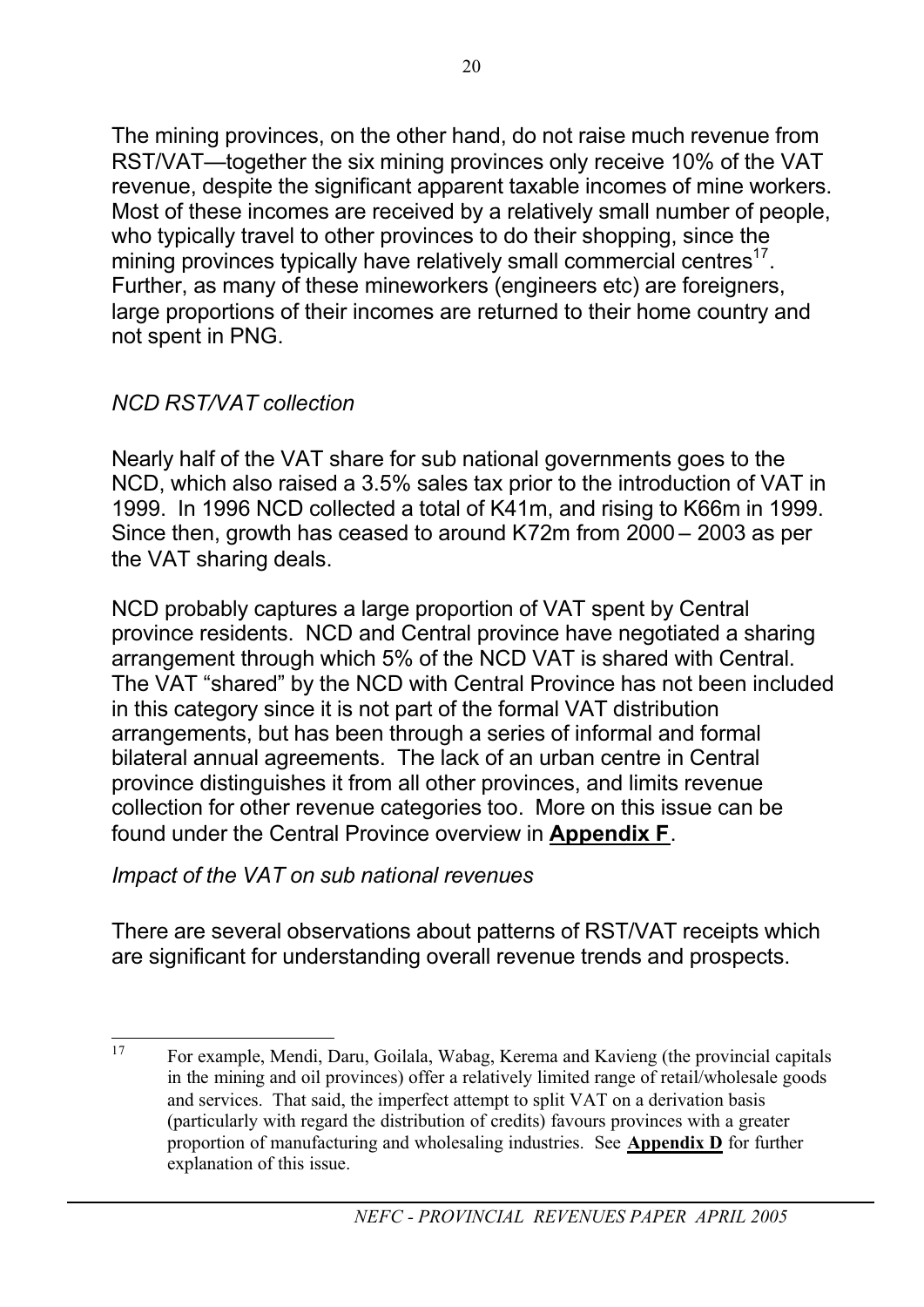The mining provinces, on the other hand, do not raise much revenue from RST/VAT—together the six mining provinces only receive 10% of the VAT revenue, despite the significant apparent taxable incomes of mine workers. Most of these incomes are received by a relatively small number of people, who typically travel to other provinces to do their shopping, since the mining provinces typically have relatively small commercial centres[17]. Further, as many of these mineworkers (engineers etc) are foreigners, large proportions of their incomes are returned to their home country and not spent in PNG.

*NCD RST/VAT collection*

Nearly half of the VAT share for sub national governments goes to the NCD, which also raised a 3.5% sales tax prior to the introduction of VAT in 1999. In 1996 NCD collected a total of K41m, and rising to K66m in 1999. Since then, growth has ceased to around K72m from 2000 – 2003 as per the VAT sharing deals.

NCD probably captures a large proportion of VAT spent by Central province residents. NCD and Central province have negotiated a sharing arrangement through which 5% of the NCD VAT is shared with Central. The VAT "shared" by the NCD with Central Province has not been included in this category since it is not part of the formal VAT distribution arrangements, but has been through a series of informal and formal bilateral annual agreements. The lack of an urban centre in Central province distinguishes it from all other provinces, and limits revenue collection for other revenue categories too. More on this issue can be found under the Central Province overview in **Appendix F**.

*Impact of the VAT on sub national revenues*

There are several observations about patterns of RST/VAT receipts which are significant for understanding overall revenue trends and prospects.

---

[17] For example, Mendi, Daru, Goilala, Wabag, Kerema and Kavieng (the provincial capitals in the mining and oil provinces) offer a relatively limited range of retail/wholesale goods and services. That said, the imperfect attempt to split VAT on a derivation basis (particularly with regard the distribution of credits) favours provinces with a greater proportion of manufacturing and wholesaling industries. See **Appendix D** for further explanation of this issue.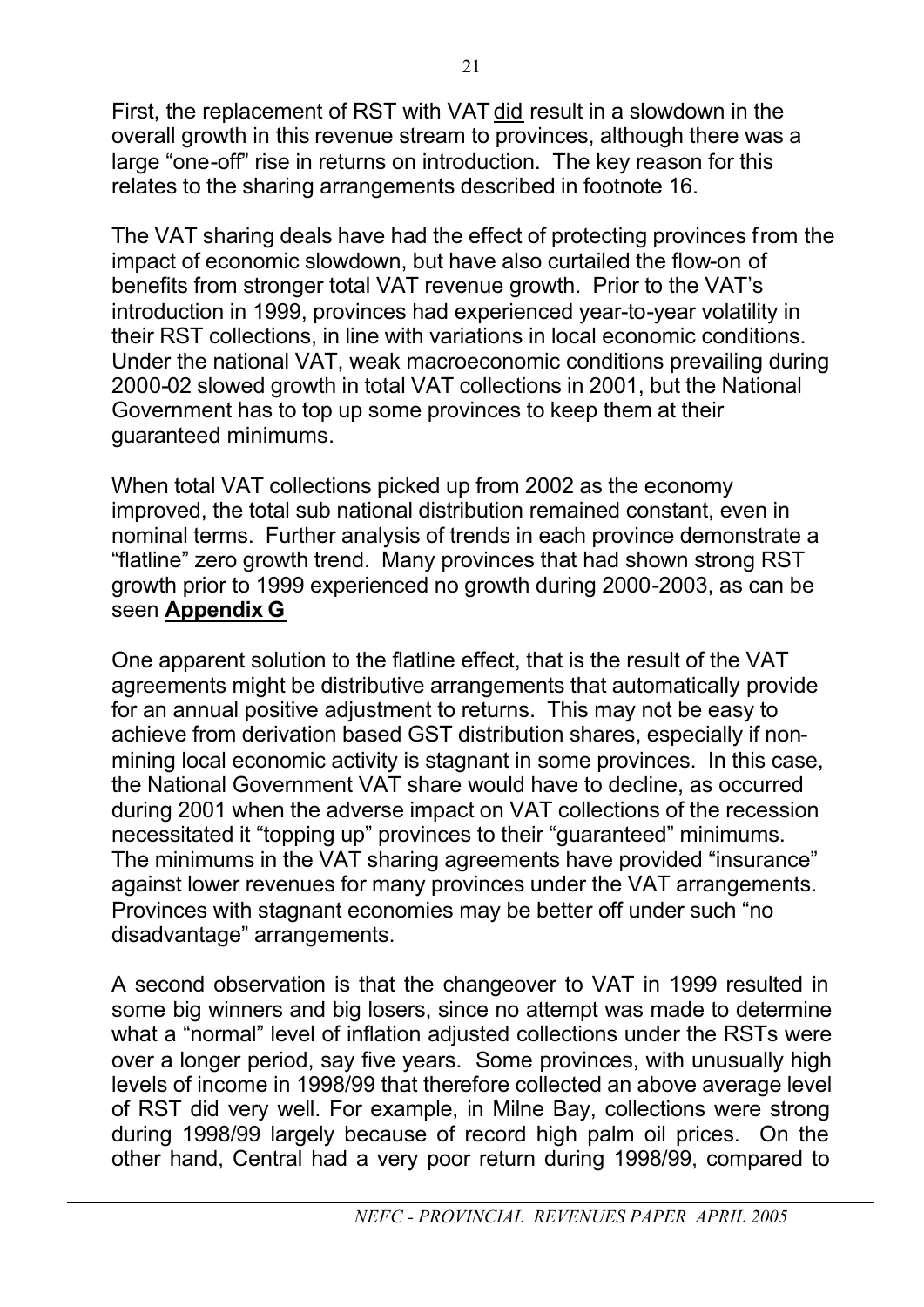First, the replacement of RST with VAT <u>did</u> result in a slowdown in the overall growth in this revenue stream to provinces, although there was a large "one-off" rise in returns on introduction. The key reason for this relates to the sharing arrangements described in footnote 16.

The VAT sharing deals have had the effect of protecting provinces from the impact of economic slowdown, but have also curtailed the flow-on of benefits from stronger total VAT revenue growth. Prior to the VAT's introduction in 1999, provinces had experienced year-to-year volatility in their RST collections, in line with variations in local economic conditions. Under the national VAT, weak macroeconomic conditions prevailing during 2000-02 slowed growth in total VAT collections in 2001, but the National Government has to top up some provinces to keep them at their guaranteed minimums.

When total VAT collections picked up from 2002 as the economy improved, the total sub national distribution remained constant, even in nominal terms. Further analysis of trends in each province demonstrate a "flatline" zero growth trend. Many provinces that had shown strong RST growth prior to 1999 experienced no growth during 2000-2003, as can be seen **<u>Appendix G</u>**

One apparent solution to the flatline effect, that is the result of the VAT agreements might be distributive arrangements that automatically provide for an annual positive adjustment to returns. This may not be easy to achieve from derivation based GST distribution shares, especially if non-mining local economic activity is stagnant in some provinces. In this case, the National Government VAT share would have to decline, as occurred during 2001 when the adverse impact on VAT collections of the recession necessitated it "topping up" provinces to their "guaranteed" minimums. The minimums in the VAT sharing agreements have provided "insurance" against lower revenues for many provinces under the VAT arrangements. Provinces with stagnant economies may be better off under such "no disadvantage" arrangements.

A second observation is that the changeover to VAT in 1999 resulted in some big winners and big losers, since no attempt was made to determine what a "normal" level of inflation adjusted collections under the RSTs were over a longer period, say five years. Some provinces, with unusually high levels of income in 1998/99 that therefore collected an above average level of RST did very well. For example, in Milne Bay, collections were strong during 1998/99 largely because of record high palm oil prices. On the other hand, Central had a very poor return during 1998/99, compared to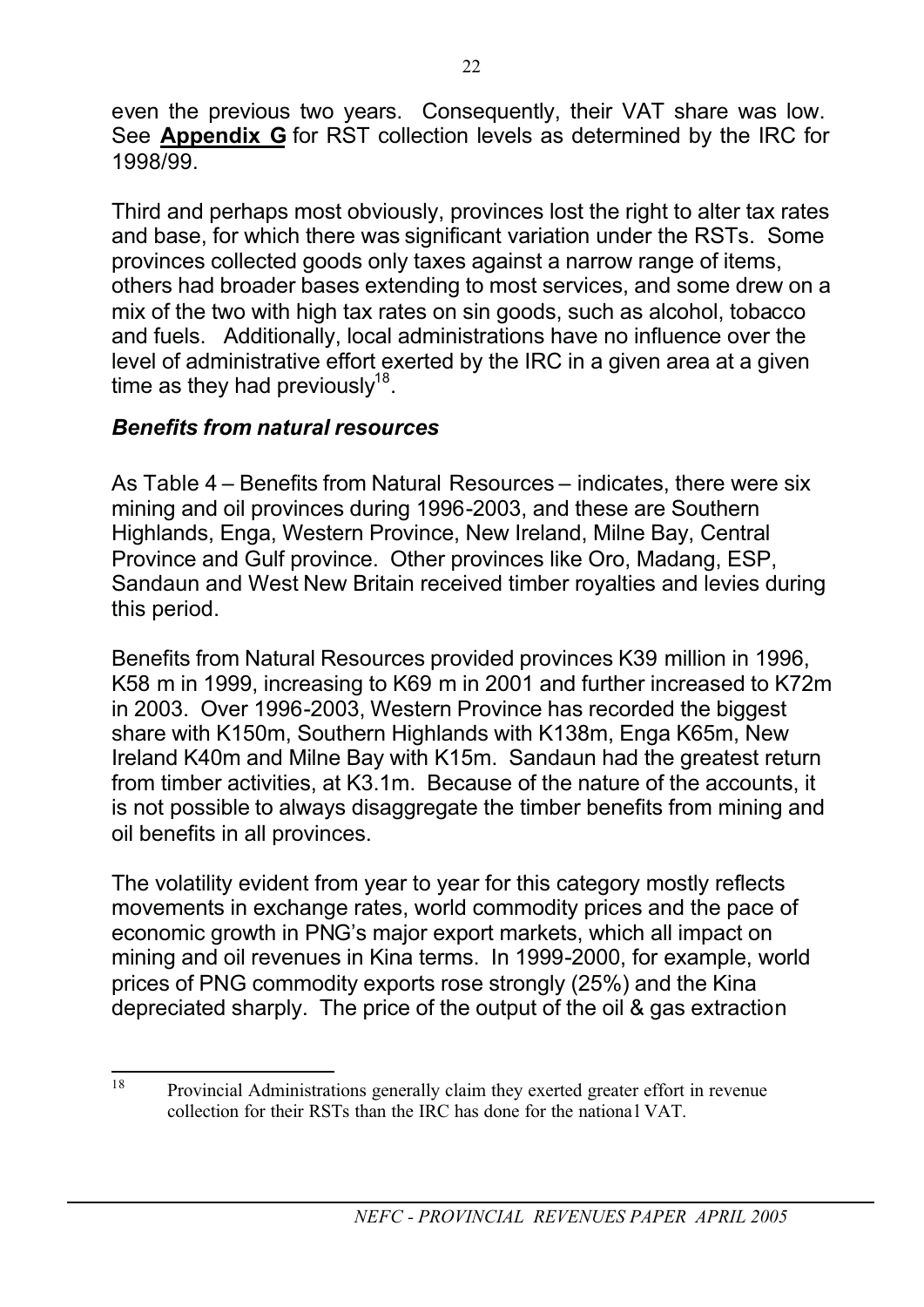even the previous two years. Consequently, their VAT share was low. See **Appendix G** for RST collection levels as determined by the IRC for 1998/99.

Third and perhaps most obviously, provinces lost the right to alter tax rates and base, for which there was significant variation under the RSTs. Some provinces collected goods only taxes against a narrow range of items, others had broader bases extending to most services, and some drew on a mix of the two with high tax rates on sin goods, such as alcohol, tobacco and fuels. Additionally, local administrations have no influence over the level of administrative effort exerted by the IRC in a given area at a given time as they had previously[18].

### *Benefits from natural resources*

As Table 4 – Benefits from Natural Resources – indicates, there were six mining and oil provinces during 1996-2003, and these are Southern Highlands, Enga, Western Province, New Ireland, Milne Bay, Central Province and Gulf province. Other provinces like Oro, Madang, ESP, Sandaun and West New Britain received timber royalties and levies during this period.

Benefits from Natural Resources provided provinces K39 million in 1996, K58 m in 1999, increasing to K69 m in 2001 and further increased to K72m in 2003. Over 1996-2003, Western Province has recorded the biggest share with K150m, Southern Highlands with K138m, Enga K65m, New Ireland K40m and Milne Bay with K15m. Sandaun had the greatest return from timber activities, at K3.1m. Because of the nature of the accounts, it is not possible to always disaggregate the timber benefits from mining and oil benefits in all provinces.

The volatility evident from year to year for this category mostly reflects movements in exchange rates, world commodity prices and the pace of economic growth in PNG's major export markets, which all impact on mining and oil revenues in Kina terms. In 1999-2000, for example, world prices of PNG commodity exports rose strongly (25%) and the Kina depreciated sharply. The price of the output of the oil & gas extraction

[18] Provincial Administrations generally claim they exerted greater effort in revenue collection for their RSTs than the IRC has done for the national VAT.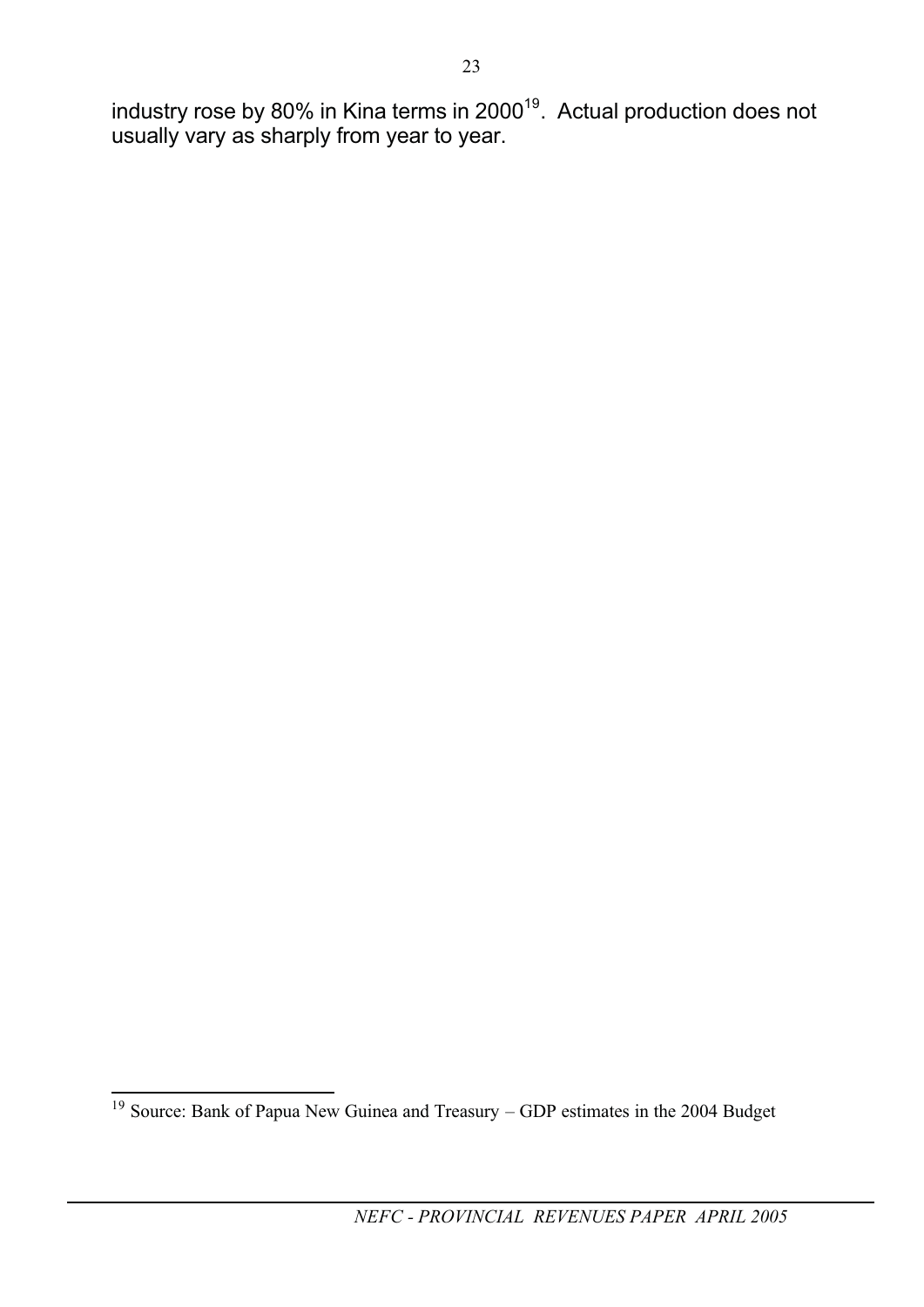industry rose by 80% in Kina terms in 2000[19]. Actual production does not usually vary as sharply from year to year.

[19] Source: Bank of Papua New Guinea and Treasury – GDP estimates in the 2004 Budget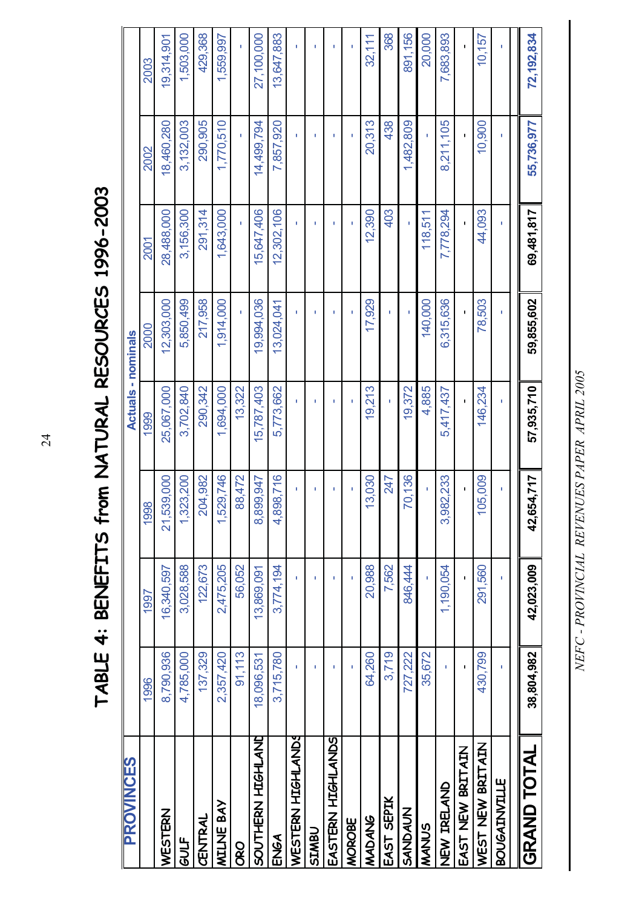# TABLE 4: BENEFITS from NATURAL RESOURCES 1996-2003

| PROVINCES | Actuals - nominals | | | | | | | |
|---|---|---|---|---|---|---|---|---|
| | 1996 | 1997 | 1998 | 1999 | 2000 | 2001 | 2002 | 2003 |
| WESTERN | 8,790,936 | 16,340,597 | 21,539,000 | 25,067,000 | 12,303,000 | 28,488,000 | 18,460,280 | 19,314,901 |
| GULF | 4,785,000 | 3,028,588 | 1,323,200 | 3,702,840 | 5,850,499 | 3,156,300 | 3,132,003 | 1,503,000 |
| CENTRAL | 137,329 | 122,673 | 204,982 | 290,342 | 217,958 | 291,314 | 290,905 | 429,368 |
| MILNE BAY | 2,357,420 | 2,475,205 | 1,529,746 | 1,694,000 | 1,914,000 | 1,643,000 | 1,770,510 | 1,559,997 |
| ORO | 91,113 | 56,052 | 88,472 | 13,322 | - | - | - | - |
| SOUTHERN HIGHLANDS | 18,096,531 | 13,869,091 | 8,899,947 | 15,787,403 | 19,994,036 | 15,647,406 | 14,499,794 | 27,100,000 |
| ENGA | 3,715,780 | 3,774,194 | 4,898,716 | 5,773,662 | 13,024,041 | 12,302,106 | 7,857,920 | 13,647,883 |
| WESTERN HIGHLANDS | - | - | - | - | - | - | - | - |
| SIMBU | - | - | - | - | - | - | - | - |
| EASTERN HIGHLANDS | - | - | - | - | - | - | - | - |
| MOROBE | - | - | - | - | - | - | - | - |
| MADANG | 64,260 | 20,988 | 13,030 | 19,213 | 17,929 | 12,390 | 20,313 | 32,111 |
| EAST SEPIK | 3,719 | 7,562 | 247 | - | - | 403 | 438 | 368 |
| SANDAUN | 727,222 | 846,444 | 70,136 | 19,372 | - | - | 1,482,809 | 891,156 |
| MANUS | 35,672 | - | - | 4,885 | 140,000 | 118,511 | - | 20,000 |
| NEW IRELAND | - | 1,190,054 | 3,982,233 | 5,417,437 | 6,315,636 | 7,778,294 | 8,211,105 | 7,683,893 |
| EAST NEW BRITAIN | - | - | - | - | - | - | - | - |
| WEST NEW BRITAIN | 430,799 | 291,560 | 105,009 | 146,234 | 78,503 | 44,093 | 10,900 | 10,157 |
| BOUGAINVILLE | - | - | - | - | - | - | - | - |
| **GRAND TOTAL** | **38,804,982** | **42,023,009** | **42,654,717** | **57,935,710** | **59,855,602** | **69,481,817** | **55,736,977** | **72,192,834** |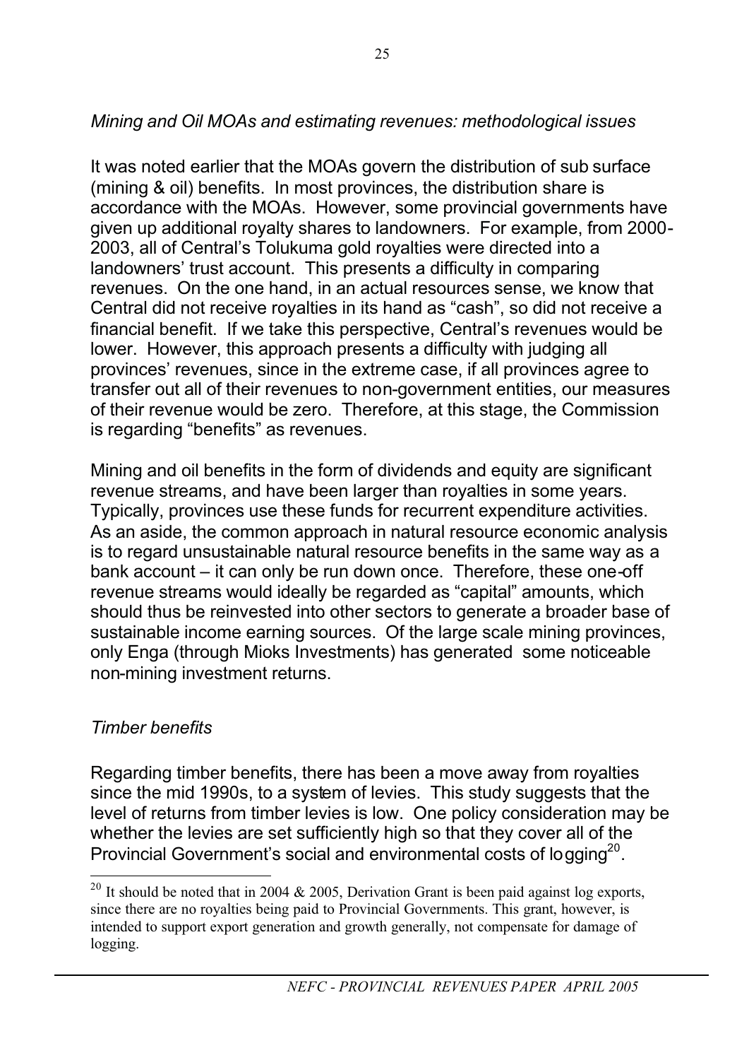*Mining and Oil MOAs and estimating revenues: methodological issues*

It was noted earlier that the MOAs govern the distribution of sub surface (mining & oil) benefits. In most provinces, the distribution share is accordance with the MOAs. However, some provincial governments have given up additional royalty shares to landowners. For example, from 2000-2003, all of Central's Tolukuma gold royalties were directed into a landowners' trust account. This presents a difficulty in comparing revenues. On the one hand, in an actual resources sense, we know that Central did not receive royalties in its hand as "cash", so did not receive a financial benefit. If we take this perspective, Central's revenues would be lower. However, this approach presents a difficulty with judging all provinces' revenues, since in the extreme case, if all provinces agree to transfer out all of their revenues to non-government entities, our measures of their revenue would be zero. Therefore, at this stage, the Commission is regarding "benefits" as revenues.

Mining and oil benefits in the form of dividends and equity are significant revenue streams, and have been larger than royalties in some years. Typically, provinces use these funds for recurrent expenditure activities. As an aside, the common approach in natural resource economic analysis is to regard unsustainable natural resource benefits in the same way as a bank account – it can only be run down once. Therefore, these one-off revenue streams would ideally be regarded as "capital" amounts, which should thus be reinvested into other sectors to generate a broader base of sustainable income earning sources. Of the large scale mining provinces, only Enga (through Mioks Investments) has generated some noticeable non-mining investment returns.

*Timber benefits*

Regarding timber benefits, there has been a move away from royalties since the mid 1990s, to a system of levies. This study suggests that the level of returns from timber levies is low. One policy consideration may be whether the levies are set sufficiently high so that they cover all of the Provincial Government's social and environmental costs of logging[20].

[20] It should be noted that in 2004 & 2005, Derivation Grant is been paid against log exports, since there are no royalties being paid to Provincial Governments. This grant, however, is intended to support export generation and growth generally, not compensate for damage of logging.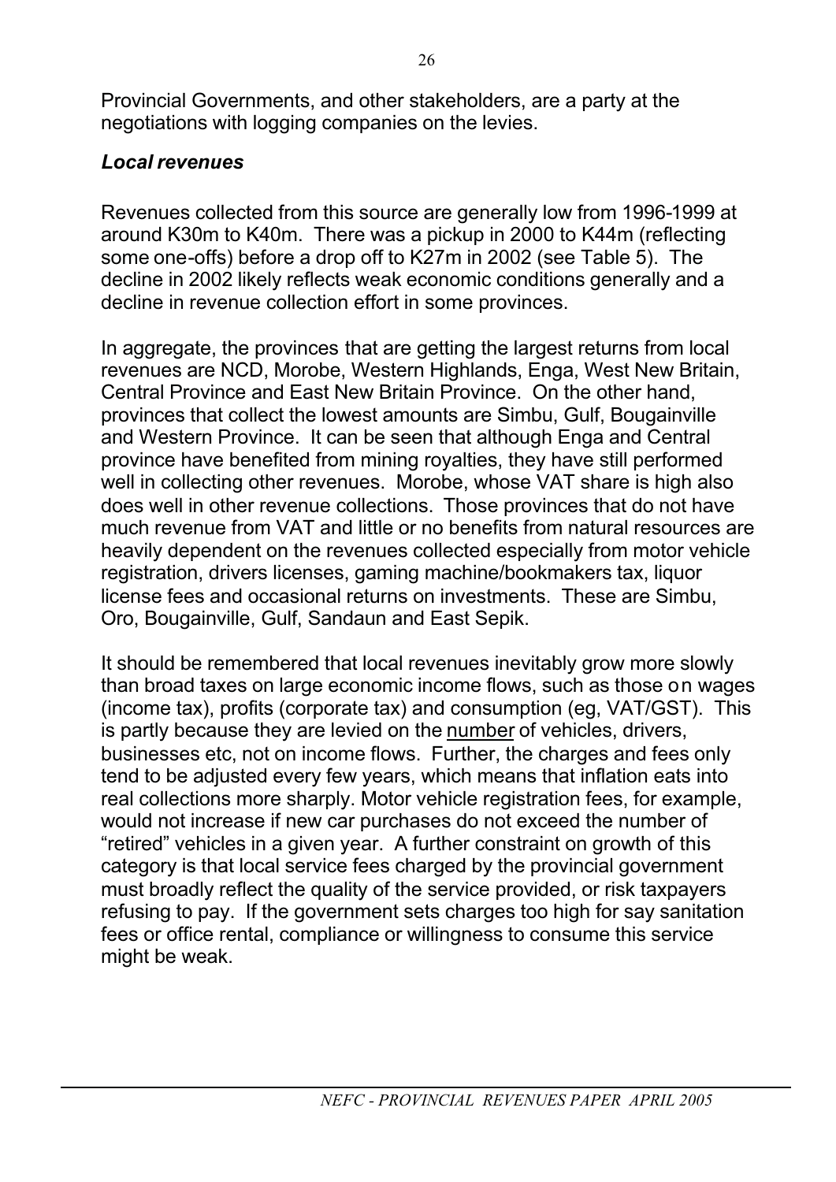Provincial Governments, and other stakeholders, are a party at the negotiations with logging companies on the levies.

### *Local revenues*

Revenues collected from this source are generally low from 1996-1999 at around K30m to K40m. There was a pickup in 2000 to K44m (reflecting some one-offs) before a drop off to K27m in 2002 (see Table 5). The decline in 2002 likely reflects weak economic conditions generally and a decline in revenue collection effort in some provinces.

In aggregate, the provinces that are getting the largest returns from local revenues are NCD, Morobe, Western Highlands, Enga, West New Britain, Central Province and East New Britain Province. On the other hand, provinces that collect the lowest amounts are Simbu, Gulf, Bougainville and Western Province. It can be seen that although Enga and Central province have benefited from mining royalties, they have still performed well in collecting other revenues. Morobe, whose VAT share is high also does well in other revenue collections. Those provinces that do not have much revenue from VAT and little or no benefits from natural resources are heavily dependent on the revenues collected especially from motor vehicle registration, drivers licenses, gaming machine/bookmakers tax, liquor license fees and occasional returns on investments. These are Simbu, Oro, Bougainville, Gulf, Sandaun and East Sepik.

It should be remembered that local revenues inevitably grow more slowly than broad taxes on large economic income flows, such as those on wages (income tax), profits (corporate tax) and consumption (eg, VAT/GST). This is partly because they are levied on the <u>number</u> of vehicles, drivers, businesses etc, not on income flows. Further, the charges and fees only tend to be adjusted every few years, which means that inflation eats into real collections more sharply. Motor vehicle registration fees, for example, would not increase if new car purchases do not exceed the number of "retired" vehicles in a given year. A further constraint on growth of this category is that local service fees charged by the provincial government must broadly reflect the quality of the service provided, or risk taxpayers refusing to pay. If the government sets charges too high for say sanitation fees or office rental, compliance or willingness to consume this service might be weak.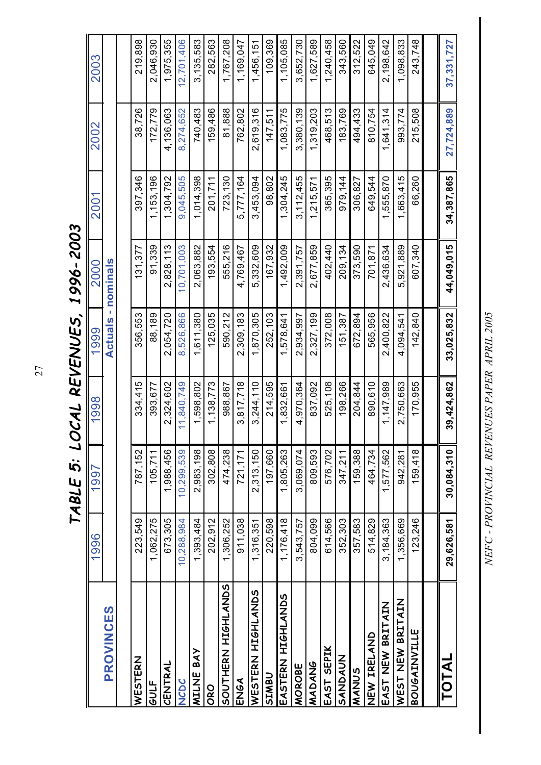# TABLE 5: LOCAL REVENUES, 1996-2003

| PROVINCES | 1996 | 1997 | 1998 | 1999 | 2000 | 2001 | 2002 | 2003 |
|---|---|---|---|---|---|---|---|---|
| | Actuals - nominals | | | | | | | |
| WESTERN | 223,549 | 787,152 | 334,415 | 356,553 | 131,377 | 397,346 | 38,726 | 219,898 |
| GULF | 1,062,275 | 105,711 | 393,677 | 88,189 | 91,339 | 1,153,196 | 172,779 | 2,046,930 |
| CENTRAL | 673,305 | 1,988,456 | 2,324,602 | 2,054,720 | 2,828,113 | 1,304,792 | 4,136,063 | 1,975,355 |
| NCDC | 10,288,984 | 10,299,539 | 11,840,749 | 8,526,866 | 10,701,003 | 9,045,505 | 8,274,652 | 12,701,406 |
| MILNE BAY | 1,393,484 | 2,983,198 | 1,598,802 | 1,611,380 | 2,063,882 | 1,014,398 | 740,483 | 3,135,583 |
| ORO | 202,912 | 302,808 | 1,138,773 | 125,035 | 193,554 | 201,711 | 159,486 | 282,563 |
| SOUTHERN HIGHLANDS | 1,306,252 | 474,238 | 988,867 | 590,212 | 555,216 | 723,130 | 81,888 | 1,767,208 |
| ENGA | 911,038 | 721,171 | 3,817,718 | 2,309,183 | 4,769,467 | 5,777,164 | 762,802 | 1,169,047 |
| WESTERN HIGHLANDS | 1,316,351 | 2,313,150 | 3,244,110 | 1,870,305 | 5,332,609 | 3,453,094 | 2,619,316 | 1,456,151 |
| SIMBU | 220,598 | 197,660 | 214,595 | 252,103 | 167,932 | 98,802 | 147,511 | 109,369 |
| EASTERN HIGHLANDS | 1,176,418 | 1,805,263 | 1,832,661 | 1,578,641 | 1,492,009 | 1,304,245 | 1,083,775 | 1,105,085 |
| MOROBE | 3,543,757 | 3,069,074 | 4,970,364 | 2,934,997 | 2,391,757 | 3,112,455 | 3,380,139 | 3,652,730 |
| MADANG | 804,099 | 809,593 | 837,092 | 2,327,199 | 2,677,859 | 1,215,571 | 1,319,203 | 1,627,589 |
| EAST SEPIK | 614,566 | 576,702 | 525,108 | 372,008 | 402,440 | 365,395 | 468,513 | 1,240,458 |
| SANDAUN | 352,303 | 347,211 | 198,266 | 151,387 | 209,134 | 979,144 | 183,769 | 343,560 |
| MANUS | 357,583 | 159,388 | 204,844 | 672,894 | 373,590 | 306,827 | 494,433 | 312,522 |
| NEW IRELAND | 514,829 | 464,734 | 890,610 | 565,956 | 701,871 | 649,544 | 810,754 | 645,049 |
| EAST NEW BRITAIN | 3,184,363 | 1,577,562 | 1,147,989 | 2,400,822 | 2,436,634 | 1,555,870 | 1,641,314 | 2,198,642 |
| WEST NEW BRITAIN | 1,356,669 | 942,281 | 2,750,663 | 4,094,541 | 5,921,889 | 1,663,415 | 993,774 | 1,098,833 |
| BOUGAINVILLE | 123,246 | 159,418 | 170,955 | 142,840 | 607,340 | 66,260 | 215,508 | 243,748 |
| **TOTAL** | **29,626,581** | **30,084,310** | **39,424,862** | **33,025,832** | **44,049,015** | **34,387,865** | **27,724,889** | **37,331,727** |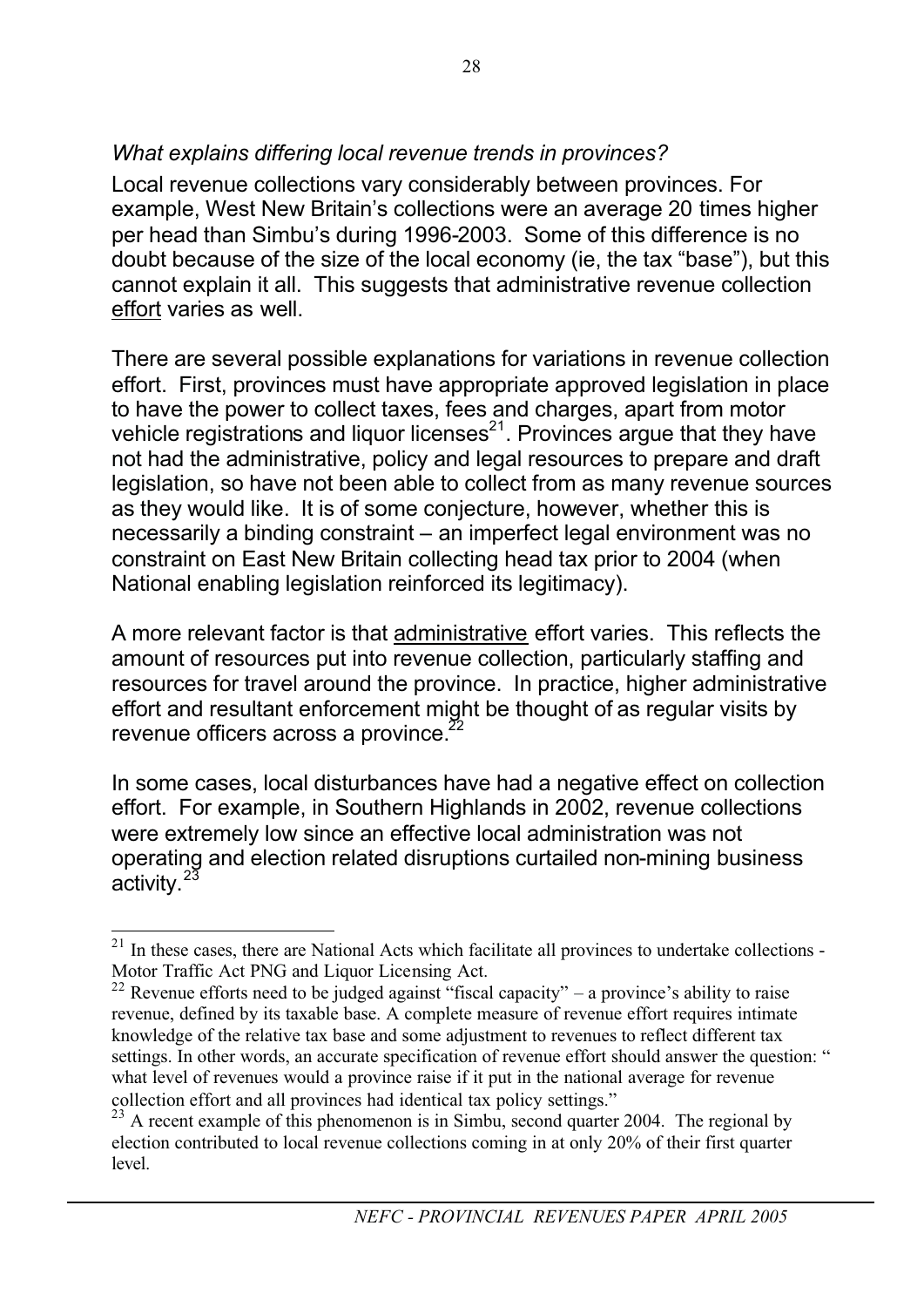*What explains differing local revenue trends in provinces?*

Local revenue collections vary considerably between provinces. For example, West New Britain's collections were an average 20 times higher per head than Simbu's during 1996-2003. Some of this difference is no doubt because of the size of the local economy (ie, the tax "base"), but this cannot explain it all. This suggests that administrative revenue collection effort varies as well.

There are several possible explanations for variations in revenue collection effort. First, provinces must have appropriate approved legislation in place to have the power to collect taxes, fees and charges, apart from motor vehicle registrations and liquor licenses[21]. Provinces argue that they have not had the administrative, policy and legal resources to prepare and draft legislation, so have not been able to collect from as many revenue sources as they would like. It is of some conjecture, however, whether this is necessarily a binding constraint – an imperfect legal environment was no constraint on East New Britain collecting head tax prior to 2004 (when National enabling legislation reinforced its legitimacy).

A more relevant factor is that administrative effort varies. This reflects the amount of resources put into revenue collection, particularly staffing and resources for travel around the province. In practice, higher administrative effort and resultant enforcement might be thought of as regular visits by revenue officers across a province.[22]

In some cases, local disturbances have had a negative effect on collection effort. For example, in Southern Highlands in 2002, revenue collections were extremely low since an effective local administration was not operating and election related disruptions curtailed non-mining business activity.[23]

---

[21] In these cases, there are National Acts which facilitate all provinces to undertake collections - Motor Traffic Act PNG and Liquor Licensing Act.

[22] Revenue efforts need to be judged against "fiscal capacity" – a province's ability to raise revenue, defined by its taxable base. A complete measure of revenue effort requires intimate knowledge of the relative tax base and some adjustment to revenues to reflect different tax settings. In other words, an accurate specification of revenue effort should answer the question: " what level of revenues would a province raise if it put in the national average for revenue collection effort and all provinces had identical tax policy settings."

[23] A recent example of this phenomenon is in Simbu, second quarter 2004. The regional by election contributed to local revenue collections coming in at only 20% of their first quarter level.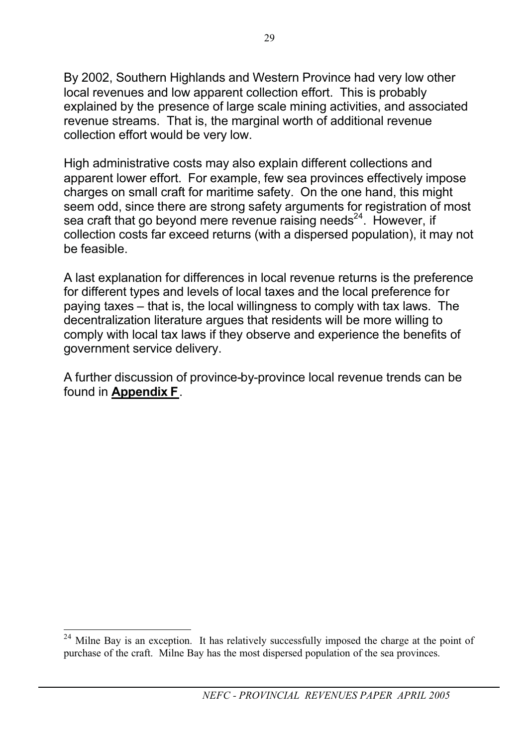By 2002, Southern Highlands and Western Province had very low other local revenues and low apparent collection effort. This is probably explained by the presence of large scale mining activities, and associated revenue streams. That is, the marginal worth of additional revenue collection effort would be very low.

High administrative costs may also explain different collections and apparent lower effort. For example, few sea provinces effectively impose charges on small craft for maritime safety. On the one hand, this might seem odd, since there are strong safety arguments for registration of most sea craft that go beyond mere revenue raising needs[24]. However, if collection costs far exceed returns (with a dispersed population), it may not be feasible.

A last explanation for differences in local revenue returns is the preference for different types and levels of local taxes and the local preference for paying taxes – that is, the local willingness to comply with tax laws. The decentralization literature argues that residents will be more willing to comply with local tax laws if they observe and experience the benefits of government service delivery.

A further discussion of province-by-province local revenue trends can be found in **Appendix F**.

---

[24] Milne Bay is an exception. It has relatively successfully imposed the charge at the point of purchase of the craft. Milne Bay has the most dispersed population of the sea provinces.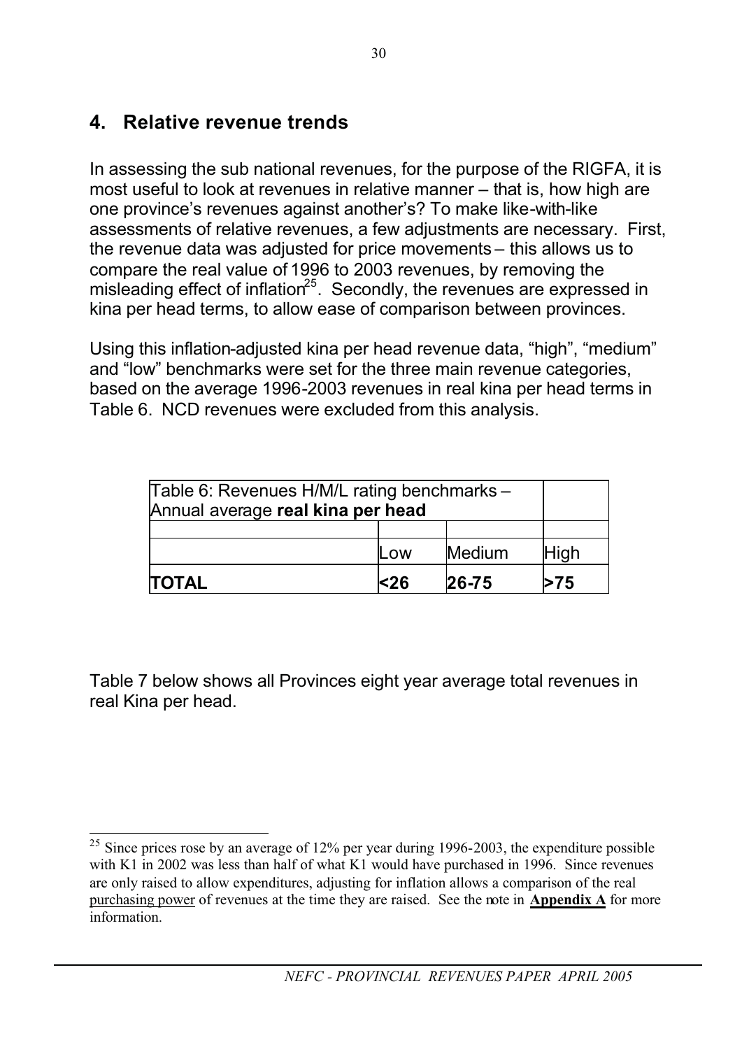## 4. Relative revenue trends

In assessing the sub national revenues, for the purpose of the RIGFA, it is most useful to look at revenues in relative manner – that is, how high are one province's revenues against another's? To make like-with-like assessments of relative revenues, a few adjustments are necessary. First, the revenue data was adjusted for price movements – this allows us to compare the real value of 1996 to 2003 revenues, by removing the misleading effect of inflation[25]. Secondly, the revenues are expressed in kina per head terms, to allow ease of comparison between provinces.

Using this inflation-adjusted kina per head revenue data, "high", "medium" and "low" benchmarks were set for the three main revenue categories, based on the average 1996-2003 revenues in real kina per head terms in Table 6. NCD revenues were excluded from this analysis.

| Table 6: Revenues H/M/L rating benchmarks – Annual average **real kina per head** | | | |
|---|---|---|---|
| | Low | Medium | High |
| **TOTAL** | **<26** | **26-75** | **>75** |

Table 7 below shows all Provinces eight year average total revenues in real Kina per head.

---

[25] Since prices rose by an average of 12% per year during 1996-2003, the expenditure possible with K1 in 2002 was less than half of what K1 would have purchased in 1996. Since revenues are only raised to allow expenditures, adjusting for inflation allows a comparison of the real purchasing power of revenues at the time they are raised. See the note in **Appendix A** for more information.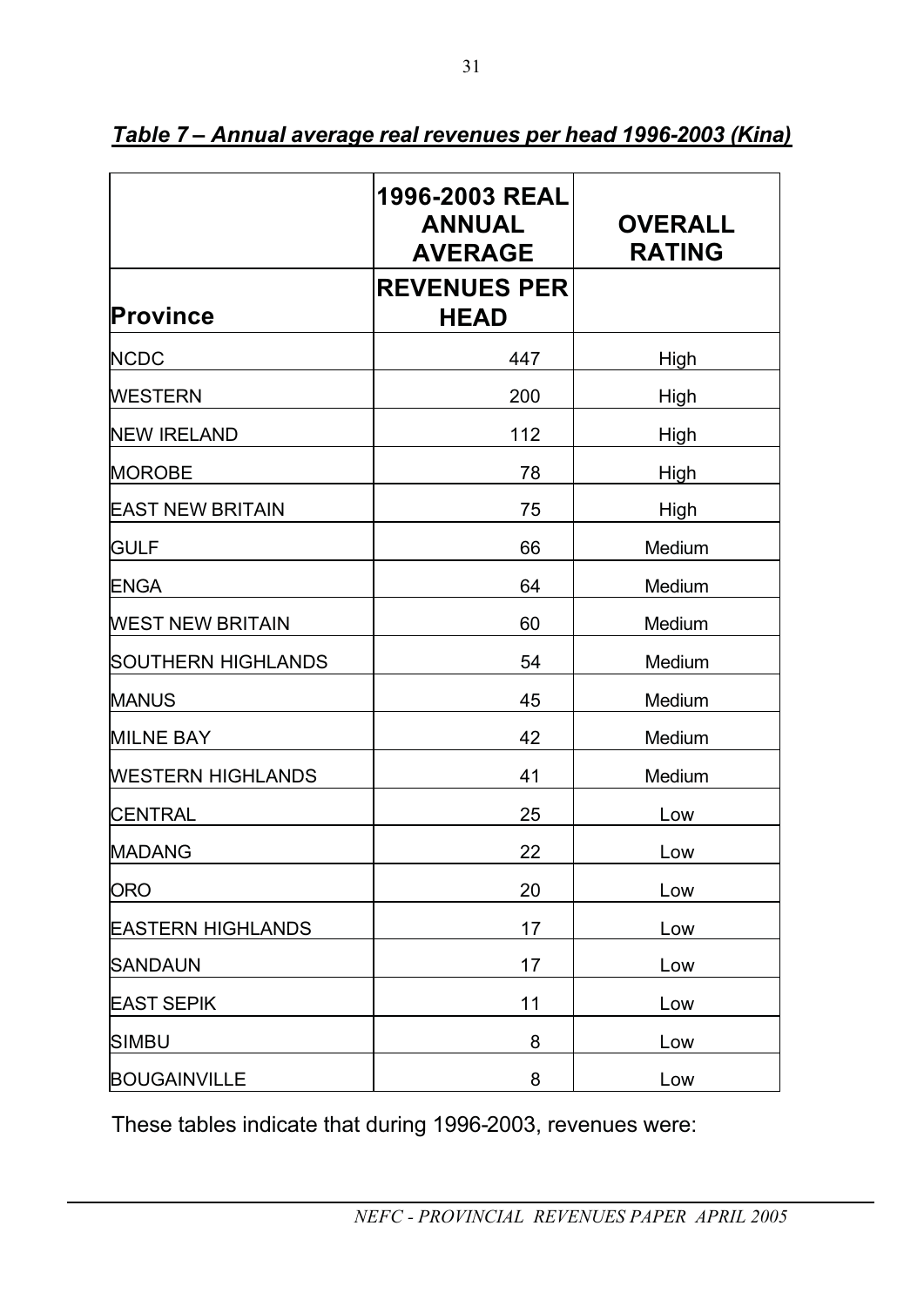***Table 7 – Annual average real revenues per head 1996-2003 (Kina)***

| Province | 1996-2003 REAL ANNUAL AVERAGE REVENUES PER HEAD | OVERALL RATING |
|---|---|---|
| NCDC | 447 | High |
| WESTERN | 200 | High |
| NEW IRELAND | 112 | High |
| MOROBE | 78 | High |
| EAST NEW BRITAIN | 75 | High |
| GULF | 66 | Medium |
| ENGA | 64 | Medium |
| WEST NEW BRITAIN | 60 | Medium |
| SOUTHERN HIGHLANDS | 54 | Medium |
| MANUS | 45 | Medium |
| MILNE BAY | 42 | Medium |
| WESTERN HIGHLANDS | 41 | Medium |
| CENTRAL | 25 | Low |
| MADANG | 22 | Low |
| ORO | 20 | Low |
| EASTERN HIGHLANDS | 17 | Low |
| SANDAUN | 17 | Low |
| EAST SEPIK | 11 | Low |
| SIMBU | 8 | Low |
| BOUGAINVILLE | 8 | Low |

These tables indicate that during 1996-2003, revenues were: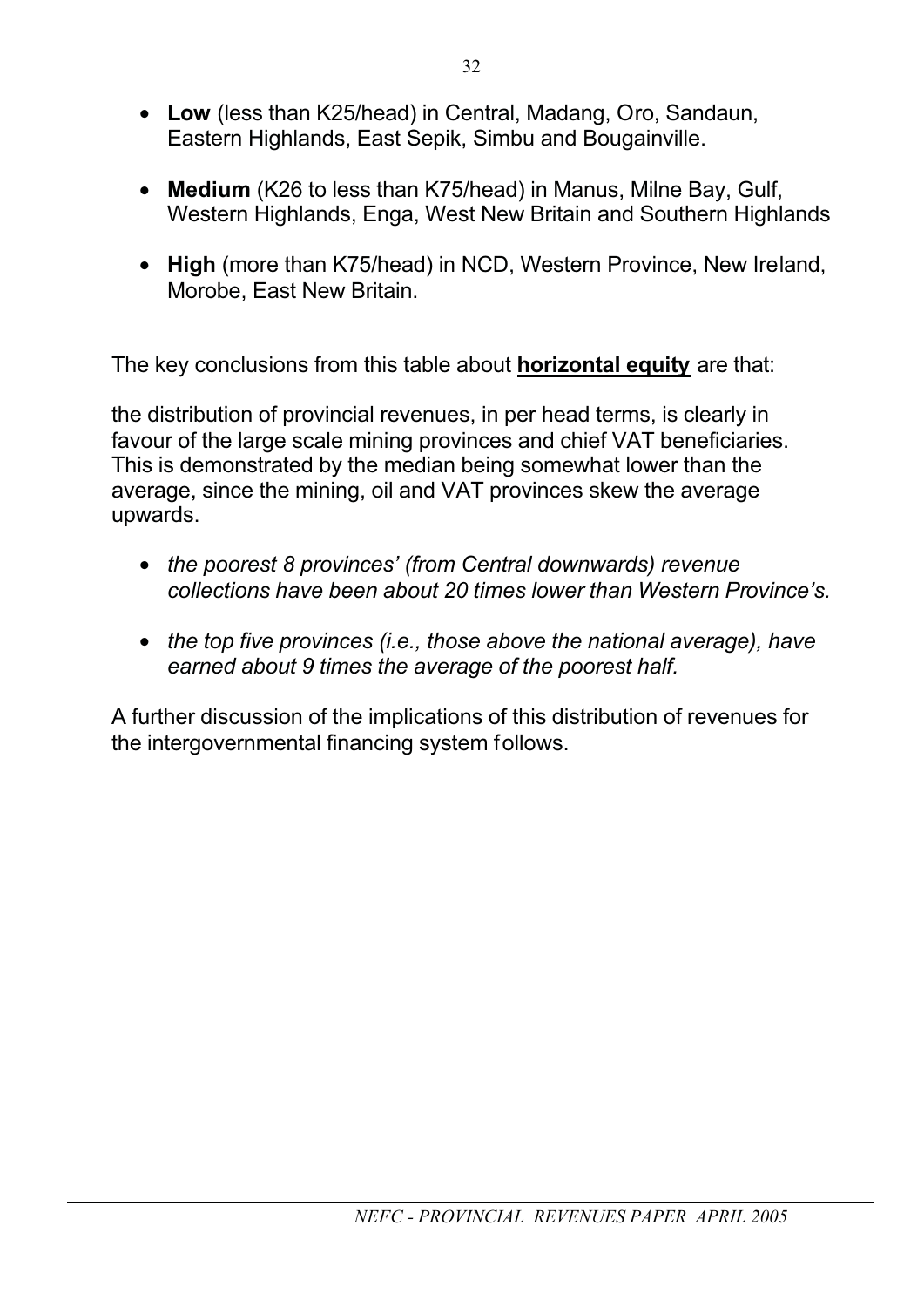- **Low** (less than K25/head) in Central, Madang, Oro, Sandaun, Eastern Highlands, East Sepik, Simbu and Bougainville.

- **Medium** (K26 to less than K75/head) in Manus, Milne Bay, Gulf, Western Highlands, Enga, West New Britain and Southern Highlands

- **High** (more than K75/head) in NCD, Western Province, New Ireland, Morobe, East New Britain.

The key conclusions from this table about **<u>horizontal equity</u>** are that:

the distribution of provincial revenues, in per head terms, is clearly in favour of the large scale mining provinces and chief VAT beneficiaries. This is demonstrated by the median being somewhat lower than the average, since the mining, oil and VAT provinces skew the average upwards.

- *the poorest 8 provinces' (from Central downwards) revenue collections have been about 20 times lower than Western Province's.*

- *the top five provinces (i.e., those above the national average), have earned about 9 times the average of the poorest half.*

A further discussion of the implications of this distribution of revenues for the intergovernmental financing system follows.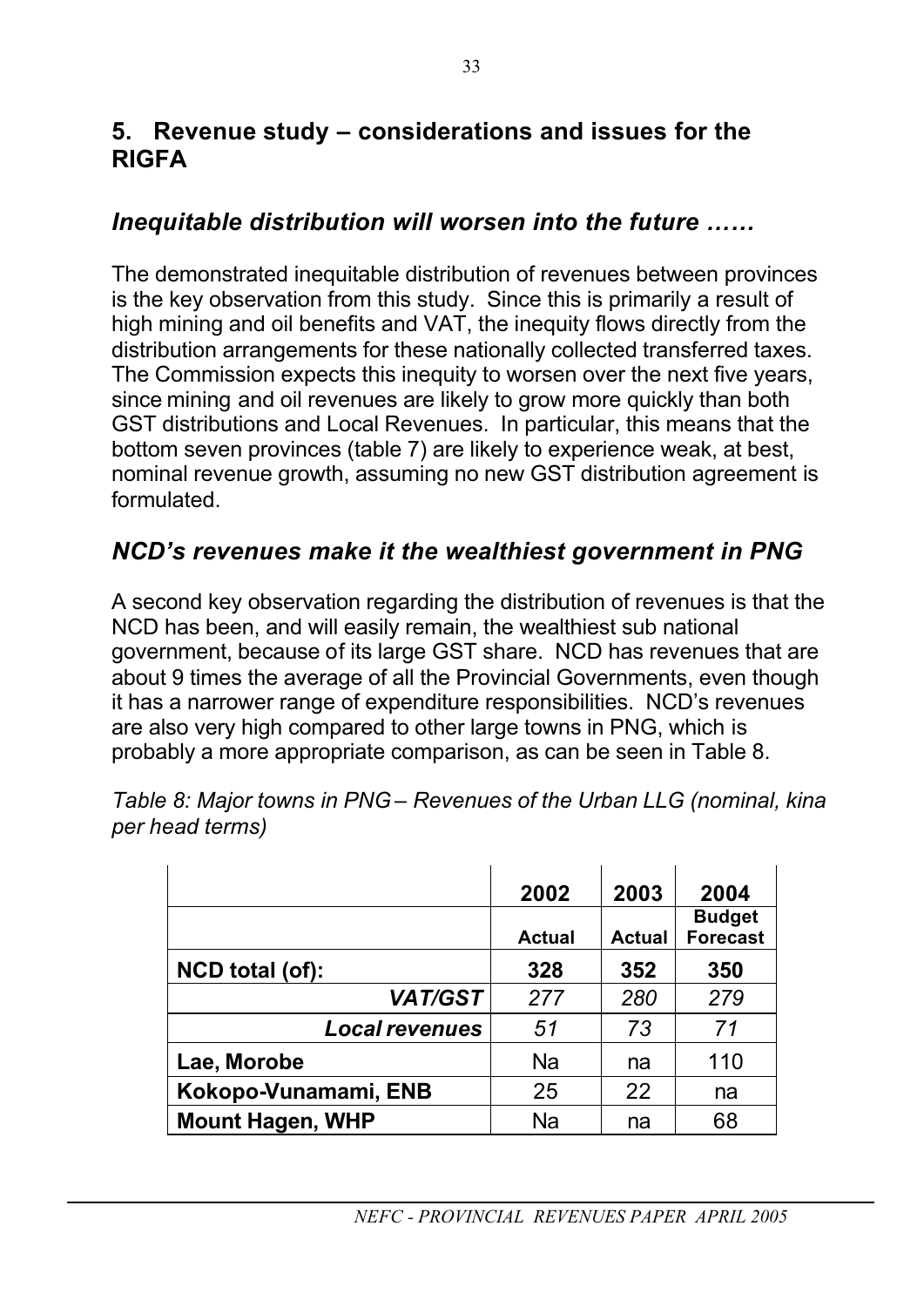## 5. Revenue study – considerations and issues for the RIGFA

### *Inequitable distribution will worsen into the future ……*

The demonstrated inequitable distribution of revenues between provinces is the key observation from this study. Since this is primarily a result of high mining and oil benefits and VAT, the inequity flows directly from the distribution arrangements for these nationally collected transferred taxes. The Commission expects this inequity to worsen over the next five years, since mining and oil revenues are likely to grow more quickly than both GST distributions and Local Revenues. In particular, this means that the bottom seven provinces (table 7) are likely to experience weak, at best, nominal revenue growth, assuming no new GST distribution agreement is formulated.

### *NCD's revenues make it the wealthiest government in PNG*

A second key observation regarding the distribution of revenues is that the NCD has been, and will easily remain, the wealthiest sub national government, because of its large GST share. NCD has revenues that are about 9 times the average of all the Provincial Governments, even though it has a narrower range of expenditure responsibilities. NCD's revenues are also very high compared to other large towns in PNG, which is probably a more appropriate comparison, as can be seen in Table 8.

*Table 8: Major towns in PNG – Revenues of the Urban LLG (nominal, kina per head terms)*

| | 2002 | 2003 | 2004 |
|---|---|---|---|
| | **Actual** | **Actual** | **Budget Forecast** |
| **NCD total (of):** | **328** | **352** | **350** |
| ***VAT/GST*** | *277* | *280* | *279* |
| ***Local revenues*** | *51* | *73* | *71* |
| **Lae, Morobe** | Na | na | 110 |
| **Kokopo-Vunamami, ENB** | 25 | 22 | na |
| **Mount Hagen, WHP** | Na | na | 68 |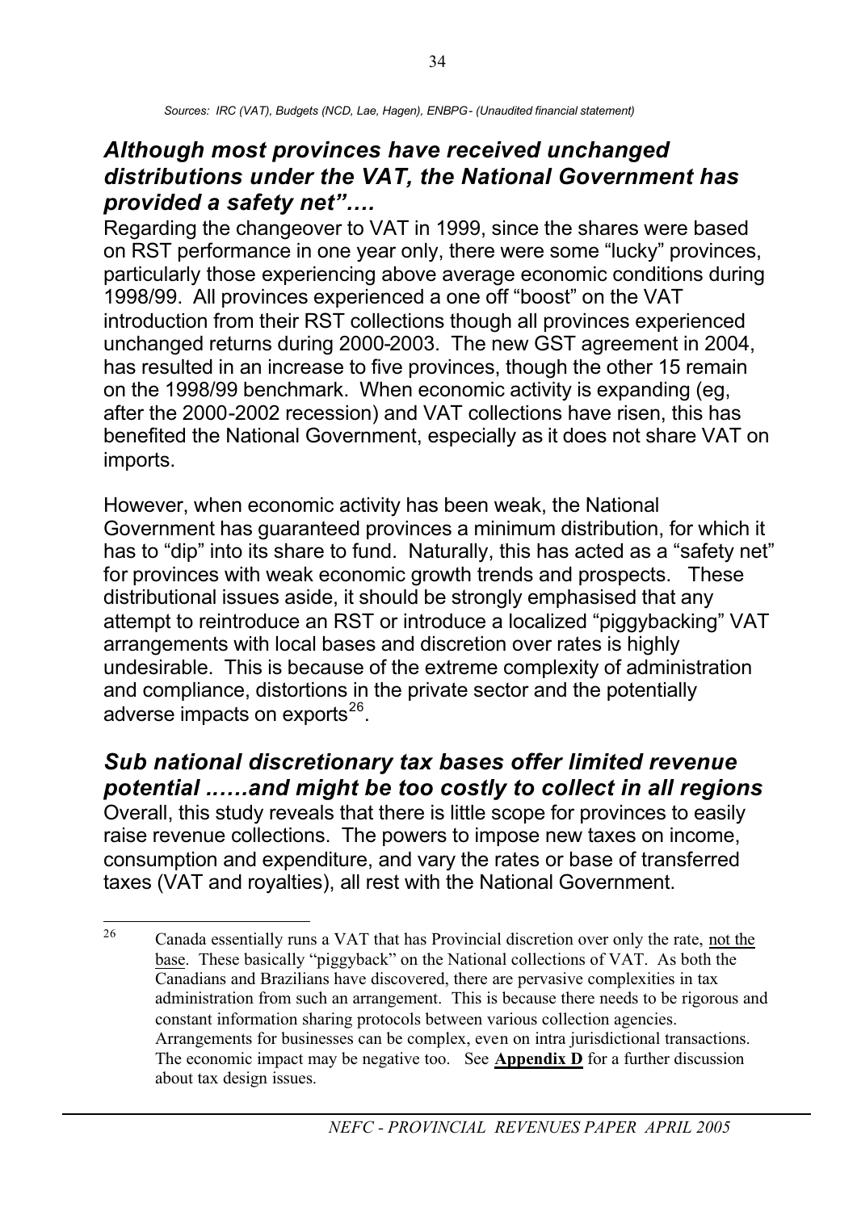*Sources: IRC (VAT), Budgets (NCD, Lae, Hagen), ENBPG- (Unaudited financial statement)*

## *Although most provinces have received unchanged distributions under the VAT, the National Government has provided a safety net"….*

Regarding the changeover to VAT in 1999, since the shares were based on RST performance in one year only, there were some "lucky" provinces, particularly those experiencing above average economic conditions during 1998/99. All provinces experienced a one off "boost" on the VAT introduction from their RST collections though all provinces experienced unchanged returns during 2000-2003. The new GST agreement in 2004, has resulted in an increase to five provinces, though the other 15 remain on the 1998/99 benchmark. When economic activity is expanding (eg, after the 2000-2002 recession) and VAT collections have risen, this has benefited the National Government, especially as it does not share VAT on imports.

However, when economic activity has been weak, the National Government has guaranteed provinces a minimum distribution, for which it has to "dip" into its share to fund. Naturally, this has acted as a "safety net" for provinces with weak economic growth trends and prospects. These distributional issues aside, it should be strongly emphasised that any attempt to reintroduce an RST or introduce a localized "piggybacking" VAT arrangements with local bases and discretion over rates is highly undesirable. This is because of the extreme complexity of administration and compliance, distortions in the private sector and the potentially adverse impacts on exports[26].

## *Sub national discretionary tax bases offer limited revenue potential ……and might be too costly to collect in all regions*

Overall, this study reveals that there is little scope for provinces to easily raise revenue collections. The powers to impose new taxes on income, consumption and expenditure, and vary the rates or base of transferred taxes (VAT and royalties), all rest with the National Government.

---

[26] Canada essentially runs a VAT that has Provincial discretion over only the rate, not the base. These basically "piggyback" on the National collections of VAT. As both the Canadians and Brazilians have discovered, there are pervasive complexities in tax administration from such an arrangement. This is because there needs to be rigorous and constant information sharing protocols between various collection agencies. Arrangements for businesses can be complex, even on intra jurisdictional transactions. The economic impact may be negative too. See **Appendix D** for a further discussion about tax design issues.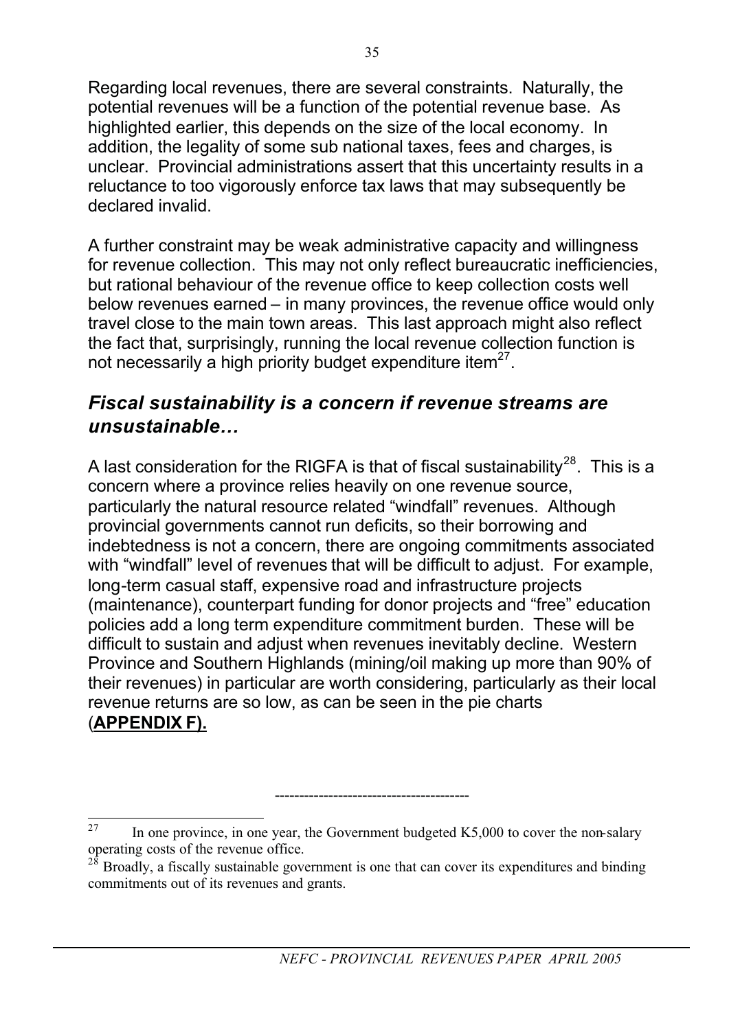Regarding local revenues, there are several constraints. Naturally, the potential revenues will be a function of the potential revenue base. As highlighted earlier, this depends on the size of the local economy. In addition, the legality of some sub national taxes, fees and charges, is unclear. Provincial administrations assert that this uncertainty results in a reluctance to too vigorously enforce tax laws that may subsequently be declared invalid.

A further constraint may be weak administrative capacity and willingness for revenue collection. This may not only reflect bureaucratic inefficiencies, but rational behaviour of the revenue office to keep collection costs well below revenues earned – in many provinces, the revenue office would only travel close to the main town areas. This last approach might also reflect the fact that, surprisingly, running the local revenue collection function is not necessarily a high priority budget expenditure item[27].

## *Fiscal sustainability is a concern if revenue streams are unsustainable…*

A last consideration for the RIGFA is that of fiscal sustainability[28]. This is a concern where a province relies heavily on one revenue source, particularly the natural resource related "windfall" revenues. Although provincial governments cannot run deficits, so their borrowing and indebtedness is not a concern, there are ongoing commitments associated with "windfall" level of revenues that will be difficult to adjust. For example, long-term casual staff, expensive road and infrastructure projects (maintenance), counterpart funding for donor projects and "free" education policies add a long term expenditure commitment burden. These will be difficult to sustain and adjust when revenues inevitably decline. Western Province and Southern Highlands (mining/oil making up more than 90% of their revenues) in particular are worth considering, particularly as their local revenue returns are so low, as can be seen in the pie charts (**APPENDIX F).**

---------------------------------------

[27] In one province, in one year, the Government budgeted K5,000 to cover the non-salary operating costs of the revenue office.

[28] Broadly, a fiscally sustainable government is one that can cover its expenditures and binding commitments out of its revenues and grants.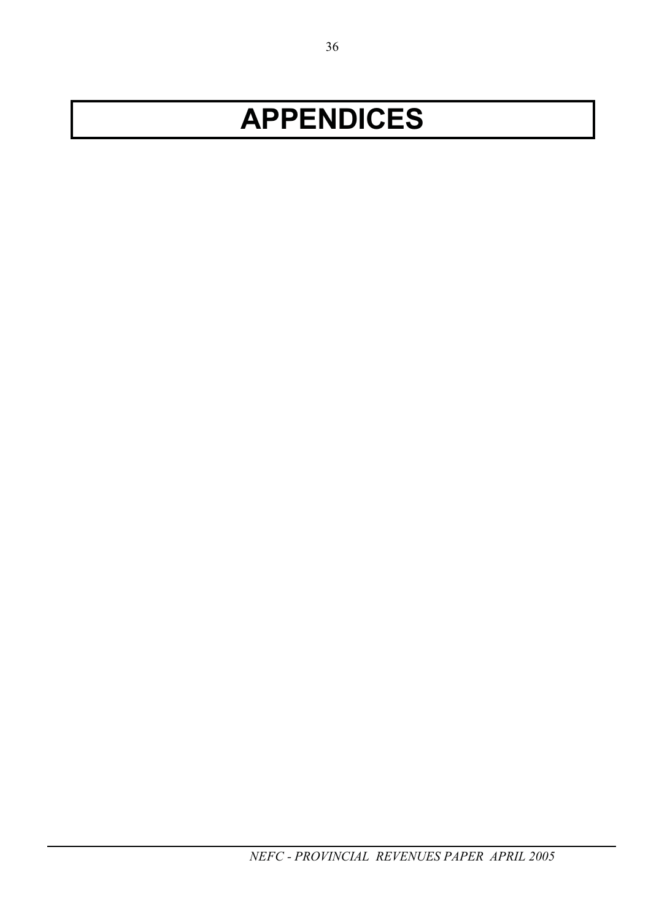# APPENDICES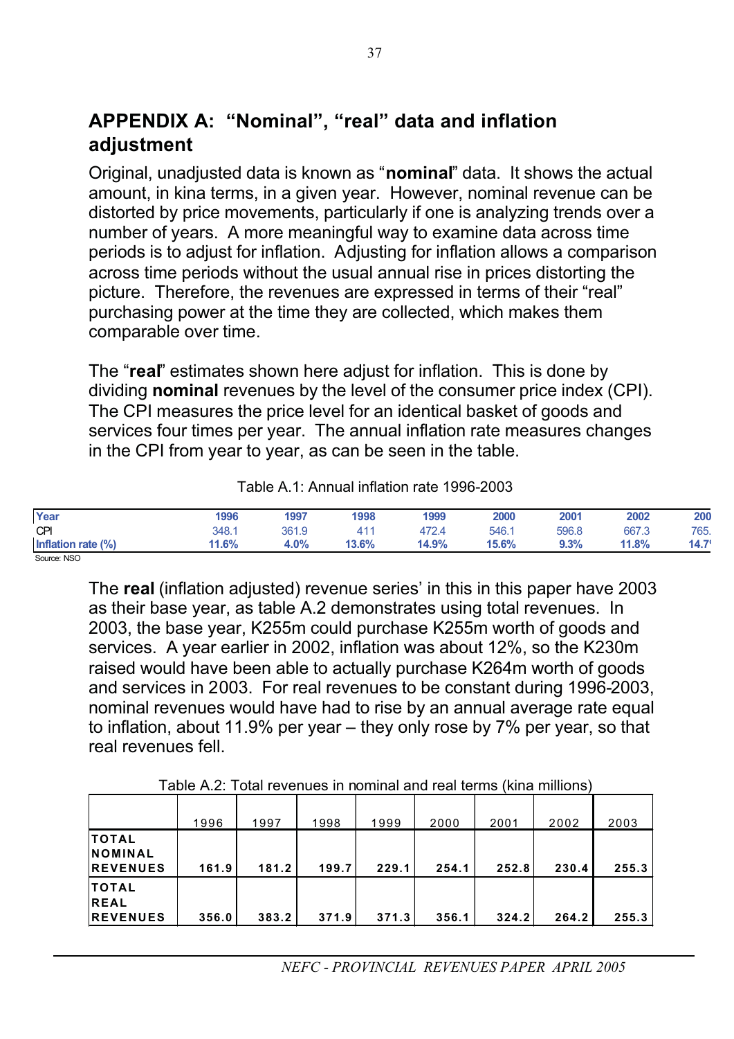## APPENDIX A: "Nominal", "real" data and inflation adjustment

Original, unadjusted data is known as "**nominal**" data. It shows the actual amount, in kina terms, in a given year. However, nominal revenue can be distorted by price movements, particularly if one is analyzing trends over a number of years. A more meaningful way to examine data across time periods is to adjust for inflation. Adjusting for inflation allows a comparison across time periods without the usual annual rise in prices distorting the picture. Therefore, the revenues are expressed in terms of their "real" purchasing power at the time they are collected, which makes them comparable over time.

The "**real**" estimates shown here adjust for inflation. This is done by dividing **nominal** revenues by the level of the consumer price index (CPI). The CPI measures the price level for an identical basket of goods and services four times per year. The annual inflation rate measures changes in the CPI from year to year, as can be seen in the table.

Table A.1: Annual inflation rate 1996-2003

| **Year** | **1996** | **1997** | **1998** | **1999** | **2000** | **2001** | **2002** | **200** |
|---|---|---|---|---|---|---|---|---|
| CPI | 348.1 | 361.9 | 411 | 472.4 | 546.1 | 596.8 | 667.3 | 765. |
| **Inflation rate (%)** | **11.6%** | **4.0%** | **13.6%** | **14.9%** | **15.6%** | **9.3%** | **11.8%** | **14.7** |

Source: NSO

The **real** (inflation adjusted) revenue series' in this in this paper have 2003 as their base year, as table A.2 demonstrates using total revenues. In 2003, the base year, K255m could purchase K255m worth of goods and services. A year earlier in 2002, inflation was about 12%, so the K230m raised would have been able to actually purchase K264m worth of goods and services in 2003. For real revenues to be constant during 1996-2003, nominal revenues would have had to rise by an annual average rate equal to inflation, about 11.9% per year – they only rose by 7% per year, so that real revenues fell.

Table A.2: Total revenues in nominal and real terms (kina millions)

| | 1996 | 1997 | 1998 | 1999 | 2000 | 2001 | 2002 | 2003 |
|---|---|---|---|---|---|---|---|---|
| **TOTAL NOMINAL REVENUES** | **161.9** | **181.2** | **199.7** | **229.1** | **254.1** | **252.8** | **230.4** | **255.3** |
| **TOTAL REAL REVENUES** | **356.0** | **383.2** | **371.9** | **371.3** | **356.1** | **324.2** | **264.2** | **255.3** |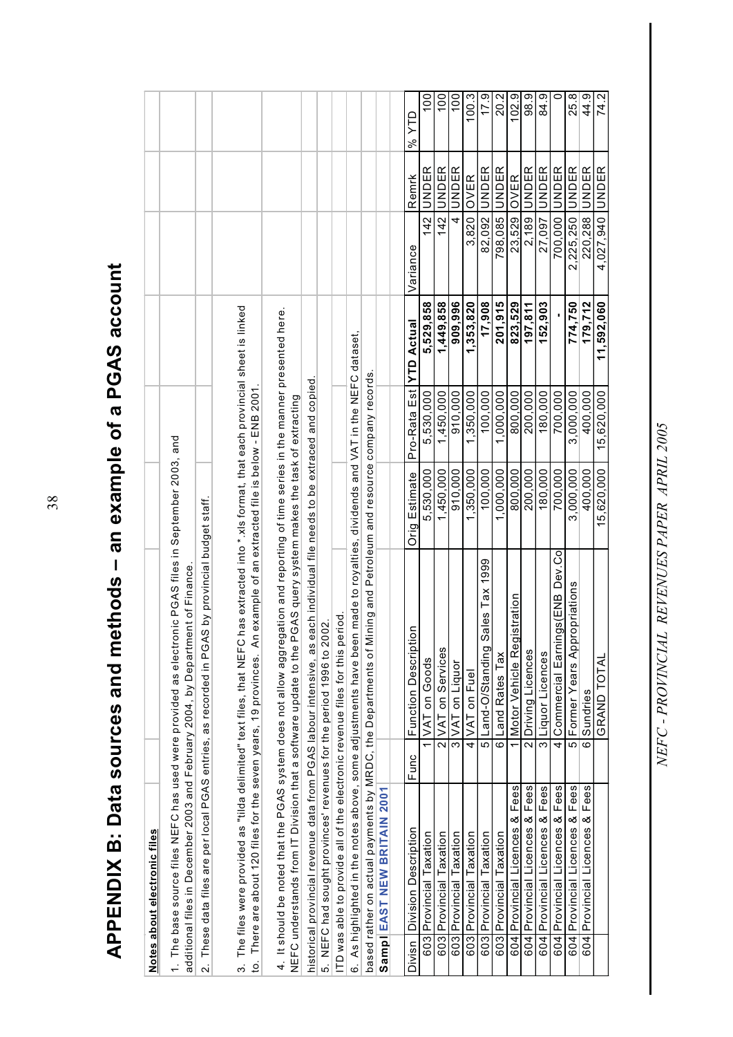# APPENDIX B: Data sources and methods – an example of a PGAS account

**Notes about electronic files**

1. The base source files NEFC has used were provided as electronic PGAS files in September 2003, and additional files in December 2003 and February 2004, by Department of Finance.

2. These data files are per local PGAS entries, as recorded in PGAS by provincial budget staff.

3. The files were provided as "tilda delimited" text files, that NEFC has extracted into *.xls format, that each provincial sheet is linked to. There are about 120 files for the seven years, 19 provinces. An example of an extracted file is below - ENB 2001.

4. It should be noted that the PGAS system does not allow aggregation and reporting of time series in the manner presented here. NEFC understands from IT Division that a software update to the PGAS query system makes the task of extracting historical provincial revenue data from PGAS labour intensive, as each individual file needs to be extracted and copied.

5. NEFC had sought provinces' revenues for the period 1996 to 2002. ITD was able to provide all of the electronic revenue files for this period.

6. As highlighted in the notes above, some adjustments have been made to royalties, dividends and VAT in the NEFC dataset, based rather on actual payments by MRDC, the Departments of Mining and Petroleum and resource company records.

**Sampl EAST NEW BRITAIN 2001**

| Divisn | Division Description | Func | Function Description | Orig Estimate | Pro-Rata Est | YTD Actual | Variance | Remrk | % YTD |
|---|---|---|---|---|---|---|---|---|---|
| 603 | Provincial Taxation | 1 | VAT on Goods | 5,530,000 | 5,530,000 | **5,529,858** | 142 | UNDER | 100 |
| 603 | Provincial Taxation | 2 | VAT on Services | 1,450,000 | 1,450,000 | **1,449,858** | 142 | UNDER | 100 |
| 603 | Provincial Taxation | 3 | VAT on Liquor | 910,000 | 910,000 | **909,996** | 4 | UNDER | 100 |
| 603 | Provincial Taxation | 4 | VAT on Fuel | 1,350,000 | 1,350,000 | **1,353,820** | 3,820 | OVER | 100.3 |
| 603 | Provincial Taxation | 5 | Land-O/Standing Sales Tax 1999 | 100,000 | 100,000 | **17,908** | 82,092 | UNDER | 17.9 |
| 603 | Provincial Taxation | 6 | Land Rates Tax | 1,000,000 | 1,000,000 | **201,915** | 798,085 | UNDER | 20.2 |
| 604 | Provincial Licences & Fees | 1 | Motor Vehicle Registration | 800,000 | 800,000 | **823,529** | 23,529 | OVER | 102.9 |
| 604 | Provincial Licences & Fees | 2 | Driving Licences | 200,000 | 200,000 | **197,811** | 2,189 | UNDER | 98.9 |
| 604 | Provincial Licences & Fees | 3 | Liquor Licences | 180,000 | 180,000 | **152,903** | 27,097 | UNDER | 84.9 |
| 604 | Provincial Licences & Fees | 4 | Commercial Earnings(ENB Dev.Co | 700,000 | 700,000 | **-** | 700,000 | UNDER | 0 |
| 604 | Provincial Licences & Fees | 5 | Former Years Appropriations | 3,000,000 | 3,000,000 | **774,750** | 2,225,250 | UNDER | 25.8 |
| 604 | Provincial Licences & Fees | 6 | Sundries | 400,000 | 400,000 | **179,712** | 220,288 | UNDER | 44.9 |
| | | | GRAND TOTAL | 15,620,000 | 15,620,000 | **11,592,060** | 4,027,940 | UNDER | 74.2 |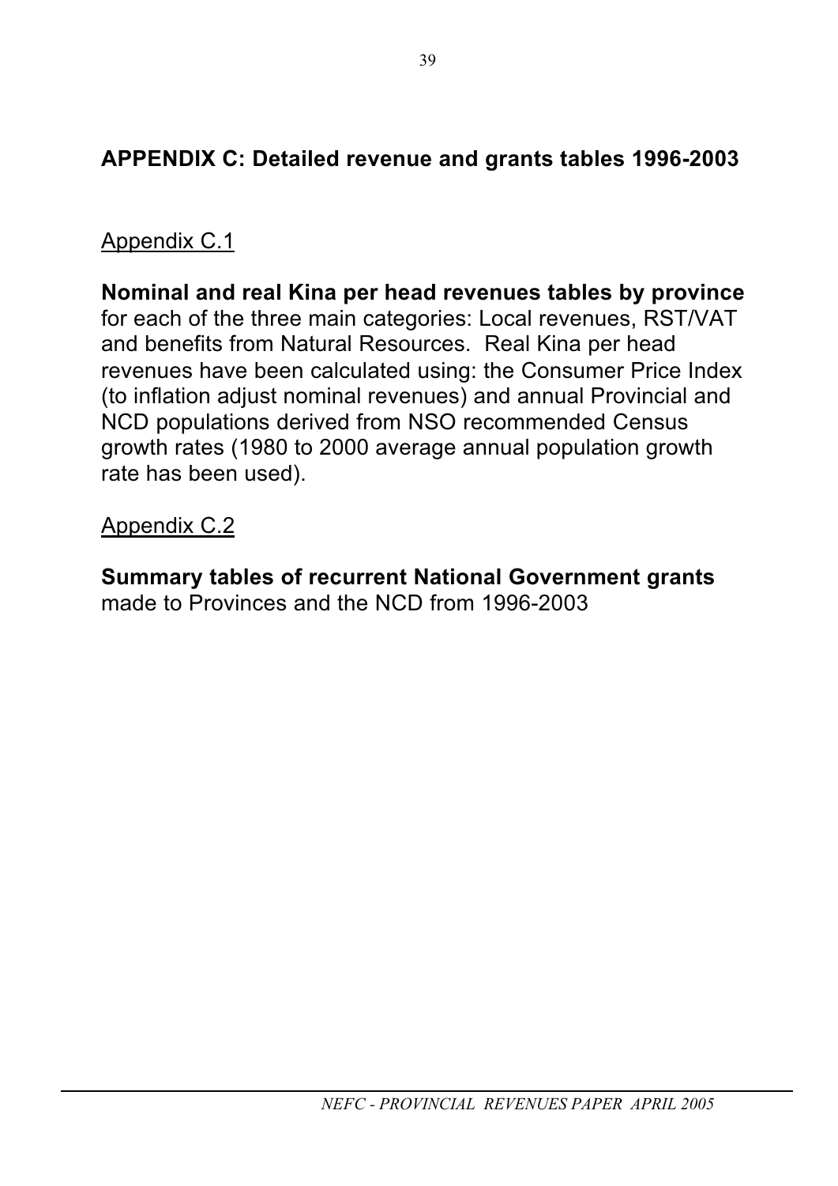## APPENDIX C: Detailed revenue and grants tables 1996-2003

Appendix C.1

**Nominal and real Kina per head revenues tables by province** for each of the three main categories: Local revenues, RST/VAT and benefits from Natural Resources. Real Kina per head revenues have been calculated using: the Consumer Price Index (to inflation adjust nominal revenues) and annual Provincial and NCD populations derived from NSO recommended Census growth rates (1980 to 2000 average annual population growth rate has been used).

Appendix C.2

**Summary tables of recurrent National Government grants** made to Provinces and the NCD from 1996-2003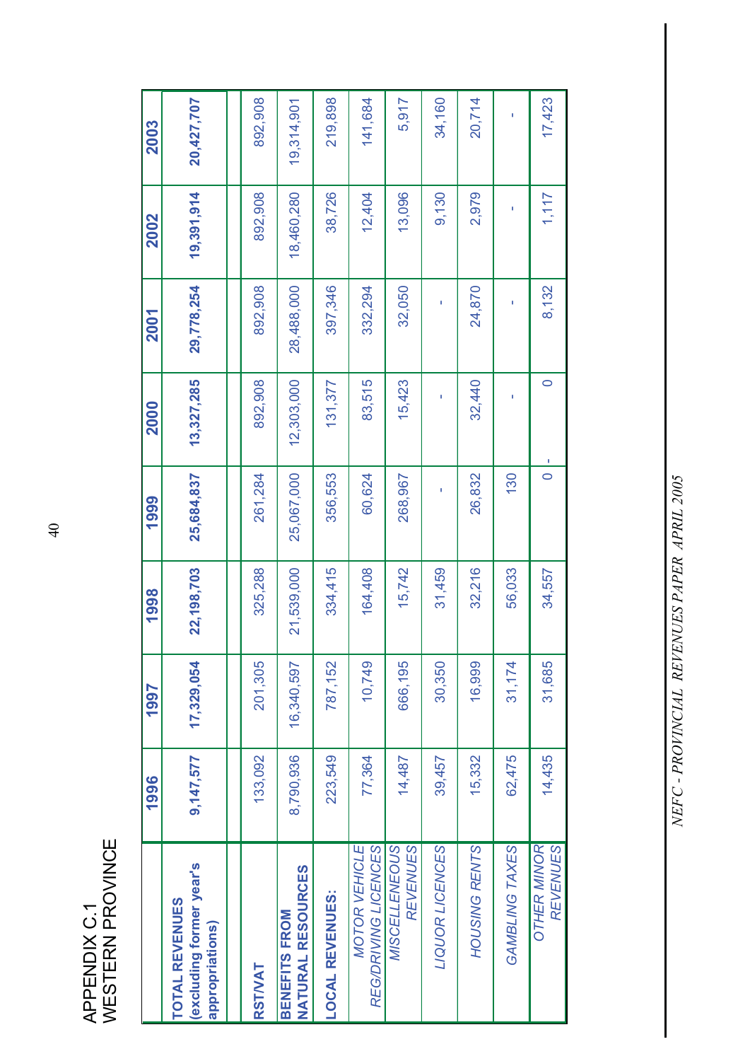# APPENDIX C.1
## WESTERN PROVINCE

| | 1996 | 1997 | 1998 | 1999 | 2000 | 2001 | 2002 | 2003 |
|---|---|---|---|---|---|---|---|---|
| **TOTAL REVENUES (excluding former year's appropriations)** | **9,147,577** | **17,329,054** | **22,198,703** | **25,684,837** | **13,327,285** | **29,778,254** | **19,391,914** | **20,427,707** |
| | | | | | | | | |
| **RST/VAT** | 133,092 | 201,305 | 325,288 | 261,284 | 892,908 | 892,908 | 892,908 | 892,908 |
| **BENEFITS FROM NATURAL RESOURCES** | 8,790,936 | 16,340,597 | 21,539,000 | 25,067,000 | 12,303,000 | 28,488,000 | 18,460,280 | 19,314,901 |
| **LOCAL REVENUES:** | 223,549 | 787,152 | 334,415 | 356,553 | 131,377 | 397,346 | 38,726 | 219,898 |
| *MOTOR VEHICLE REG/DRIVING LICENCES* | 77,364 | 10,749 | 164,408 | 60,624 | 83,515 | 332,294 | 12,404 | 141,684 |
| *MISCELLENEOUS REVENUES* | 14,487 | 666,195 | 15,742 | 268,967 | 15,423 | 32,050 | 13,096 | 5,917 |
| *LIQUOR LICENCES* | 39,457 | 30,350 | 31,459 | - | - | - | 9,130 | 34,160 |
| *HOUSING RENTS* | 15,332 | 16,999 | 32,216 | 26,832 | 32,440 | 24,870 | 2,979 | 20,714 |
| *GAMBLING TAXES* | 62,475 | 31,174 | 56,033 | 130 | - | - | - | - |
| *OTHER MINOR REVENUES* | 14,435 | 31,685 | 34,557 | 0 - | 0 | 8,132 | 1,117 | 17,423 |

*NEFC - PROVINCIAL REVENUES PAPER APRIL 2005*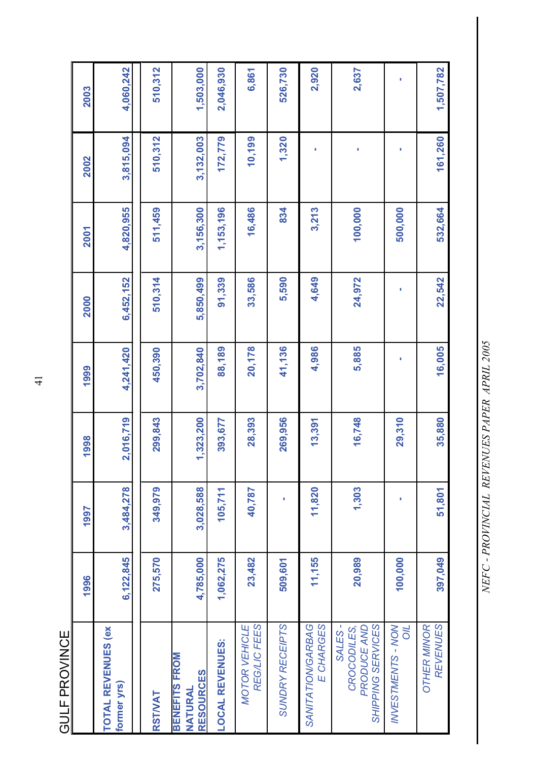# GULF PROVINCE

| | 1996 | 1997 | 1998 | 1999 | 2000 | 2001 | 2002 | 2003 |
|---|---|---|---|---|---|---|---|---|
| **TOTAL REVENUES (ex former yrs)** | 6,122,845 | 3,484,278 | 2,016,719 | 4,241,420 | 6,452,152 | 4,820,955 | 3,815,094 | 4,060,242 |
| **RST/VAT** | 275,570 | 349,979 | 299,843 | 450,390 | 510,314 | 511,459 | 510,312 | 510,312 |
| **BENEFITS FROM NATURAL RESOURCES** | 4,785,000 | 3,028,588 | 1,323,200 | 3,702,840 | 5,850,499 | 3,156,300 | 3,132,003 | 1,503,000 |
| **LOCAL REVENUES:** | 1,062,275 | 105,711 | 393,677 | 88,189 | 91,339 | 1,153,196 | 172,779 | 2,046,930 |
| *MOTOR VEHICLE REG/LIC FEES* | 23,482 | 40,787 | 28,393 | 20,178 | 33,586 | 16,486 | 10,199 | 6,861 |
| *SUNDRY RECEIPTS* | 509,601 | - | 269,956 | 41,136 | 5,590 | 834 | 1,320 | 526,730 |
| *SANITATION/GARBAGE CHARGES* | 11,155 | 11,820 | 13,391 | 4,986 | 4,649 | 3,213 | - | 2,920 |
| *SALES - CROCODILES, PRODUCE AND SHIPPING SERVICES* | 20,989 | 1,303 | 16,748 | 5,885 | 24,972 | 100,000 | - | 2,637 |
| *INVESTMENTS - NON OIL* | 100,000 | - | 29,310 | - | - | 500,000 | - | - |
| *OTHER MINOR REVENUES* | 397,049 | 51,801 | 35,880 | 16,005 | 22,542 | 532,664 | 161,260 | 1,507,782 |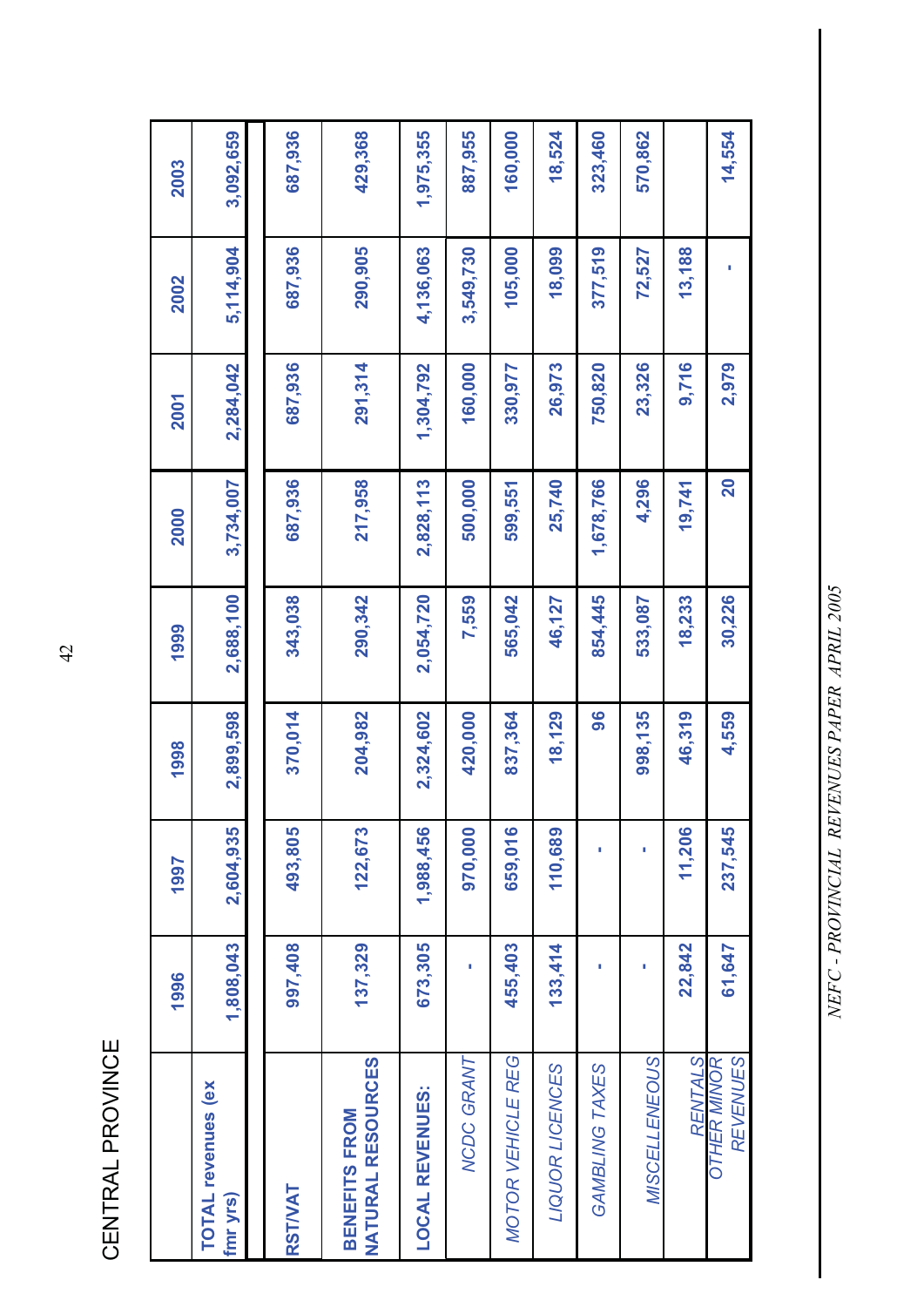# CENTRAL PROVINCE

| | 1996 | 1997 | 1998 | 1999 | 2000 | 2001 | 2002 | 2003 |
|---|---|---|---|---|---|---|---|---|
| **TOTAL revenues (ex fmr yrs)** | 1,808,043 | 2,604,935 | 2,899,598 | 2,688,100 | 3,734,007 | 2,284,042 | 5,114,904 | 3,092,659 |
| | | | | | | | | |
| **RST/VAT** | 997,408 | 493,805 | 370,014 | 343,038 | 687,936 | 687,936 | 687,936 | 687,936 |
| **BENEFITS FROM NATURAL RESOURCES** | 137,329 | 122,673 | 204,982 | 290,342 | 217,958 | 291,314 | 290,905 | 429,368 |
| **LOCAL REVENUES:** | 673,305 | 1,988,456 | 2,324,602 | 2,054,720 | 2,828,113 | 1,304,792 | 4,136,063 | 1,975,355 |
| *NCDC GRANT* | - | 970,000 | 420,000 | 7,559 | 500,000 | 160,000 | 3,549,730 | 887,955 |
| *MOTOR VEHICLE REG* | 455,403 | 659,016 | 837,364 | 565,042 | 599,551 | 330,977 | 105,000 | 160,000 |
| *LIQUOR LICENCES* | 133,414 | 110,689 | 18,129 | 46,127 | 25,740 | 26,973 | 18,099 | 18,524 |
| *GAMBLING TAXES* | - | - | 96 | 854,445 | 1,678,766 | 750,820 | 377,519 | 323,460 |
| *MISCELLENEOUS* | - | - | 998,135 | 533,087 | 4,296 | 23,326 | 72,527 | 570,862 |
| *RENTALS* | 22,842 | 11,206 | 46,319 | 18,233 | 19,741 | 9,716 | 13,188 | |
| *OTHER MINOR REVENUES* | 61,647 | 237,545 | 4,559 | 30,226 | 20 | 2,979 | - | 14,554 |

*NEFC - PROVINCIAL REVENUES PAPER APRIL 2005*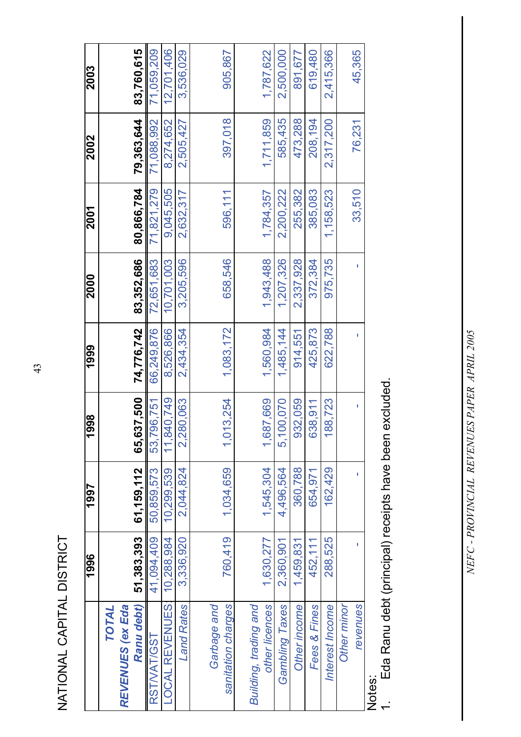## NATIONAL CAPITAL DISTRICT

| | 1996 | 1997 | 1998 | 1999 | 2000 | 2001 | 2002 | 2003 |
|---|---|---|---|---|---|---|---|---|
| ***TOTAL REVENUES (ex Eda Ranu debt)*** | **51,383,393** | **61,159,112** | **65,637,500** | **74,776,742** | **83,352,686** | **80,866,784** | **79,363,644** | **83,760,615** |
| RST/VAT/GST | 41,094,409 | 50,859,573 | 53,796,751 | 66,249,876 | 72,651,683 | 71,821,279 | 71,088,992 | 71,059,209 |
| LOCAL REVENUES | 10,288,984 | 10,299,539 | 11,840,749 | 8,526,866 | 10,701,003 | 9,045,505 | 8,274,652 | 12,701,406 |
| *Land Rates* | 3,336,920 | 2,044,824 | 2,280,063 | 2,434,354 | 3,205,596 | 2,632,317 | 2,505,427 | 3,536,029 |
| *Garbage and sanitation charges* | 760,419 | 1,034,659 | 1,013,254 | 1,083,172 | 658,546 | 596,111 | 397,018 | 905,867 |
| *Building, trading and other licences* | 1,630,277 | 1,545,304 | 1,687,669 | 1,560,984 | 1,943,488 | 1,784,357 | 1,711,859 | 1,787,622 |
| *Gambling Taxes* | 2,360,901 | 4,496,564 | 5,100,070 | 1,485,144 | 1,207,326 | 2,200,222 | 585,435 | 2,500,000 |
| *Other income* | 1,459,831 | 360,788 | 932,059 | 914,551 | 2,337,928 | 255,382 | 473,288 | 891,677 |
| *Fees & Fines* | 452,111 | 654,971 | 638,911 | 425,873 | 372,384 | 385,083 | 208,194 | 619,480 |
| *Interest Income* | 288,525 | 162,429 | 188,723 | 622,788 | 975,735 | 1,158,523 | 2,317,200 | 2,415,366 |
| *Other minor revenues* | - | - | - | - | - | 33,510 | 76,231 | 45,365 |

Notes:
1. Eda Ranu debt (principal) receipts have been excluded.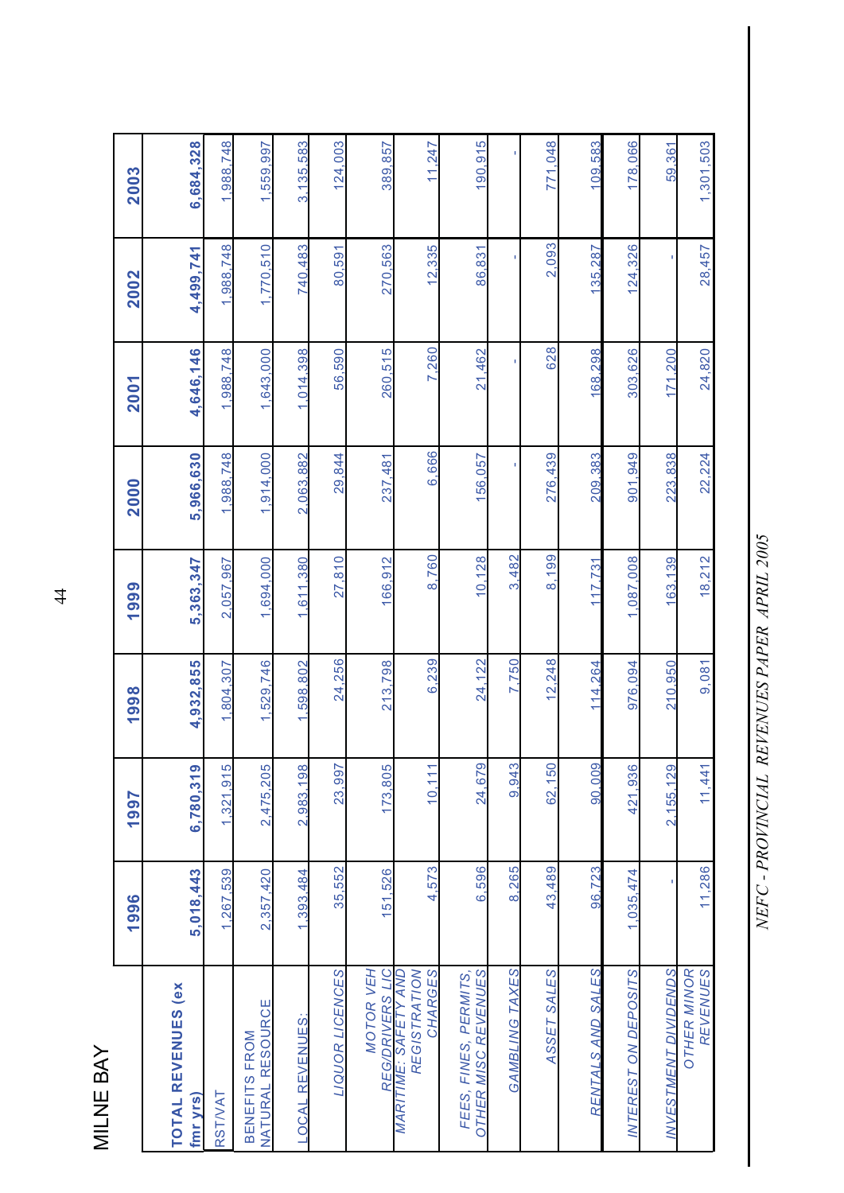# MILNE BAY

| | 1996 | 1997 | 1998 | 1999 | 2000 | 2001 | 2002 | 2003 |
|---|---|---|---|---|---|---|---|---|
| **TOTAL REVENUES (ex fmr yrs)** | **5,018,443** | **6,780,319** | **4,932,855** | **5,363,347** | **5,966,630** | **4,646,146** | **4,499,741** | **6,684,328** |
| RST/VAT | 1,267,539 | 1,321,915 | 1,804,307 | 2,057,967 | 1,988,748 | 1,988,748 | 1,988,748 | 1,988,748 |
| BENEFITS FROM NATURAL RESOURCE | 2,357,420 | 2,475,205 | 1,529,746 | 1,694,000 | 1,914,000 | 1,643,000 | 1,770,510 | 1,559,997 |
| LOCAL REVENUES: | 1,393,484 | 2,983,198 | 1,598,802 | 1,611,380 | 2,063,882 | 1,014,398 | 740,483 | 3,135,583 |
| *LIQUOR LICENCES* | 35,552 | 23,997 | 24,256 | 27,810 | 29,844 | 56,590 | 80,591 | 124,003 |
| *MOTOR VEH REG/DRIVERS LIC* | 151,526 | 173,805 | 213,798 | 166,912 | 237,481 | 260,515 | 270,563 | 389,857 |
| *MARITIME: SAFETY AND REGISTRATION CHARGES* | 4,573 | 10,111 | 6,239 | 8,760 | 6,666 | 7,260 | 12,335 | 11,247 |
| *FEES, FINES, PERMITS, OTHER MISC REVENUES* | 6,596 | 24,679 | 24,122 | 10,128 | 156,057 | 21,462 | 86,831 | 190,915 |
| *GAMBLING TAXES* | 8,265 | 9,943 | 7,750 | 3,482 | - | - | - | - |
| *ASSET SALES* | 43,489 | 62,150 | 12,248 | 8,199 | 276,439 | 628 | 2,093 | 771,048 |
| *RENTALS AND SALES* | 96,723 | 90,009 | 114,264 | 117,731 | 209,383 | 168,298 | 135,287 | 109,583 |
| *INTEREST ON DEPOSITS* | 1,035,474 | 421,936 | 976,094 | 1,087,008 | 901,949 | 303,626 | 124,326 | 178,066 |
| *INVESTMENT DIVIDENDS* | - | 2,155,129 | 210,950 | 163,139 | 223,838 | 171,200 | - | 59,361 |
| *OTHER MINOR REVENUES* | 11,286 | 11,441 | 9,081 | 18,212 | 22,224 | 24,820 | 28,457 | 1,301,503 |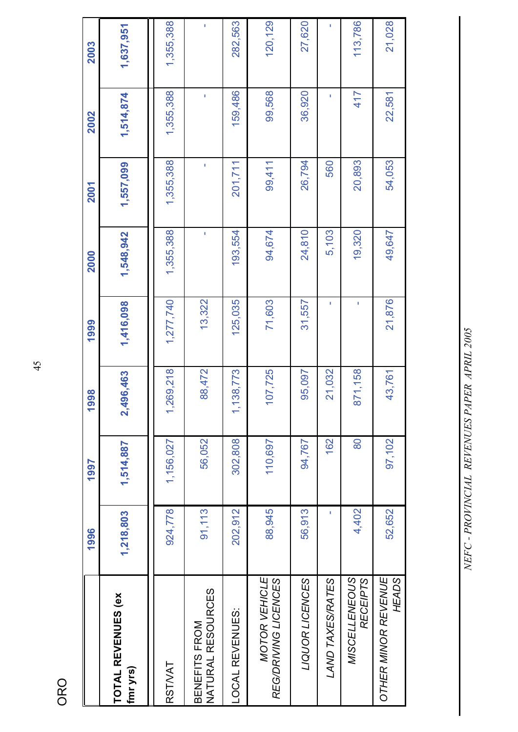# ORO

| | 1996 | 1997 | 1998 | 1999 | 2000 | 2001 | 2002 | 2003 |
|---|---|---|---|---|---|---|---|---|
| **TOTAL REVENUES (ex fmr yrs)** | **1,218,803** | **1,514,887** | **2,496,463** | **1,416,098** | **1,548,942** | **1,557,099** | **1,514,874** | **1,637,951** |
| | | | | | | | | |
| RST/VAT | 924,778 | 1,156,027 | 1,269,218 | 1,277,740 | 1,355,388 | 1,355,388 | 1,355,388 | 1,355,388 |
| BENEFITS FROM NATURAL RESOURCES | 91,113 | 56,052 | 88,472 | 13,322 | - | - | - | - |
| LOCAL REVENUES: | 202,912 | 302,808 | 1,138,773 | 125,035 | 193,554 | 201,711 | 159,486 | 282,563 |
| *MOTOR VEHICLE REG/DRIVING LICENCES* | 88,945 | 110,697 | 107,725 | 71,603 | 94,674 | 99,411 | 99,568 | 120,129 |
| *LIQUOR LICENCES* | 56,913 | 94,767 | 95,097 | 31,557 | 24,810 | 26,794 | 36,920 | 27,620 |
| *LAND TAXES/RATES* | - | 162 | 21,032 | - | 5,103 | 560 | - | - |
| *MISCELLENEOUS RECEIPTS* | 4,402 | 80 | 871,158 | - | 19,320 | 20,893 | 417 | 113,786 |
| *OTHER MINOR REVENUE HEADS* | 52,652 | 97,102 | 43,761 | 21,876 | 49,647 | 54,053 | 22,581 | 21,028 |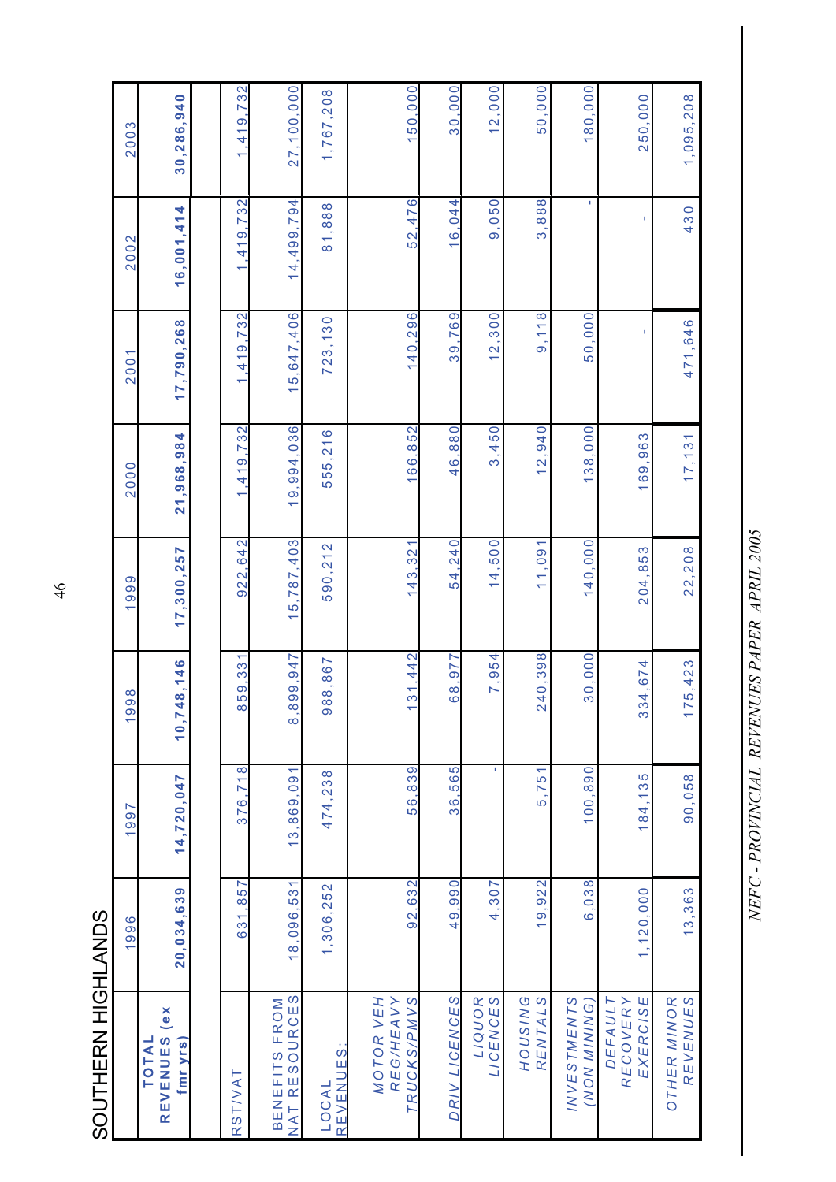# SOUTHERN HIGHLANDS

| | 1996 | 1997 | 1998 | 1999 | 2000 | 2001 | 2002 | 2003 |
|---|---|---|---|---|---|---|---|---|
| **TOTAL REVENUES (ex fmr yrs)** | **20,034,639** | **14,720,047** | **10,748,146** | **17,300,257** | **21,968,984** | **17,790,268** | **16,001,414** | **30,286,940** |
| | | | | | | | | |
| RST/VAT | 631,857 | 376,718 | 859,331 | 922,642 | 1,419,732 | 1,419,732 | 1,419,732 | 1,419,732 |
| BENEFITS FROM NAT RESOURCES | 18,096,531 | 13,869,091 | 8,899,947 | 15,787,403 | 19,994,036 | 15,647,406 | 14,499,794 | 27,100,000 |
| LOCAL REVENUES: | 1,306,252 | 474,238 | 988,867 | 590,212 | 555,216 | 723,130 | 81,888 | 1,767,208 |
| *MOTOR VEH REG/HEAVY TRUCKS/PMVS* | 92,632 | 56,839 | 131,442 | 143,321 | 166,852 | 140,296 | 52,476 | 150,000 |
| *DRIV LICENCES* | 49,990 | 36,565 | 68,977 | 54,240 | 46,880 | 39,769 | 16,044 | 30,000 |
| *LIQUOR LICENCES* | 4,307 | - | 7,954 | 14,500 | 3,450 | 12,300 | 9,050 | 12,000 |
| *HOUSING RENTALS* | 19,922 | 5,751 | 240,398 | 11,091 | 12,940 | 9,118 | 3,888 | 50,000 |
| *INVESTMENTS (NON MINING)* | 6,038 | 100,890 | 30,000 | 140,000 | 138,000 | 50,000 | - | 180,000 |
| *DEFAULT RECOVERY EXERCISE* | 1,120,000 | 184,135 | 334,674 | 204,853 | 169,963 | - | - | 250,000 |
| *OTHER MINOR REVENUES* | 13,363 | 90,058 | 175,423 | 22,208 | 17,131 | 471,646 | 430 | 1,095,208 |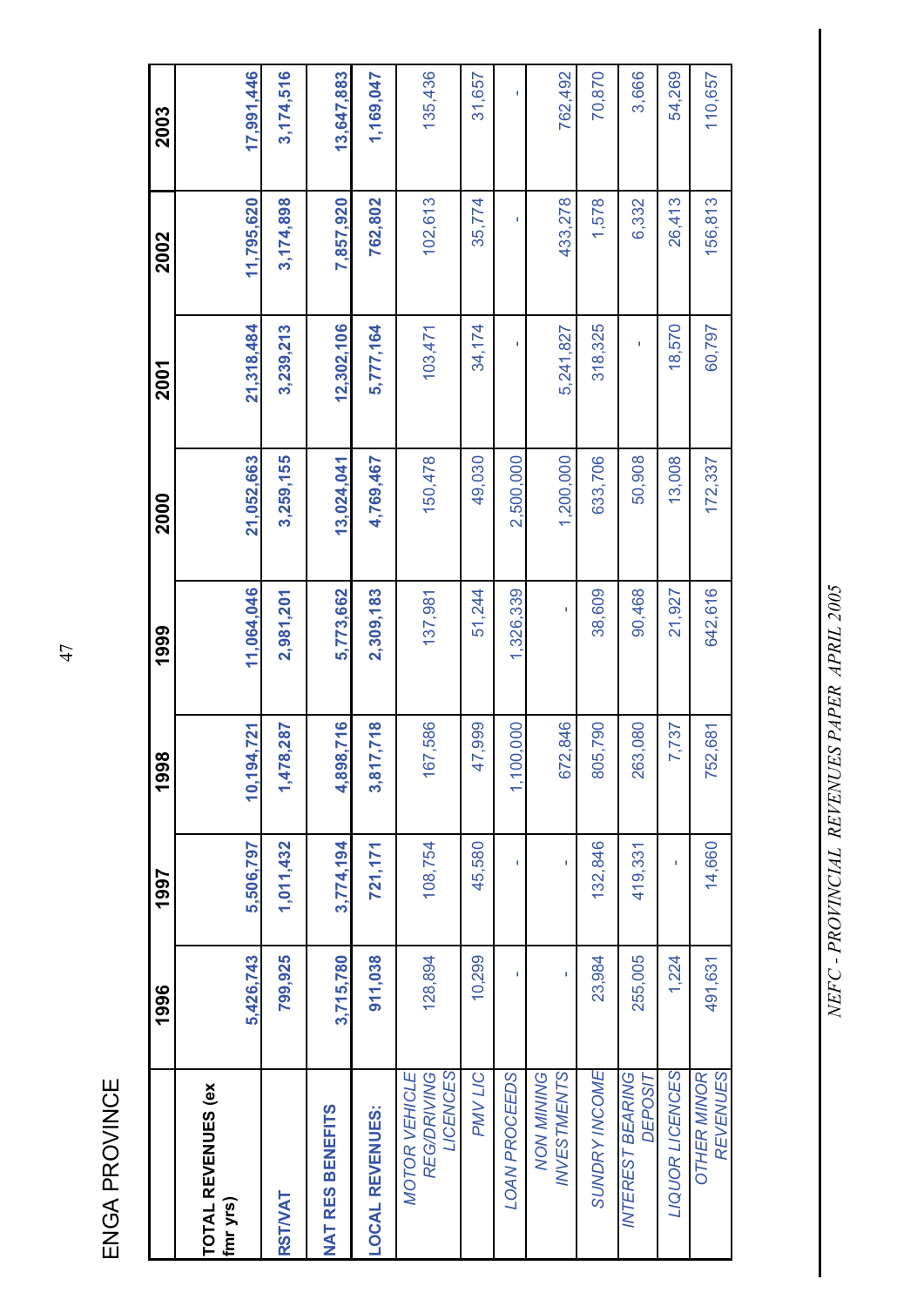# ENGA PROVINCE

| | 1996 | 1997 | 1998 | 1999 | 2000 | 2001 | 2002 | 2003 |
|---|---|---|---|---|---|---|---|---|
| **TOTAL REVENUES (ex fmr yrs)** | **5,426,743** | **5,506,797** | **10,194,721** | **11,064,046** | **21,052,663** | **21,318,484** | **11,795,620** | **17,991,446** |
| **RST/VAT** | **799,925** | **1,011,432** | **1,478,287** | **2,981,201** | **3,259,155** | **3,239,213** | **3,174,898** | **3,174,516** |
| **NAT RES BENEFITS** | **3,715,780** | **3,774,194** | **4,898,716** | **5,773,662** | **13,024,041** | **12,302,106** | **7,857,920** | **13,647,883** |
| **LOCAL REVENUES:** | **911,038** | **721,171** | **3,817,718** | **2,309,183** | **4,769,467** | **5,777,164** | **762,802** | **1,169,047** |
| *MOTOR VEHICLE REG/DRIVING LICENCES* | 128,894 | 108,754 | 167,586 | 137,981 | 150,478 | 103,471 | 102,613 | 135,436 |
| *PMV LIC* | 10,299 | 45,580 | 47,999 | 51,244 | 49,030 | 34,174 | 35,774 | 31,657 |
| *LOAN PROCEEDS* | - | - | 1,100,000 | 1,326,339 | 2,500,000 | - | - | - |
| *NON MINING INVESTMENTS* | - | - | 672,846 | - | 1,200,000 | 5,241,827 | 433,278 | 762,492 |
| *SUNDRY INCOME* | 23,984 | 132,846 | 805,790 | 38,609 | 633,706 | 318,325 | 1,578 | 70,870 |
| *INTEREST BEARING DEPOSIT* | 255,005 | 419,331 | 263,080 | 90,468 | 50,908 | - | 6,332 | 3,666 |
| *LIQUOR LICENCES* | 1,224 | - | 7,737 | 21,927 | 13,008 | 18,570 | 26,413 | 54,269 |
| *OTHER MINOR REVENUES* | 491,631 | 14,660 | 752,681 | 642,616 | 172,337 | 60,797 | 156,813 | 110,657 |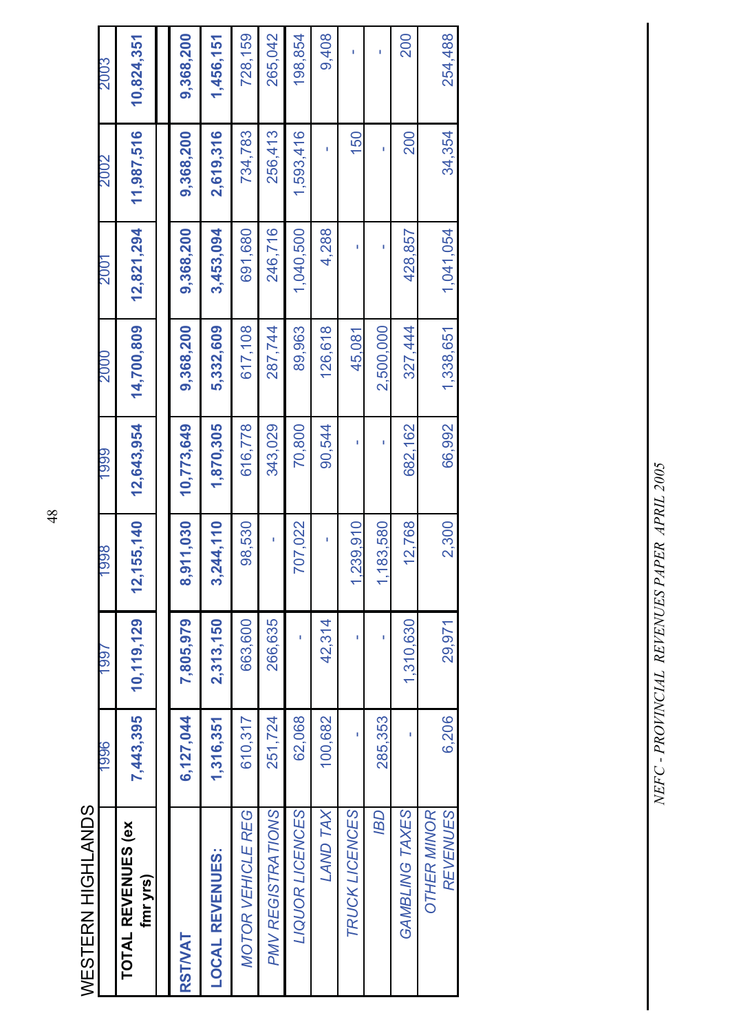WESTERN HIGHLANDS

| | 1996 | 1997 | 1998 | 1999 | 2000 | 2001 | 2002 | 2003 |
|---|---|---|---|---|---|---|---|---|
| **TOTAL REVENUES (ex fmr yrs)** | **7,443,395** | **10,119,129** | **12,155,140** | **12,643,954** | **14,700,809** | **12,821,294** | **11,987,516** | **10,824,351** |
| | | | | | | | | |
| **RST/VAT** | **6,127,044** | **7,805,979** | **8,911,030** | **10,773,649** | **9,368,200** | **9,368,200** | **9,368,200** | **9,368,200** |
| **LOCAL REVENUES:** | **1,316,351** | **2,313,150** | **3,244,110** | **1,870,305** | **5,332,609** | **3,453,094** | **2,619,316** | **1,456,151** |
| *MOTOR VEHICLE REG* | 610,317 | 663,600 | 98,530 | 616,778 | 617,108 | 691,680 | 734,783 | 728,159 |
| *PMV REGISTRATIONS* | 251,724 | 266,635 | - | 343,029 | 287,744 | 246,716 | 256,413 | 265,042 |
| *LIQUOR LICENCES* | 62,068 | - | 707,022 | 70,800 | 89,963 | 1,040,500 | 1,593,416 | 198,854 |
| *LAND TAX* | 100,682 | 42,314 | - | 90,544 | 126,618 | 4,288 | - | 9,408 |
| *TRUCK LICENCES* | - | - | 1,239,910 | - | 45,081 | - | 150 | - |
| *IBD* | 285,353 | - | 1,183,580 | - | 2,500,000 | - | - | - |
| *GAMBLING TAXES* | - | 1,310,630 | 12,768 | 682,162 | 327,444 | 428,857 | 200 | 200 |
| *OTHER MINOR REVENUES* | 6,206 | 29,971 | 2,300 | 66,992 | 1,338,651 | 1,041,054 | 34,354 | 254,488 |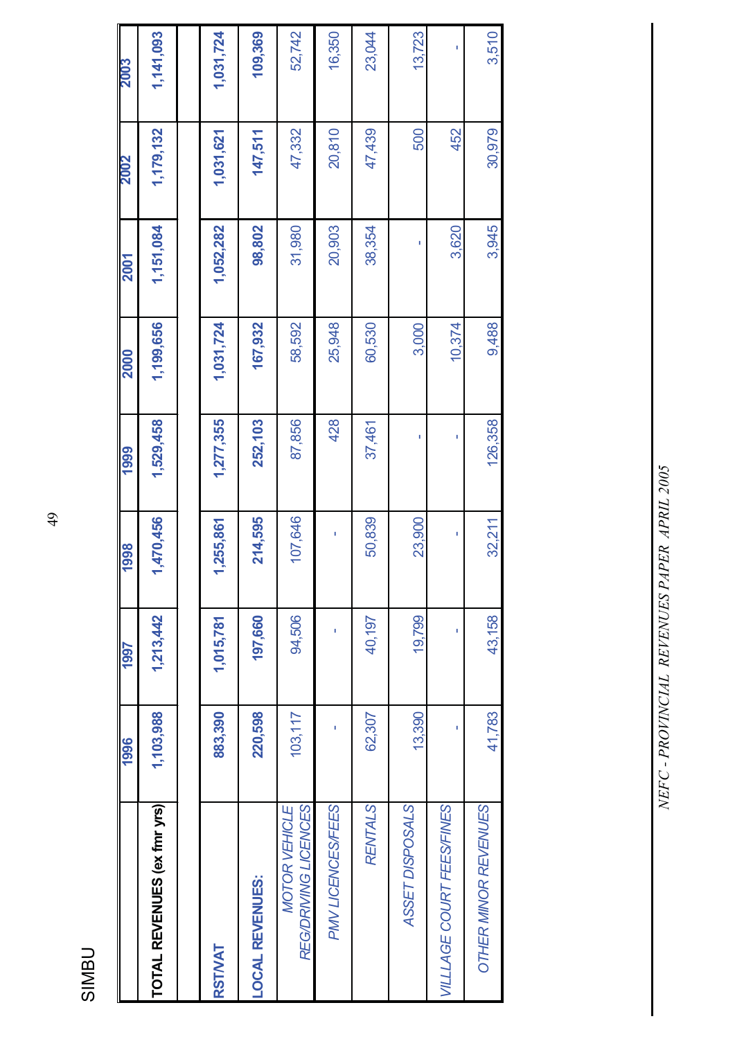SIMBU

| | 1996 | 1997 | 1998 | 1999 | 2000 | 2001 | 2002 | 2003 |
|---|---|---|---|---|---|---|---|---|
| **TOTAL REVENUES (ex fmr yrs)** | **1,103,988** | **1,213,442** | **1,470,456** | **1,529,458** | **1,199,656** | **1,151,084** | **1,179,132** | **1,141,093** |
| | | | | | | | | |
| **RSTVAT** | **883,390** | **1,015,781** | **1,255,861** | **1,277,355** | **1,031,724** | **1,052,282** | **1,031,621** | **1,031,724** |
| **LOCAL REVENUES:** | **220,598** | **197,660** | **214,595** | **252,103** | **167,932** | **98,802** | **147,511** | **109,369** |
| *MOTOR VEHICLE REG/DRIVING LICENCES* | 103,117 | 94,506 | 107,646 | 87,856 | 58,592 | 31,980 | 47,332 | 52,742 |
| *PMV LICENCES/FEES* | - | - | - | 428 | 25,948 | 20,903 | 20,810 | 16,350 |
| *RENTALS* | 62,307 | 40,197 | 50,839 | 37,461 | 60,530 | 38,354 | 47,439 | 23,044 |
| *ASSET DISPOSALS* | 13,390 | 19,799 | 23,900 | - | 3,000 | - | 500 | 13,723 |
| *VILLLAGE COURT FEES/FINES* | - | - | - | - | 10,374 | 3,620 | 452 | - |
| *OTHER MINOR REVENUES* | 41,783 | 43,158 | 32,211 | 126,358 | 9,488 | 3,945 | 30,979 | 3,510 |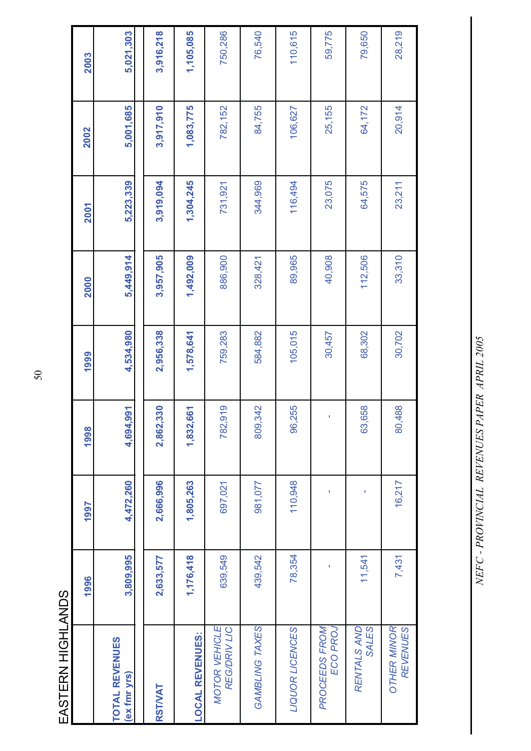# EASTERN HIGHLANDS

| | 1996 | 1997 | 1998 | 1999 | 2000 | 2001 | 2002 | 2003 |
|---|---|---|---|---|---|---|---|---|
| **TOTAL REVENUES (ex fmr yrs)** | **3,809,995** | **4,472,260** | **4,694,991** | **4,534,980** | **5,449,914** | **5,223,339** | **5,001,685** | **5,021,303** |
| **RST/VAT** | **2,633,577** | **2,666,996** | **2,862,330** | **2,956,338** | **3,957,905** | **3,919,094** | **3,917,910** | **3,916,218** |
| **LOCAL REVENUES:** | **1,176,418** | **1,805,263** | **1,832,661** | **1,578,641** | **1,492,009** | **1,304,245** | **1,083,775** | **1,105,085** |
| *MOTOR VEHICLE REG/DRIV LIC* | 639,549 | 697,021 | 782,919 | 759,283 | 886,900 | 731,921 | 782,152 | 750,286 |
| *GAMBLING TAXES* | 439,542 | 981,077 | 809,342 | 584,882 | 328,421 | 344,969 | 84,755 | 76,540 |
| *LIQUOR LICENCES* | 78,354 | 110,948 | 96,255 | 105,015 | 89,965 | 116,494 | 106,627 | 110,615 |
| *PROCEEDS FROM ECO PROJ* | - | - | - | 30,457 | 40,908 | 23,075 | 25,155 | 59,775 |
| *RENTALS AND SALES* | 11,541 | - | 63,658 | 68,302 | 112,506 | 64,575 | 64,172 | 79,650 |
| *OTHER MINOR REVENUES* | 7,431 | 16,217 | 80,488 | 30,702 | 33,310 | 23,211 | 20,914 | 28,219 |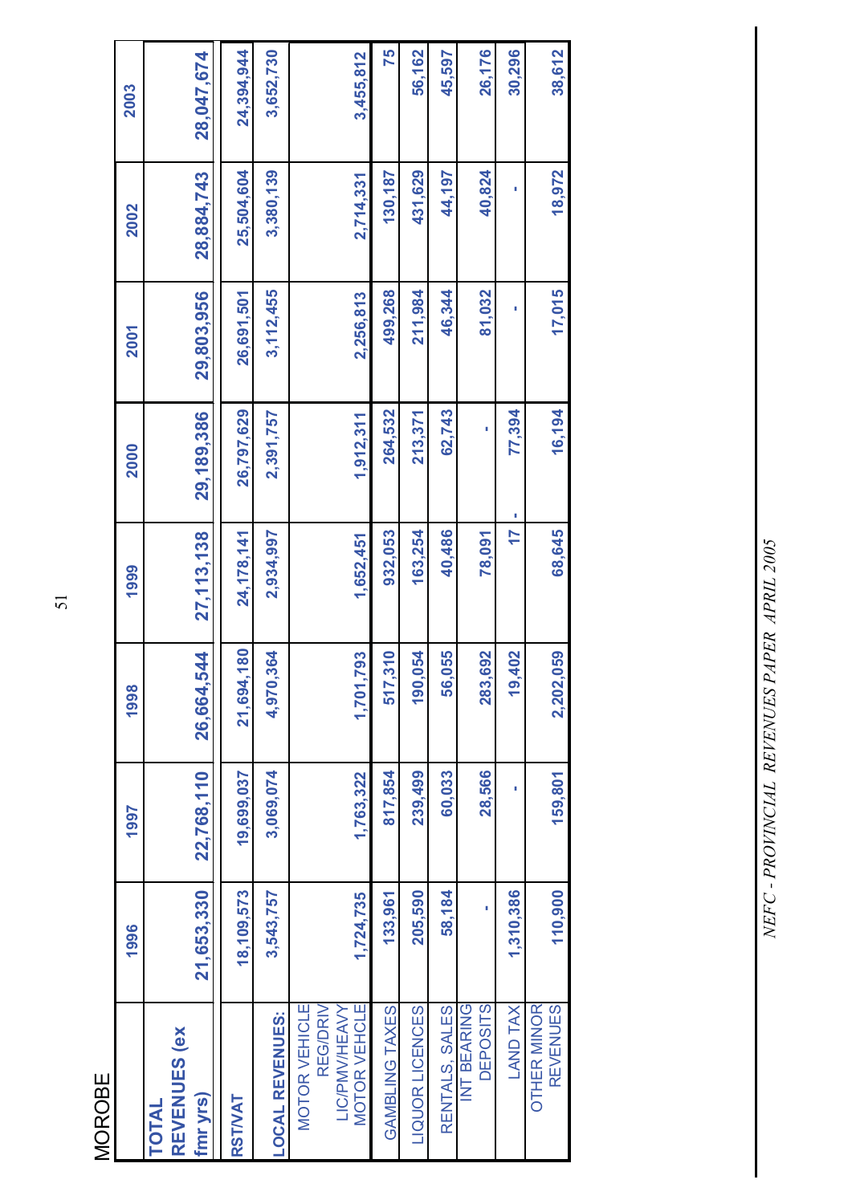MOROBE

| | 1996 | 1997 | 1998 | 1999 | 2000 | 2001 | 2002 | 2003 |
|---|---|---|---|---|---|---|---|---|
| **TOTAL REVENUES (ex fmr yrs)** | 21,653,330 | 22,768,110 | 26,664,544 | 27,113,138 | 29,189,386 | 29,803,956 | 28,884,743 | 28,047,674 |
| **RST/VAT** | 18,109,573 | 19,699,037 | 21,694,180 | 24,178,141 | 26,797,629 | 26,691,501 | 25,504,604 | 24,394,944 |
| **LOCAL REVENUES:** | 3,543,757 | 3,069,074 | 4,970,364 | 2,934,997 | 2,391,757 | 3,112,455 | 3,380,139 | 3,652,730 |
| MOTOR VEHICLE REG/DRIV LIC/PMV/HEAVY MOTOR VEHCLE | 1,724,735 | 1,763,322 | 1,701,793 | 1,652,451 | 1,912,311 | 2,256,813 | 2,714,331 | 3,455,812 |
| GAMBLING TAXES | 133,961 | 817,854 | 517,310 | 932,053 | 264,532 | 499,268 | 130,187 | 75 |
| LIQUOR LICENCES | 205,590 | 239,499 | 190,054 | 163,254 | 213,371 | 211,984 | 431,629 | 56,162 |
| RENTALS, SALES | 58,184 | 60,033 | 56,055 | 40,486 | 62,743 | 46,344 | 44,197 | 45,597 |
| INT BEARING DEPOSITS | - | 28,566 | 283,692 | 78,091 | - | 81,032 | 40,824 | 26,176 |
| LAND TAX | 1,310,386 | - | 19,402 | 17 | - 77,394 | - | - | 30,296 |
| OTHER MINOR REVENUES | 110,900 | 159,801 | 2,202,059 | 68,645 | 16,194 | 17,015 | 18,972 | 38,612 |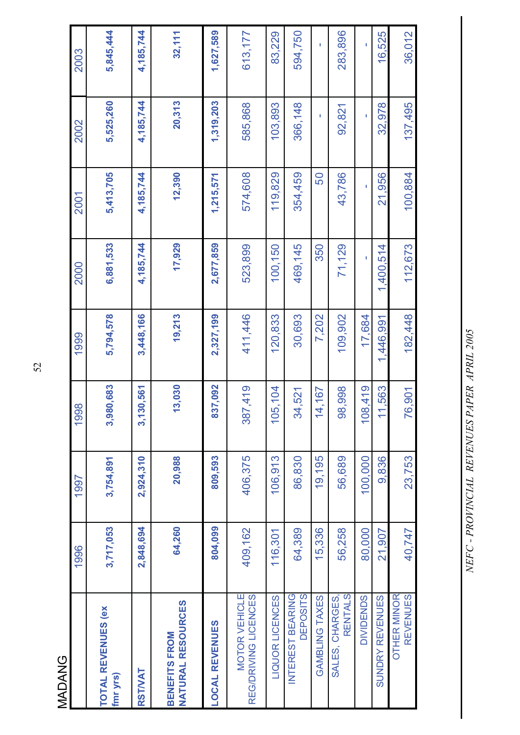MADANG

| | 1996 | 1997 | 1998 | 1999 | 2000 | 2001 | 2002 | 2003 |
|---|---|---|---|---|---|---|---|---|
| **TOTAL REVENUES (ex fmr yrs)** | **3,717,053** | **3,754,891** | **3,980,683** | **5,794,578** | **6,881,533** | **5,413,705** | **5,525,260** | **5,845,444** |
| **RST/VAT** | **2,848,694** | **2,924,310** | **3,130,561** | **3,448,166** | **4,185,744** | **4,185,744** | **4,185,744** | **4,185,744** |
| **BENEFITS FROM NATURAL RESOURCES** | **64,260** | **20,988** | **13,030** | **19,213** | **17,929** | **12,390** | **20,313** | **32,111** |
| **LOCAL REVENUES** | **804,099** | **809,593** | **837,092** | **2,327,199** | **2,677,859** | **1,215,571** | **1,319,203** | **1,627,589** |
| MOTOR VEHICLE REG/DRIVING LICENCES | 409,162 | 406,375 | 387,419 | 411,446 | 523,899 | 574,608 | 585,868 | 613,177 |
| LIQUOR LICENCES | 116,301 | 106,913 | 105,104 | 120,833 | 100,150 | 119,829 | 103,893 | 83,229 |
| INTEREST BEARING DEPOSITS | 64,389 | 86,830 | 34,521 | 30,693 | 469,145 | 354,459 | 366,148 | 594,750 |
| GAMBLING TAXES | 15,336 | 19,195 | 14,167 | 7,202 | 350 | 50 | - | - |
| SALES, CHARGES, RENTALS | 56,258 | 56,689 | 98,998 | 109,902 | 71,129 | 43,786 | 92,821 | 283,896 |
| DIVIDENDS | 80,000 | 100,000 | 108,419 | 17,684 | - | - | - | - |
| SUNDRY REVENUES | 21,907 | 9,836 | 11,563 | 1,446,991 | 1,400,514 | 21,956 | 32,978 | 16,525 |
| OTHER MINOR REVENUES | 40,747 | 23,753 | 76,901 | 182,448 | 112,673 | 100,884 | 137,495 | 36,012 |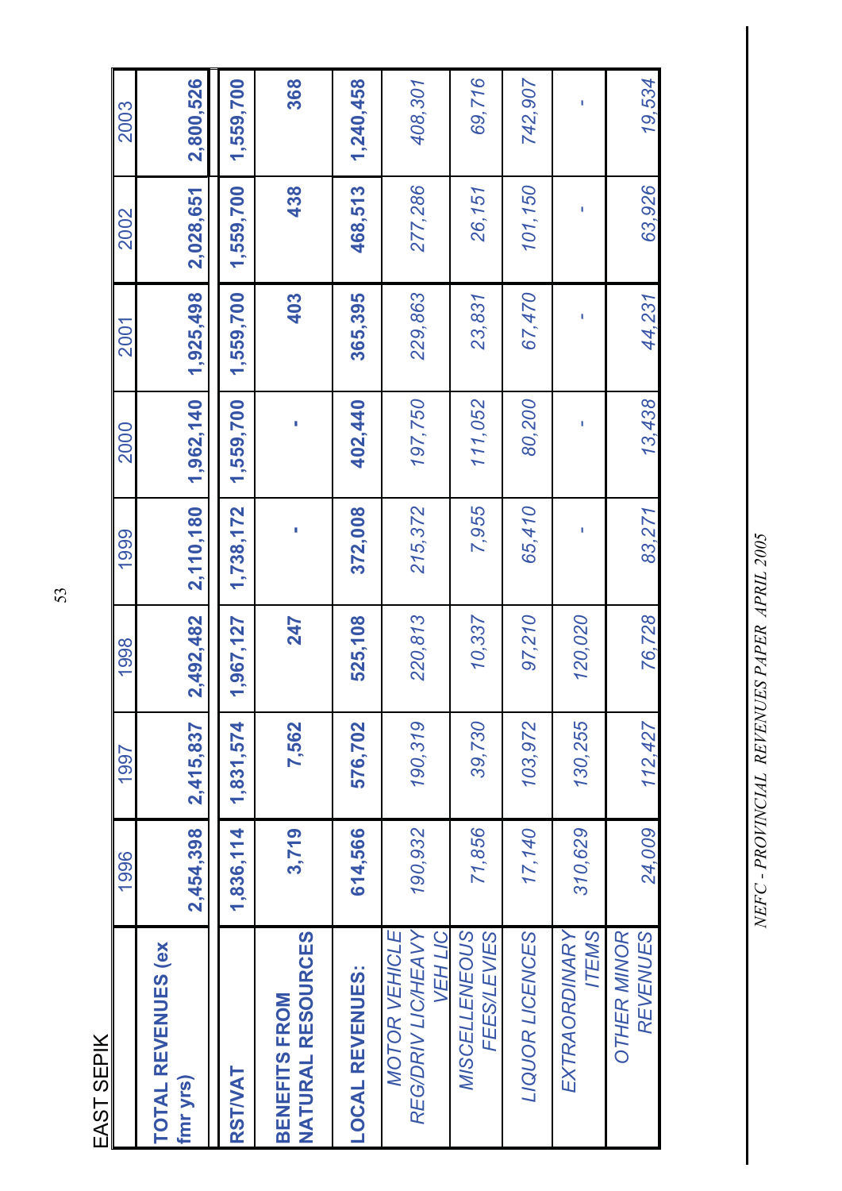## EAST SEPIK

| | 1996 | 1997 | 1998 | 1999 | 2000 | 2001 | 2002 | 2003 |
|---|---|---|---|---|---|---|---|---|
| **TOTAL REVENUES (ex fmr yrs)** | **2,454,398** | **2,415,837** | **2,492,482** | **2,110,180** | **1,962,140** | **1,925,498** | **2,028,651** | **2,800,526** |
| **RST/VAT** | **1,836,114** | **1,831,574** | **1,967,127** | **1,738,172** | **1,559,700** | **1,559,700** | **1,559,700** | **1,559,700** |
| **BENEFITS FROM NATURAL RESOURCES** | **3,719** | **7,562** | **247** | **-** | **-** | **403** | **438** | **368** |
| **LOCAL REVENUES:** | **614,566** | **576,702** | **525,108** | **372,008** | **402,440** | **365,395** | **468,513** | **1,240,458** |
| *MOTOR VEHICLE REG/DRIV LIC/HEAVY VEH LIC* | *190,932* | *190,319* | *220,813* | *215,372* | *197,750* | *229,863* | *277,286* | *408,301* |
| *MISCELLENEOUS FEES/LEVIES* | *71,856* | *39,730* | *10,337* | *7,955* | *111,052* | *23,831* | *26,151* | *69,716* |
| *LIQUOR LICENCES* | *17,140* | *103,972* | *97,210* | *65,410* | *80,200* | *67,470* | *101,150* | *742,907* |
| *EXTRAORDINARY ITEMS* | *310,629* | *130,255* | *120,020* | *-* | *-* | *-* | *-* | *-* |
| *OTHER MINOR REVENUES* | *24,009* | *112,427* | *76,728* | *83,271* | *13,438* | *44,231* | *63,926* | *19,534* |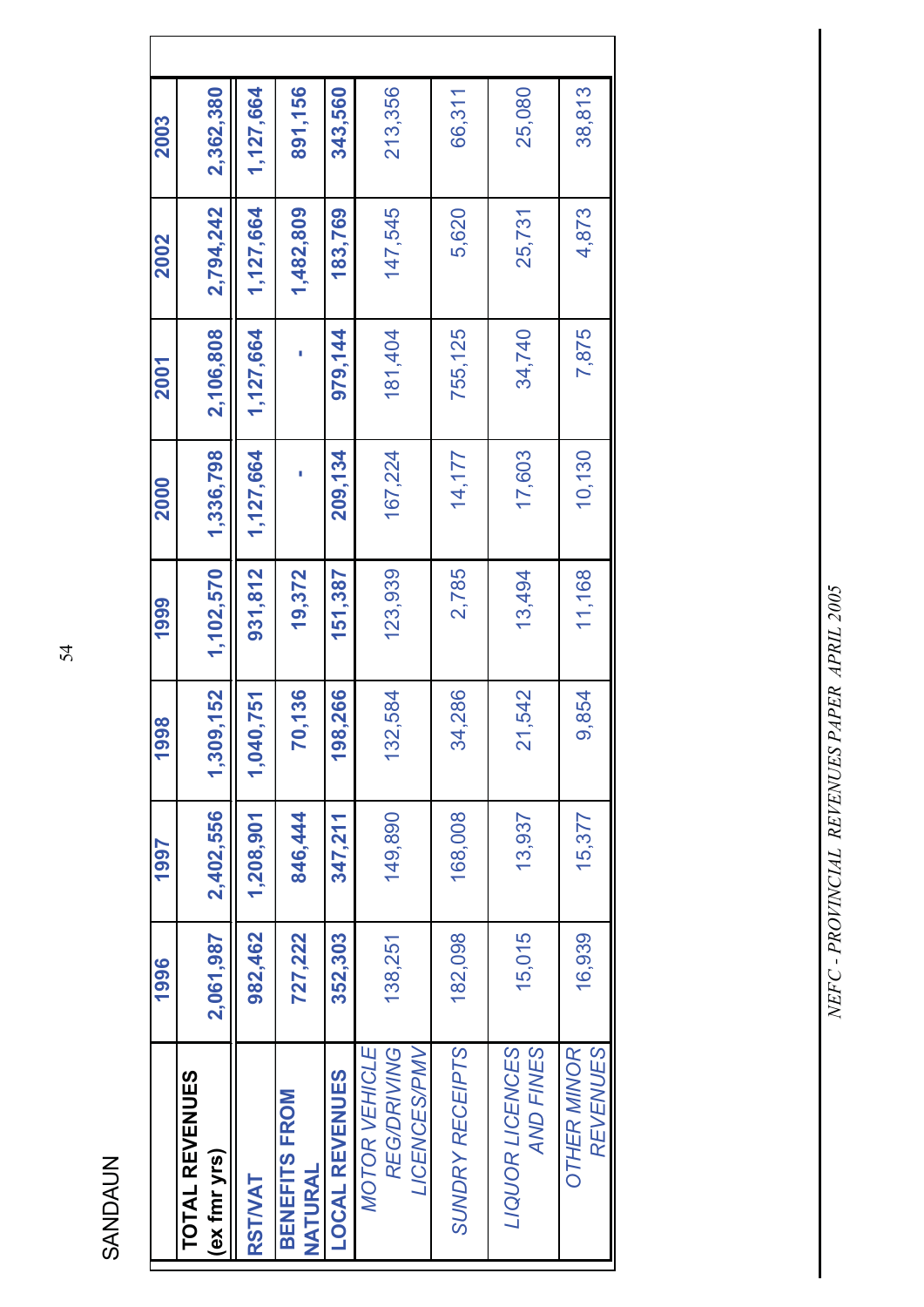SANDAUN

| | 1996 | 1997 | 1998 | 1999 | 2000 | 2001 | 2002 | 2003 |
|---|---|---|---|---|---|---|---|---|
| **TOTAL REVENUES (ex fmr yrs)** | **2,061,987** | **2,402,556** | **1,309,152** | **1,102,570** | **1,336,798** | **2,106,808** | **2,794,242** | **2,362,380** |
| **RST/VAT** | **982,462** | **1,208,901** | **1,040,751** | **931,812** | **1,127,664** | **1,127,664** | **1,127,664** | **1,127,664** |
| **BENEFITS FROM NATURAL** | **727,222** | **846,444** | **70,136** | **19,372** | **-** | **-** | **1,482,809** | **891,156** |
| **LOCAL REVENUES** | **352,303** | **347,211** | **198,266** | **151,387** | **209,134** | **979,144** | **183,769** | **343,560** |
| *MOTOR VEHICLE REG/DRIVING LICENCES/PMV* | 138,251 | 149,890 | 132,584 | 123,939 | 167,224 | 181,404 | 147,545 | 213,356 |
| *SUNDRY RECEIPTS* | 182,098 | 168,008 | 34,286 | 2,785 | 14,177 | 755,125 | 5,620 | 66,311 |
| *LIQUOR LICENCES AND FINES* | 15,015 | 13,937 | 21,542 | 13,494 | 17,603 | 34,740 | 25,731 | 25,080 |
| *OTHER MINOR REVENUES* | 16,939 | 15,377 | 9,854 | 11,168 | 10,130 | 7,875 | 4,873 | 38,813 |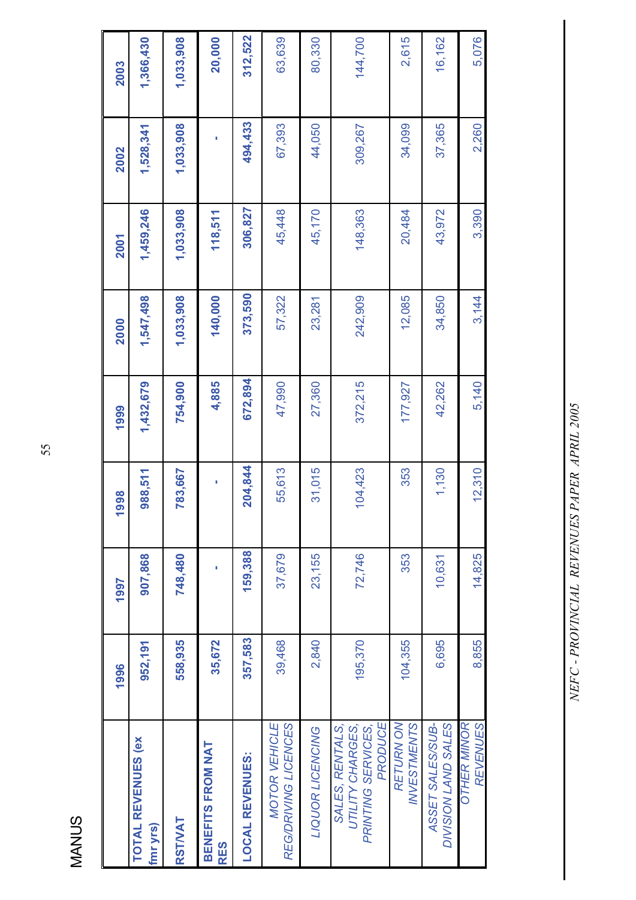MANUS

| | 1996 | 1997 | 1998 | 1999 | 2000 | 2001 | 2002 | 2003 |
|---|---|---|---|---|---|---|---|---|
| **TOTAL REVENUES (ex fmr yrs)** | **952,191** | **907,868** | **988,511** | **1,432,679** | **1,547,498** | **1,459,246** | **1,528,341** | **1,366,430** |
| **RST/VAT** | **558,935** | **748,480** | **783,667** | **754,900** | **1,033,908** | **1,033,908** | **1,033,908** | **1,033,908** |
| **BENEFITS FROM NAT RES** | **35,672** | **-** | **-** | **4,885** | **140,000** | **118,511** | **-** | **20,000** |
| **LOCAL REVENUES:** | **357,583** | **159,388** | **204,844** | **672,894** | **373,590** | **306,827** | **494,433** | **312,522** |
| *MOTOR VEHICLE REG/DRIVING LICENCES* | 39,468 | 37,679 | 55,613 | 47,990 | 57,322 | 45,448 | 67,393 | 63,639 |
| *LIQUOR LICENCING* | 2,840 | 23,155 | 31,015 | 27,360 | 23,281 | 45,170 | 44,050 | 80,330 |
| *SALES, RENTALS, UTILITY CHARGES, PRINTING SERVICES, PRODUCE* | 195,370 | 72,746 | 104,423 | 372,215 | 242,909 | 148,363 | 309,267 | 144,700 |
| *RETURN ON INVESTMENTS* | 104,355 | 353 | 353 | 177,927 | 12,085 | 20,484 | 34,099 | 2,615 |
| *ASSET SALES/SUB-DIVISION LAND SALES* | 6,695 | 10,631 | 1,130 | 42,262 | 34,850 | 43,972 | 37,365 | 16,162 |
| *OTHER MINOR REVENUES* | 8,855 | 14,825 | 12,310 | 5,140 | 3,144 | 3,390 | 2,260 | 5,076 |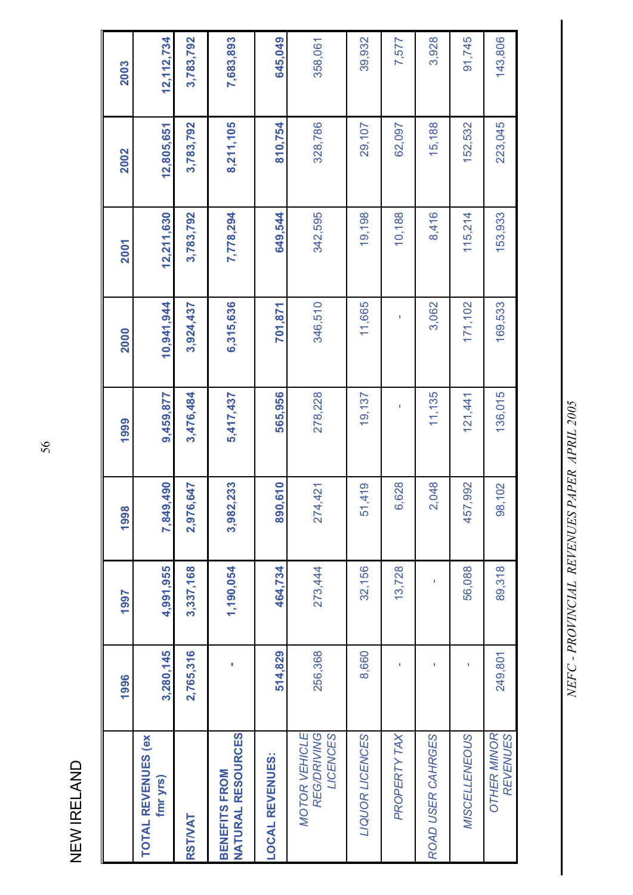# NEW IRELAND

| | 1996 | 1997 | 1998 | 1999 | 2000 | 2001 | 2002 | 2003 |
|---|---|---|---|---|---|---|---|---|
| **TOTAL REVENUES (ex fmr yrs)** | **3,280,145** | **4,991,955** | **7,849,490** | **9,459,877** | **10,941,944** | **12,211,630** | **12,805,651** | **12,112,734** |
| **RST/VAT** | **2,765,316** | **3,337,168** | **2,976,647** | **3,476,484** | **3,924,437** | **3,783,792** | **3,783,792** | **3,783,792** |
| **BENEFITS FROM NATURAL RESOURCES** | **-** | **1,190,054** | **3,982,233** | **5,417,437** | **6,315,636** | **7,778,294** | **8,211,105** | **7,683,893** |
| **LOCAL REVENUES:** | **514,829** | **464,734** | **890,610** | **565,956** | **701,871** | **649,544** | **810,754** | **645,049** |
| *MOTOR VEHICLE REG/DRIVING LICENCES* | 256,368 | 273,444 | 274,421 | 278,228 | 346,510 | 342,595 | 328,786 | 358,061 |
| *LIQUOR LICENCES* | 8,660 | 32,156 | 51,419 | 19,137 | 11,665 | 19,198 | 29,107 | 39,932 |
| *PROPERTY TAX* | - | 13,728 | 6,628 | - | - | 10,188 | 62,097 | 7,577 |
| *ROAD USER CAHRGES* | - | - | 2,048 | 11,135 | 3,062 | 8,416 | 15,188 | 3,928 |
| *MISCELLENEOUS* | - | 56,088 | 457,992 | 121,441 | 171,102 | 115,214 | 152,532 | 91,745 |
| *OTHER MINOR REVENUES* | 249,801 | 89,318 | 98,102 | 136,015 | 169,533 | 153,933 | 223,045 | 143,806 |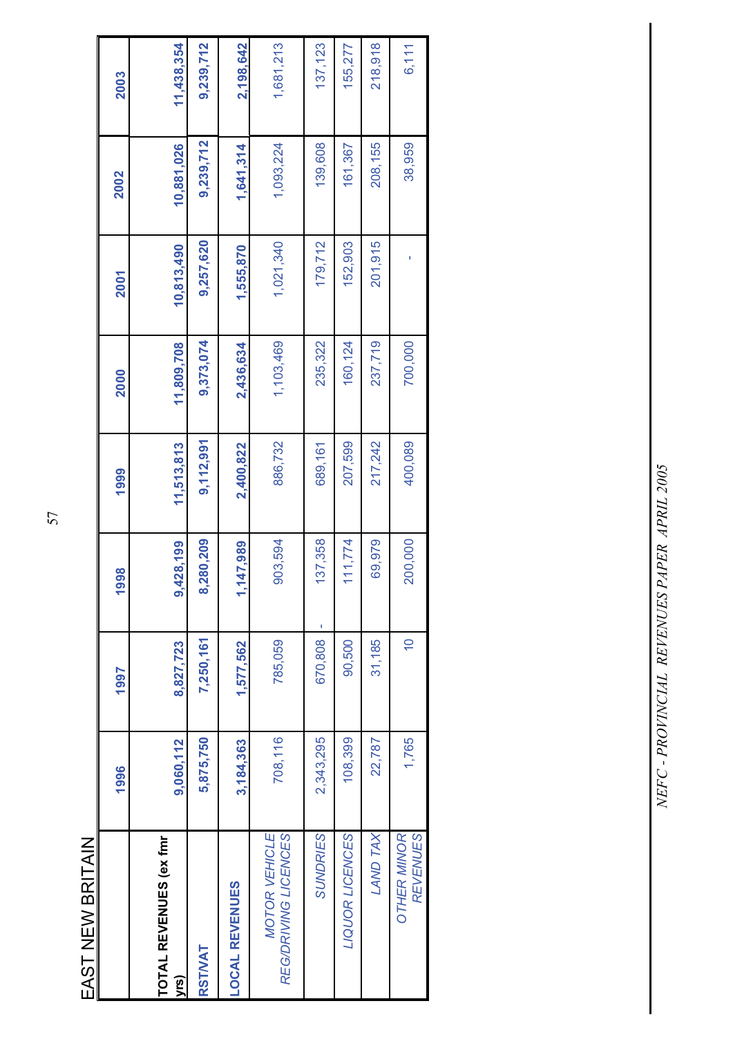# EAST NEW BRITAIN

| | 1996 | 1997 | 1998 | 1999 | 2000 | 2001 | 2002 | 2003 |
|---|---|---|---|---|---|---|---|---|
| **TOTAL REVENUES (ex fmr yrs)** | **9,060,112** | **8,827,723** | **9,428,199** | **11,513,813** | **11,809,708** | **10,813,490** | **10,881,026** | **11,438,354** |
| **RSTNAT** | **5,875,750** | **7,250,161** | **8,280,209** | **9,112,991** | **9,373,074** | **9,257,620** | **9,239,712** | **9,239,712** |
| **LOCAL REVENUES** | **3,184,363** | **1,577,562** | **1,147,989** | **2,400,822** | **2,436,634** | **1,555,870** | **1,641,314** | **2,198,642** |
| *MOTOR VEHICLE REG/DRIVING LICENCES* | 708,116 | 785,059 | 903,594 | 886,732 | 1,103,469 | 1,021,340 | 1,093,224 | 1,681,213 |
| *SUNDRIES* | 2,343,295 | 670,808 | - 137,358 | 689,161 | 235,322 | 179,712 | 139,608 | 137,123 |
| *LIQUOR LICENCES* | 108,399 | 90,500 | 111,774 | 207,599 | 160,124 | 152,903 | 161,367 | 155,277 |
| *LAND TAX* | 22,787 | 31,185 | 69,979 | 217,242 | 237,719 | 201,915 | 208,155 | 218,918 |
| *OTHER MINOR REVENUES* | 1,765 | 10 | 200,000 | 400,089 | 700,000 | - | 38,959 | 6,111 |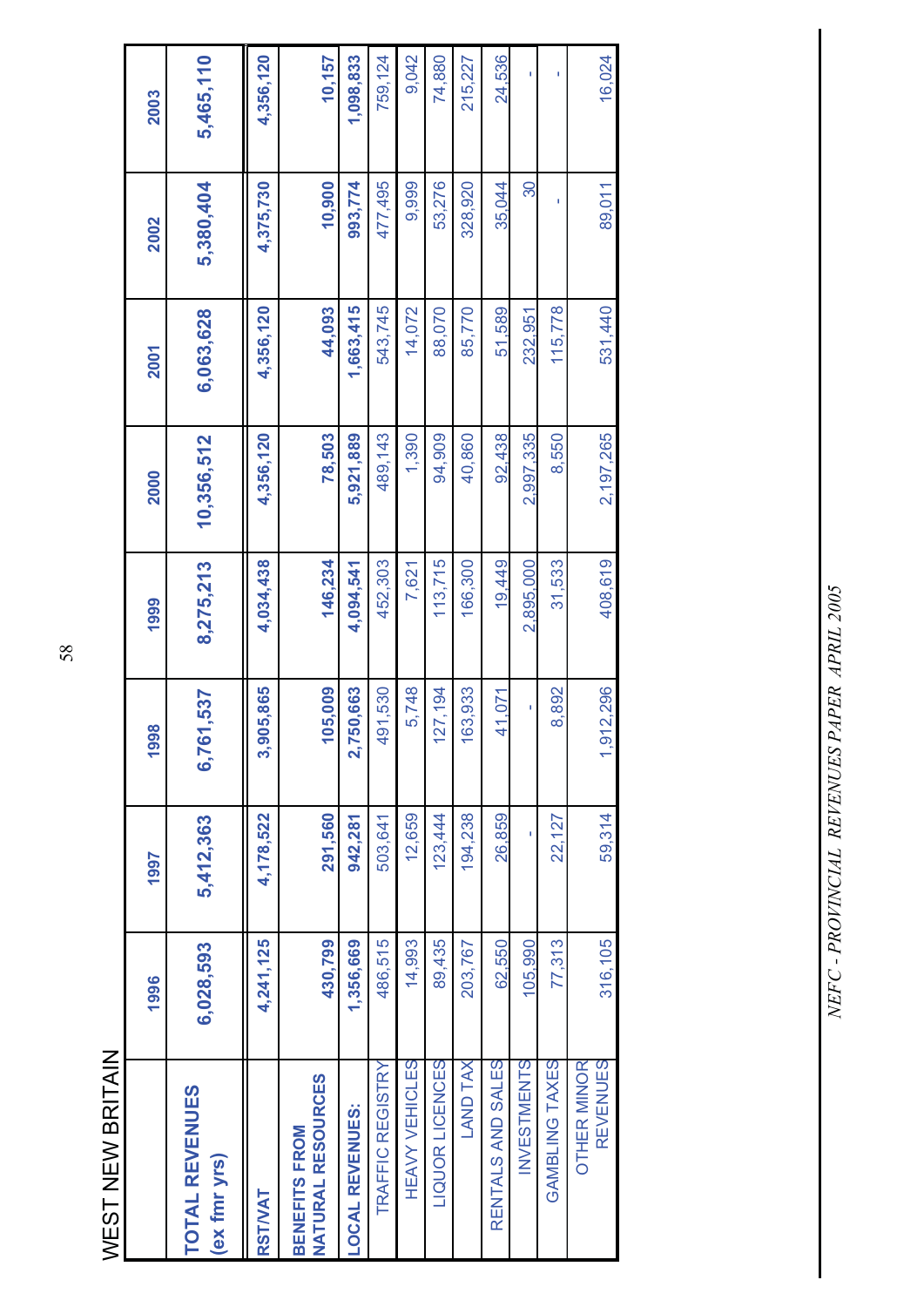# WEST NEW BRITAIN

| | 1996 | 1997 | 1998 | 1999 | 2000 | 2001 | 2002 | 2003 |
|---|---|---|---|---|---|---|---|---|
| **TOTAL REVENUES (ex fmr yrs)** | **6,028,593** | **5,412,363** | **6,761,537** | **8,275,213** | **10,356,512** | **6,063,628** | **5,380,404** | **5,465,110** |
| **RST/VAT** | **4,241,125** | **4,178,522** | **3,905,865** | **4,034,438** | **4,356,120** | **4,356,120** | **4,375,730** | **4,356,120** |
| **BENEFITS FROM NATURAL RESOURCES** | **430,799** | **291,560** | **105,009** | **146,234** | **78,503** | **44,093** | **10,900** | **10,157** |
| **LOCAL REVENUES:** | **1,356,669** | **942,281** | **2,750,663** | **4,094,541** | **5,921,889** | **1,663,415** | **993,774** | **1,098,833** |
| TRAFFIC REGISTRY | 486,515 | 503,641 | 491,530 | 452,303 | 489,143 | 543,745 | 477,495 | 759,124 |
| HEAVY VEHICLES | 14,993 | 12,659 | 5,748 | 7,621 | 1,390 | 14,072 | 9,999 | 9,042 |
| LIQUOR LICENCES | 89,435 | 123,444 | 127,194 | 113,715 | 94,909 | 88,070 | 53,276 | 74,880 |
| LAND TAX | 203,767 | 194,238 | 163,933 | 166,300 | 40,860 | 85,770 | 328,920 | 215,227 |
| RENTALS AND SALES | 62,550 | 26,859 | 41,071 | 19,449 | 92,438 | 51,589 | 35,044 | 24,536 |
| INVESTMENTS | 105,990 | - | - | 2,895,000 | 2,997,335 | 232,951 | 30 | - |
| GAMBLING TAXES | 77,313 | 22,127 | 8,892 | 31,533 | 8,550 | 115,778 | - | - |
| OTHER MINOR REVENUES | 316,105 | 59,314 | 1,912,296 | 408,619 | 2,197,265 | 531,440 | 89,011 | 16,024 |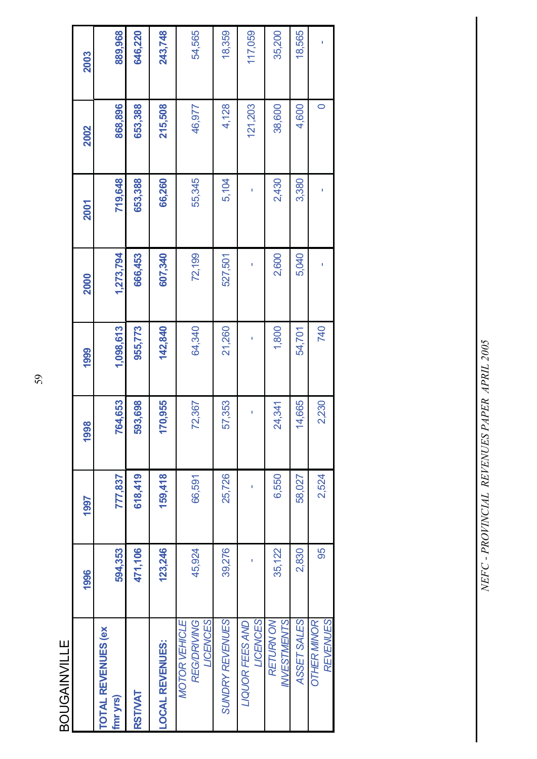# BOUGAINVILLE

| | 1996 | 1997 | 1998 | 1999 | 2000 | 2001 | 2002 | 2003 |
|---|---|---|---|---|---|---|---|---|
| **TOTAL REVENUES (ex fmr yrs)** | **594,353** | **777,837** | **764,653** | **1,098,613** | **1,273,794** | **719,648** | **868,896** | **889,968** |
| **RST/VAT** | **471,106** | **618,419** | **593,698** | **955,773** | **666,453** | **653,388** | **653,388** | **646,220** |
| **LOCAL REVENUES:** | **123,246** | **159,418** | **170,955** | **142,840** | **607,340** | **66,260** | **215,508** | **243,748** |
| *MOTOR VEHICLE REG/DRIVING LICENCES* | 45,924 | 66,591 | 72,367 | 64,340 | 72,199 | 55,345 | 46,977 | 54,565 |
| *SUNDRY REVENUES* | 39,276 | 25,726 | 57,353 | 21,260 | 527,501 | 5,104 | 4,128 | 18,359 |
| *LIQUOR FEES AND LICENCES* | - | - | - | - | - | - | 121,203 | 117,059 |
| *RETURN ON INVESTMENTS* | 35,122 | 6,550 | 24,341 | 1,800 | 2,600 | 2,430 | 38,600 | 35,200 |
| *ASSET SALES* | 2,830 | 58,027 | 14,665 | 54,701 | 5,040 | 3,380 | 4,600 | 18,565 |
| *OTHER MINOR REVENUES* | 95 | 2,524 | 2,230 | 740 | - | - | 0 | - |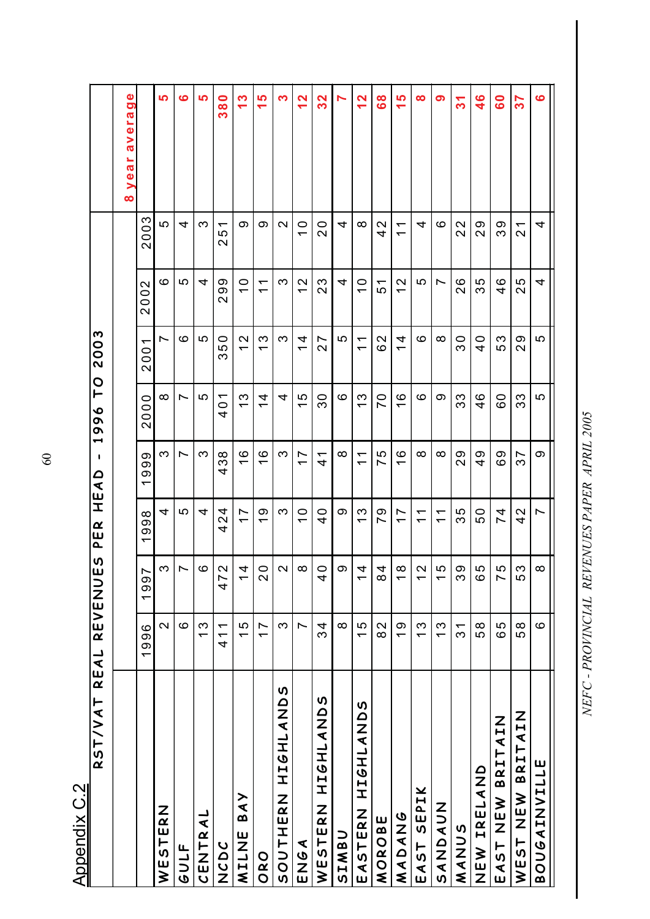Appendix C.2

## RST/VAT REAL REVENUES PER HEAD - 1996 TO 2003

| | 1996 | 1997 | 1998 | 1999 | 2000 | 2001 | 2002 | 2003 | 8 year average |
|---|---|---|---|---|---|---|---|---|---|
| WESTERN | 2 | 3 | 4 | 3 | 8 | 7 | 6 | 5 | 5 |
| GULF | 6 | 7 | 5 | 7 | 7 | 6 | 5 | 4 | 6 |
| CENTRAL | 13 | 6 | 4 | 3 | 5 | 5 | 4 | 3 | 5 |
| NCDC | 411 | 472 | 424 | 438 | 401 | 350 | 299 | 251 | 380 |
| MILNE BAY | 15 | 14 | 17 | 16 | 13 | 12 | 10 | 9 | 13 |
| ORO | 17 | 20 | 19 | 16 | 14 | 13 | 11 | 9 | 15 |
| SOUTHERN HIGHLANDS | 3 | 2 | 3 | 3 | 4 | 3 | 3 | 2 | 3 |
| ENGA | 7 | 8 | 10 | 17 | 15 | 14 | 12 | 10 | 12 |
| WESTERN HIGHLANDS | 34 | 40 | 40 | 41 | 30 | 27 | 23 | 20 | 32 |
| SIMBU | 8 | 9 | 9 | 8 | 6 | 5 | 4 | 4 | 7 |
| EASTERN HIGHLANDS | 15 | 14 | 13 | 11 | 13 | 11 | 10 | 8 | 12 |
| MOROBE | 82 | 84 | 79 | 75 | 70 | 62 | 51 | 42 | 68 |
| MADANG | 19 | 18 | 17 | 16 | 16 | 14 | 12 | 11 | 15 |
| EAST SEPIK | 13 | 12 | 11 | 8 | 6 | 6 | 5 | 4 | 8 |
| SANDAUN | 13 | 15 | 11 | 8 | 9 | 8 | 7 | 6 | 9 |
| MANUS | 31 | 39 | 35 | 29 | 33 | 30 | 26 | 22 | 31 |
| NEW IRELAND | 58 | 65 | 50 | 49 | 46 | 40 | 35 | 29 | 46 |
| EAST NEW BRITAIN | 65 | 75 | 74 | 69 | 60 | 53 | 46 | 39 | 60 |
| WEST NEW BRITAIN | 58 | 53 | 42 | 37 | 33 | 29 | 25 | 21 | 37 |
| BOUGAINVILLE | 6 | 8 | 7 | 9 | 5 | 5 | 4 | 4 | 6 |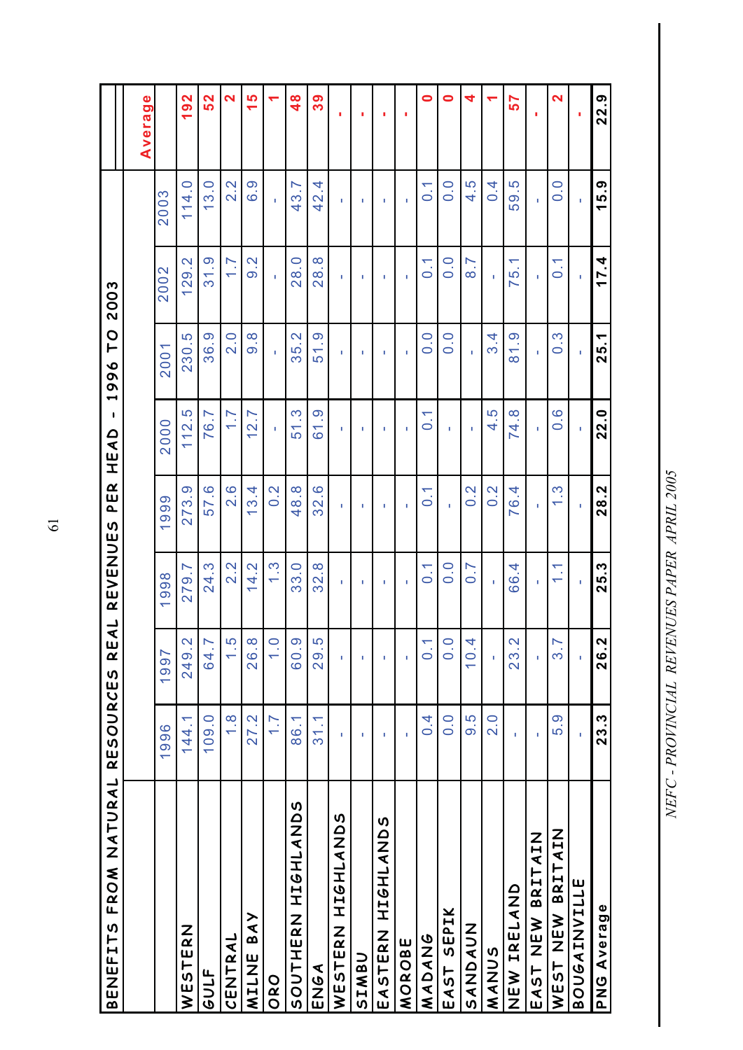# BENEFITS FROM NATURAL RESOURCES REAL REVENUES PER HEAD - 1996 TO 2003

| | 1996 | 1997 | 1998 | 1999 | 2000 | 2001 | 2002 | 2003 | Average |
|---|---|---|---|---|---|---|---|---|---|
| WESTERN | 144.1 | 249.2 | 279.7 | 273.9 | 112.5 | 230.5 | 129.2 | 114.0 | 192 |
| GULF | 109.0 | 64.7 | 24.3 | 57.6 | 76.7 | 36.9 | 31.9 | 13.0 | 52 |
| CENTRAL | 1.8 | 1.5 | 2.2 | 2.6 | 1.7 | 2.0 | 1.7 | 2.2 | 2 |
| MILNE BAY | 27.2 | 26.8 | 14.2 | 13.4 | 12.7 | 9.8 | 9.2 | 6.9 | 15 |
| ORO | 1.7 | 1.0 | 1.3 | 0.2 | - | - | - | - | 1 |
| SOUTHERN HIGHLANDS | 86.1 | 60.9 | 33.0 | 48.8 | 51.3 | 35.2 | 28.0 | 43.7 | 48 |
| ENGA | 31.1 | 29.5 | 32.8 | 32.6 | 61.9 | 51.9 | 28.8 | 42.4 | 39 |
| WESTERN HIGHLANDS | - | - | - | - | - | - | - | - | - |
| SIMBU | - | - | - | - | - | - | - | - | - |
| EASTERN HIGHLANDS | - | - | - | - | - | - | - | - | - |
| MOROBE | - | - | - | - | - | - | - | - | - |
| MADANG | 0.4 | 0.1 | 0.1 | 0.1 | 0.1 | 0.0 | 0.1 | 0.1 | 0 |
| EAST SEPIK | 0.0 | 0.0 | 0.0 | - | - | 0.0 | 0.0 | 0.0 | 0 |
| SANDAUN | 9.5 | 10.4 | 0.7 | 0.2 | - | - | 8.7 | 4.5 | 4 |
| MANUS | 2.0 | - | - | 0.2 | 4.5 | 3.4 | - | 0.4 | 1 |
| NEW IRELAND | - | 23.2 | 66.4 | 76.4 | 74.8 | 81.9 | 75.1 | 59.5 | 57 |
| EAST NEW BRITAIN | - | - | - | - | - | - | - | - | - |
| WEST NEW BRITAIN | 5.9 | 3.7 | 1.1 | 1.3 | 0.6 | 0.3 | 0.1 | 0.0 | 2 |
| BOUGAINVILLE | - | - | - | - | - | - | - | - | - |
| **PNG Average** | **23.3** | **26.2** | **25.3** | **28.2** | **22.0** | **25.1** | **17.4** | **15.9** | **22.9** |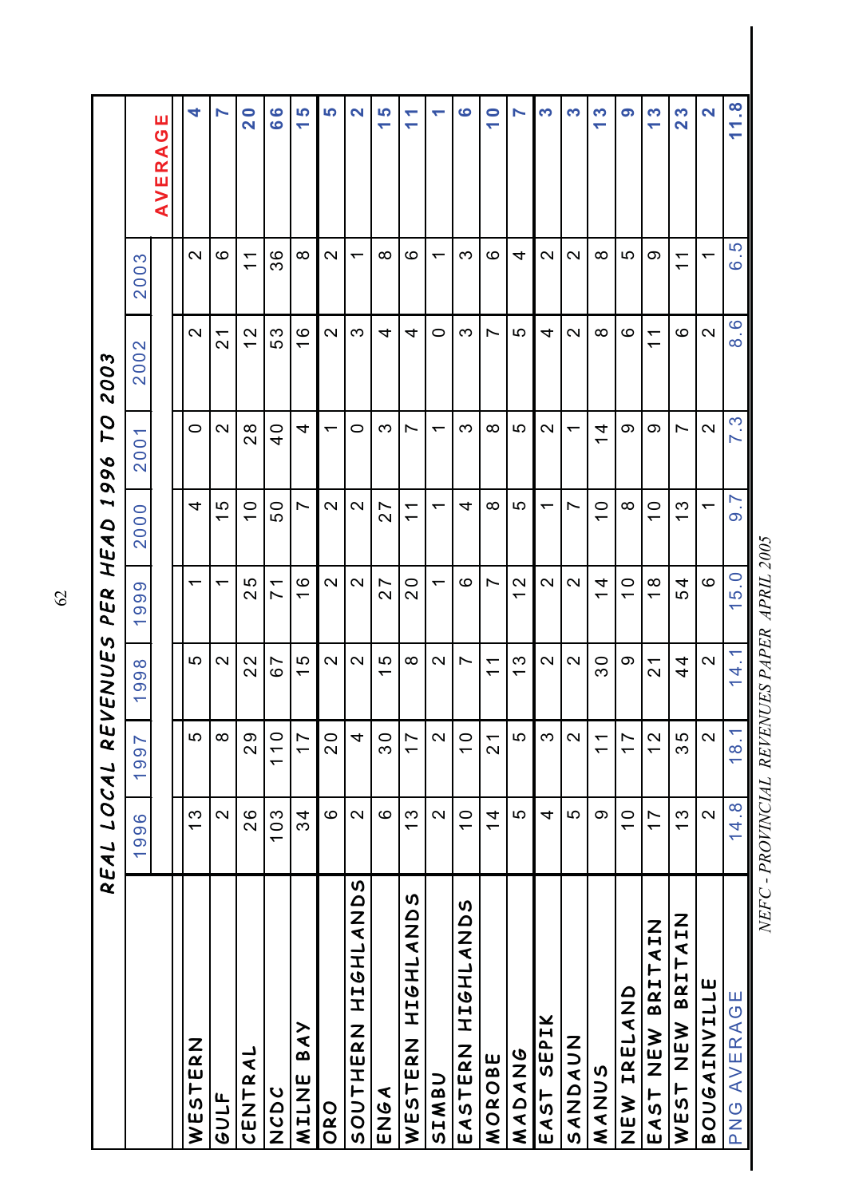## REAL LOCAL REVENUES PER HEAD 1996 TO 2003

| | 1996 | 1997 | 1998 | 1999 | 2000 | 2001 | 2002 | 2003 | AVERAGE |
|---|---|---|---|---|---|---|---|---|---|
| WESTERN | 13 | 5 | 5 | 1 | 4 | 0 | 2 | 2 | 4 |
| GULF | 2 | 8 | 2 | 1 | 15 | 2 | 21 | 6 | 7 |
| CENTRAL | 26 | 29 | 22 | 25 | 10 | 28 | 12 | 11 | 20 |
| NCDC | 103 | 110 | 67 | 71 | 50 | 40 | 53 | 36 | 66 |
| MILNE BAY | 34 | 17 | 15 | 16 | 7 | 4 | 16 | 8 | 15 |
| ORO | 6 | 20 | 2 | 2 | 2 | 1 | 2 | 2 | 5 |
| SOUTHERN HIGHLANDS | 2 | 4 | 2 | 2 | 2 | 0 | 3 | 1 | 2 |
| ENGA | 6 | 30 | 15 | 27 | 27 | 3 | 4 | 8 | 15 |
| WESTERN HIGHLANDS | 13 | 17 | 8 | 20 | 11 | 7 | 4 | 6 | 11 |
| SIMBU | 2 | 2 | 2 | 1 | 1 | 1 | 0 | 1 | 1 |
| EASTERN HIGHLANDS | 10 | 10 | 7 | 6 | 4 | 3 | 3 | 3 | 6 |
| MOROBE | 14 | 21 | 11 | 7 | 8 | 8 | 7 | 6 | 10 |
| MADANG | 5 | 5 | 13 | 12 | 5 | 5 | 5 | 4 | 7 |
| EAST SEPIK | 4 | 3 | 2 | 2 | 1 | 2 | 4 | 2 | 3 |
| SANDAUN | 5 | 2 | 2 | 2 | 7 | 1 | 2 | 2 | 3 |
| MANUS | 9 | 11 | 30 | 14 | 10 | 14 | 8 | 8 | 13 |
| NEW IRELAND | 10 | 17 | 9 | 10 | 8 | 9 | 6 | 5 | 9 |
| EAST NEW BRITAIN | 17 | 12 | 21 | 18 | 10 | 9 | 11 | 9 | 13 |
| WEST NEW BRITAIN | 13 | 35 | 44 | 54 | 13 | 7 | 6 | 11 | 23 |
| BOUGAINVILLE | 2 | 2 | 2 | 6 | 1 | 2 | 2 | 1 | 2 |
| PNG AVERAGE | 14.8 | 18.1 | 14.1 | 15.0 | 9.7 | 7.3 | 8.6 | 6.5 | 11.8 |

*NEFC - PROVINCIAL REVENUES PAPER APRIL 2005*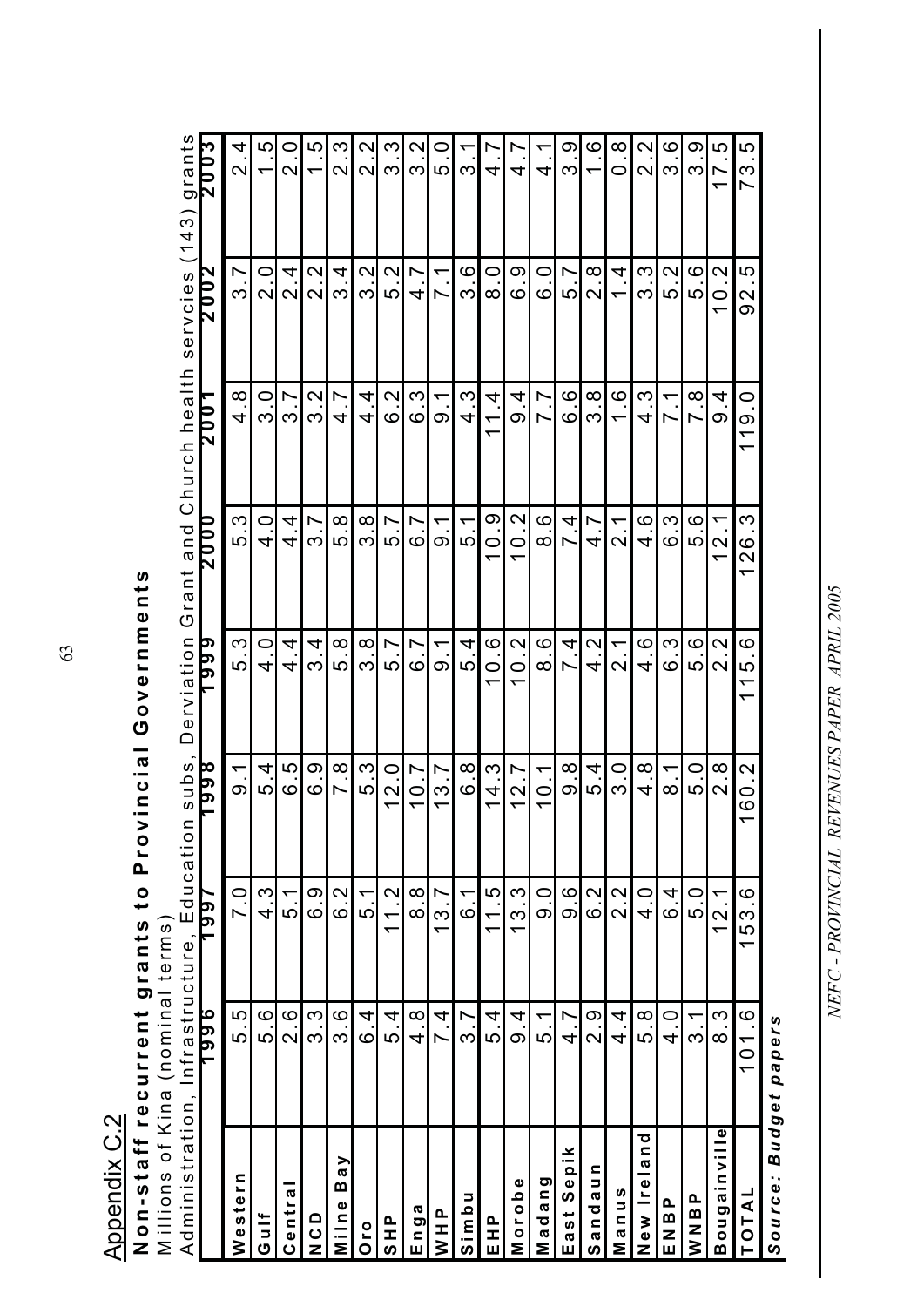Appendix C.2

**Non-staff recurrent grants to Provincial Governments**

Millions of Kina (nominal terms)

Administration, Infrastructure, Education subs, Derviation Grant and Church health servcies (143) grants

| | 1996 | 1997 | 1998 | 1999 | 2000 | 2001 | 2002 | 2003 |
|---|---|---|---|---|---|---|---|---|
| **Western** | 5.5 | 7.0 | 9.1 | 5.3 | 5.3 | 4.8 | 3.7 | 2.4 |
| **Gulf** | 5.6 | 4.3 | 5.4 | 4.0 | 4.0 | 3.0 | 2.0 | 1.5 |
| **Central** | 2.6 | 5.1 | 6.5 | 4.4 | 4.4 | 3.7 | 2.4 | 2.0 |
| **NCD** | 3.3 | 6.9 | 6.9 | 3.4 | 3.7 | 3.2 | 2.2 | 1.5 |
| **Milne Bay** | 3.6 | 6.2 | 7.8 | 5.8 | 5.8 | 4.7 | 3.4 | 2.3 |
| **Oro** | 6.4 | 5.1 | 5.3 | 3.8 | 3.8 | 4.4 | 3.2 | 2.2 |
| **SHP** | 5.4 | 11.2 | 12.0 | 5.7 | 5.7 | 6.2 | 5.2 | 3.3 |
| **Enga** | 4.8 | 8.8 | 10.7 | 6.7 | 6.7 | 6.3 | 4.7 | 3.2 |
| **WHP** | 7.4 | 13.7 | 13.7 | 9.1 | 9.1 | 9.1 | 7.1 | 5.0 |
| **Simbu** | 3.7 | 6.1 | 6.8 | 5.4 | 5.1 | 4.3 | 3.6 | 3.1 |
| **EHP** | 5.4 | 11.5 | 14.3 | 10.6 | 10.9 | 11.4 | 8.0 | 4.7 |
| **Morobe** | 9.4 | 13.3 | 12.7 | 10.2 | 10.2 | 9.4 | 6.9 | 4.7 |
| **Madang** | 5.1 | 9.0 | 10.1 | 8.6 | 8.6 | 7.7 | 6.0 | 4.1 |
| **East Sepik** | 4.7 | 9.6 | 9.8 | 7.4 | 7.4 | 6.6 | 5.7 | 3.9 |
| **Sandaun** | 2.9 | 6.2 | 5.4 | 4.2 | 4.7 | 3.8 | 2.8 | 1.6 |
| **Manus** | 4.4 | 2.2 | 3.0 | 2.1 | 2.1 | 1.6 | 1.4 | 0.8 |
| **New Ireland** | 5.8 | 4.0 | 4.8 | 4.6 | 4.6 | 4.3 | 3.3 | 2.2 |
| **ENBP** | 4.0 | 6.4 | 8.1 | 6.3 | 6.3 | 7.1 | 5.2 | 3.6 |
| **WNBP** | 3.1 | 5.0 | 5.0 | 5.6 | 5.6 | 7.8 | 5.6 | 3.9 |
| **Bougainville** | 8.3 | 12.1 | 2.8 | 2.2 | 12.1 | 9.4 | 10.2 | 17.5 |
| **TOTAL** | 101.6 | 153.6 | 160.2 | 115.6 | 126.3 | 119.0 | 92.5 | 73.5 |

***Source: Budget papers***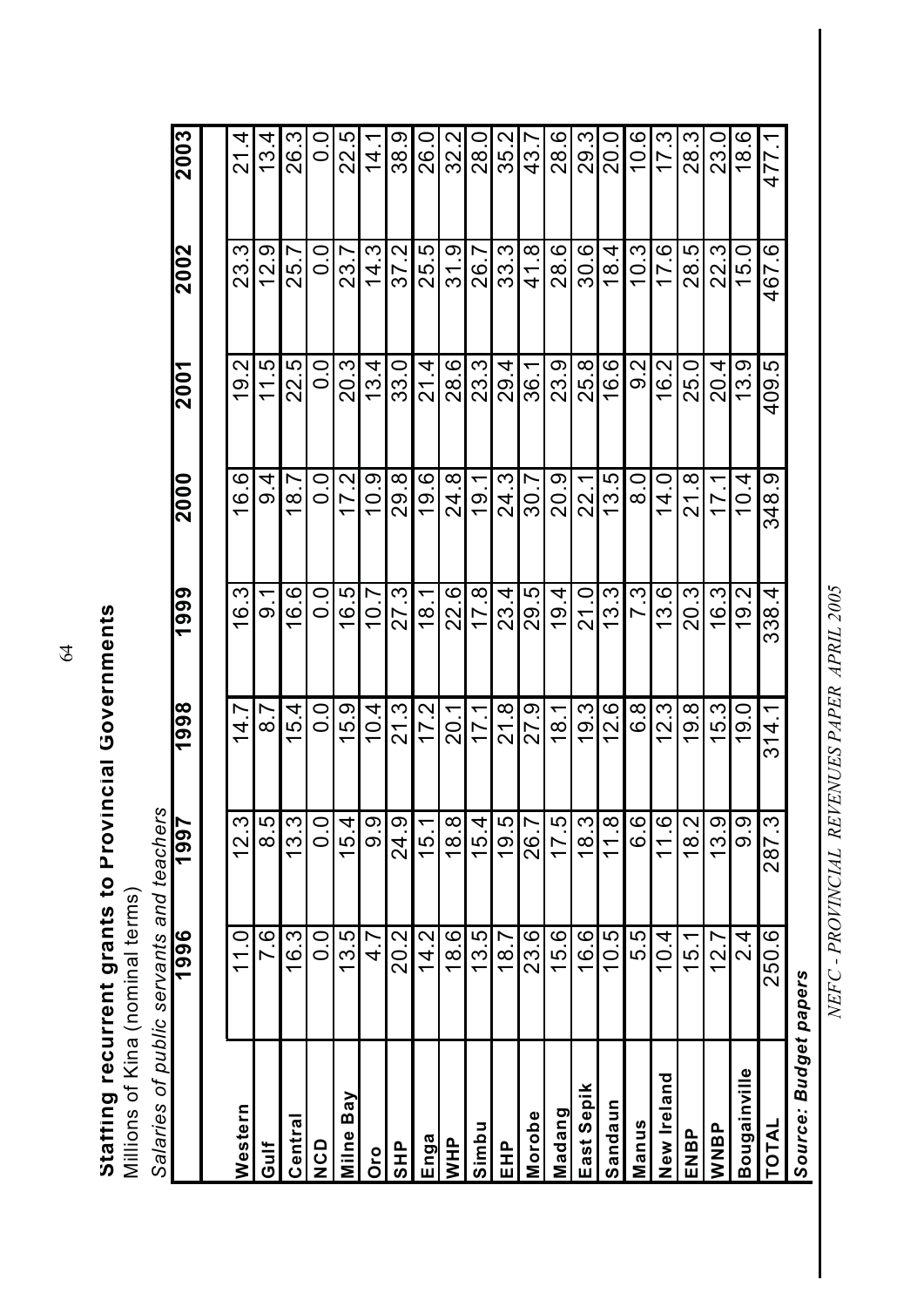## Staffing recurrent grants to Provincial Governments

Millions of Kina (nominal terms)

*Salaries of public servants and teachers*

| | 1996 | 1997 | 1998 | 1999 | 2000 | 2001 | 2002 | 2003 |
|---|---|---|---|---|---|---|---|---|
| **Western** | 11.0 | 12.3 | 14.7 | 16.3 | 16.6 | 19.2 | 23.3 | 21.4 |
| **Gulf** | 7.6 | 8.5 | 8.7 | 9.1 | 9.4 | 11.5 | 12.9 | 13.4 |
| **Central** | 16.3 | 13.3 | 15.4 | 16.6 | 18.7 | 22.5 | 25.7 | 26.3 |
| **NCD** | 0.0 | 0.0 | 0.0 | 0.0 | 0.0 | 0.0 | 0.0 | 0.0 |
| **Milne Bay** | 13.5 | 15.4 | 15.9 | 16.5 | 17.2 | 20.3 | 23.7 | 22.5 |
| **Oro** | 4.7 | 9.9 | 10.4 | 10.7 | 10.9 | 13.4 | 14.3 | 14.1 |
| **SHP** | 20.2 | 24.9 | 21.3 | 27.3 | 29.8 | 33.0 | 37.2 | 38.9 |
| **Enga** | 14.2 | 15.1 | 17.2 | 18.1 | 19.6 | 21.4 | 25.5 | 26.0 |
| **WHP** | 18.6 | 18.8 | 20.1 | 22.6 | 24.8 | 28.6 | 31.9 | 32.2 |
| **Simbu** | 13.5 | 15.4 | 17.1 | 17.8 | 19.1 | 23.3 | 26.7 | 28.0 |
| **EHP** | 18.7 | 19.5 | 21.8 | 23.4 | 24.3 | 29.4 | 33.3 | 35.2 |
| **Morobe** | 23.6 | 26.7 | 27.9 | 29.5 | 30.7 | 36.1 | 41.8 | 43.7 |
| **Madang** | 15.6 | 17.5 | 18.1 | 19.4 | 20.9 | 23.9 | 28.6 | 28.6 |
| **East Sepik** | 16.6 | 18.3 | 19.3 | 21.0 | 22.1 | 25.8 | 30.6 | 29.3 |
| **Sandaun** | 10.5 | 11.8 | 12.6 | 13.3 | 13.5 | 16.6 | 18.4 | 20.0 |
| **Manus** | 5.5 | 6.6 | 6.8 | 7.3 | 8.0 | 9.2 | 10.3 | 10.6 |
| **New Ireland** | 10.4 | 11.6 | 12.3 | 13.6 | 14.0 | 16.2 | 17.6 | 17.3 |
| **ENBP** | 15.1 | 18.2 | 19.8 | 20.3 | 21.8 | 25.0 | 28.5 | 28.3 |
| **WNBP** | 12.7 | 13.9 | 15.3 | 16.3 | 17.1 | 20.4 | 22.3 | 23.0 |
| **Bougainville** | 2.4 | 9.9 | 19.0 | 19.2 | 10.4 | 13.9 | 15.0 | 18.6 |
| **TOTAL** | 250.6 | 287.3 | 314.1 | 338.4 | 348.9 | 409.5 | 467.6 | 477.1 |

***Source: Budget papers***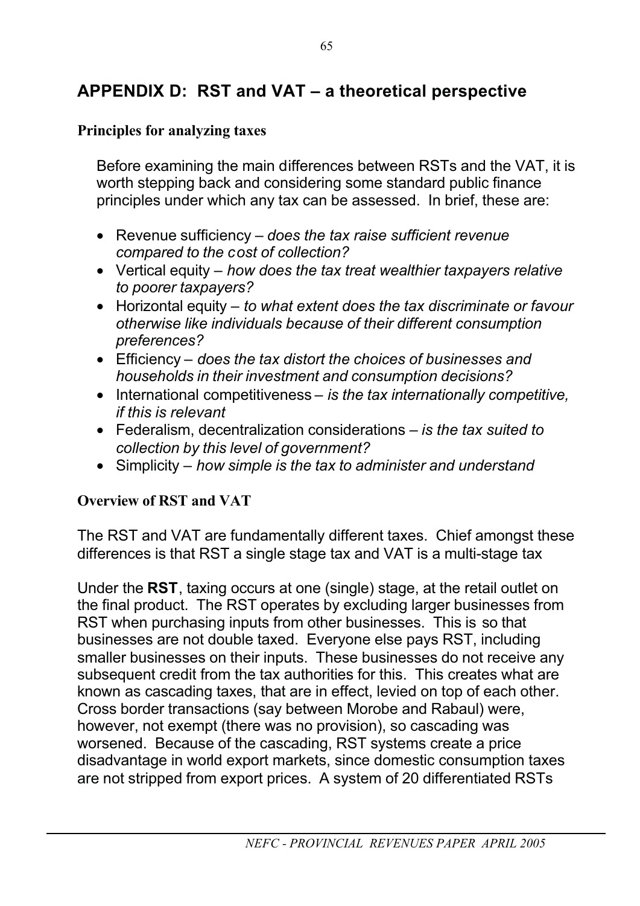# APPENDIX D: RST and VAT – a theoretical perspective

### Principles for analyzing taxes

Before examining the main differences between RSTs and the VAT, it is worth stepping back and considering some standard public finance principles under which any tax can be assessed. In brief, these are:

- Revenue sufficiency – *does the tax raise sufficient revenue compared to the cost of collection?*
- Vertical equity – *how does the tax treat wealthier taxpayers relative to poorer taxpayers?*
- Horizontal equity – *to what extent does the tax discriminate or favour otherwise like individuals because of their different consumption preferences?*
- Efficiency – *does the tax distort the choices of businesses and households in their investment and consumption decisions?*
- International competitiveness – *is the tax internationally competitive, if this is relevant*
- Federalism, decentralization considerations – *is the tax suited to collection by this level of government?*
- Simplicity – *how simple is the tax to administer and understand*

### Overview of RST and VAT

The RST and VAT are fundamentally different taxes. Chief amongst these differences is that RST a single stage tax and VAT is a multi-stage tax

Under the **RST**, taxing occurs at one (single) stage, at the retail outlet on the final product. The RST operates by excluding larger businesses from RST when purchasing inputs from other businesses. This is so that businesses are not double taxed. Everyone else pays RST, including smaller businesses on their inputs. These businesses do not receive any subsequent credit from the tax authorities for this. This creates what are known as cascading taxes, that are in effect, levied on top of each other. Cross border transactions (say between Morobe and Rabaul) were, however, not exempt (there was no provision), so cascading was worsened. Because of the cascading, RST systems create a price disadvantage in world export markets, since domestic consumption taxes are not stripped from export prices. A system of 20 differentiated RSTs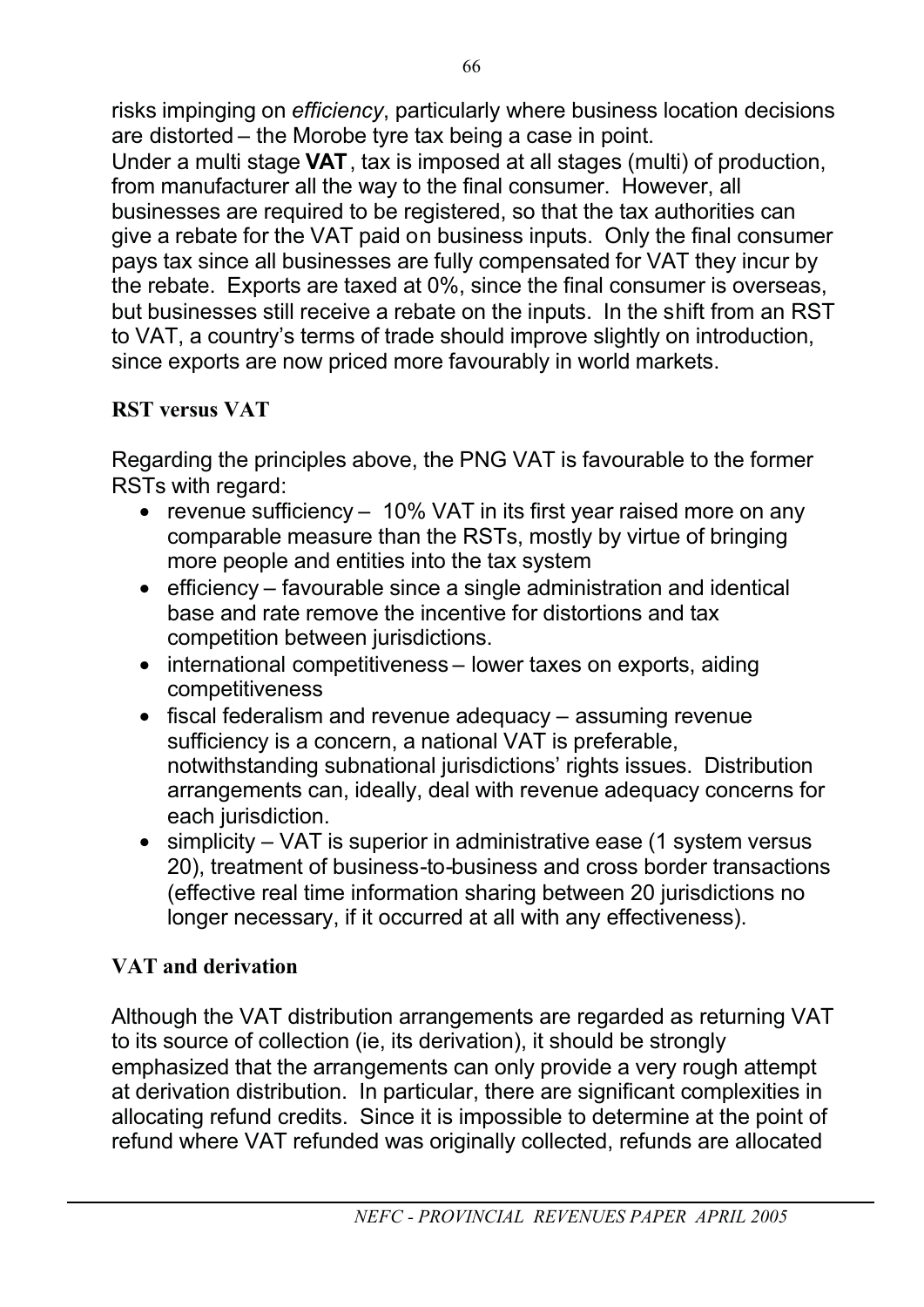risks impinging on *efficiency*, particularly where business location decisions are distorted – the Morobe tyre tax being a case in point.

Under a multi stage **VAT**, tax is imposed at all stages (multi) of production, from manufacturer all the way to the final consumer. However, all businesses are required to be registered, so that the tax authorities can give a rebate for the VAT paid on business inputs. Only the final consumer pays tax since all businesses are fully compensated for VAT they incur by the rebate. Exports are taxed at 0%, since the final consumer is overseas, but businesses still receive a rebate on the inputs. In the shift from an RST to VAT, a country's terms of trade should improve slightly on introduction, since exports are now priced more favourably in world markets.

### RST versus VAT

Regarding the principles above, the PNG VAT is favourable to the former RSTs with regard:

- revenue sufficiency – 10% VAT in its first year raised more on any comparable measure than the RSTs, mostly by virtue of bringing more people and entities into the tax system
- efficiency – favourable since a single administration and identical base and rate remove the incentive for distortions and tax competition between jurisdictions.
- international competitiveness – lower taxes on exports, aiding competitiveness
- fiscal federalism and revenue adequacy – assuming revenue sufficiency is a concern, a national VAT is preferable, notwithstanding subnational jurisdictions' rights issues. Distribution arrangements can, ideally, deal with revenue adequacy concerns for each jurisdiction.
- simplicity – VAT is superior in administrative ease (1 system versus 20), treatment of business-to-business and cross border transactions (effective real time information sharing between 20 jurisdictions no longer necessary, if it occurred at all with any effectiveness).

### VAT and derivation

Although the VAT distribution arrangements are regarded as returning VAT to its source of collection (ie, its derivation), it should be strongly emphasized that the arrangements can only provide a very rough attempt at derivation distribution. In particular, there are significant complexities in allocating refund credits. Since it is impossible to determine at the point of refund where VAT refunded was originally collected, refunds are allocated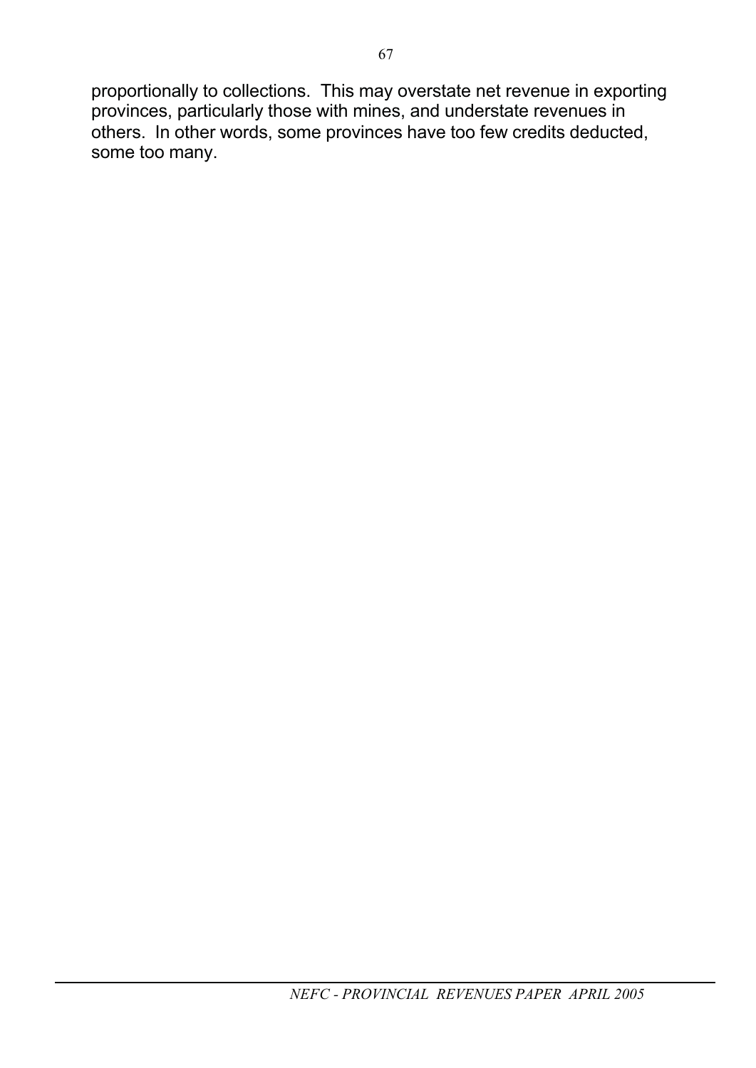proportionally to collections. This may overstate net revenue in exporting provinces, particularly those with mines, and understate revenues in others. In other words, some provinces have too few credits deducted, some too many.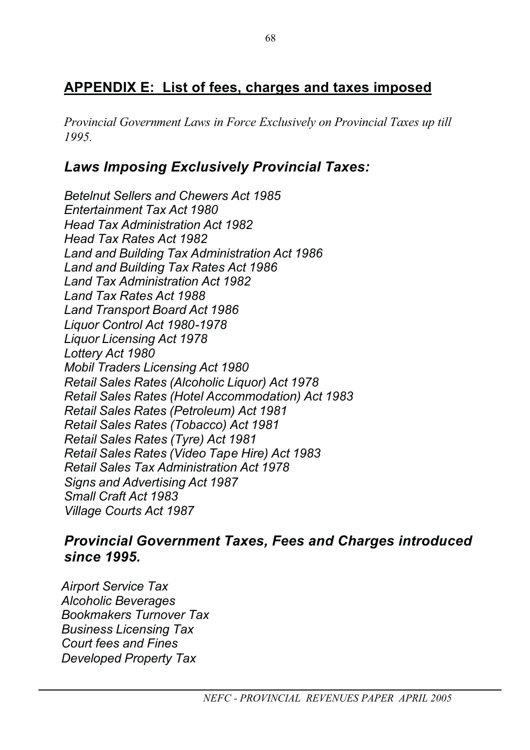## APPENDIX E: List of fees, charges and taxes imposed

*Provincial Government Laws in Force Exclusively on Provincial Taxes up till 1995.*

### *Laws Imposing Exclusively Provincial Taxes:*

*Betelnut Sellers and Chewers Act 1985*
*Entertainment Tax Act 1980*
*Head Tax Administration Act 1982*
*Head Tax Rates Act 1982*
*Land and Building Tax Administration Act 1986*
*Land and Building Tax Rates Act 1986*
*Land Tax Administration Act 1982*
*Land Tax Rates Act 1988*
*Land Transport Board Act 1986*
*Liquor Control Act 1980-1978*
*Liquor Licensing Act 1978*
*Lottery Act 1980*
*Mobil Traders Licensing Act 1980*
*Retail Sales Rates (Alcoholic Liquor) Act 1978*
*Retail Sales Rates (Hotel Accommodation) Act 1983*
*Retail Sales Rates (Petroleum) Act 1981*
*Retail Sales Rates (Tobacco) Act 1981*
*Retail Sales Rates (Tyre) Act 1981*
*Retail Sales Rates (Video Tape Hire) Act 1983*
*Retail Sales Tax Administration Act 1978*
*Signs and Advertising Act 1987*
*Small Craft Act 1983*
*Village Courts Act 1987*

### *Provincial Government Taxes, Fees and Charges introduced since 1995.*

*Airport Service Tax*
*Alcoholic Beverages*
*Bookmakers Turnover Tax*
*Business Licensing Tax*
*Court fees and Fines*
*Developed Property Tax*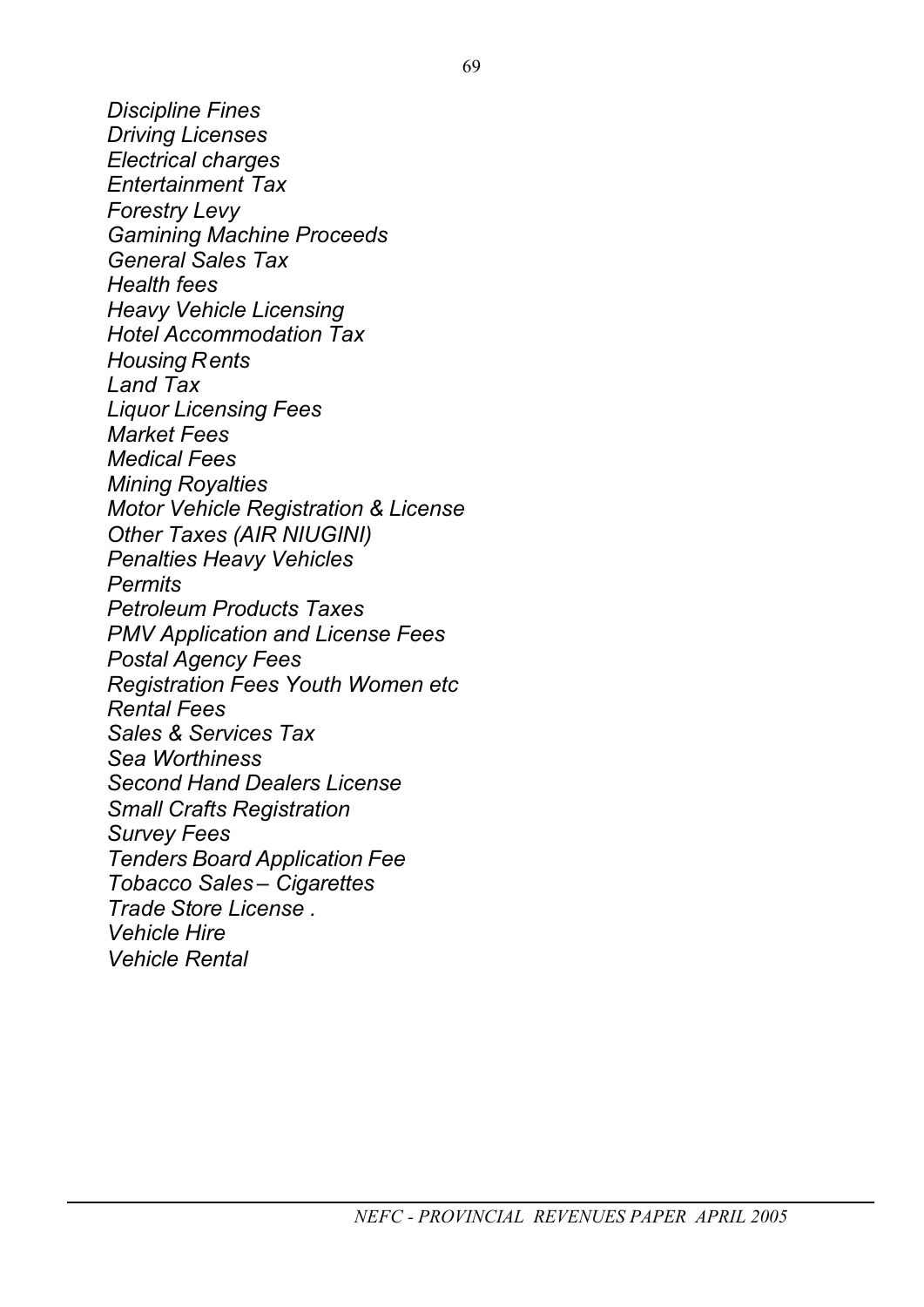*Discipline Fines*
*Driving Licenses*
*Electrical charges*
*Entertainment Tax*
*Forestry Levy*
*Gamining Machine Proceeds*
*General Sales Tax*
*Health fees*
*Heavy Vehicle Licensing*
*Hotel Accommodation Tax*
*Housing Rents*
*Land Tax*
*Liquor Licensing Fees*
*Market Fees*
*Medical Fees*
*Mining Royalties*
*Motor Vehicle Registration & License*
*Other Taxes (AIR NIUGINI)*
*Penalties Heavy Vehicles*
*Permits*
*Petroleum Products Taxes*
*PMV Application and License Fees*
*Postal Agency Fees*
*Registration Fees Youth Women etc*
*Rental Fees*
*Sales & Services Tax*
*Sea Worthiness*
*Second Hand Dealers License*
*Small Crafts Registration*
*Survey Fees*
*Tenders Board Application Fee*
*Tobacco Sales – Cigarettes*
*Trade Store License .*
*Vehicle Hire*
*Vehicle Rental*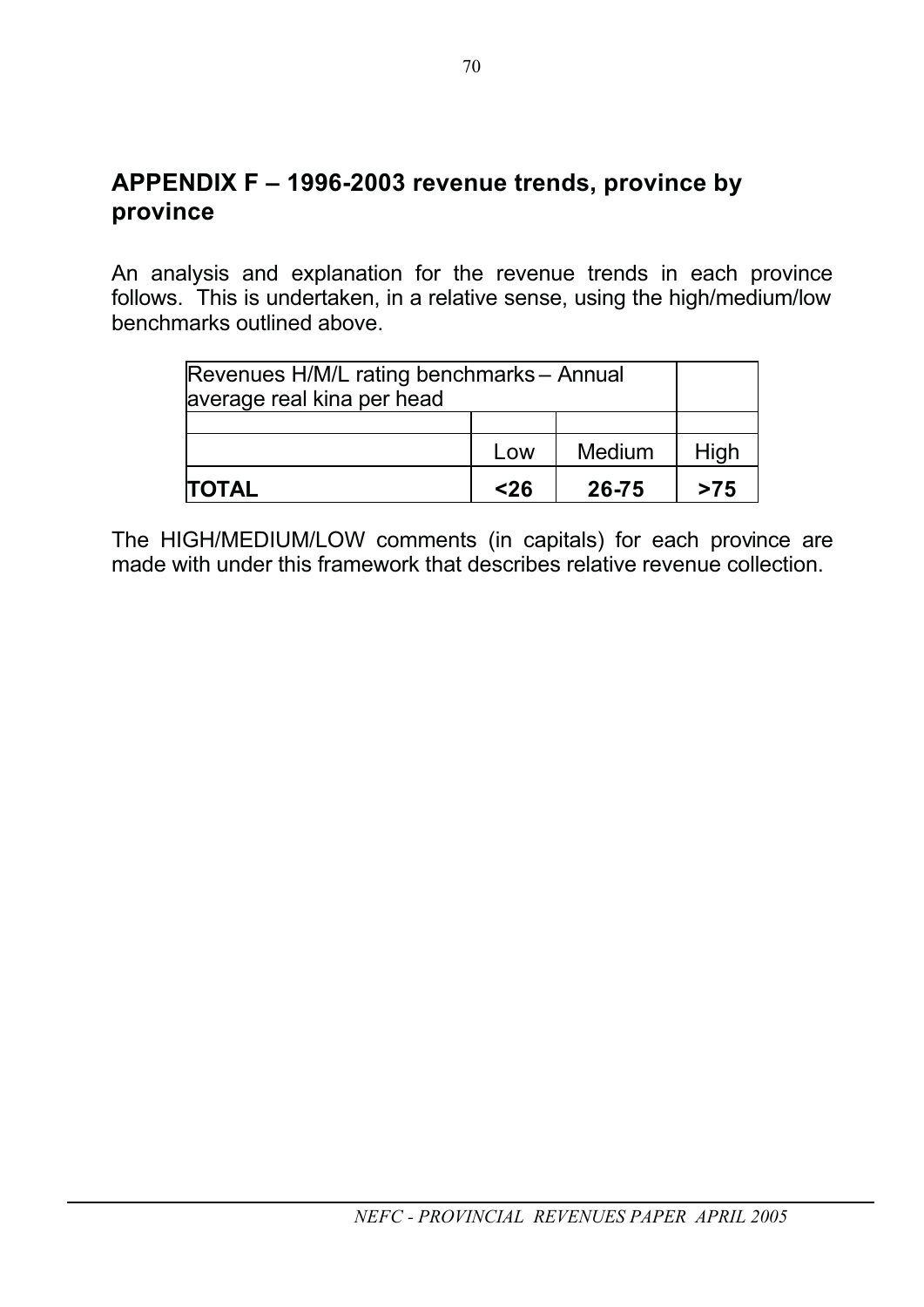## APPENDIX F – 1996-2003 revenue trends, province by province

An analysis and explanation for the revenue trends in each province follows. This is undertaken, in a relative sense, using the high/medium/low benchmarks outlined above.

| Revenues H/M/L rating benchmarks – Annual average real kina per head | | | |
|---|---|---|---|
| | | | |
| | Low | Medium | High |
| **TOTAL** | **<26** | **26-75** | **>75** |

The HIGH/MEDIUM/LOW comments (in capitals) for each province are made with under this framework that describes relative revenue collection.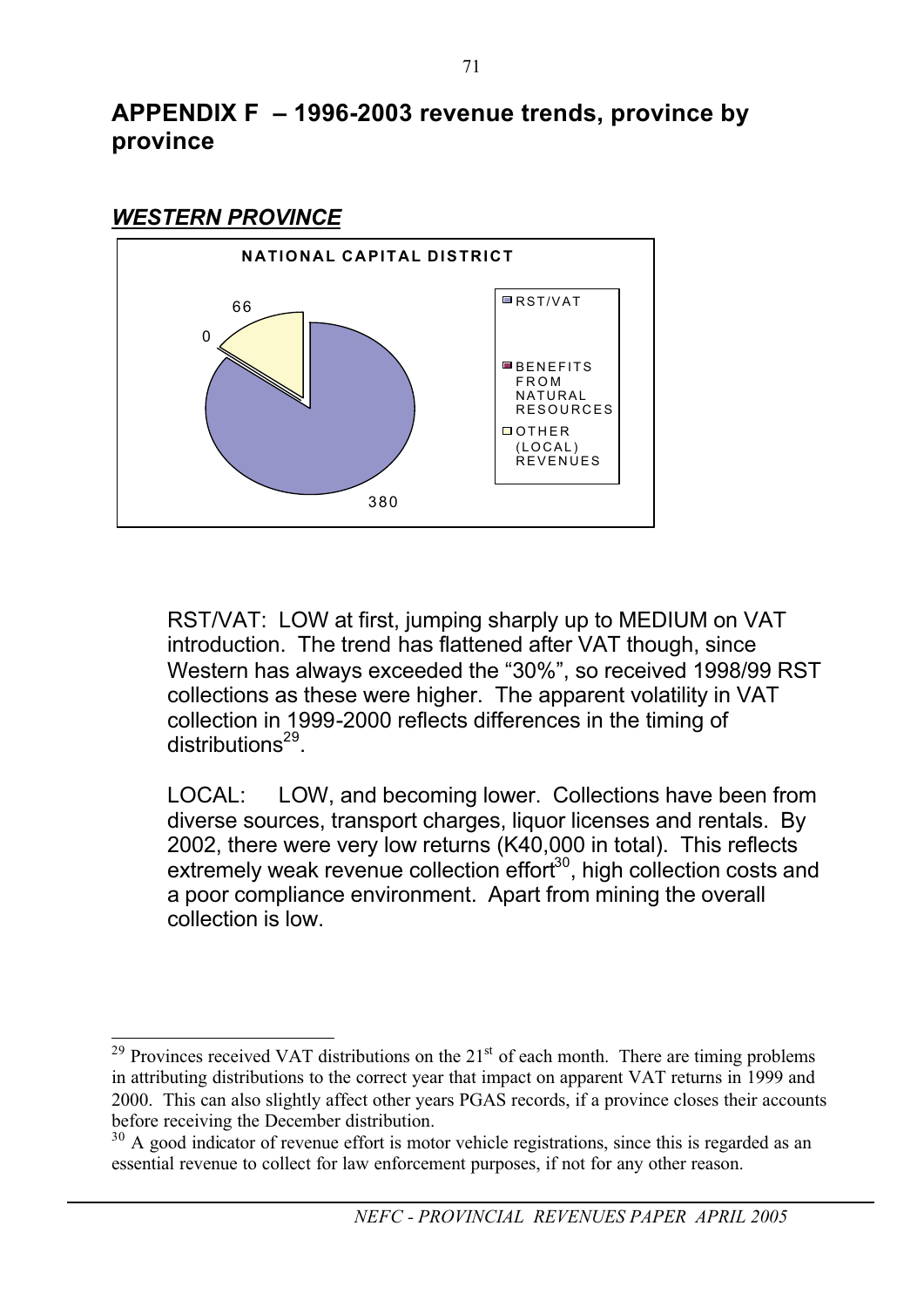# APPENDIX F – 1996-2003 revenue trends, province by province

## *WESTERN PROVINCE*

**NATIONAL CAPITAL DISTRICT**

| Category | Value |
|---|---|
| RST/VAT | 380 |
| BENEFITS FROM NATURAL RESOURCES | 0 |
| OTHER (LOCAL) REVENUES | 66 |

RST/VAT: LOW at first, jumping sharply up to MEDIUM on VAT introduction. The trend has flattened after VAT though, since Western has always exceeded the "30%", so received 1998/99 RST collections as these were higher. The apparent volatility in VAT collection in 1999-2000 reflects differences in the timing of distributions[29].

LOCAL: LOW, and becoming lower. Collections have been from diverse sources, transport charges, liquor licenses and rentals. By 2002, there were very low returns (K40,000 in total). This reflects extremely weak revenue collection effort[30], high collection costs and a poor compliance environment. Apart from mining the overall collection is low.

---

[29] Provinces received VAT distributions on the 21st of each month. There are timing problems in attributing distributions to the correct year that impact on apparent VAT returns in 1999 and 2000. This can also slightly affect other years PGAS records, if a province closes their accounts before receiving the December distribution.

[30] A good indicator of revenue effort is motor vehicle registrations, since this is regarded as an essential revenue to collect for law enforcement purposes, if not for any other reason.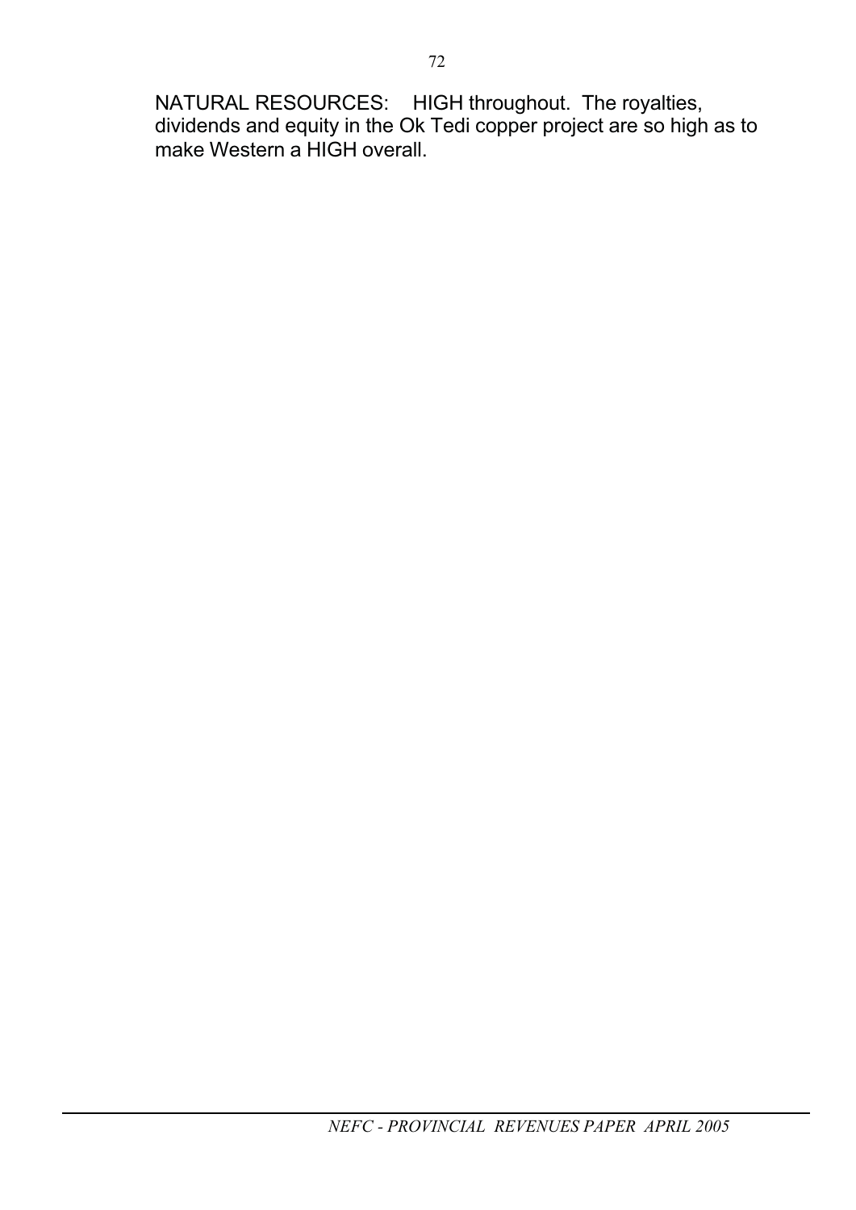NATURAL RESOURCES: HIGH throughout. The royalties, dividends and equity in the Ok Tedi copper project are so high as to make Western a HIGH overall.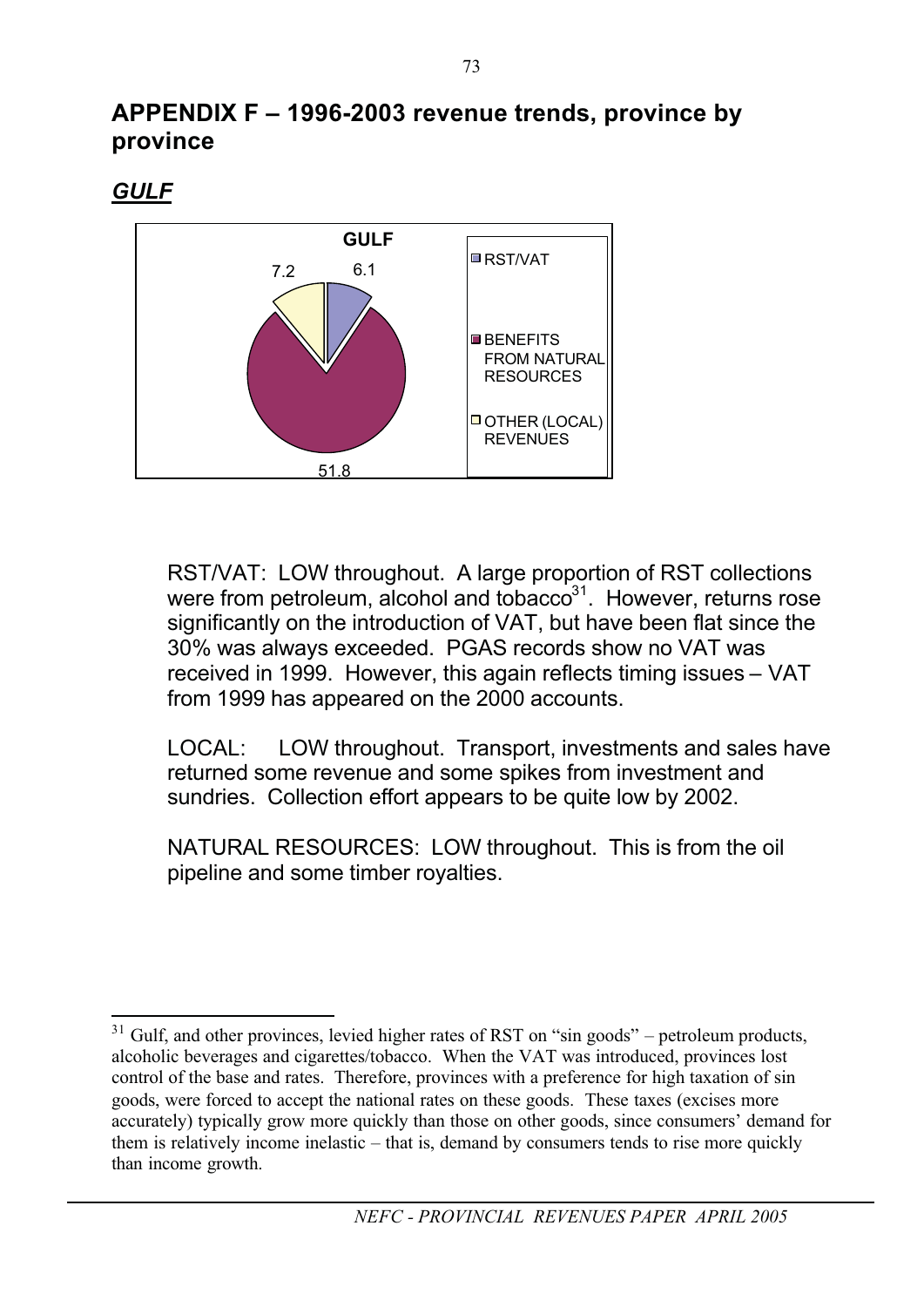## APPENDIX F – 1996-2003 revenue trends, province by province

### *GULF*

**GULF**

- RST/VAT: 6.1
- BENEFITS FROM NATURAL RESOURCES: 51.8
- OTHER (LOCAL) REVENUES: 7.2

RST/VAT: LOW throughout. A large proportion of RST collections were from petroleum, alcohol and tobacco[31]. However, returns rose significantly on the introduction of VAT, but have been flat since the 30% was always exceeded. PGAS records show no VAT was received in 1999. However, this again reflects timing issues – VAT from 1999 has appeared on the 2000 accounts.

LOCAL: LOW throughout. Transport, investments and sales have returned some revenue and some spikes from investment and sundries. Collection effort appears to be quite low by 2002.

NATURAL RESOURCES: LOW throughout. This is from the oil pipeline and some timber royalties.

---

[31] Gulf, and other provinces, levied higher rates of RST on "sin goods" – petroleum products, alcoholic beverages and cigarettes/tobacco. When the VAT was introduced, provinces lost control of the base and rates. Therefore, provinces with a preference for high taxation of sin goods, were forced to accept the national rates on these goods. These taxes (excises more accurately) typically grow more quickly than those on other goods, since consumers' demand for them is relatively income inelastic – that is, demand by consumers tends to rise more quickly than income growth.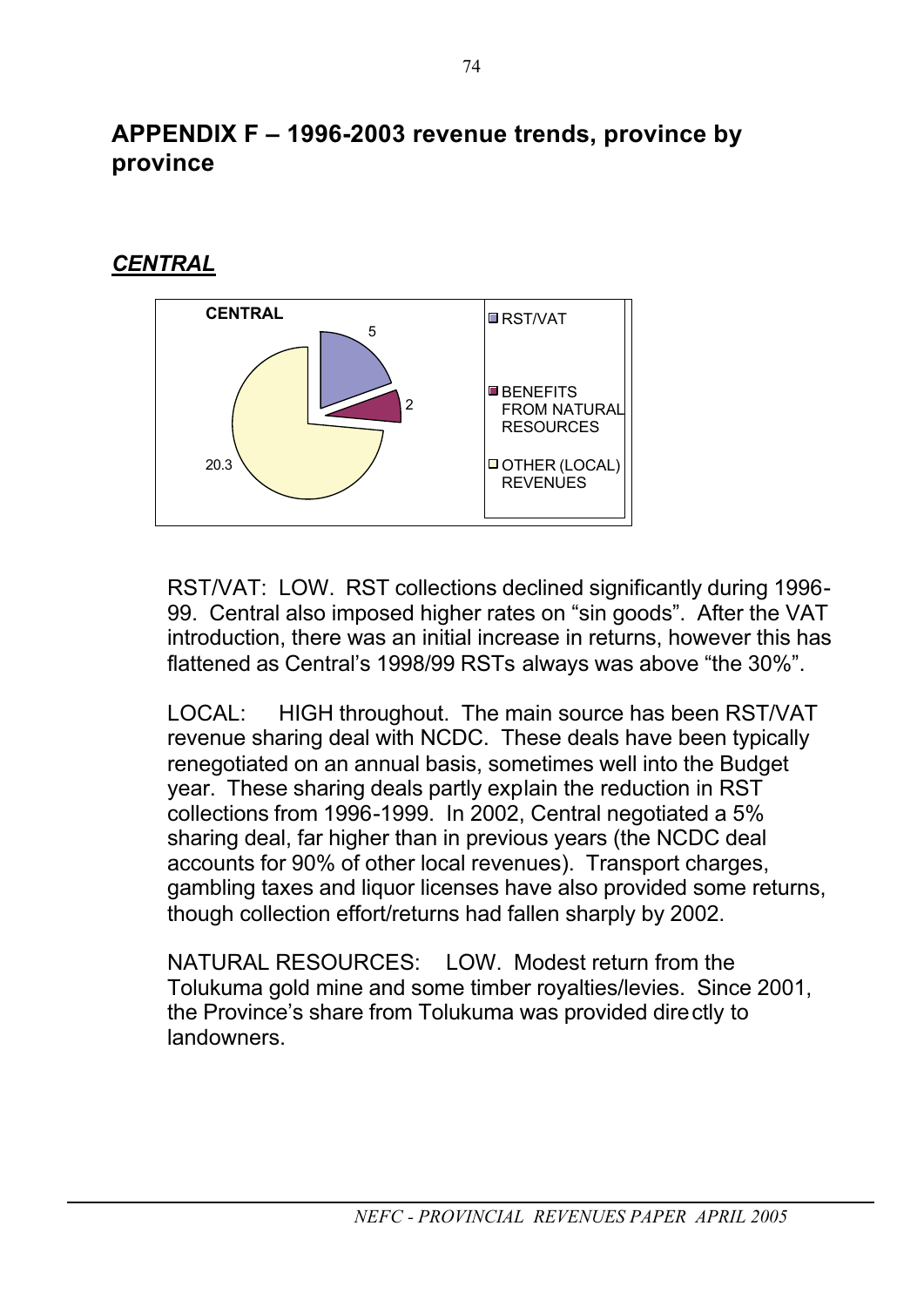# APPENDIX F – 1996-2003 revenue trends, province by province

## *CENTRAL*

RST/VAT: LOW. RST collections declined significantly during 1996-99. Central also imposed higher rates on "sin goods". After the VAT introduction, there was an initial increase in returns, however this has flattened as Central's 1998/99 RSTs always was above "the 30%".

LOCAL: HIGH throughout. The main source has been RST/VAT revenue sharing deal with NCDC. These deals have been typically renegotiated on an annual basis, sometimes well into the Budget year. These sharing deals partly explain the reduction in RST collections from 1996-1999. In 2002, Central negotiated a 5% sharing deal, far higher than in previous years (the NCDC deal accounts for 90% of other local revenues). Transport charges, gambling taxes and liquor licenses have also provided some returns, though collection effort/returns had fallen sharply by 2002.

NATURAL RESOURCES: LOW. Modest return from the Tolukuma gold mine and some timber royalties/levies. Since 2001, the Province's share from Tolukuma was provided directly to landowners.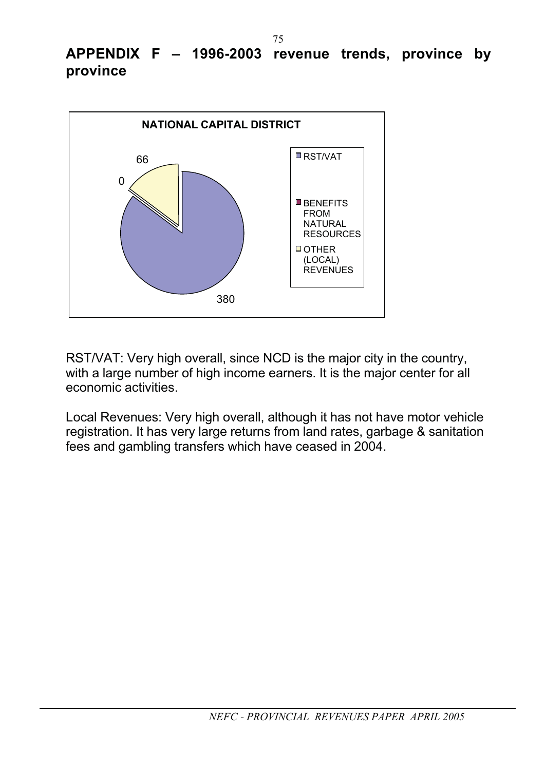# APPENDIX F – 1996-2003 revenue trends, province by province

**NATIONAL CAPITAL DISTRICT**

| Category | Value |
|---|---|
| RST/VAT | 380 |
| BENEFITS FROM NATURAL RESOURCES | 0 |
| OTHER (LOCAL) REVENUES | 66 |

RST/VAT: Very high overall, since NCD is the major city in the country, with a large number of high income earners. It is the major center for all economic activities.

Local Revenues: Very high overall, although it has not have motor vehicle registration. It has very large returns from land rates, garbage & sanitation fees and gambling transfers which have ceased in 2004.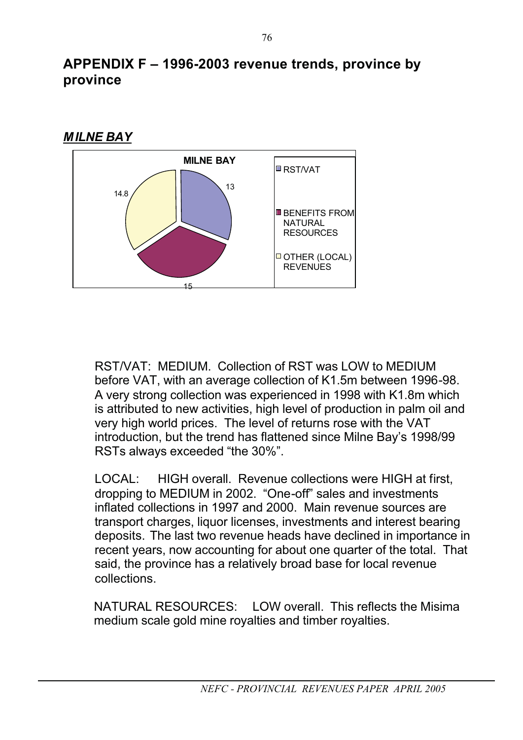# APPENDIX F – 1996-2003 revenue trends, province by province

## *MILNE BAY*

**MILNE BAY**

- RST/VAT: 13
- BENEFITS FROM NATURAL RESOURCES: 15
- OTHER (LOCAL) REVENUES: 14.8

RST/VAT: MEDIUM. Collection of RST was LOW to MEDIUM before VAT, with an average collection of K1.5m between 1996-98. A very strong collection was experienced in 1998 with K1.8m which is attributed to new activities, high level of production in palm oil and very high world prices. The level of returns rose with the VAT introduction, but the trend has flattened since Milne Bay's 1998/99 RSTs always exceeded "the 30%".

LOCAL: HIGH overall. Revenue collections were HIGH at first, dropping to MEDIUM in 2002. "One-off" sales and investments inflated collections in 1997 and 2000. Main revenue sources are transport charges, liquor licenses, investments and interest bearing deposits. The last two revenue heads have declined in importance in recent years, now accounting for about one quarter of the total. That said, the province has a relatively broad base for local revenue collections.

NATURAL RESOURCES: LOW overall. This reflects the Misima medium scale gold mine royalties and timber royalties.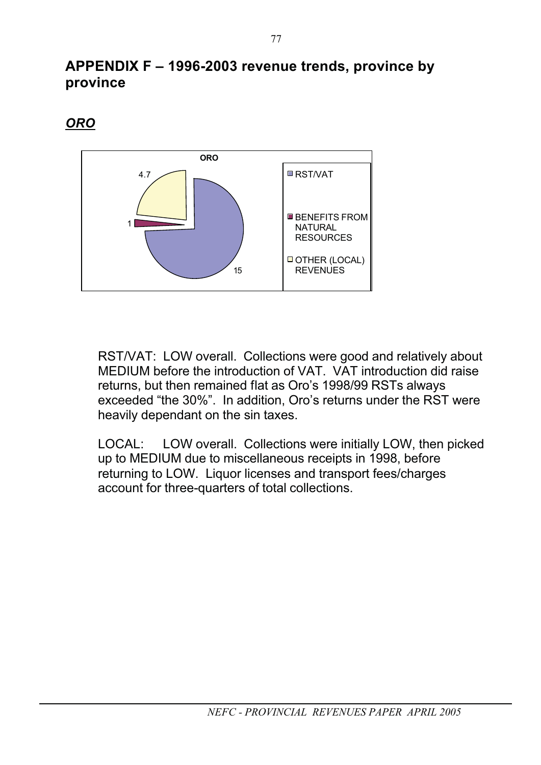## APPENDIX F – 1996-2003 revenue trends, province by province

### *ORO*

RST/VAT: LOW overall. Collections were good and relatively about MEDIUM before the introduction of VAT. VAT introduction did raise returns, but then remained flat as Oro's 1998/99 RSTs always exceeded "the 30%". In addition, Oro's returns under the RST were heavily dependant on the sin taxes.

LOCAL: LOW overall. Collections were initially LOW, then picked up to MEDIUM due to miscellaneous receipts in 1998, before returning to LOW. Liquor licenses and transport fees/charges account for three-quarters of total collections.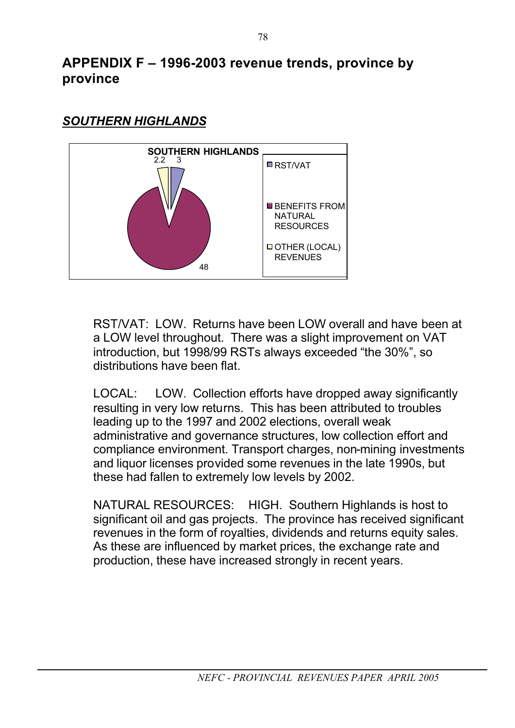# APPENDIX F – 1996-2003 revenue trends, province by province

## *SOUTHERN HIGHLANDS*

**SOUTHERN HIGHLANDS**

| Category | Value |
|---|---|
| RST/VAT | 3 |
| BENEFITS FROM NATURAL RESOURCES | 48 |
| OTHER (LOCAL) REVENUES | 2.2 |

RST/VAT: LOW. Returns have been LOW overall and have been at a LOW level throughout. There was a slight improvement on VAT introduction, but 1998/99 RSTs always exceeded "the 30%", so distributions have been flat.

LOCAL: LOW. Collection efforts have dropped away significantly resulting in very low returns. This has been attributed to troubles leading up to the 1997 and 2002 elections, overall weak administrative and governance structures, low collection effort and compliance environment. Transport charges, non-mining investments and liquor licenses provided some revenues in the late 1990s, but these had fallen to extremely low levels by 2002.

NATURAL RESOURCES: HIGH. Southern Highlands is host to significant oil and gas projects. The province has received significant revenues in the form of royalties, dividends and returns equity sales. As these are influenced by market prices, the exchange rate and production, these have increased strongly in recent years.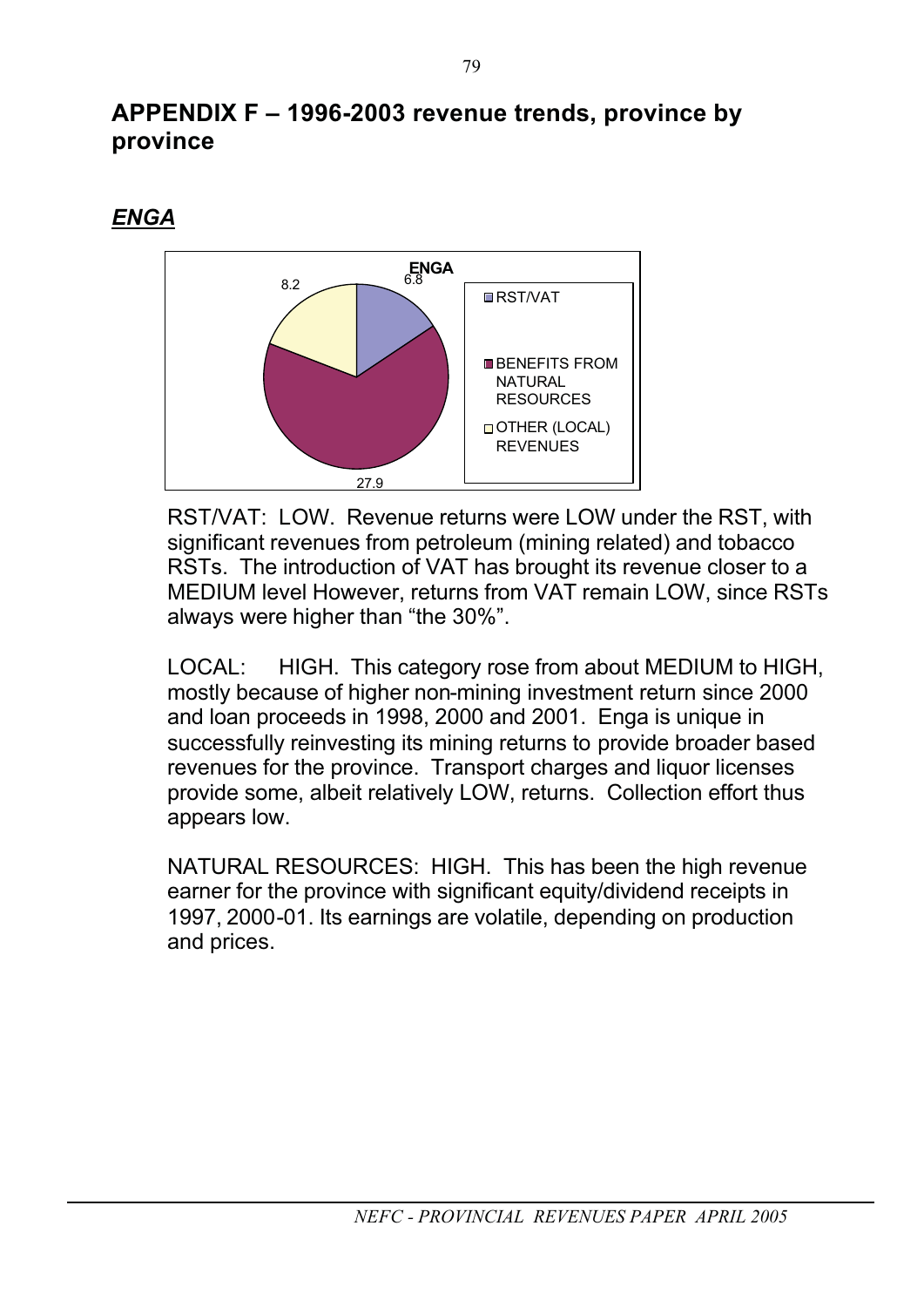## APPENDIX F – 1996-2003 revenue trends, province by province

### *ENGA*

RST/VAT: LOW. Revenue returns were LOW under the RST, with significant revenues from petroleum (mining related) and tobacco RSTs. The introduction of VAT has brought its revenue closer to a MEDIUM level However, returns from VAT remain LOW, since RSTs always were higher than "the 30%".

LOCAL: HIGH. This category rose from about MEDIUM to HIGH, mostly because of higher non-mining investment return since 2000 and loan proceeds in 1998, 2000 and 2001. Enga is unique in successfully reinvesting its mining returns to provide broader based revenues for the province. Transport charges and liquor licenses provide some, albeit relatively LOW, returns. Collection effort thus appears low.

NATURAL RESOURCES: HIGH. This has been the high revenue earner for the province with significant equity/dividend receipts in 1997, 2000-01. Its earnings are volatile, depending on production and prices.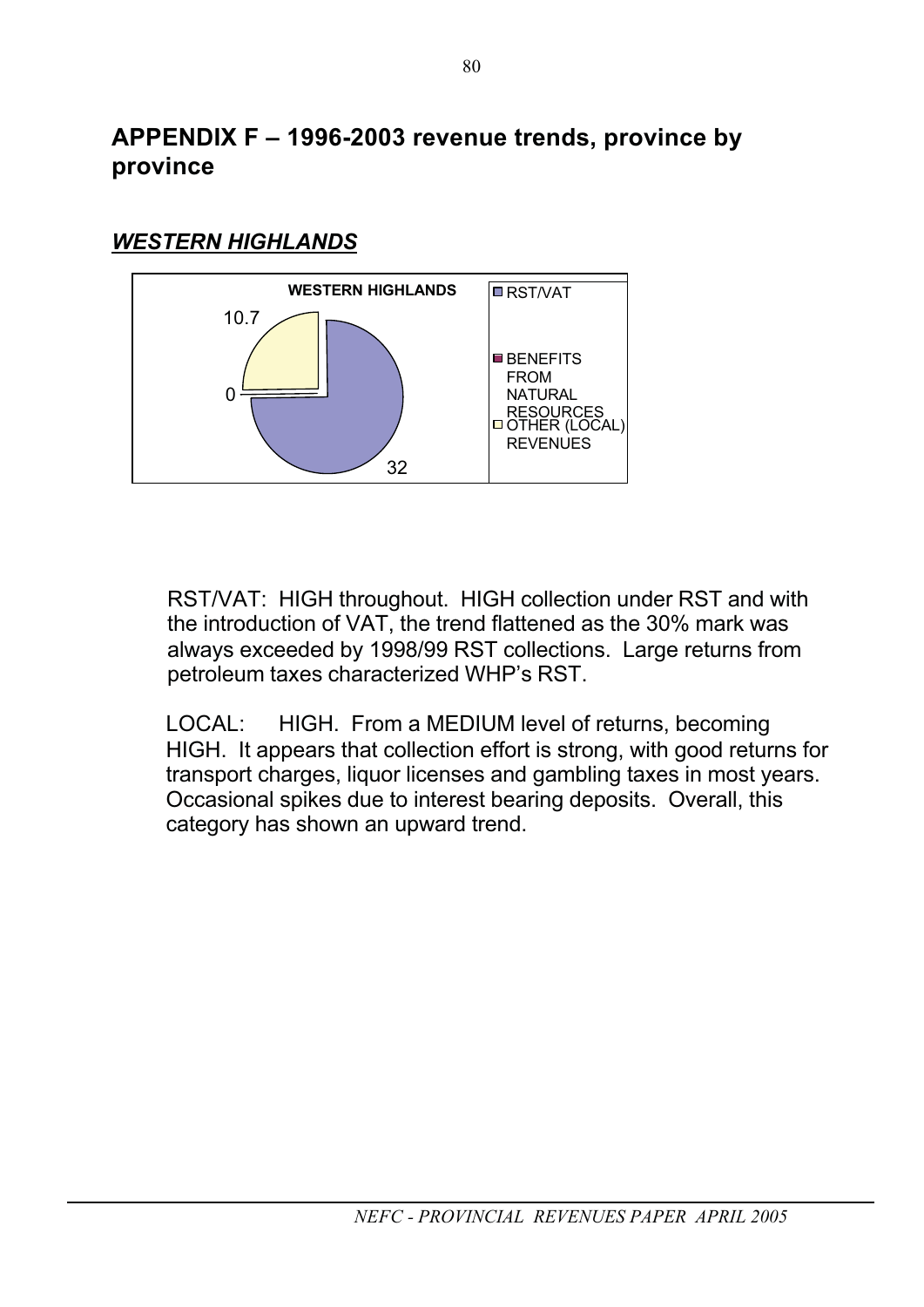# APPENDIX F – 1996-2003 revenue trends, province by province

## *WESTERN HIGHLANDS*

**WESTERN HIGHLANDS**

| Category | Value |
| --- | --- |
| RST/VAT | 32 |
| BENEFITS FROM NATURAL RESOURCES | 0 |
| OTHER (LOCAL) REVENUES | 10.7 |

RST/VAT: HIGH throughout. HIGH collection under RST and with the introduction of VAT, the trend flattened as the 30% mark was always exceeded by 1998/99 RST collections. Large returns from petroleum taxes characterized WHP's RST.

LOCAL: HIGH. From a MEDIUM level of returns, becoming HIGH. It appears that collection effort is strong, with good returns for transport charges, liquor licenses and gambling taxes in most years. Occasional spikes due to interest bearing deposits. Overall, this category has shown an upward trend.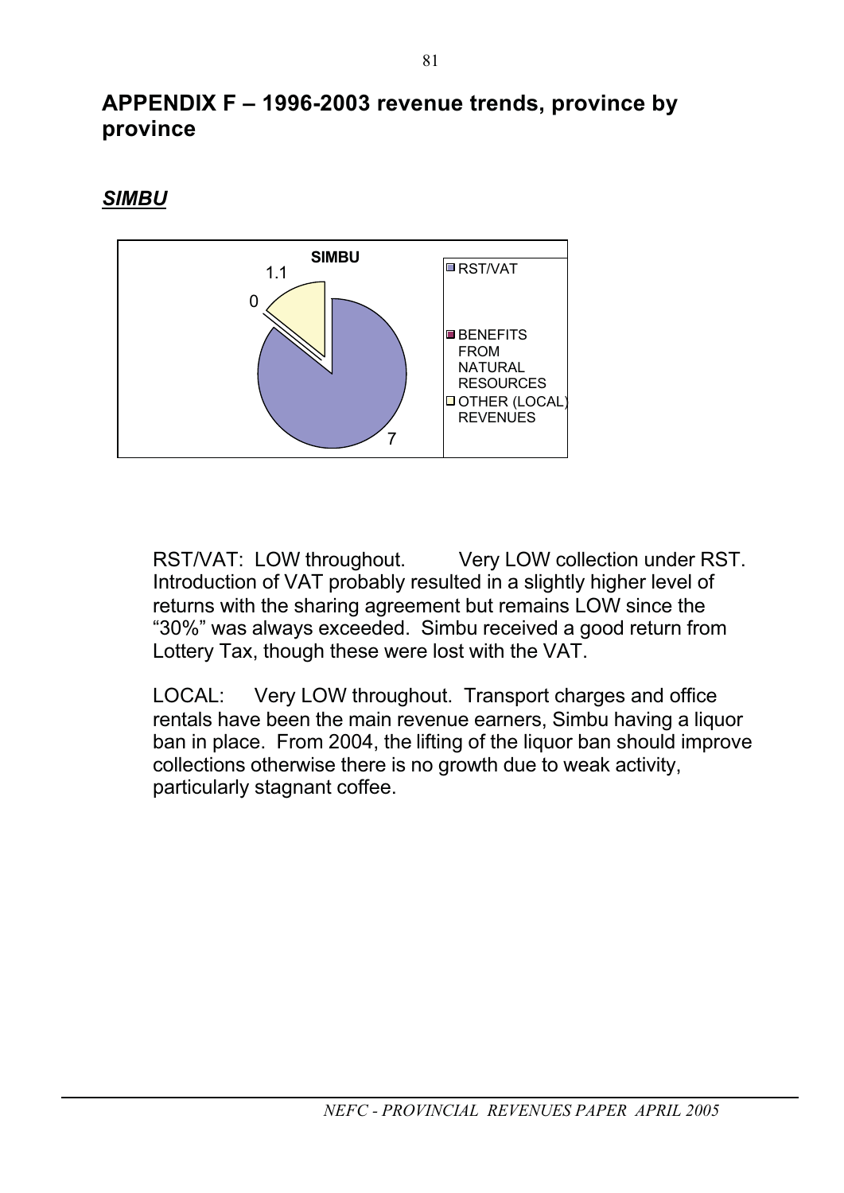# APPENDIX F – 1996-2003 revenue trends, province by province

## *SIMBU*

RST/VAT: LOW throughout. Very LOW collection under RST. Introduction of VAT probably resulted in a slightly higher level of returns with the sharing agreement but remains LOW since the "30%" was always exceeded. Simbu received a good return from Lottery Tax, though these were lost with the VAT.

LOCAL: Very LOW throughout. Transport charges and office rentals have been the main revenue earners, Simbu having a liquor ban in place. From 2004, the lifting of the liquor ban should improve collections otherwise there is no growth due to weak activity, particularly stagnant coffee.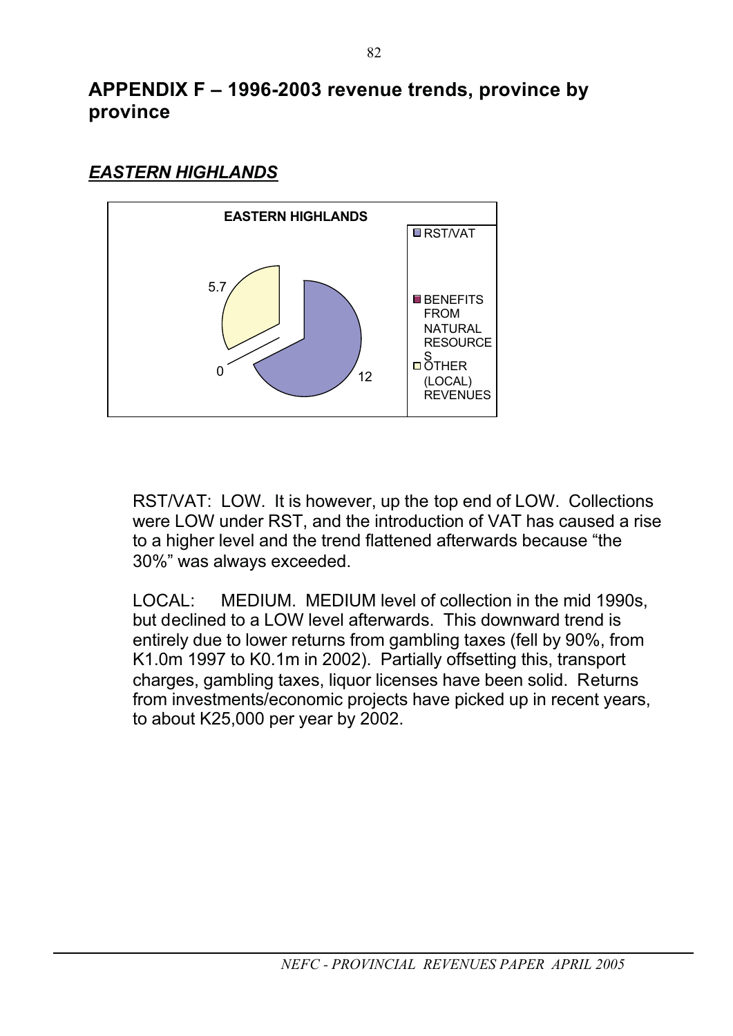# APPENDIX F – 1996-2003 revenue trends, province by province

## *EASTERN HIGHLANDS*

**EASTERN HIGHLANDS**

| | Value |
|---|---|
| RST/VAT | 12 |
| BENEFITS FROM NATURAL RESOURCES | 0 |
| OTHER (LOCAL) REVENUES | 5.7 |

RST/VAT: LOW. It is however, up the top end of LOW. Collections were LOW under RST, and the introduction of VAT has caused a rise to a higher level and the trend flattened afterwards because "the 30%" was always exceeded.

LOCAL: MEDIUM. MEDIUM level of collection in the mid 1990s, but declined to a LOW level afterwards. This downward trend is entirely due to lower returns from gambling taxes (fell by 90%, from K1.0m 1997 to K0.1m in 2002). Partially offsetting this, transport charges, gambling taxes, liquor licenses have been solid. Returns from investments/economic projects have picked up in recent years, to about K25,000 per year by 2002.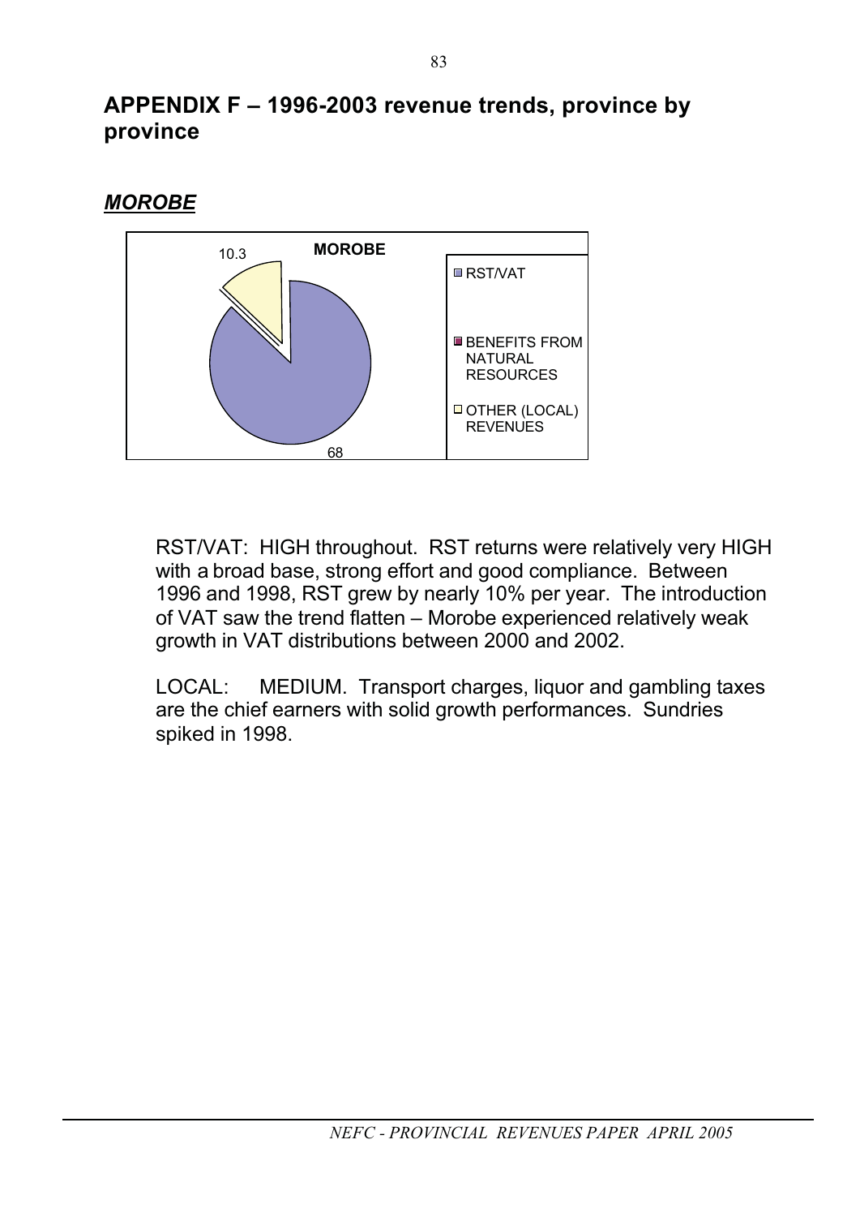# APPENDIX F – 1996-2003 revenue trends, province by province

## ***MOROBE***

RST/VAT: HIGH throughout. RST returns were relatively very HIGH with a broad base, strong effort and good compliance. Between 1996 and 1998, RST grew by nearly 10% per year. The introduction of VAT saw the trend flatten – Morobe experienced relatively weak growth in VAT distributions between 2000 and 2002.

LOCAL: MEDIUM. Transport charges, liquor and gambling taxes are the chief earners with solid growth performances. Sundries spiked in 1998.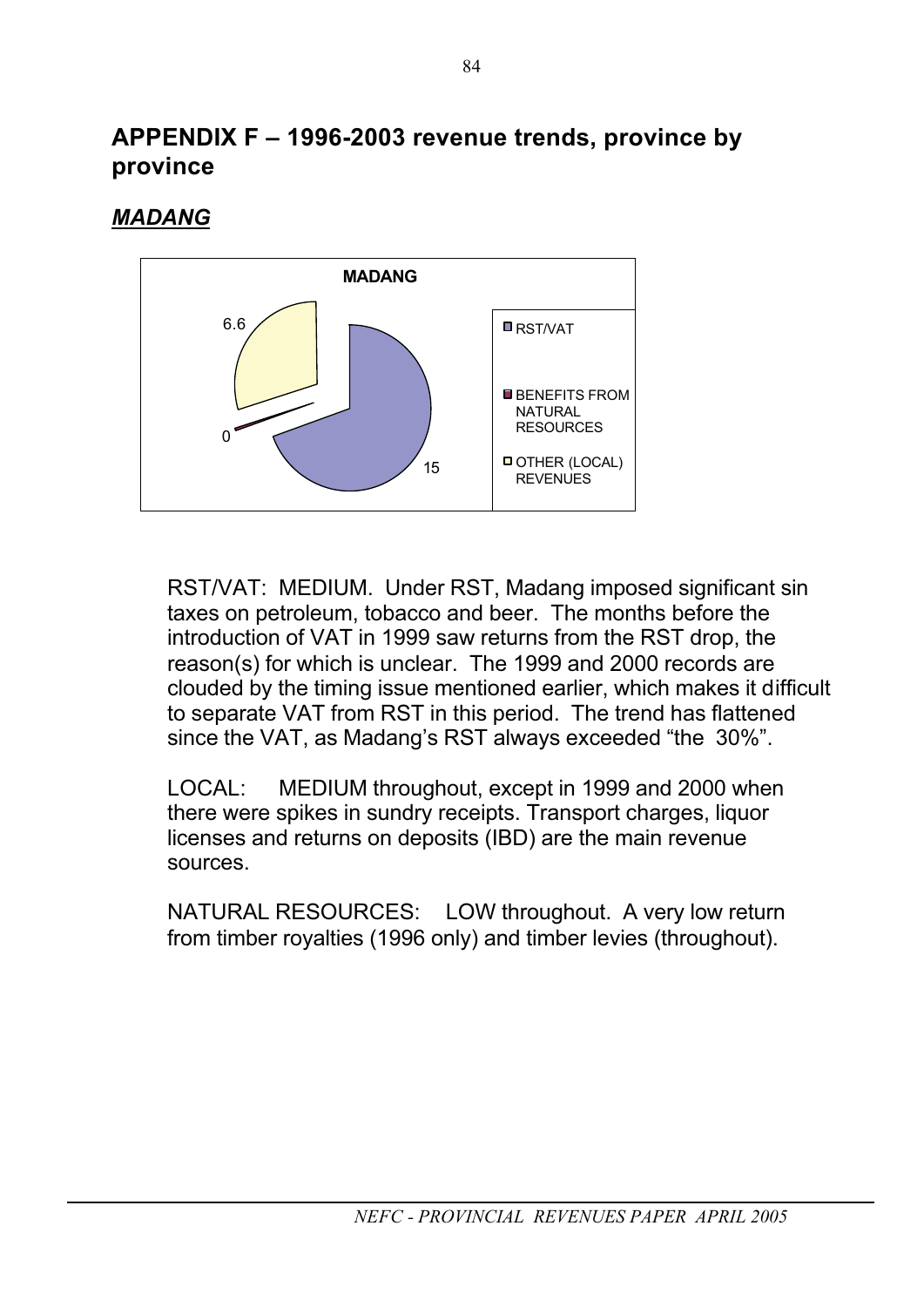## APPENDIX F – 1996-2003 revenue trends, province by province

### *MADANG*

**MADANG**

| Category | Value |
|---|---|
| RST/VAT | 15 |
| BENEFITS FROM NATURAL RESOURCES | 0 |
| OTHER (LOCAL) REVENUES | 6.6 |

RST/VAT: MEDIUM. Under RST, Madang imposed significant sin taxes on petroleum, tobacco and beer. The months before the introduction of VAT in 1999 saw returns from the RST drop, the reason(s) for which is unclear. The 1999 and 2000 records are clouded by the timing issue mentioned earlier, which makes it difficult to separate VAT from RST in this period. The trend has flattened since the VAT, as Madang's RST always exceeded "the 30%".

LOCAL: MEDIUM throughout, except in 1999 and 2000 when there were spikes in sundry receipts. Transport charges, liquor licenses and returns on deposits (IBD) are the main revenue sources.

NATURAL RESOURCES: LOW throughout. A very low return from timber royalties (1996 only) and timber levies (throughout).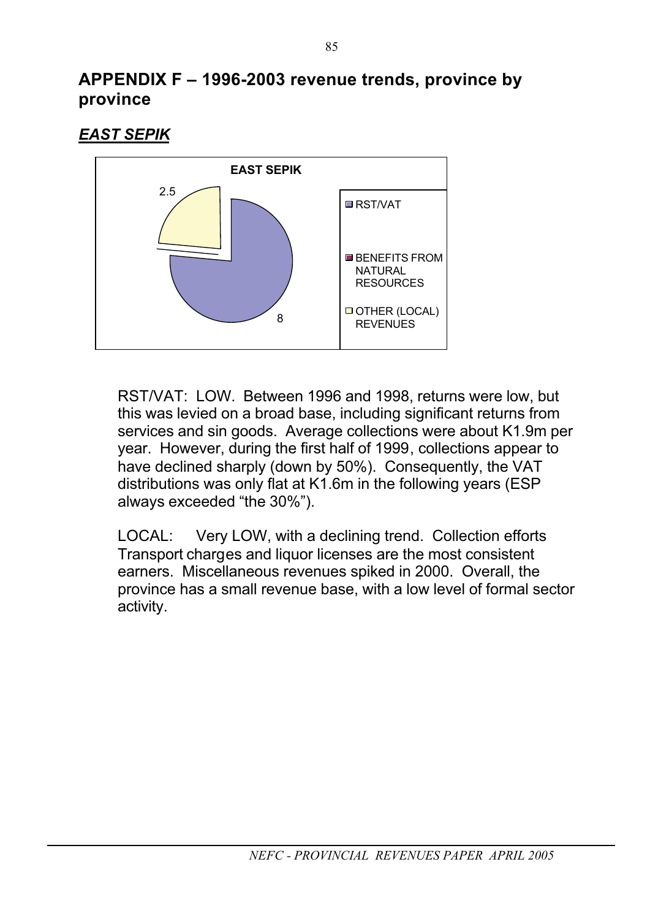# APPENDIX F – 1996-2003 revenue trends, province by province

## *EAST SEPIK*

RST/VAT: LOW. Between 1996 and 1998, returns were low, but this was levied on a broad base, including significant returns from services and sin goods. Average collections were about K1.9m per year. However, during the first half of 1999, collections appear to have declined sharply (down by 50%). Consequently, the VAT distributions was only flat at K1.6m in the following years (ESP always exceeded "the 30%").

LOCAL: Very LOW, with a declining trend. Collection efforts Transport charges and liquor licenses are the most consistent earners. Miscellaneous revenues spiked in 2000. Overall, the province has a small revenue base, with a low level of formal sector activity.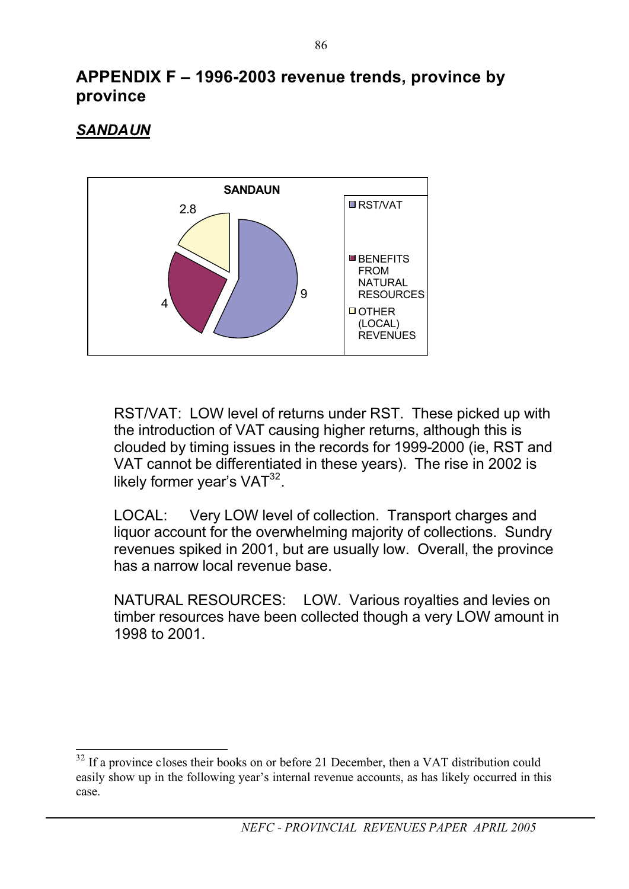# APPENDIX F – 1996-2003 revenue trends, province by province

## *SANDAUN*

RST/VAT: LOW level of returns under RST. These picked up with the introduction of VAT causing higher returns, although this is clouded by timing issues in the records for 1999-2000 (ie, RST and VAT cannot be differentiated in these years). The rise in 2002 is likely former year's VAT[32].

LOCAL: Very LOW level of collection. Transport charges and liquor account for the overwhelming majority of collections. Sundry revenues spiked in 2001, but are usually low. Overall, the province has a narrow local revenue base.

NATURAL RESOURCES: LOW. Various royalties and levies on timber resources have been collected though a very LOW amount in 1998 to 2001.

[32] If a province closes their books on or before 21 December, then a VAT distribution could easily show up in the following year's internal revenue accounts, as has likely occurred in this case.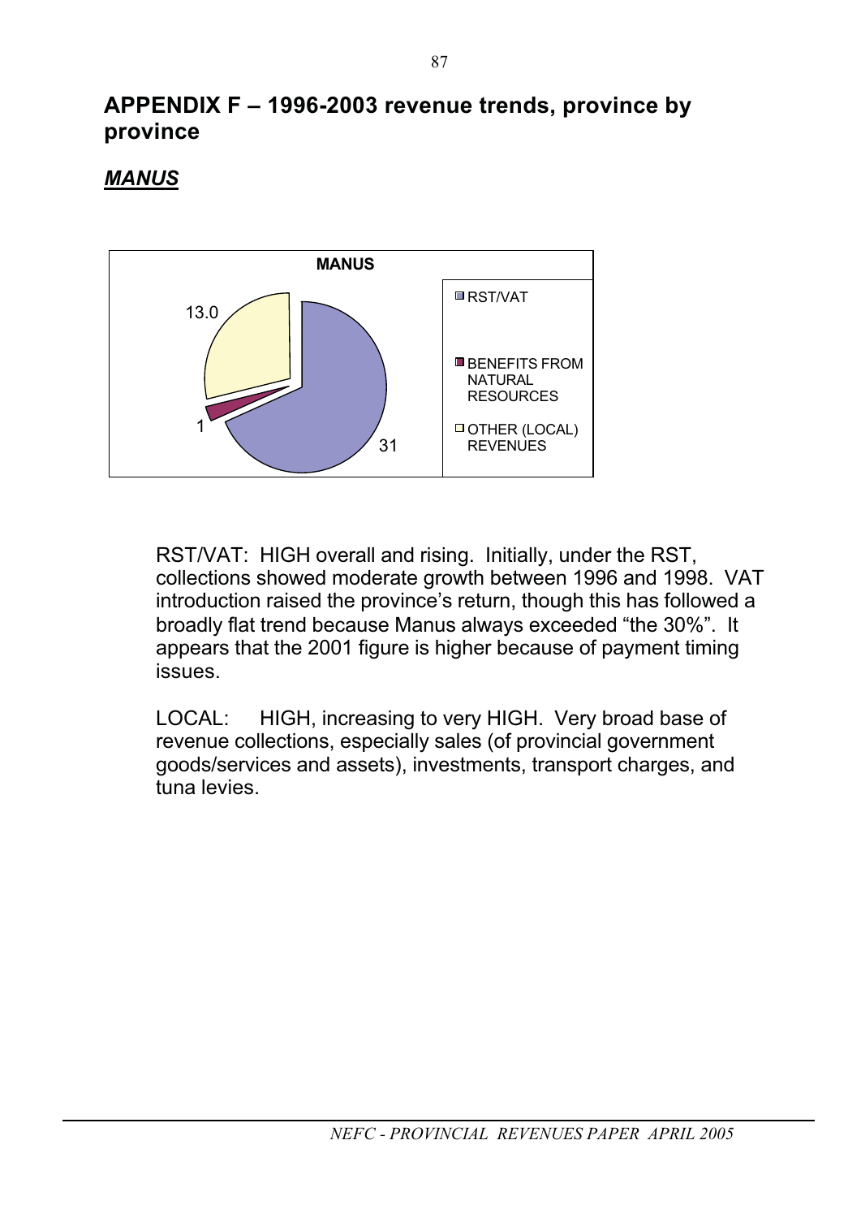# APPENDIX F – 1996-2003 revenue trends, province by province

## *MANUS*

**MANUS**

| Category | Value |
|---|---|
| RST/VAT | 31 |
| BENEFITS FROM NATURAL RESOURCES | 1 |
| OTHER (LOCAL) REVENUES | 13.0 |

RST/VAT: HIGH overall and rising. Initially, under the RST, collections showed moderate growth between 1996 and 1998. VAT introduction raised the province's return, though this has followed a broadly flat trend because Manus always exceeded "the 30%". It appears that the 2001 figure is higher because of payment timing issues.

LOCAL: HIGH, increasing to very HIGH. Very broad base of revenue collections, especially sales (of provincial government goods/services and assets), investments, transport charges, and tuna levies.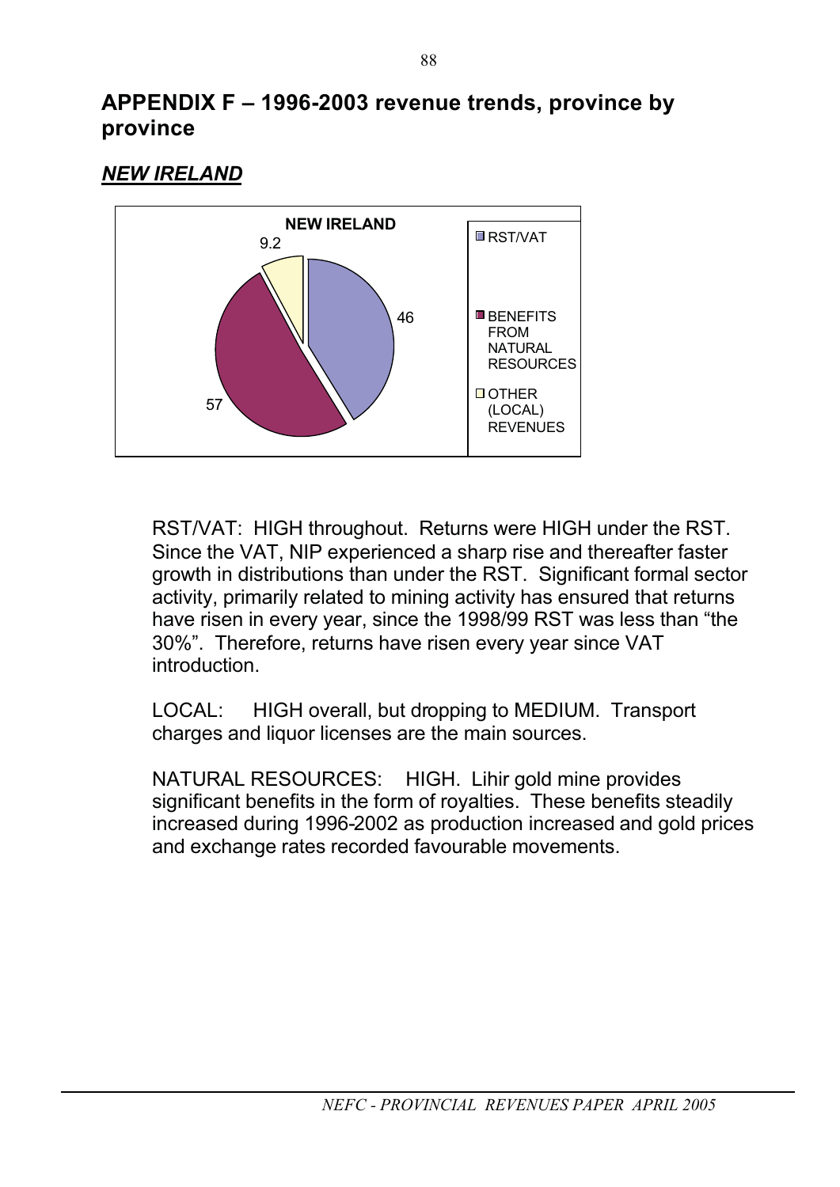# APPENDIX F – 1996-2003 revenue trends, province by province

## *NEW IRELAND*

RST/VAT: HIGH throughout. Returns were HIGH under the RST. Since the VAT, NIP experienced a sharp rise and thereafter faster growth in distributions than under the RST. Significant formal sector activity, primarily related to mining activity has ensured that returns have risen in every year, since the 1998/99 RST was less than "the 30%". Therefore, returns have risen every year since VAT introduction.

LOCAL: HIGH overall, but dropping to MEDIUM. Transport charges and liquor licenses are the main sources.

NATURAL RESOURCES: HIGH. Lihir gold mine provides significant benefits in the form of royalties. These benefits steadily increased during 1996-2002 as production increased and gold prices and exchange rates recorded favourable movements.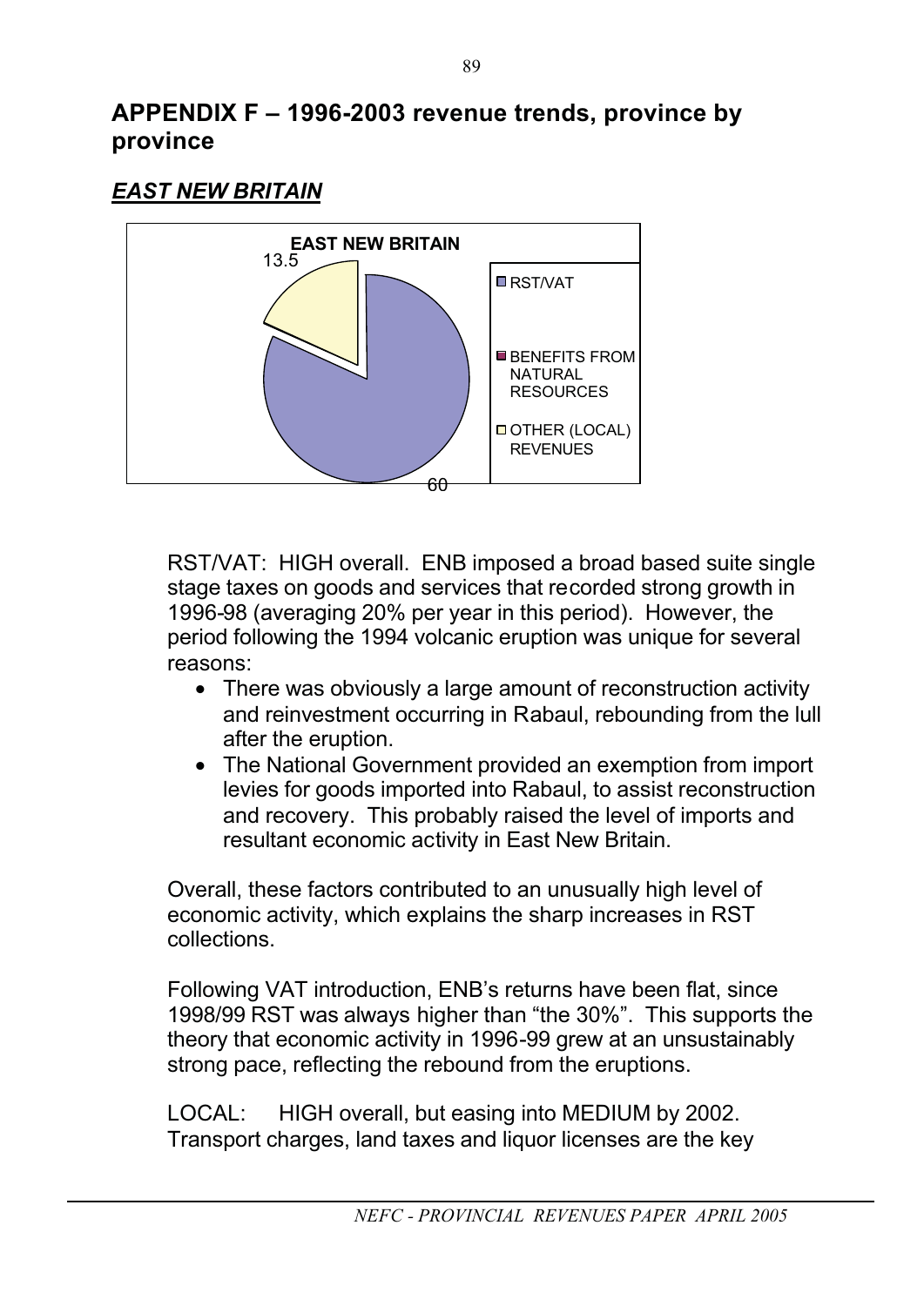# APPENDIX F – 1996-2003 revenue trends, province by province

## *EAST NEW BRITAIN*

RST/VAT: HIGH overall. ENB imposed a broad based suite single stage taxes on goods and services that recorded strong growth in 1996-98 (averaging 20% per year in this period). However, the period following the 1994 volcanic eruption was unique for several reasons:

- There was obviously a large amount of reconstruction activity and reinvestment occurring in Rabaul, rebounding from the lull after the eruption.
- The National Government provided an exemption from import levies for goods imported into Rabaul, to assist reconstruction and recovery. This probably raised the level of imports and resultant economic activity in East New Britain.

Overall, these factors contributed to an unusually high level of economic activity, which explains the sharp increases in RST collections.

Following VAT introduction, ENB's returns have been flat, since 1998/99 RST was always higher than "the 30%". This supports the theory that economic activity in 1996-99 grew at an unsustainably strong pace, reflecting the rebound from the eruptions.

LOCAL: HIGH overall, but easing into MEDIUM by 2002. Transport charges, land taxes and liquor licenses are the key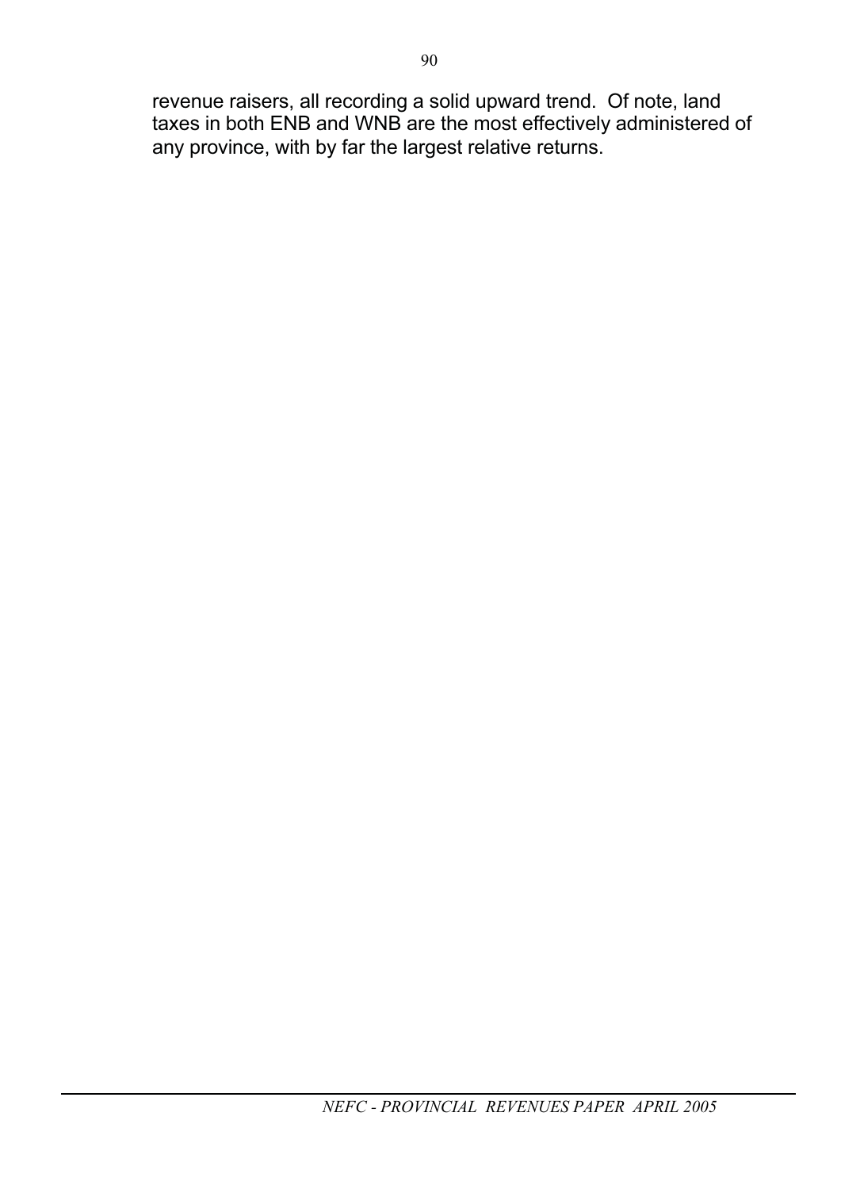revenue raisers, all recording a solid upward trend. Of note, land taxes in both ENB and WNB are the most effectively administered of any province, with by far the largest relative returns.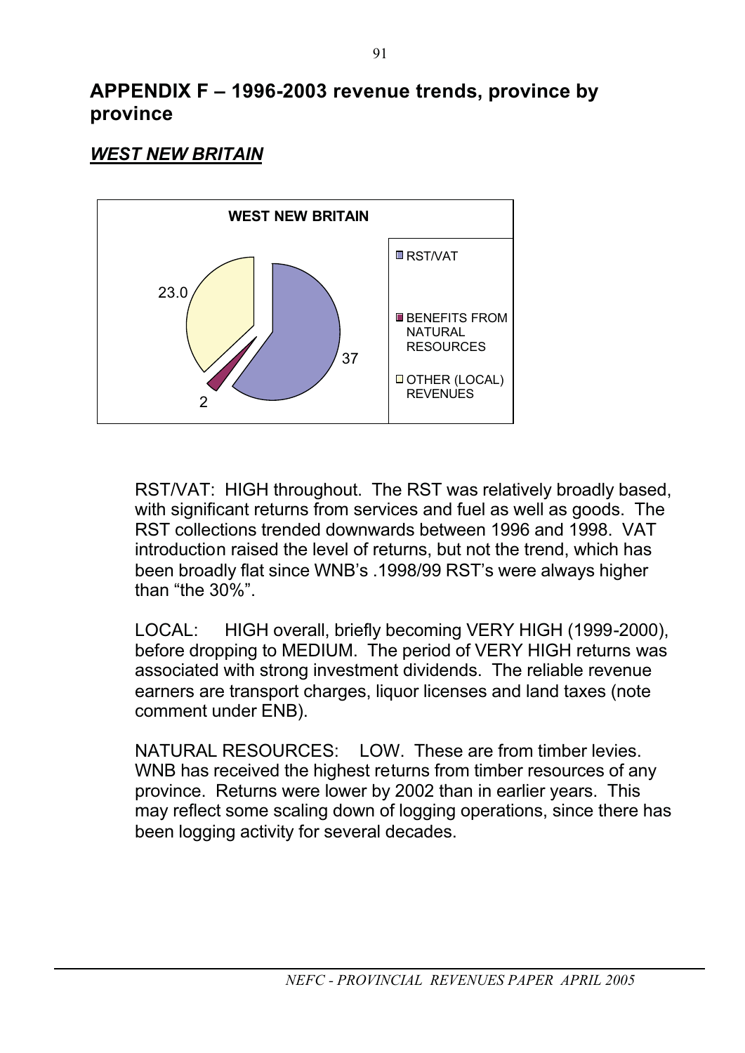## APPENDIX F – 1996-2003 revenue trends, province by province

### *WEST NEW BRITAIN*

**WEST NEW BRITAIN**

| Category | Value |
|---|---|
| RST/VAT | 37 |
| BENEFITS FROM NATURAL RESOURCES | 2 |
| OTHER (LOCAL) REVENUES | 23.0 |

RST/VAT: HIGH throughout. The RST was relatively broadly based, with significant returns from services and fuel as well as goods. The RST collections trended downwards between 1996 and 1998. VAT introduction raised the level of returns, but not the trend, which has been broadly flat since WNB's .1998/99 RST's were always higher than "the 30%".

LOCAL: HIGH overall, briefly becoming VERY HIGH (1999-2000), before dropping to MEDIUM. The period of VERY HIGH returns was associated with strong investment dividends. The reliable revenue earners are transport charges, liquor licenses and land taxes (note comment under ENB).

NATURAL RESOURCES: LOW. These are from timber levies. WNB has received the highest returns from timber resources of any province. Returns were lower by 2002 than in earlier years. This may reflect some scaling down of logging operations, since there has been logging activity for several decades.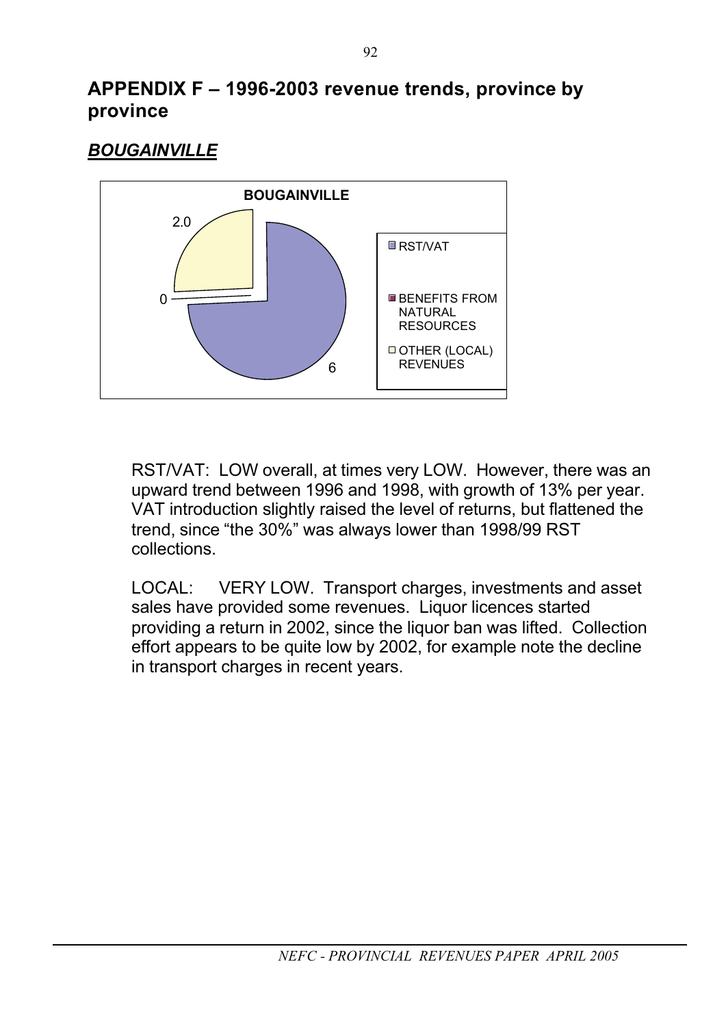## APPENDIX F – 1996-2003 revenue trends, province by province

### ***BOUGAINVILLE***

**BOUGAINVILLE**

| | Value |
|---|---|
| RST/VAT | 6 |
| BENEFITS FROM NATURAL RESOURCES | 0 |
| OTHER (LOCAL) REVENUES | 2.0 |

RST/VAT: LOW overall, at times very LOW. However, there was an upward trend between 1996 and 1998, with growth of 13% per year. VAT introduction slightly raised the level of returns, but flattened the trend, since "the 30%" was always lower than 1998/99 RST collections.

LOCAL: VERY LOW. Transport charges, investments and asset sales have provided some revenues. Liquor licences started providing a return in 2002, since the liquor ban was lifted. Collection effort appears to be quite low by 2002, for example note the decline in transport charges in recent years.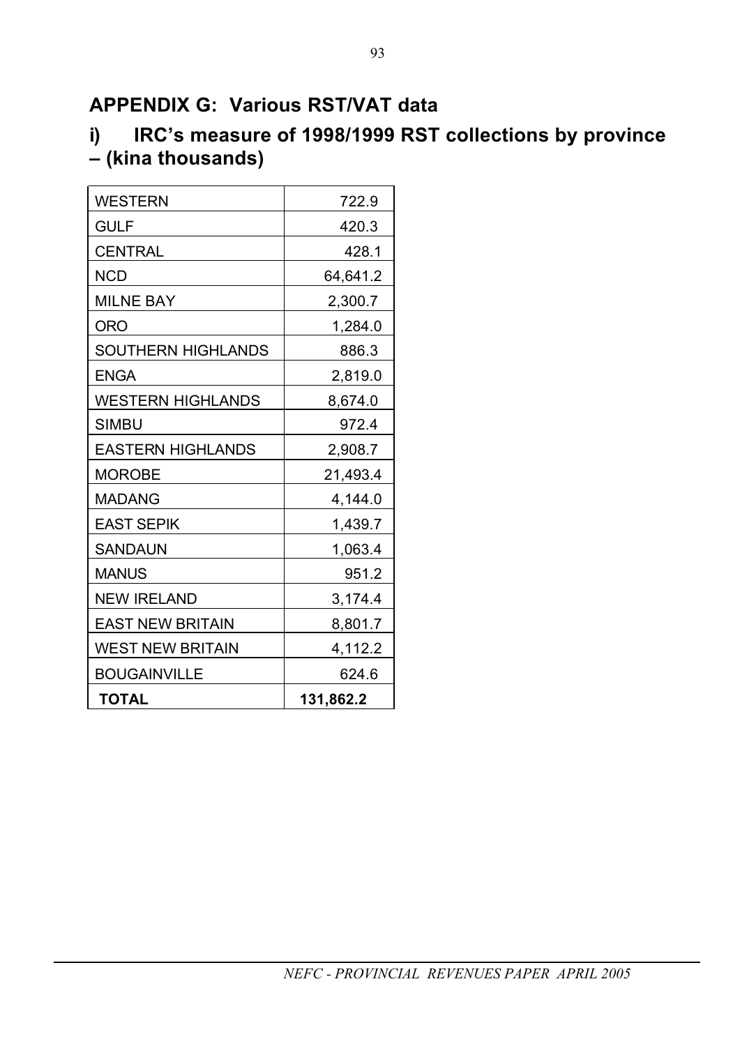# APPENDIX G: Various RST/VAT data

## i) IRC's measure of 1998/1999 RST collections by province – (kina thousands)

| | |
|---|---|
| WESTERN | 722.9 |
| GULF | 420.3 |
| CENTRAL | 428.1 |
| NCD | 64,641.2 |
| MILNE BAY | 2,300.7 |
| ORO | 1,284.0 |
| SOUTHERN HIGHLANDS | 886.3 |
| ENGA | 2,819.0 |
| WESTERN HIGHLANDS | 8,674.0 |
| SIMBU | 972.4 |
| EASTERN HIGHLANDS | 2,908.7 |
| MOROBE | 21,493.4 |
| MADANG | 4,144.0 |
| EAST SEPIK | 1,439.7 |
| SANDAUN | 1,063.4 |
| MANUS | 951.2 |
| NEW IRELAND | 3,174.4 |
| EAST NEW BRITAIN | 8,801.7 |
| WEST NEW BRITAIN | 4,112.2 |
| BOUGAINVILLE | 624.6 |
| **TOTAL** | **131,862.2** |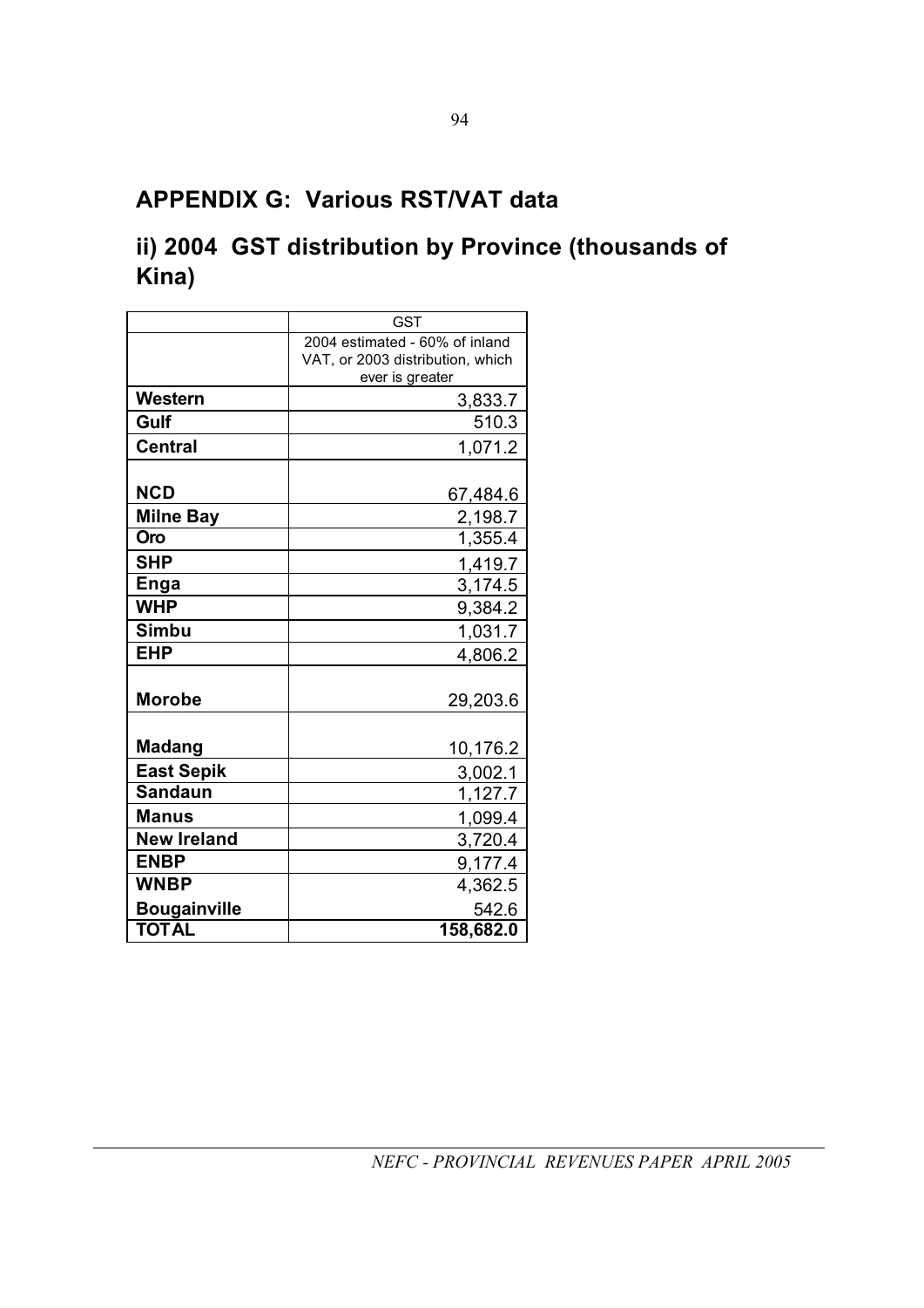## APPENDIX G: Various RST/VAT data

## ii) 2004 GST distribution by Province (thousands of Kina)

| | GST |
|---|---|
| | 2004 estimated - 60% of inland VAT, or 2003 distribution, which ever is greater |
| **Western** | 3,833.7 |
| **Gulf** | 510.3 |
| **Central** | 1,071.2 |
| **NCD** | 67,484.6 |
| **Milne Bay** | 2,198.7 |
| **Oro** | 1,355.4 |
| **SHP** | 1,419.7 |
| **Enga** | 3,174.5 |
| **WHP** | 9,384.2 |
| **Simbu** | 1,031.7 |
| **EHP** | 4,806.2 |
| **Morobe** | 29,203.6 |
| **Madang** | 10,176.2 |
| **East Sepik** | 3,002.1 |
| **Sandaun** | 1,127.7 |
| **Manus** | 1,099.4 |
| **New Ireland** | 3,720.4 |
| **ENBP** | 9,177.4 |
| **WNBP** | 4,362.5 |
| **Bougainville** | 542.6 |
| **TOTAL** | **158,682.0** |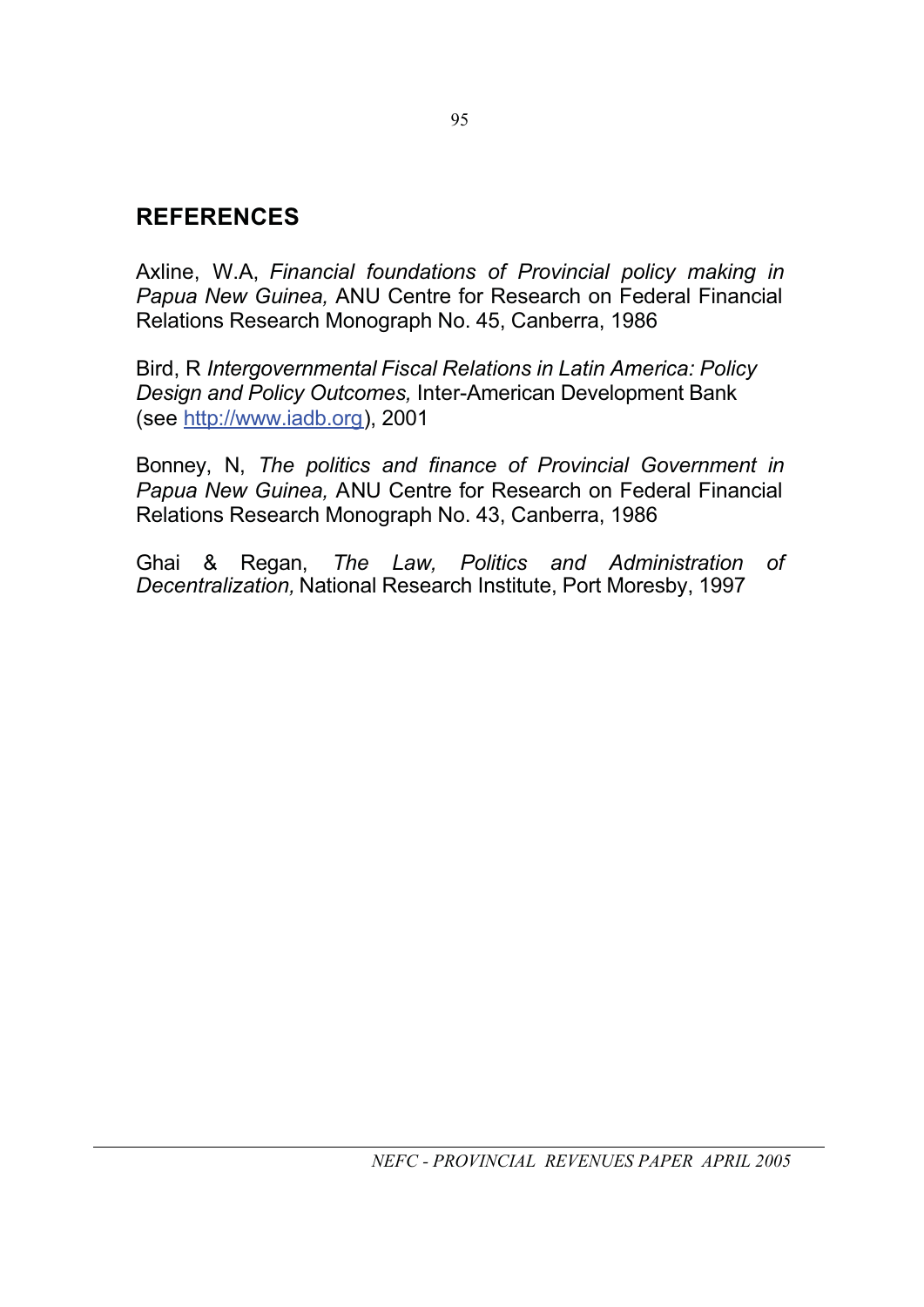## REFERENCES

Axline, W.A, *Financial foundations of Provincial policy making in Papua New Guinea,* ANU Centre for Research on Federal Financial Relations Research Monograph No. 45, Canberra, 1986

Bird, R *Intergovernmental Fiscal Relations in Latin America: Policy Design and Policy Outcomes,* Inter-American Development Bank (see http://www.iadb.org), 2001

Bonney, N, *The politics and finance of Provincial Government in Papua New Guinea,* ANU Centre for Research on Federal Financial Relations Research Monograph No. 43, Canberra, 1986

Ghai & Regan, *The Law, Politics and Administration of Decentralization,* National Research Institute, Port Moresby, 1997